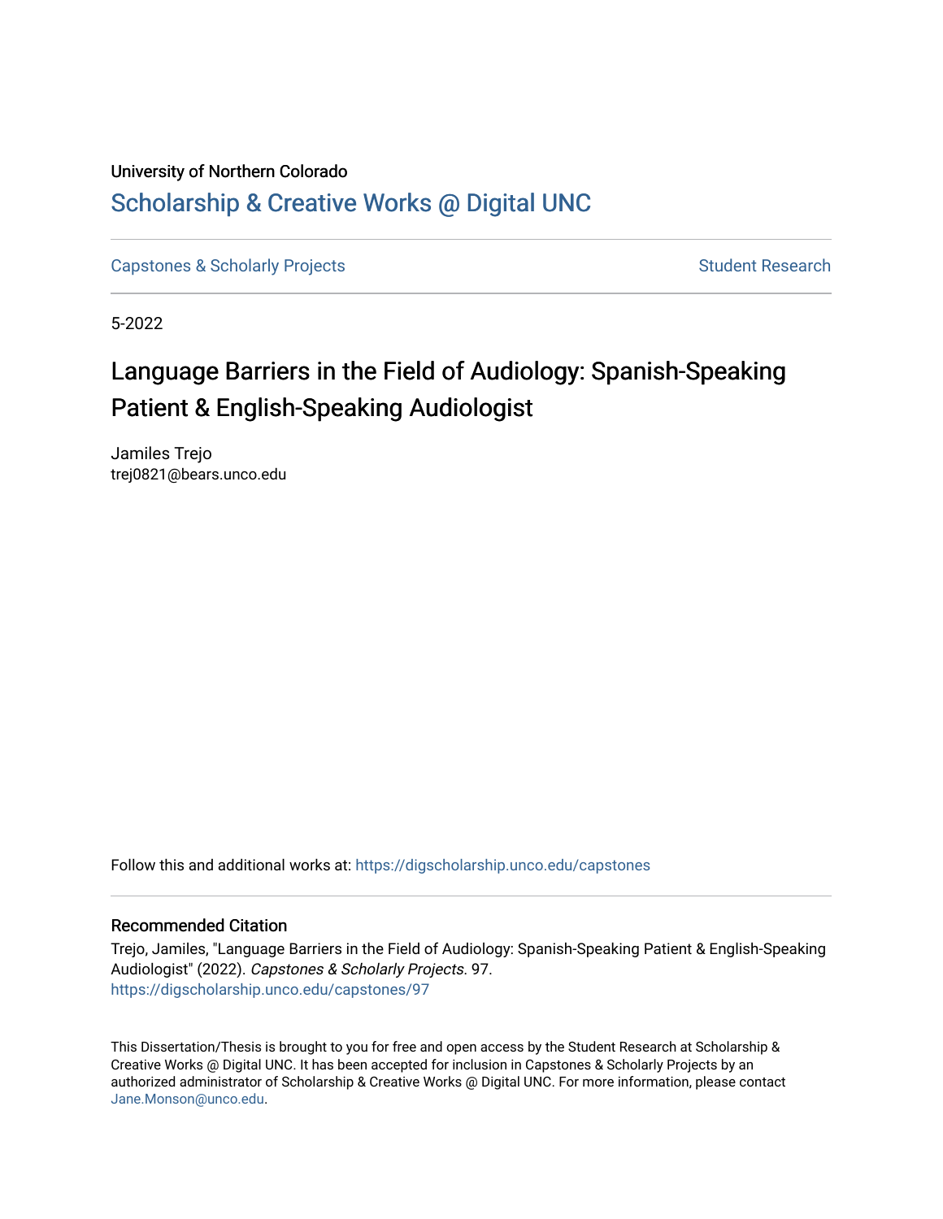University of Northern Colorado

# Scholarship & Creative Works @ Digital UNC

Capstones & Scholarly Projects

Student Research

5-2022

## Language Barriers in the Field of Audiology: Spanish-Speaking Patient & English-Speaking Audiologist

Jamiles Trejo
trej0821@bears.unco.edu

Follow this and additional works at: https://digscholarship.unco.edu/capstones

### Recommended Citation

Trejo, Jamiles, "Language Barriers in the Field of Audiology: Spanish-Speaking Patient & English-Speaking Audiologist" (2022). *Capstones & Scholarly Projects*. 97.
https://digscholarship.unco.edu/capstones/97

This Dissertation/Thesis is brought to you for free and open access by the Student Research at Scholarship & Creative Works @ Digital UNC. It has been accepted for inclusion in Capstones & Scholarly Projects by an authorized administrator of Scholarship & Creative Works @ Digital UNC. For more information, please contact Jane.Monson@unco.edu.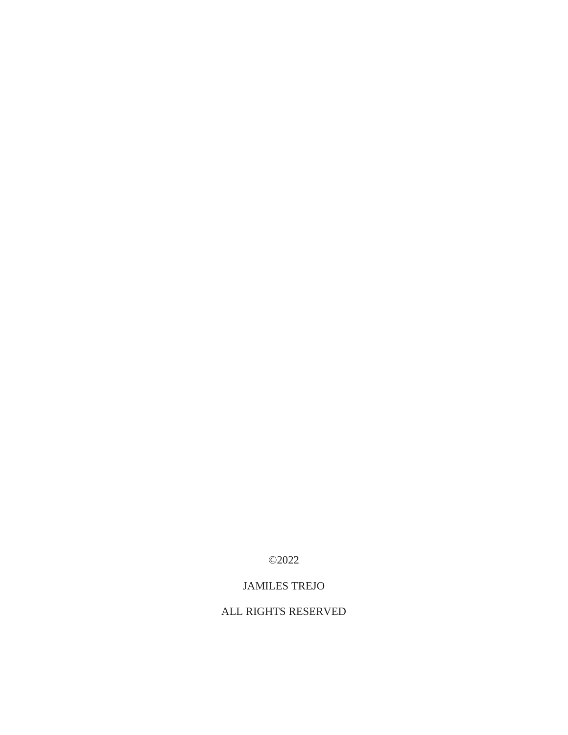©2022

JAMILES TREJO

ALL RIGHTS RESERVED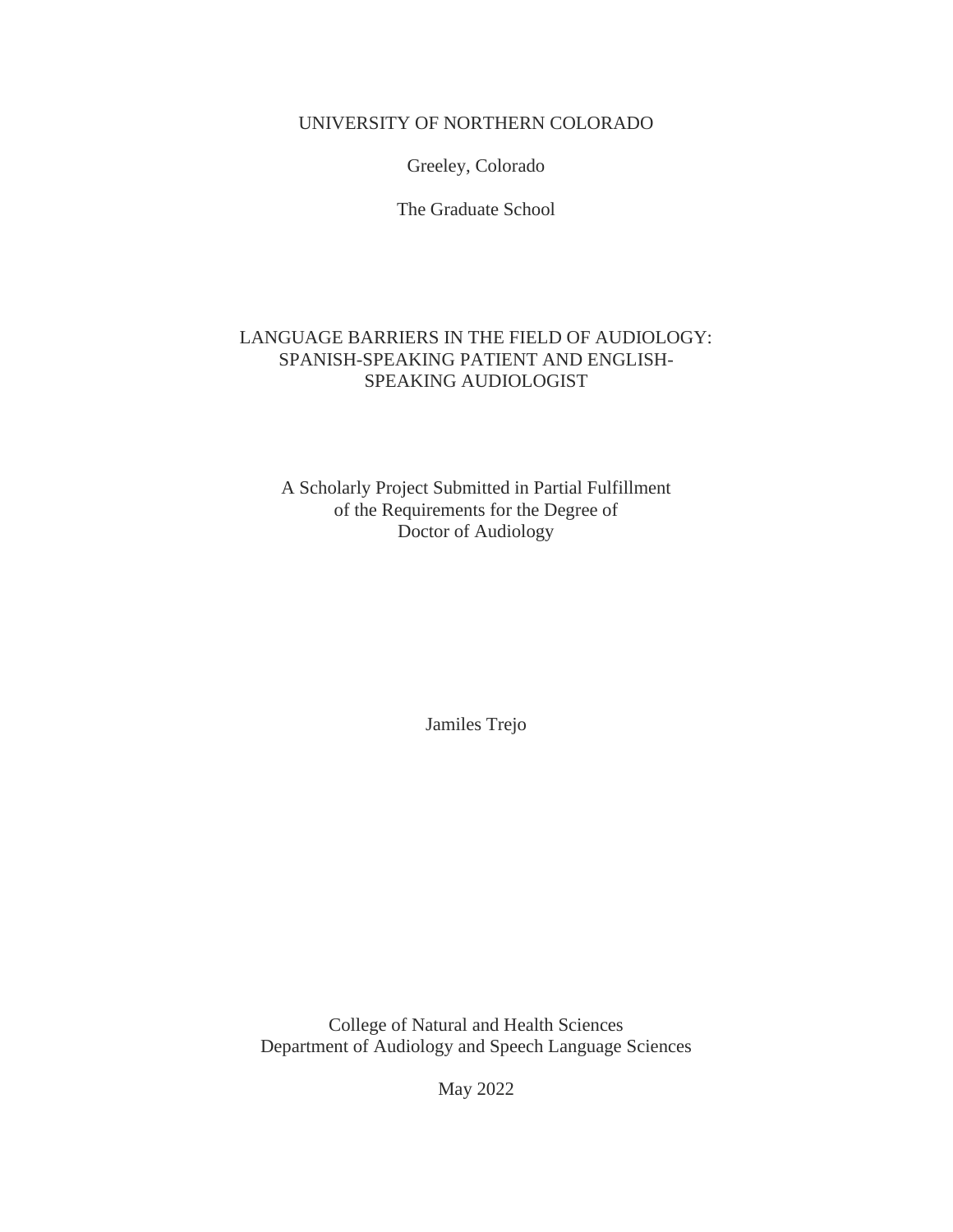UNIVERSITY OF NORTHERN COLORADO

Greeley, Colorado

The Graduate School

# LANGUAGE BARRIERS IN THE FIELD OF AUDIOLOGY: SPANISH-SPEAKING PATIENT AND ENGLISH-SPEAKING AUDIOLOGIST

A Scholarly Project Submitted in Partial Fulfillment
of the Requirements for the Degree of
Doctor of Audiology

Jamiles Trejo

College of Natural and Health Sciences
Department of Audiology and Speech Language Sciences

May 2022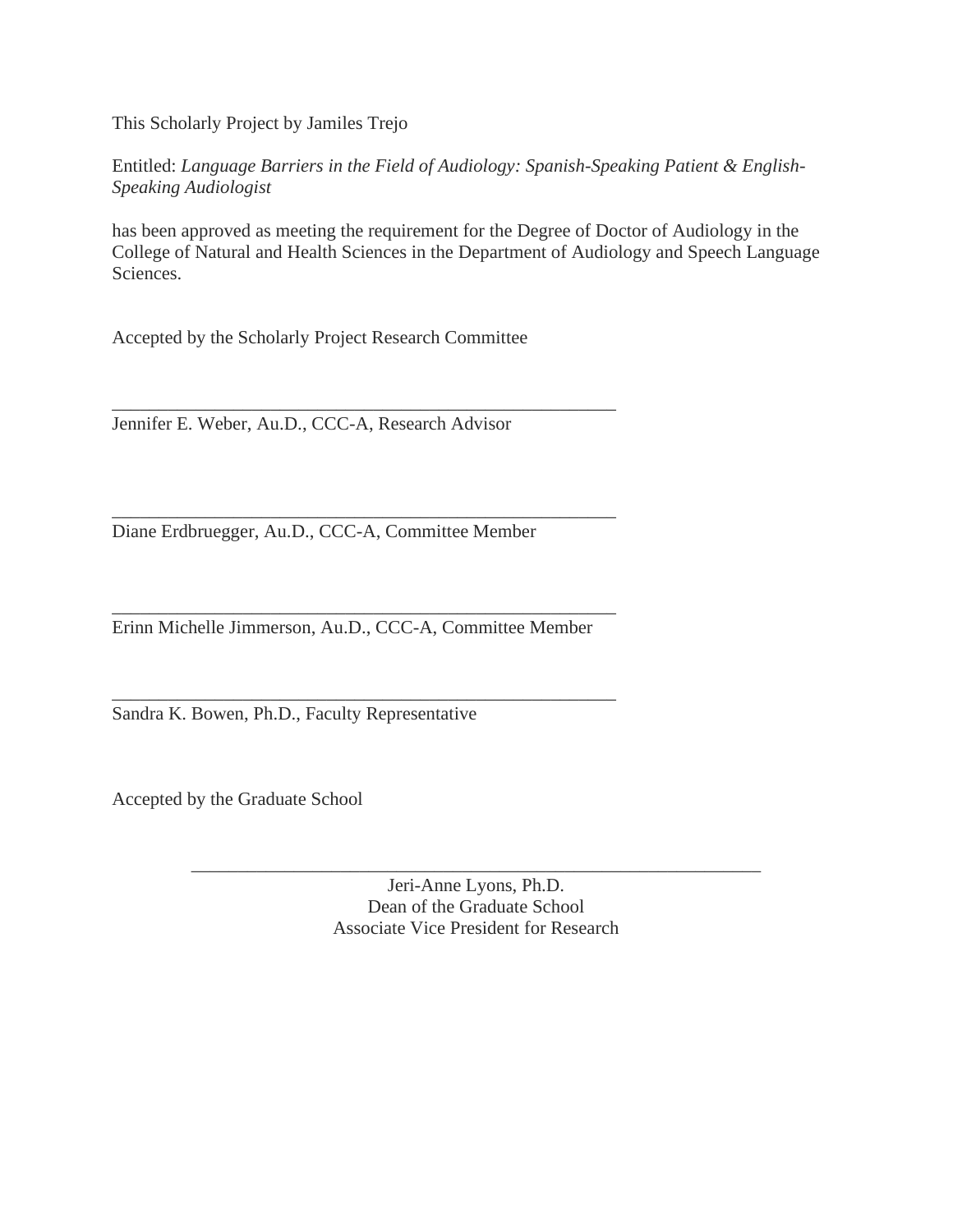This Scholarly Project by Jamiles Trejo

Entitled: *Language Barriers in the Field of Audiology: Spanish-Speaking Patient & English-Speaking Audiologist*

has been approved as meeting the requirement for the Degree of Doctor of Audiology in the College of Natural and Health Sciences in the Department of Audiology and Speech Language Sciences.

Accepted by the Scholarly Project Research Committee

_______________________________________________________

Jennifer E. Weber, Au.D., CCC-A, Research Advisor

_______________________________________________________

Diane Erdbruegger, Au.D., CCC-A, Committee Member

_______________________________________________________

Erinn Michelle Jimmerson, Au.D., CCC-A, Committee Member

_______________________________________________________

Sandra K. Bowen, Ph.D., Faculty Representative

Accepted by the Graduate School

_______________________________________________________

Jeri-Anne Lyons, Ph.D.
Dean of the Graduate School
Associate Vice President for Research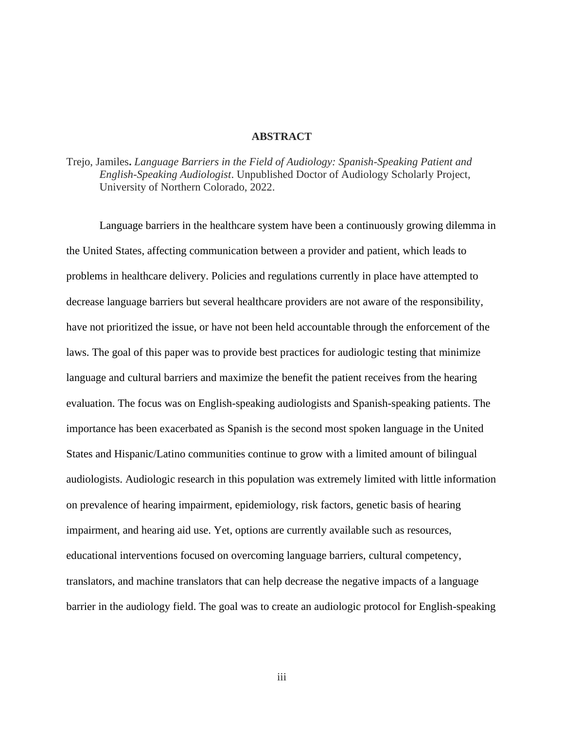# ABSTRACT

Trejo, Jamiles. *Language Barriers in the Field of Audiology: Spanish-Speaking Patient and English-Speaking Audiologist*. Unpublished Doctor of Audiology Scholarly Project, University of Northern Colorado, 2022.

Language barriers in the healthcare system have been a continuously growing dilemma in the United States, affecting communication between a provider and patient, which leads to problems in healthcare delivery. Policies and regulations currently in place have attempted to decrease language barriers but several healthcare providers are not aware of the responsibility, have not prioritized the issue, or have not been held accountable through the enforcement of the laws. The goal of this paper was to provide best practices for audiologic testing that minimize language and cultural barriers and maximize the benefit the patient receives from the hearing evaluation. The focus was on English-speaking audiologists and Spanish-speaking patients. The importance has been exacerbated as Spanish is the second most spoken language in the United States and Hispanic/Latino communities continue to grow with a limited amount of bilingual audiologists. Audiologic research in this population was extremely limited with little information on prevalence of hearing impairment, epidemiology, risk factors, genetic basis of hearing impairment, and hearing aid use. Yet, options are currently available such as resources, educational interventions focused on overcoming language barriers, cultural competency, translators, and machine translators that can help decrease the negative impacts of a language barrier in the audiology field. The goal was to create an audiologic protocol for English-speaking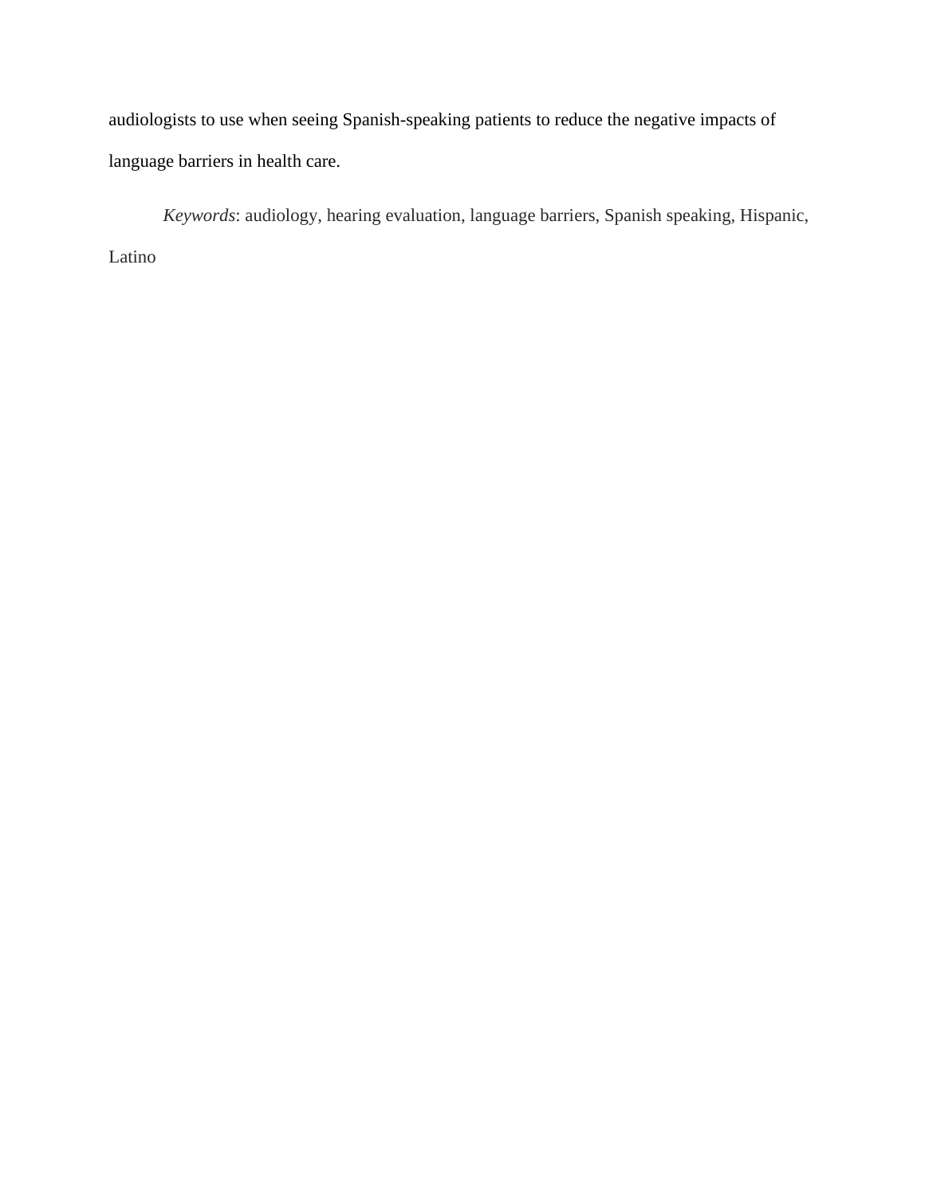audiologists to use when seeing Spanish-speaking patients to reduce the negative impacts of language barriers in health care.

*Keywords*: audiology, hearing evaluation, language barriers, Spanish speaking, Hispanic, Latino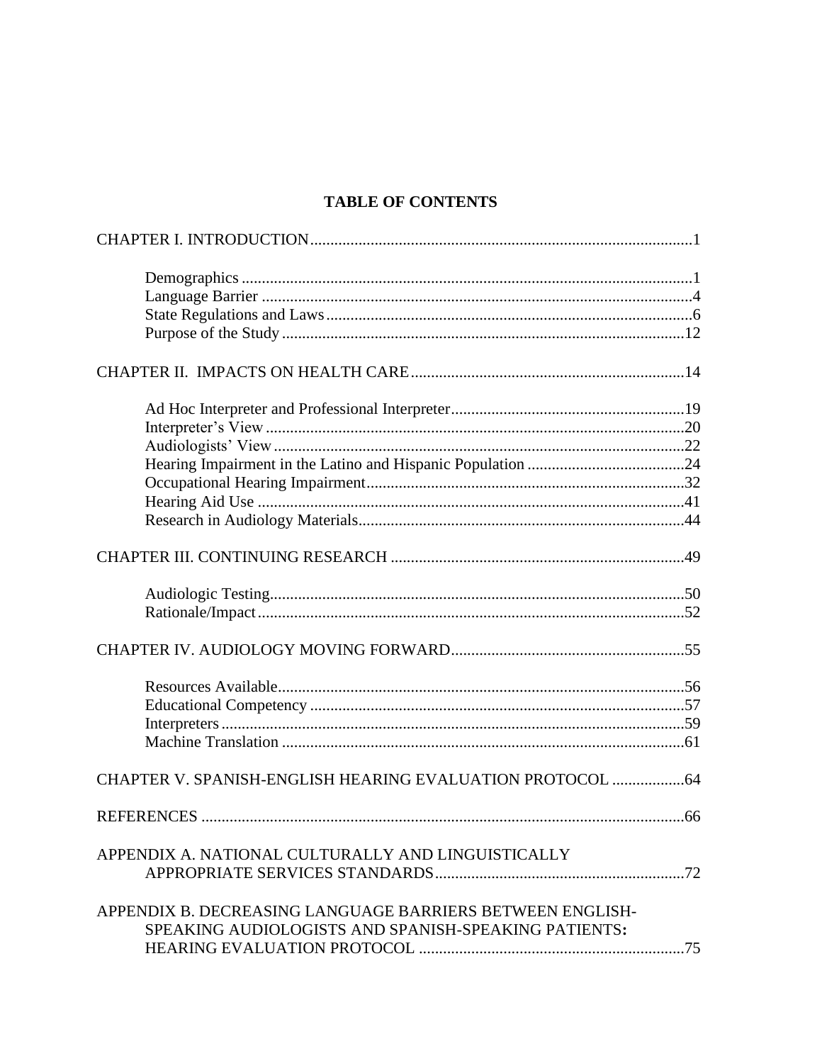# TABLE OF CONTENTS

CHAPTER I. INTRODUCTION.............................................................................................1

- Demographics ..............................................................................................1
- Language Barrier ..........................................................................................4
- State Regulations and Laws ..........................................................................6
- Purpose of the Study ...................................................................................12

CHAPTER II. IMPACTS ON HEALTH CARE ...................................................................14

- Ad Hoc Interpreter and Professional Interpreter ..........................................................19
- Interpreter's View .......................................................................................20
- Audiologists' View .....................................................................................22
- Hearing Impairment in the Latino and Hispanic Population .......................................24
- Occupational Hearing Impairment ..............................................................32
- Hearing Aid Use ..........................................................................................41
- Research in Audiology Materials ................................................................44

CHAPTER III. CONTINUING RESEARCH ........................................................................49

- Audiologic Testing ......................................................................................50
- Rationale/Impact .........................................................................................52

CHAPTER IV. AUDIOLOGY MOVING FORWARD ..........................................................55

- Resources Available ....................................................................................56
- Educational Competency ............................................................................57
- Interpreters ..................................................................................................59
- Machine Translation ...................................................................................61

CHAPTER V. SPANISH-ENGLISH HEARING EVALUATION PROTOCOL ..................64

REFERENCES .......................................................................................................................66

APPENDIX A. NATIONAL CULTURALLY AND LINGUISTICALLY APPROPRIATE SERVICES STANDARDS .............................................................72

APPENDIX B. DECREASING LANGUAGE BARRIERS BETWEEN ENGLISH-SPEAKING AUDIOLOGISTS AND SPANISH-SPEAKING PATIENTS: HEARING EVALUATION PROTOCOL ..................................................................75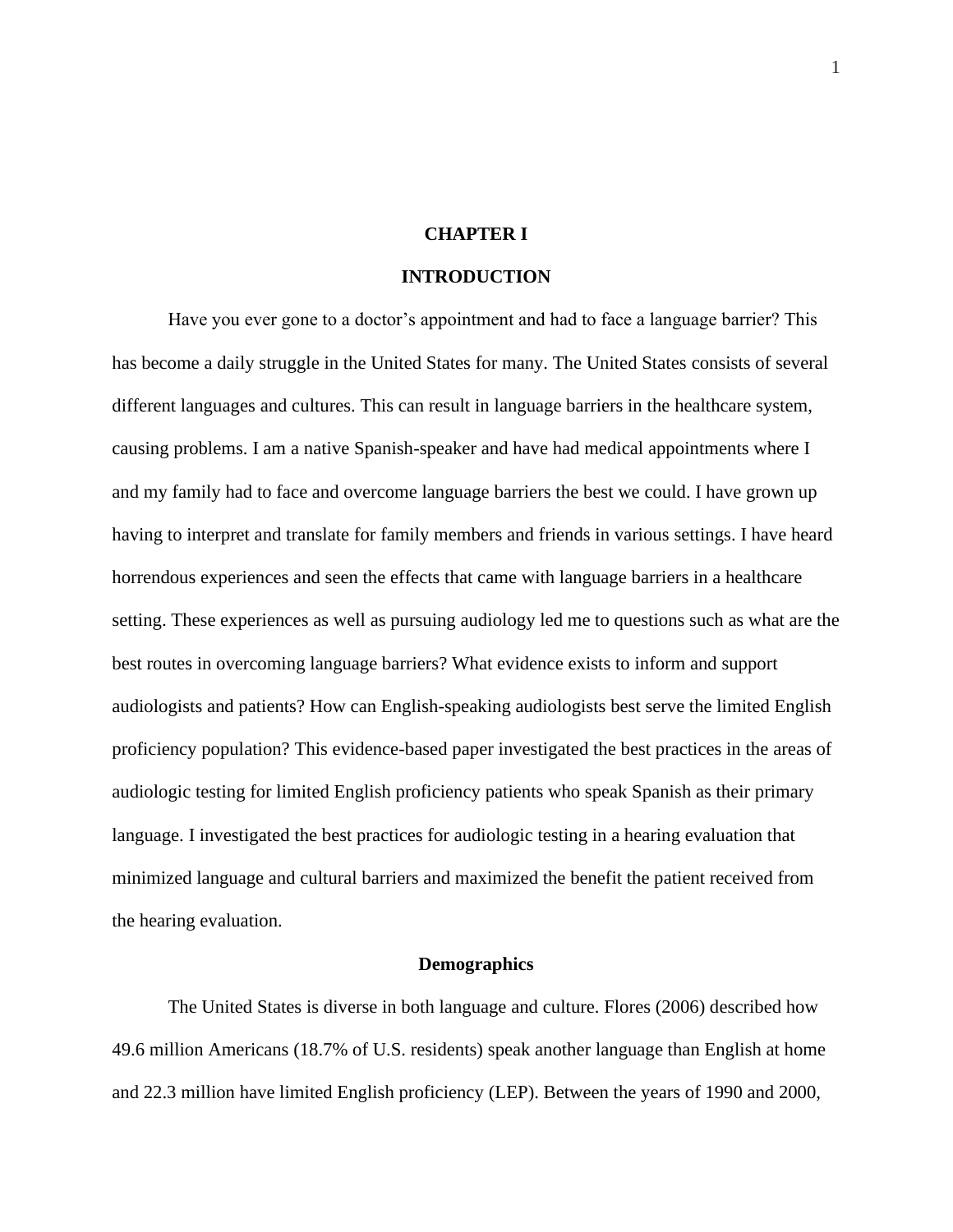# CHAPTER I

# INTRODUCTION

Have you ever gone to a doctor's appointment and had to face a language barrier? This has become a daily struggle in the United States for many. The United States consists of several different languages and cultures. This can result in language barriers in the healthcare system, causing problems. I am a native Spanish-speaker and have had medical appointments where I and my family had to face and overcome language barriers the best we could. I have grown up having to interpret and translate for family members and friends in various settings. I have heard horrendous experiences and seen the effects that came with language barriers in a healthcare setting. These experiences as well as pursuing audiology led me to questions such as what are the best routes in overcoming language barriers? What evidence exists to inform and support audiologists and patients? How can English-speaking audiologists best serve the limited English proficiency population? This evidence-based paper investigated the best practices in the areas of audiologic testing for limited English proficiency patients who speak Spanish as their primary language. I investigated the best practices for audiologic testing in a hearing evaluation that minimized language and cultural barriers and maximized the benefit the patient received from the hearing evaluation.

## Demographics

The United States is diverse in both language and culture. Flores (2006) described how 49.6 million Americans (18.7% of U.S. residents) speak another language than English at home and 22.3 million have limited English proficiency (LEP). Between the years of 1990 and 2000,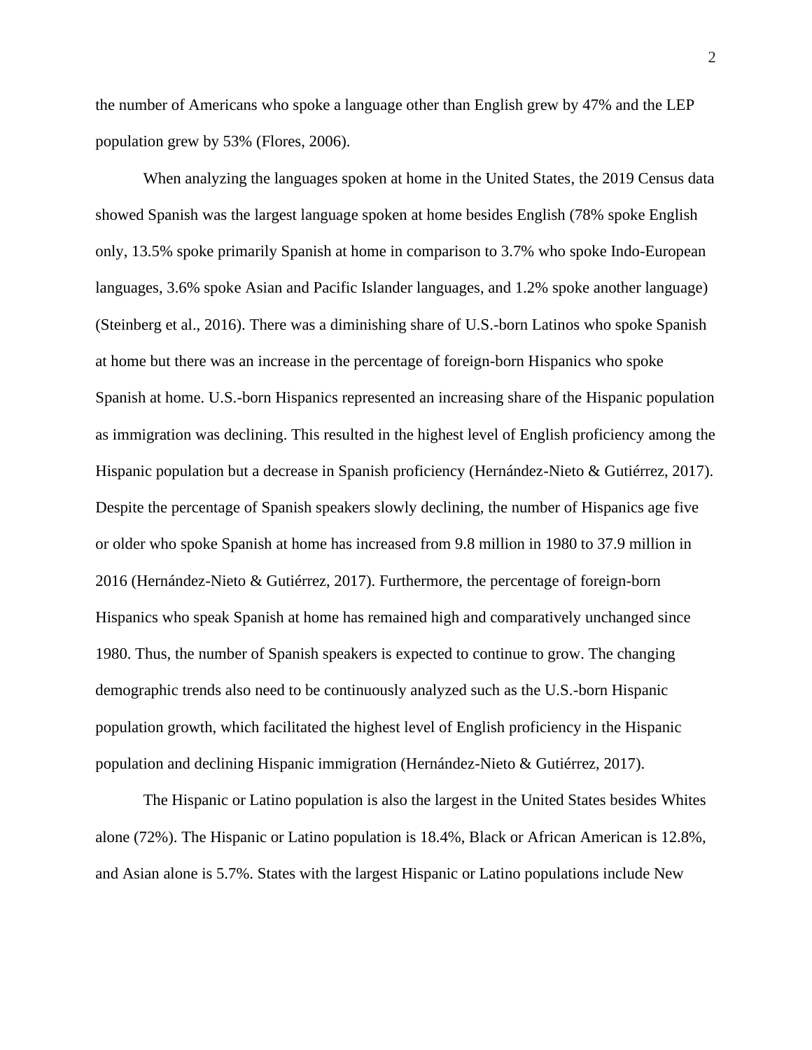the number of Americans who spoke a language other than English grew by 47% and the LEP population grew by 53% (Flores, 2006).

When analyzing the languages spoken at home in the United States, the 2019 Census data showed Spanish was the largest language spoken at home besides English (78% spoke English only, 13.5% spoke primarily Spanish at home in comparison to 3.7% who spoke Indo-European languages, 3.6% spoke Asian and Pacific Islander languages, and 1.2% spoke another language) (Steinberg et al., 2016). There was a diminishing share of U.S.-born Latinos who spoke Spanish at home but there was an increase in the percentage of foreign-born Hispanics who spoke Spanish at home. U.S.-born Hispanics represented an increasing share of the Hispanic population as immigration was declining. This resulted in the highest level of English proficiency among the Hispanic population but a decrease in Spanish proficiency (Hernández-Nieto & Gutiérrez, 2017). Despite the percentage of Spanish speakers slowly declining, the number of Hispanics age five or older who spoke Spanish at home has increased from 9.8 million in 1980 to 37.9 million in 2016 (Hernández-Nieto & Gutiérrez, 2017). Furthermore, the percentage of foreign-born Hispanics who speak Spanish at home has remained high and comparatively unchanged since 1980. Thus, the number of Spanish speakers is expected to continue to grow. The changing demographic trends also need to be continuously analyzed such as the U.S.-born Hispanic population growth, which facilitated the highest level of English proficiency in the Hispanic population and declining Hispanic immigration (Hernández-Nieto & Gutiérrez, 2017).

The Hispanic or Latino population is also the largest in the United States besides Whites alone (72%). The Hispanic or Latino population is 18.4%, Black or African American is 12.8%, and Asian alone is 5.7%. States with the largest Hispanic or Latino populations include New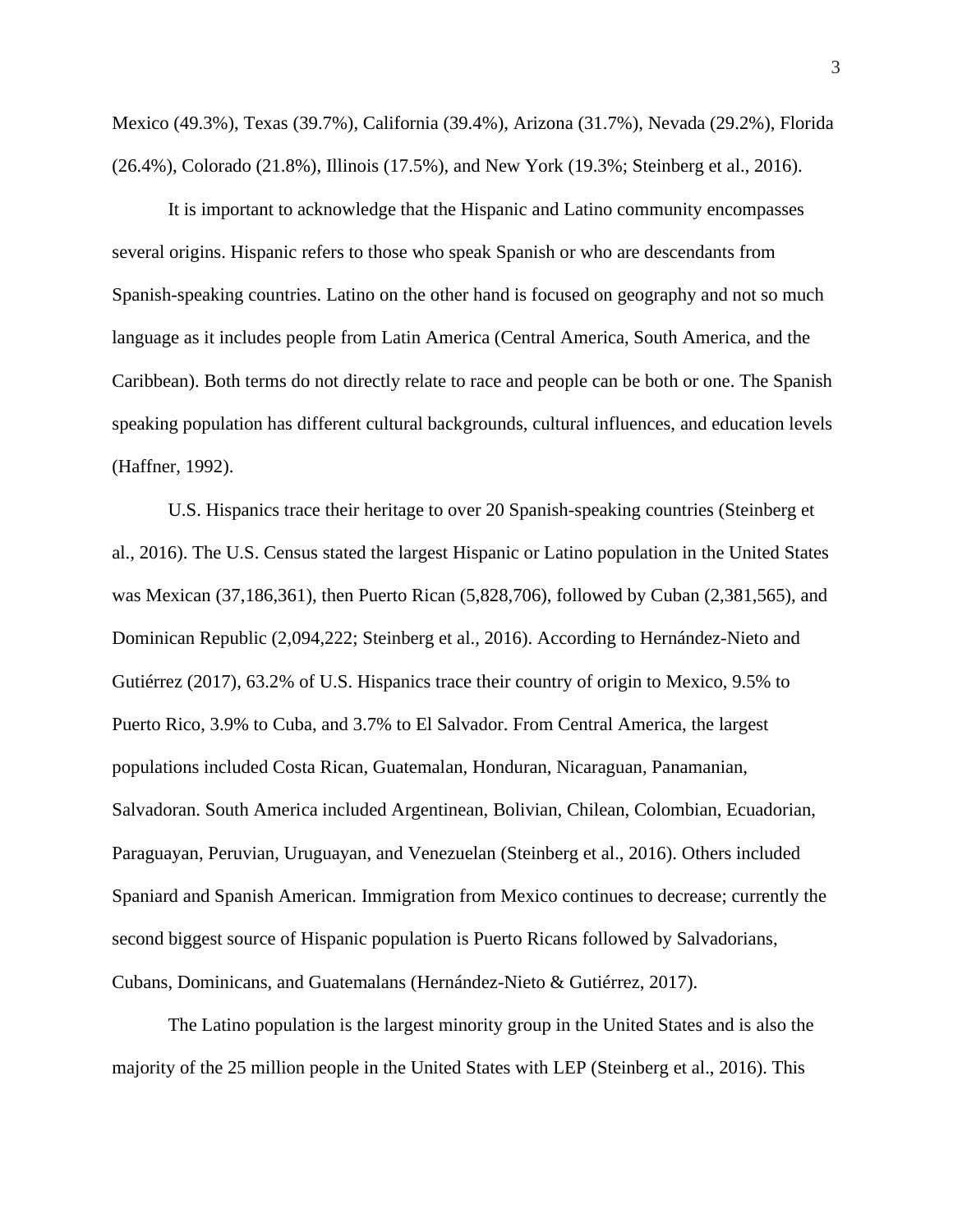Mexico (49.3%), Texas (39.7%), California (39.4%), Arizona (31.7%), Nevada (29.2%), Florida (26.4%), Colorado (21.8%), Illinois (17.5%), and New York (19.3%; Steinberg et al., 2016).

It is important to acknowledge that the Hispanic and Latino community encompasses several origins. Hispanic refers to those who speak Spanish or who are descendants from Spanish-speaking countries. Latino on the other hand is focused on geography and not so much language as it includes people from Latin America (Central America, South America, and the Caribbean). Both terms do not directly relate to race and people can be both or one. The Spanish speaking population has different cultural backgrounds, cultural influences, and education levels (Haffner, 1992).

U.S. Hispanics trace their heritage to over 20 Spanish-speaking countries (Steinberg et al., 2016). The U.S. Census stated the largest Hispanic or Latino population in the United States was Mexican (37,186,361), then Puerto Rican (5,828,706), followed by Cuban (2,381,565), and Dominican Republic (2,094,222; Steinberg et al., 2016). According to Hernández-Nieto and Gutiérrez (2017), 63.2% of U.S. Hispanics trace their country of origin to Mexico, 9.5% to Puerto Rico, 3.9% to Cuba, and 3.7% to El Salvador. From Central America, the largest populations included Costa Rican, Guatemalan, Honduran, Nicaraguan, Panamanian, Salvadoran. South America included Argentinean, Bolivian, Chilean, Colombian, Ecuadorian, Paraguayan, Peruvian, Uruguayan, and Venezuelan (Steinberg et al., 2016). Others included Spaniard and Spanish American. Immigration from Mexico continues to decrease; currently the second biggest source of Hispanic population is Puerto Ricans followed by Salvadorians, Cubans, Dominicans, and Guatemalans (Hernández-Nieto & Gutiérrez, 2017).

The Latino population is the largest minority group in the United States and is also the majority of the 25 million people in the United States with LEP (Steinberg et al., 2016). This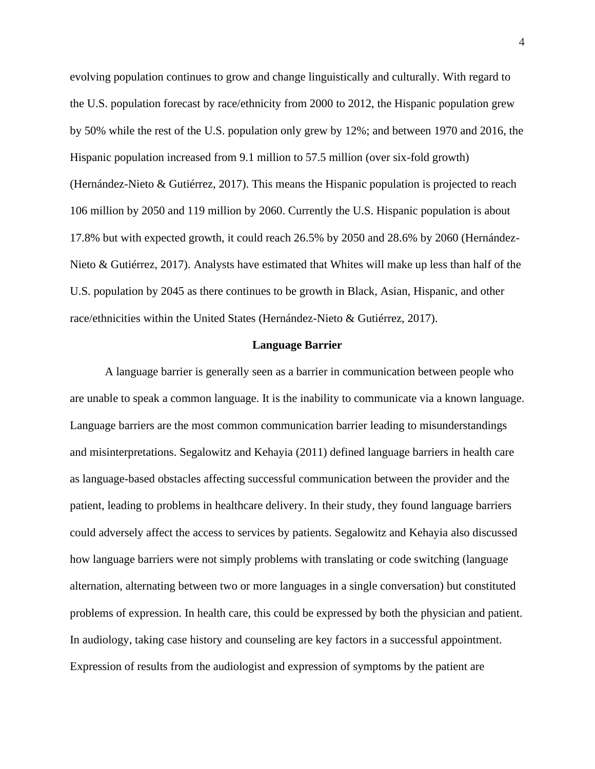evolving population continues to grow and change linguistically and culturally. With regard to the U.S. population forecast by race/ethnicity from 2000 to 2012, the Hispanic population grew by 50% while the rest of the U.S. population only grew by 12%; and between 1970 and 2016, the Hispanic population increased from 9.1 million to 57.5 million (over six-fold growth) (Hernández-Nieto & Gutiérrez, 2017). This means the Hispanic population is projected to reach 106 million by 2050 and 119 million by 2060. Currently the U.S. Hispanic population is about 17.8% but with expected growth, it could reach 26.5% by 2050 and 28.6% by 2060 (Hernández-Nieto & Gutiérrez, 2017). Analysts have estimated that Whites will make up less than half of the U.S. population by 2045 as there continues to be growth in Black, Asian, Hispanic, and other race/ethnicities within the United States (Hernández-Nieto & Gutiérrez, 2017).

## Language Barrier

A language barrier is generally seen as a barrier in communication between people who are unable to speak a common language. It is the inability to communicate via a known language. Language barriers are the most common communication barrier leading to misunderstandings and misinterpretations. Segalowitz and Kehayia (2011) defined language barriers in health care as language-based obstacles affecting successful communication between the provider and the patient, leading to problems in healthcare delivery. In their study, they found language barriers could adversely affect the access to services by patients. Segalowitz and Kehayia also discussed how language barriers were not simply problems with translating or code switching (language alternation, alternating between two or more languages in a single conversation) but constituted problems of expression. In health care, this could be expressed by both the physician and patient. In audiology, taking case history and counseling are key factors in a successful appointment. Expression of results from the audiologist and expression of symptoms by the patient are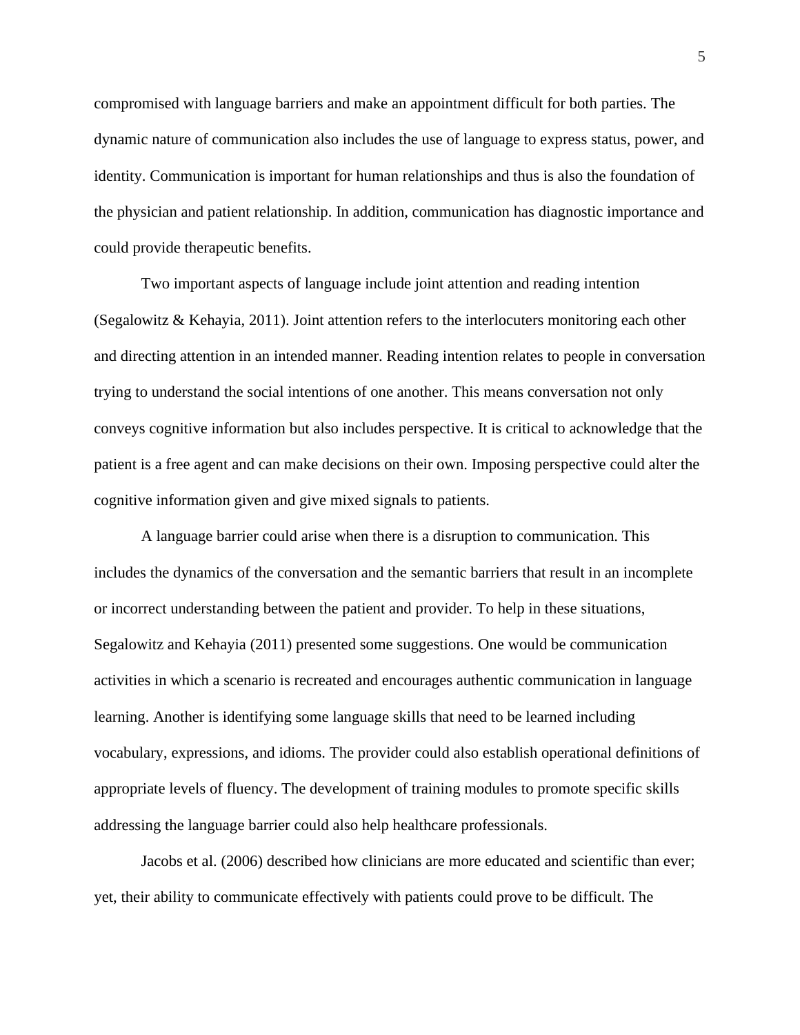compromised with language barriers and make an appointment difficult for both parties. The dynamic nature of communication also includes the use of language to express status, power, and identity. Communication is important for human relationships and thus is also the foundation of the physician and patient relationship. In addition, communication has diagnostic importance and could provide therapeutic benefits.

Two important aspects of language include joint attention and reading intention (Segalowitz & Kehayia, 2011). Joint attention refers to the interlocuters monitoring each other and directing attention in an intended manner. Reading intention relates to people in conversation trying to understand the social intentions of one another. This means conversation not only conveys cognitive information but also includes perspective. It is critical to acknowledge that the patient is a free agent and can make decisions on their own. Imposing perspective could alter the cognitive information given and give mixed signals to patients.

A language barrier could arise when there is a disruption to communication. This includes the dynamics of the conversation and the semantic barriers that result in an incomplete or incorrect understanding between the patient and provider. To help in these situations, Segalowitz and Kehayia (2011) presented some suggestions. One would be communication activities in which a scenario is recreated and encourages authentic communication in language learning. Another is identifying some language skills that need to be learned including vocabulary, expressions, and idioms. The provider could also establish operational definitions of appropriate levels of fluency. The development of training modules to promote specific skills addressing the language barrier could also help healthcare professionals.

Jacobs et al. (2006) described how clinicians are more educated and scientific than ever; yet, their ability to communicate effectively with patients could prove to be difficult. The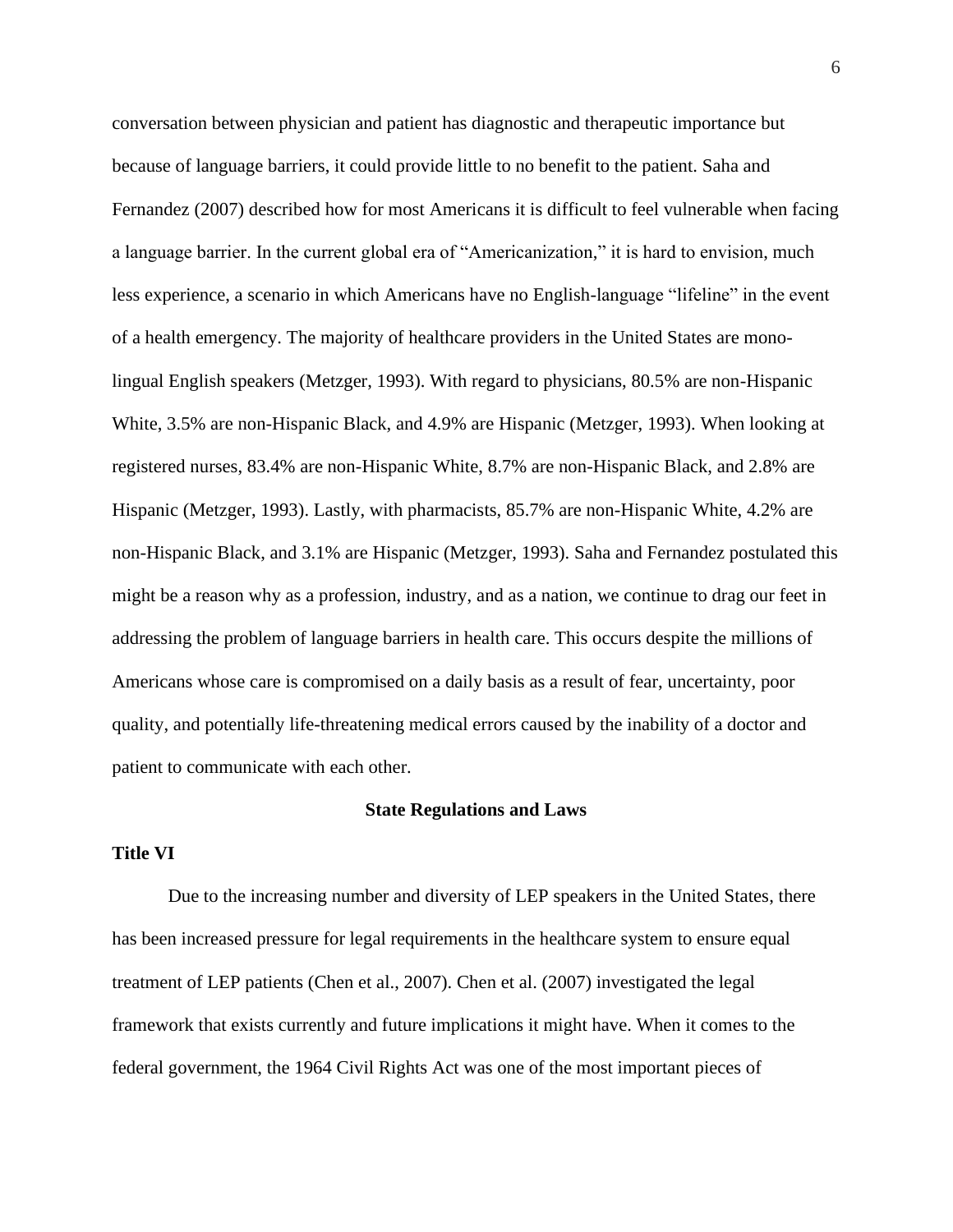conversation between physician and patient has diagnostic and therapeutic importance but because of language barriers, it could provide little to no benefit to the patient. Saha and Fernandez (2007) described how for most Americans it is difficult to feel vulnerable when facing a language barrier. In the current global era of "Americanization," it is hard to envision, much less experience, a scenario in which Americans have no English-language "lifeline" in the event of a health emergency. The majority of healthcare providers in the United States are mono-lingual English speakers (Metzger, 1993). With regard to physicians, 80.5% are non-Hispanic White, 3.5% are non-Hispanic Black, and 4.9% are Hispanic (Metzger, 1993). When looking at registered nurses, 83.4% are non-Hispanic White, 8.7% are non-Hispanic Black, and 2.8% are Hispanic (Metzger, 1993). Lastly, with pharmacists, 85.7% are non-Hispanic White, 4.2% are non-Hispanic Black, and 3.1% are Hispanic (Metzger, 1993). Saha and Fernandez postulated this might be a reason why as a profession, industry, and as a nation, we continue to drag our feet in addressing the problem of language barriers in health care. This occurs despite the millions of Americans whose care is compromised on a daily basis as a result of fear, uncertainty, poor quality, and potentially life-threatening medical errors caused by the inability of a doctor and patient to communicate with each other.

## State Regulations and Laws

### Title VI

Due to the increasing number and diversity of LEP speakers in the United States, there has been increased pressure for legal requirements in the healthcare system to ensure equal treatment of LEP patients (Chen et al., 2007). Chen et al. (2007) investigated the legal framework that exists currently and future implications it might have. When it comes to the federal government, the 1964 Civil Rights Act was one of the most important pieces of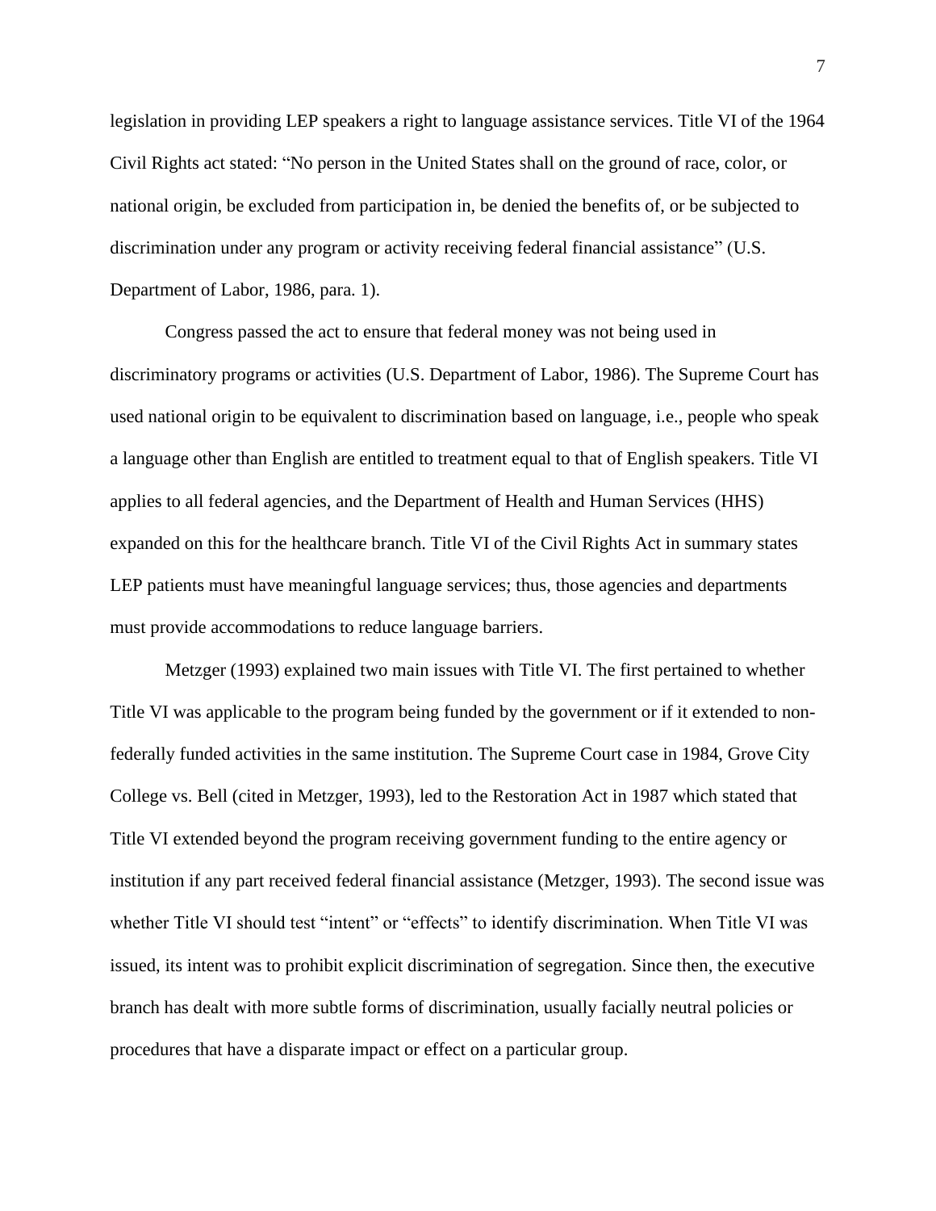legislation in providing LEP speakers a right to language assistance services. Title VI of the 1964 Civil Rights act stated: "No person in the United States shall on the ground of race, color, or national origin, be excluded from participation in, be denied the benefits of, or be subjected to discrimination under any program or activity receiving federal financial assistance" (U.S. Department of Labor, 1986, para. 1).

Congress passed the act to ensure that federal money was not being used in discriminatory programs or activities (U.S. Department of Labor, 1986). The Supreme Court has used national origin to be equivalent to discrimination based on language, i.e., people who speak a language other than English are entitled to treatment equal to that of English speakers. Title VI applies to all federal agencies, and the Department of Health and Human Services (HHS) expanded on this for the healthcare branch. Title VI of the Civil Rights Act in summary states LEP patients must have meaningful language services; thus, those agencies and departments must provide accommodations to reduce language barriers.

Metzger (1993) explained two main issues with Title VI. The first pertained to whether Title VI was applicable to the program being funded by the government or if it extended to non-federally funded activities in the same institution. The Supreme Court case in 1984, Grove City College vs. Bell (cited in Metzger, 1993), led to the Restoration Act in 1987 which stated that Title VI extended beyond the program receiving government funding to the entire agency or institution if any part received federal financial assistance (Metzger, 1993). The second issue was whether Title VI should test "intent" or "effects" to identify discrimination. When Title VI was issued, its intent was to prohibit explicit discrimination of segregation. Since then, the executive branch has dealt with more subtle forms of discrimination, usually facially neutral policies or procedures that have a disparate impact or effect on a particular group.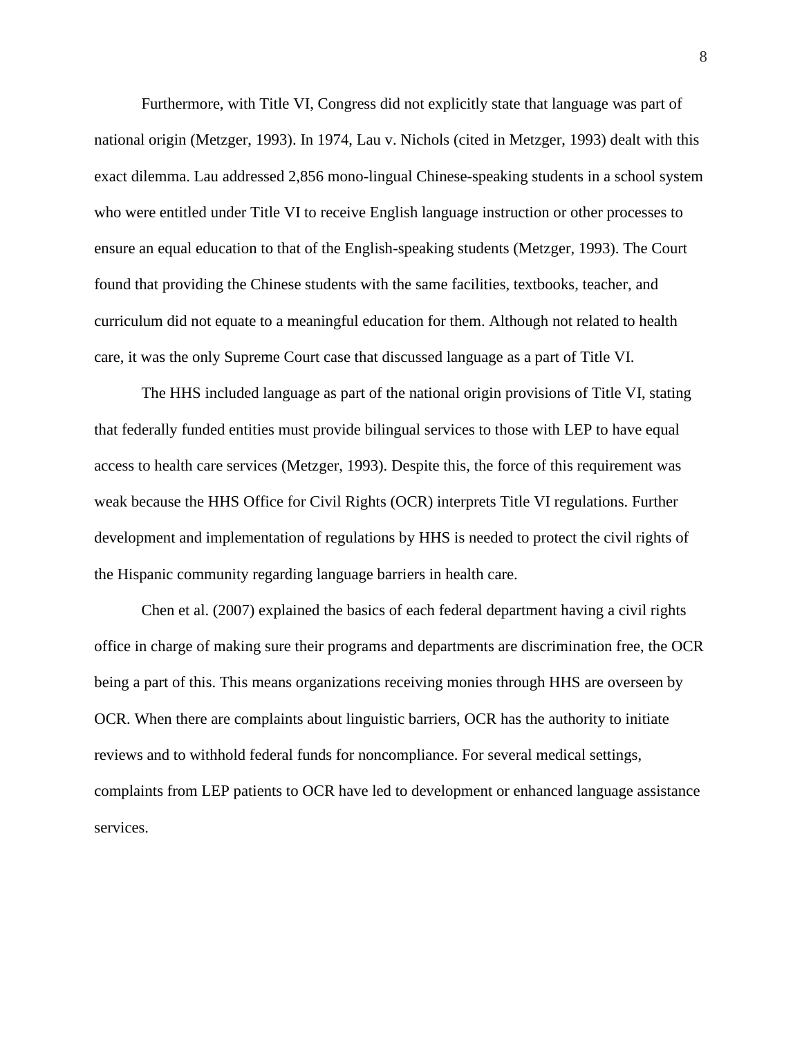Furthermore, with Title VI, Congress did not explicitly state that language was part of national origin (Metzger, 1993). In 1974, Lau v. Nichols (cited in Metzger, 1993) dealt with this exact dilemma. Lau addressed 2,856 mono-lingual Chinese-speaking students in a school system who were entitled under Title VI to receive English language instruction or other processes to ensure an equal education to that of the English-speaking students (Metzger, 1993). The Court found that providing the Chinese students with the same facilities, textbooks, teacher, and curriculum did not equate to a meaningful education for them. Although not related to health care, it was the only Supreme Court case that discussed language as a part of Title VI.

The HHS included language as part of the national origin provisions of Title VI, stating that federally funded entities must provide bilingual services to those with LEP to have equal access to health care services (Metzger, 1993). Despite this, the force of this requirement was weak because the HHS Office for Civil Rights (OCR) interprets Title VI regulations. Further development and implementation of regulations by HHS is needed to protect the civil rights of the Hispanic community regarding language barriers in health care.

Chen et al. (2007) explained the basics of each federal department having a civil rights office in charge of making sure their programs and departments are discrimination free, the OCR being a part of this. This means organizations receiving monies through HHS are overseen by OCR. When there are complaints about linguistic barriers, OCR has the authority to initiate reviews and to withhold federal funds for noncompliance. For several medical settings, complaints from LEP patients to OCR have led to development or enhanced language assistance services.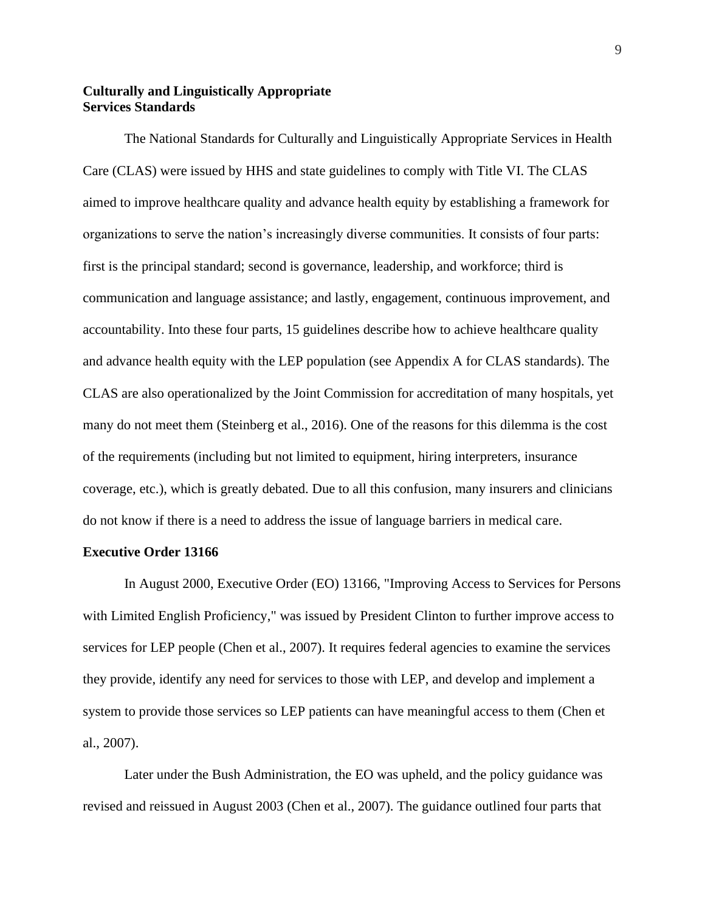## Culturally and Linguistically Appropriate Services Standards

The National Standards for Culturally and Linguistically Appropriate Services in Health Care (CLAS) were issued by HHS and state guidelines to comply with Title VI. The CLAS aimed to improve healthcare quality and advance health equity by establishing a framework for organizations to serve the nation's increasingly diverse communities. It consists of four parts: first is the principal standard; second is governance, leadership, and workforce; third is communication and language assistance; and lastly, engagement, continuous improvement, and accountability. Into these four parts, 15 guidelines describe how to achieve healthcare quality and advance health equity with the LEP population (see Appendix A for CLAS standards). The CLAS are also operationalized by the Joint Commission for accreditation of many hospitals, yet many do not meet them (Steinberg et al., 2016). One of the reasons for this dilemma is the cost of the requirements (including but not limited to equipment, hiring interpreters, insurance coverage, etc.), which is greatly debated. Due to all this confusion, many insurers and clinicians do not know if there is a need to address the issue of language barriers in medical care.

## Executive Order 13166

In August 2000, Executive Order (EO) 13166, "Improving Access to Services for Persons with Limited English Proficiency," was issued by President Clinton to further improve access to services for LEP people (Chen et al., 2007). It requires federal agencies to examine the services they provide, identify any need for services to those with LEP, and develop and implement a system to provide those services so LEP patients can have meaningful access to them (Chen et al., 2007).

Later under the Bush Administration, the EO was upheld, and the policy guidance was revised and reissued in August 2003 (Chen et al., 2007). The guidance outlined four parts that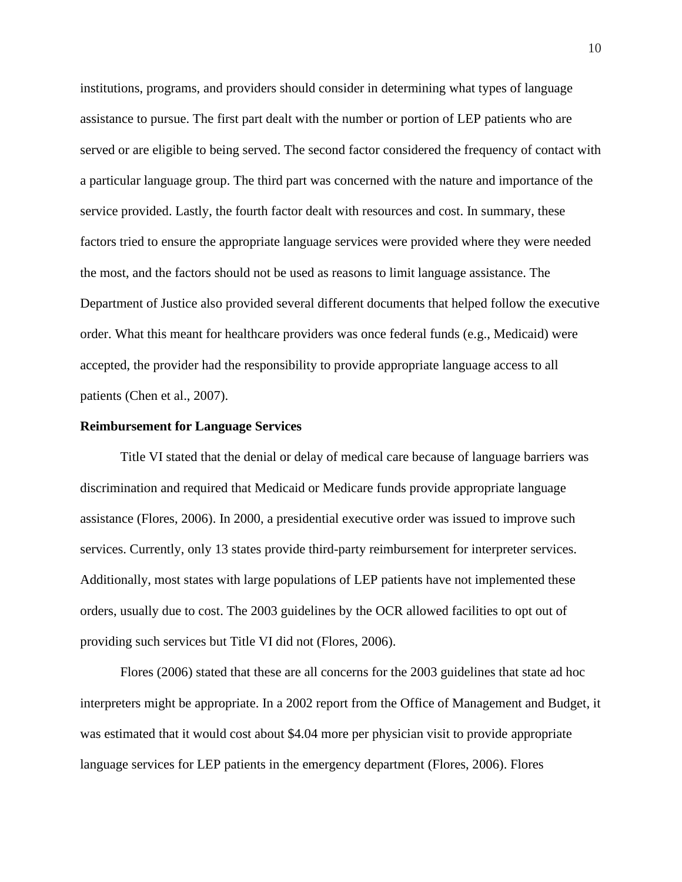institutions, programs, and providers should consider in determining what types of language assistance to pursue. The first part dealt with the number or portion of LEP patients who are served or are eligible to being served. The second factor considered the frequency of contact with a particular language group. The third part was concerned with the nature and importance of the service provided. Lastly, the fourth factor dealt with resources and cost. In summary, these factors tried to ensure the appropriate language services were provided where they were needed the most, and the factors should not be used as reasons to limit language assistance. The Department of Justice also provided several different documents that helped follow the executive order. What this meant for healthcare providers was once federal funds (e.g., Medicaid) were accepted, the provider had the responsibility to provide appropriate language access to all patients (Chen et al., 2007).

**Reimbursement for Language Services**

Title VI stated that the denial or delay of medical care because of language barriers was discrimination and required that Medicaid or Medicare funds provide appropriate language assistance (Flores, 2006). In 2000, a presidential executive order was issued to improve such services. Currently, only 13 states provide third-party reimbursement for interpreter services. Additionally, most states with large populations of LEP patients have not implemented these orders, usually due to cost. The 2003 guidelines by the OCR allowed facilities to opt out of providing such services but Title VI did not (Flores, 2006).

Flores (2006) stated that these are all concerns for the 2003 guidelines that state ad hoc interpreters might be appropriate. In a 2002 report from the Office of Management and Budget, it was estimated that it would cost about $4.04 more per physician visit to provide appropriate language services for LEP patients in the emergency department (Flores, 2006). Flores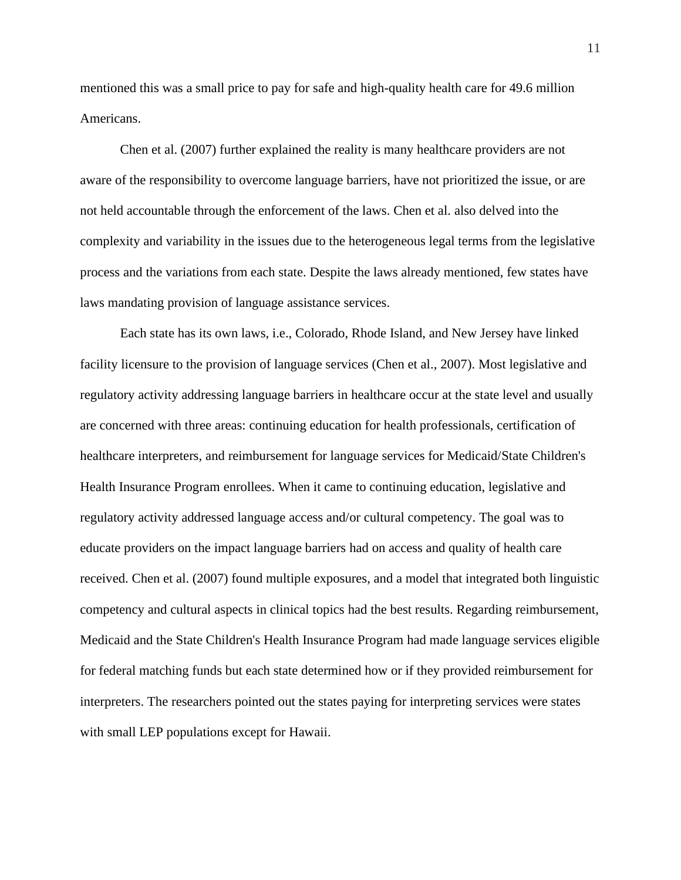mentioned this was a small price to pay for safe and high-quality health care for 49.6 million Americans.

Chen et al. (2007) further explained the reality is many healthcare providers are not aware of the responsibility to overcome language barriers, have not prioritized the issue, or are not held accountable through the enforcement of the laws. Chen et al. also delved into the complexity and variability in the issues due to the heterogeneous legal terms from the legislative process and the variations from each state. Despite the laws already mentioned, few states have laws mandating provision of language assistance services.

Each state has its own laws, i.e., Colorado, Rhode Island, and New Jersey have linked facility licensure to the provision of language services (Chen et al., 2007). Most legislative and regulatory activity addressing language barriers in healthcare occur at the state level and usually are concerned with three areas: continuing education for health professionals, certification of healthcare interpreters, and reimbursement for language services for Medicaid/State Children's Health Insurance Program enrollees. When it came to continuing education, legislative and regulatory activity addressed language access and/or cultural competency. The goal was to educate providers on the impact language barriers had on access and quality of health care received. Chen et al. (2007) found multiple exposures, and a model that integrated both linguistic competency and cultural aspects in clinical topics had the best results. Regarding reimbursement, Medicaid and the State Children's Health Insurance Program had made language services eligible for federal matching funds but each state determined how or if they provided reimbursement for interpreters. The researchers pointed out the states paying for interpreting services were states with small LEP populations except for Hawaii.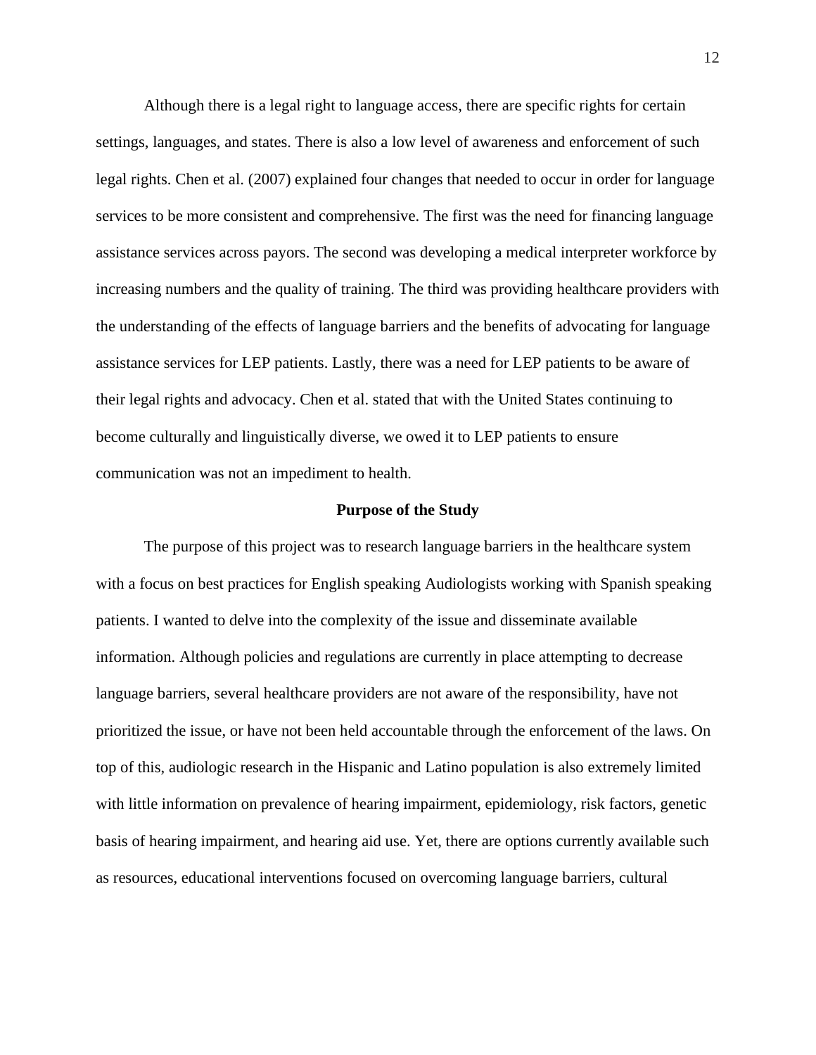Although there is a legal right to language access, there are specific rights for certain settings, languages, and states. There is also a low level of awareness and enforcement of such legal rights. Chen et al. (2007) explained four changes that needed to occur in order for language services to be more consistent and comprehensive. The first was the need for financing language assistance services across payors. The second was developing a medical interpreter workforce by increasing numbers and the quality of training. The third was providing healthcare providers with the understanding of the effects of language barriers and the benefits of advocating for language assistance services for LEP patients. Lastly, there was a need for LEP patients to be aware of their legal rights and advocacy. Chen et al. stated that with the United States continuing to become culturally and linguistically diverse, we owed it to LEP patients to ensure communication was not an impediment to health.

## Purpose of the Study

The purpose of this project was to research language barriers in the healthcare system with a focus on best practices for English speaking Audiologists working with Spanish speaking patients. I wanted to delve into the complexity of the issue and disseminate available information. Although policies and regulations are currently in place attempting to decrease language barriers, several healthcare providers are not aware of the responsibility, have not prioritized the issue, or have not been held accountable through the enforcement of the laws. On top of this, audiologic research in the Hispanic and Latino population is also extremely limited with little information on prevalence of hearing impairment, epidemiology, risk factors, genetic basis of hearing impairment, and hearing aid use. Yet, there are options currently available such as resources, educational interventions focused on overcoming language barriers, cultural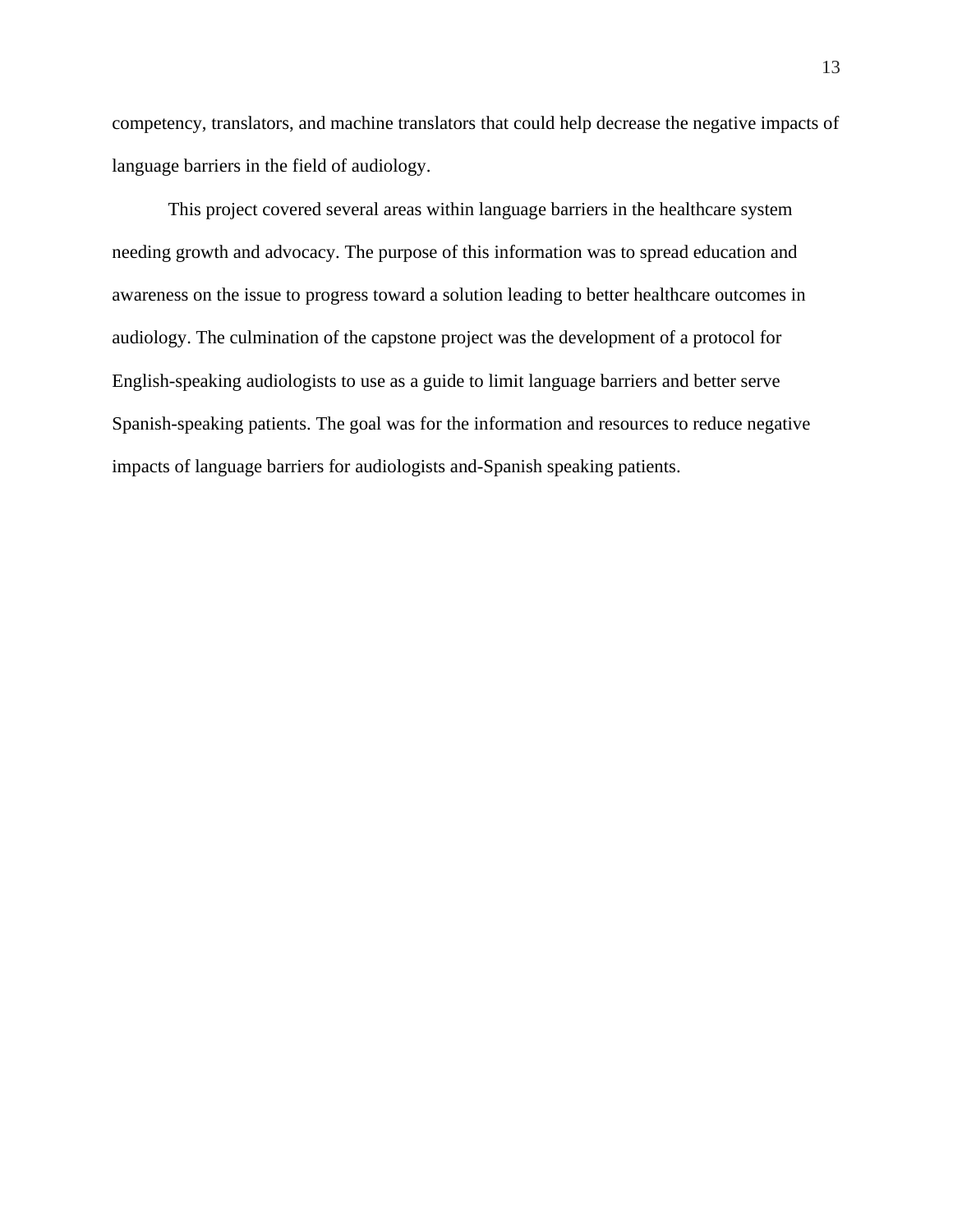competency, translators, and machine translators that could help decrease the negative impacts of language barriers in the field of audiology.

This project covered several areas within language barriers in the healthcare system needing growth and advocacy. The purpose of this information was to spread education and awareness on the issue to progress toward a solution leading to better healthcare outcomes in audiology. The culmination of the capstone project was the development of a protocol for English-speaking audiologists to use as a guide to limit language barriers and better serve Spanish-speaking patients. The goal was for the information and resources to reduce negative impacts of language barriers for audiologists and-Spanish speaking patients.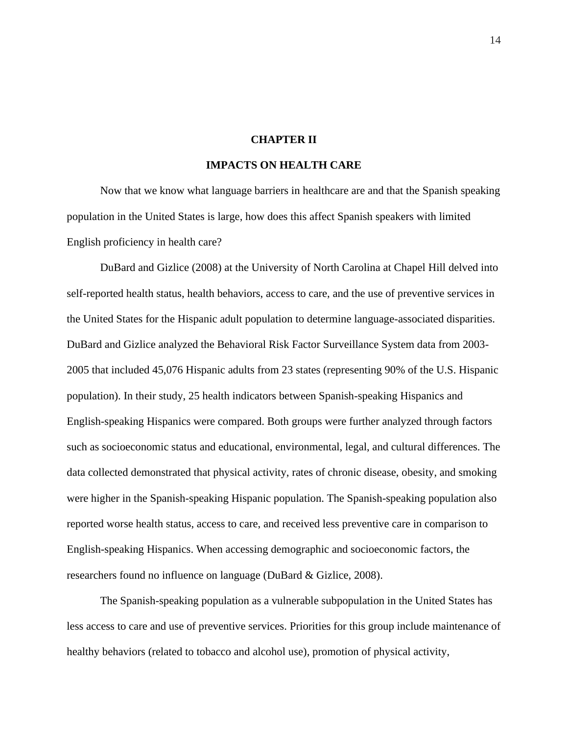# CHAPTER II

## IMPACTS ON HEALTH CARE

Now that we know what language barriers in healthcare are and that the Spanish speaking population in the United States is large, how does this affect Spanish speakers with limited English proficiency in health care?

DuBard and Gizlice (2008) at the University of North Carolina at Chapel Hill delved into self-reported health status, health behaviors, access to care, and the use of preventive services in the United States for the Hispanic adult population to determine language-associated disparities. DuBard and Gizlice analyzed the Behavioral Risk Factor Surveillance System data from 2003-2005 that included 45,076 Hispanic adults from 23 states (representing 90% of the U.S. Hispanic population). In their study, 25 health indicators between Spanish-speaking Hispanics and English-speaking Hispanics were compared. Both groups were further analyzed through factors such as socioeconomic status and educational, environmental, legal, and cultural differences. The data collected demonstrated that physical activity, rates of chronic disease, obesity, and smoking were higher in the Spanish-speaking Hispanic population. The Spanish-speaking population also reported worse health status, access to care, and received less preventive care in comparison to English-speaking Hispanics. When accessing demographic and socioeconomic factors, the researchers found no influence on language (DuBard & Gizlice, 2008).

The Spanish-speaking population as a vulnerable subpopulation in the United States has less access to care and use of preventive services. Priorities for this group include maintenance of healthy behaviors (related to tobacco and alcohol use), promotion of physical activity,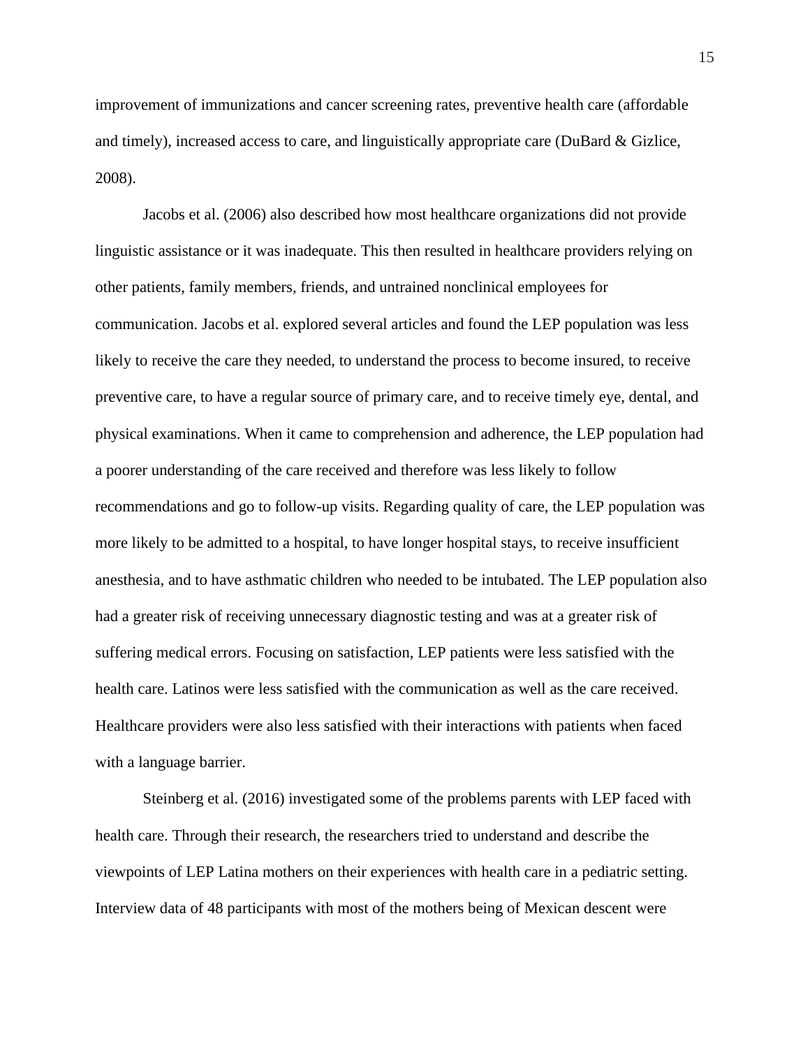improvement of immunizations and cancer screening rates, preventive health care (affordable and timely), increased access to care, and linguistically appropriate care (DuBard & Gizlice, 2008).

Jacobs et al. (2006) also described how most healthcare organizations did not provide linguistic assistance or it was inadequate. This then resulted in healthcare providers relying on other patients, family members, friends, and untrained nonclinical employees for communication. Jacobs et al. explored several articles and found the LEP population was less likely to receive the care they needed, to understand the process to become insured, to receive preventive care, to have a regular source of primary care, and to receive timely eye, dental, and physical examinations. When it came to comprehension and adherence, the LEP population had a poorer understanding of the care received and therefore was less likely to follow recommendations and go to follow-up visits. Regarding quality of care, the LEP population was more likely to be admitted to a hospital, to have longer hospital stays, to receive insufficient anesthesia, and to have asthmatic children who needed to be intubated. The LEP population also had a greater risk of receiving unnecessary diagnostic testing and was at a greater risk of suffering medical errors. Focusing on satisfaction, LEP patients were less satisfied with the health care. Latinos were less satisfied with the communication as well as the care received. Healthcare providers were also less satisfied with their interactions with patients when faced with a language barrier.

Steinberg et al. (2016) investigated some of the problems parents with LEP faced with health care. Through their research, the researchers tried to understand and describe the viewpoints of LEP Latina mothers on their experiences with health care in a pediatric setting. Interview data of 48 participants with most of the mothers being of Mexican descent were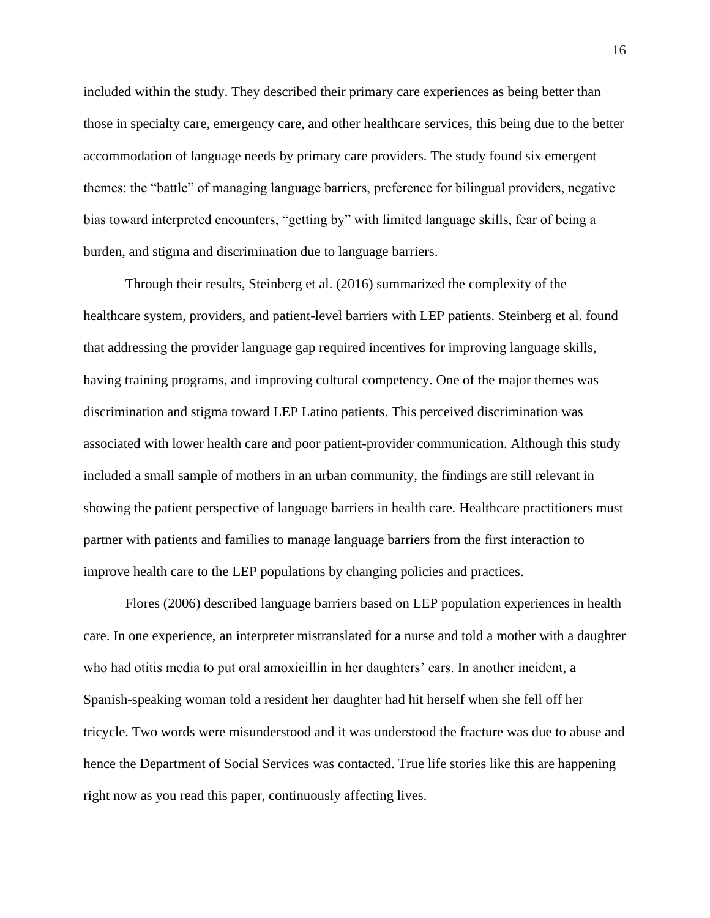included within the study. They described their primary care experiences as being better than those in specialty care, emergency care, and other healthcare services, this being due to the better accommodation of language needs by primary care providers. The study found six emergent themes: the "battle" of managing language barriers, preference for bilingual providers, negative bias toward interpreted encounters, "getting by" with limited language skills, fear of being a burden, and stigma and discrimination due to language barriers.

Through their results, Steinberg et al. (2016) summarized the complexity of the healthcare system, providers, and patient-level barriers with LEP patients. Steinberg et al. found that addressing the provider language gap required incentives for improving language skills, having training programs, and improving cultural competency. One of the major themes was discrimination and stigma toward LEP Latino patients. This perceived discrimination was associated with lower health care and poor patient-provider communication. Although this study included a small sample of mothers in an urban community, the findings are still relevant in showing the patient perspective of language barriers in health care. Healthcare practitioners must partner with patients and families to manage language barriers from the first interaction to improve health care to the LEP populations by changing policies and practices.

Flores (2006) described language barriers based on LEP population experiences in health care. In one experience, an interpreter mistranslated for a nurse and told a mother with a daughter who had otitis media to put oral amoxicillin in her daughters' ears. In another incident, a Spanish-speaking woman told a resident her daughter had hit herself when she fell off her tricycle. Two words were misunderstood and it was understood the fracture was due to abuse and hence the Department of Social Services was contacted. True life stories like this are happening right now as you read this paper, continuously affecting lives.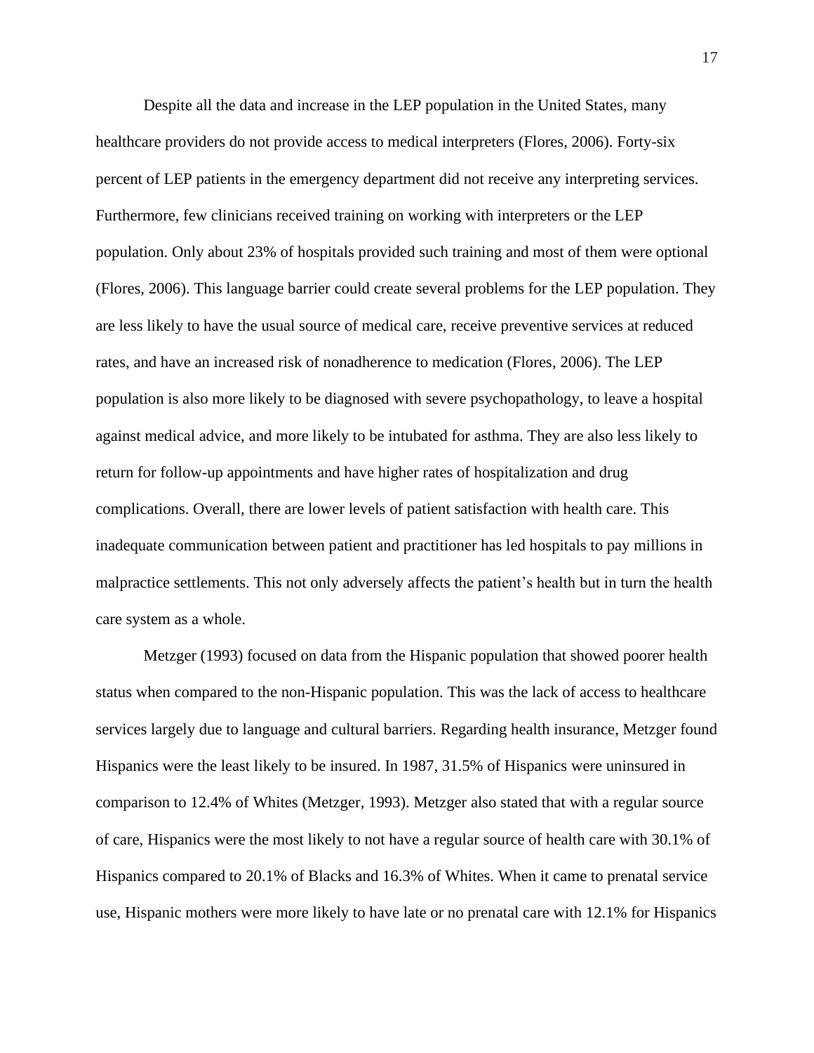Despite all the data and increase in the LEP population in the United States, many healthcare providers do not provide access to medical interpreters (Flores, 2006). Forty-six percent of LEP patients in the emergency department did not receive any interpreting services. Furthermore, few clinicians received training on working with interpreters or the LEP population. Only about 23% of hospitals provided such training and most of them were optional (Flores, 2006). This language barrier could create several problems for the LEP population. They are less likely to have the usual source of medical care, receive preventive services at reduced rates, and have an increased risk of nonadherence to medication (Flores, 2006). The LEP population is also more likely to be diagnosed with severe psychopathology, to leave a hospital against medical advice, and more likely to be intubated for asthma. They are also less likely to return for follow-up appointments and have higher rates of hospitalization and drug complications. Overall, there are lower levels of patient satisfaction with health care. This inadequate communication between patient and practitioner has led hospitals to pay millions in malpractice settlements. This not only adversely affects the patient's health but in turn the health care system as a whole.

Metzger (1993) focused on data from the Hispanic population that showed poorer health status when compared to the non-Hispanic population. This was the lack of access to healthcare services largely due to language and cultural barriers. Regarding health insurance, Metzger found Hispanics were the least likely to be insured. In 1987, 31.5% of Hispanics were uninsured in comparison to 12.4% of Whites (Metzger, 1993). Metzger also stated that with a regular source of care, Hispanics were the most likely to not have a regular source of health care with 30.1% of Hispanics compared to 20.1% of Blacks and 16.3% of Whites. When it came to prenatal service use, Hispanic mothers were more likely to have late or no prenatal care with 12.1% for Hispanics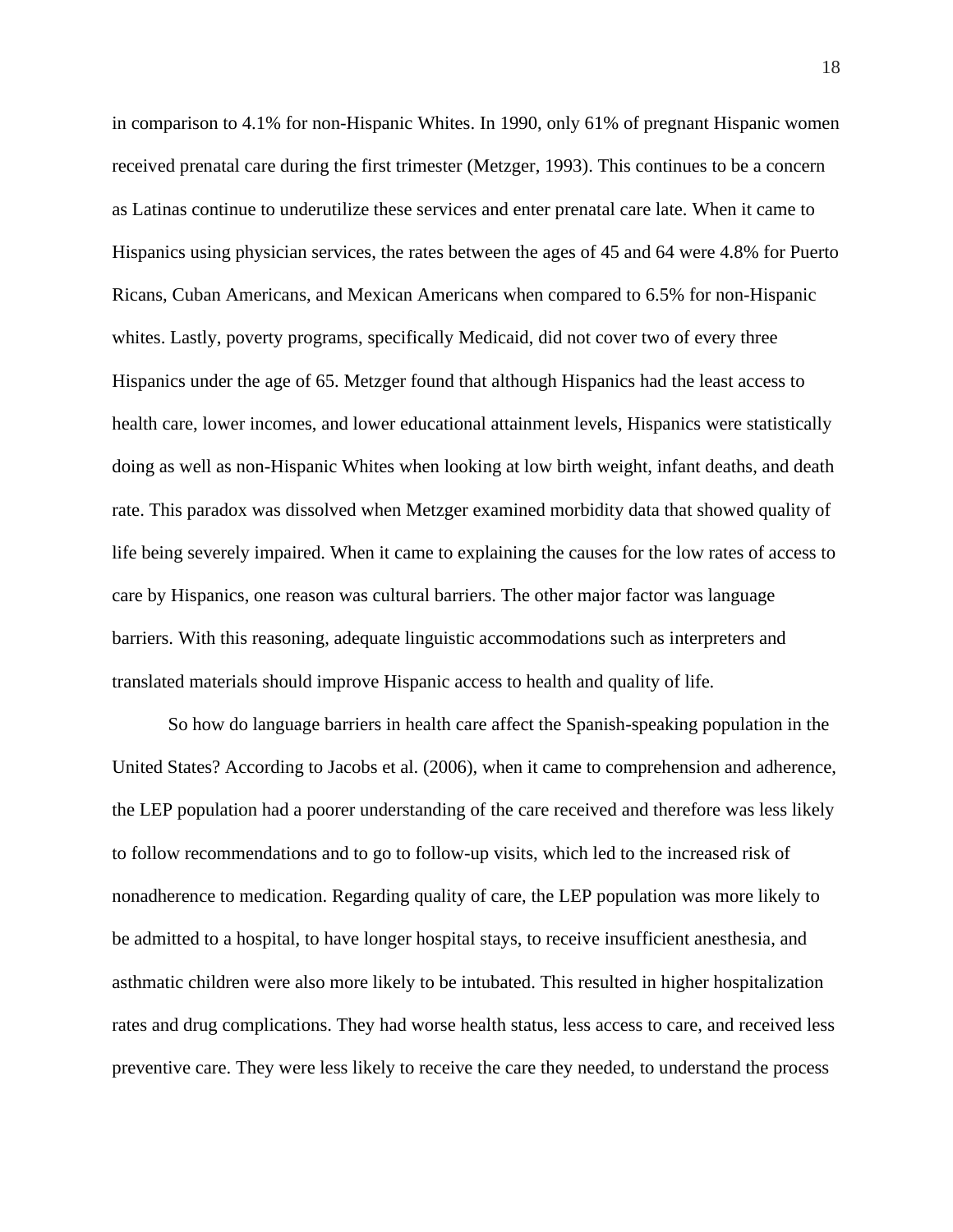in comparison to 4.1% for non-Hispanic Whites. In 1990, only 61% of pregnant Hispanic women received prenatal care during the first trimester (Metzger, 1993). This continues to be a concern as Latinas continue to underutilize these services and enter prenatal care late. When it came to Hispanics using physician services, the rates between the ages of 45 and 64 were 4.8% for Puerto Ricans, Cuban Americans, and Mexican Americans when compared to 6.5% for non-Hispanic whites. Lastly, poverty programs, specifically Medicaid, did not cover two of every three Hispanics under the age of 65. Metzger found that although Hispanics had the least access to health care, lower incomes, and lower educational attainment levels, Hispanics were statistically doing as well as non-Hispanic Whites when looking at low birth weight, infant deaths, and death rate. This paradox was dissolved when Metzger examined morbidity data that showed quality of life being severely impaired. When it came to explaining the causes for the low rates of access to care by Hispanics, one reason was cultural barriers. The other major factor was language barriers. With this reasoning, adequate linguistic accommodations such as interpreters and translated materials should improve Hispanic access to health and quality of life.

So how do language barriers in health care affect the Spanish-speaking population in the United States? According to Jacobs et al. (2006), when it came to comprehension and adherence, the LEP population had a poorer understanding of the care received and therefore was less likely to follow recommendations and to go to follow-up visits, which led to the increased risk of nonadherence to medication. Regarding quality of care, the LEP population was more likely to be admitted to a hospital, to have longer hospital stays, to receive insufficient anesthesia, and asthmatic children were also more likely to be intubated. This resulted in higher hospitalization rates and drug complications. They had worse health status, less access to care, and received less preventive care. They were less likely to receive the care they needed, to understand the process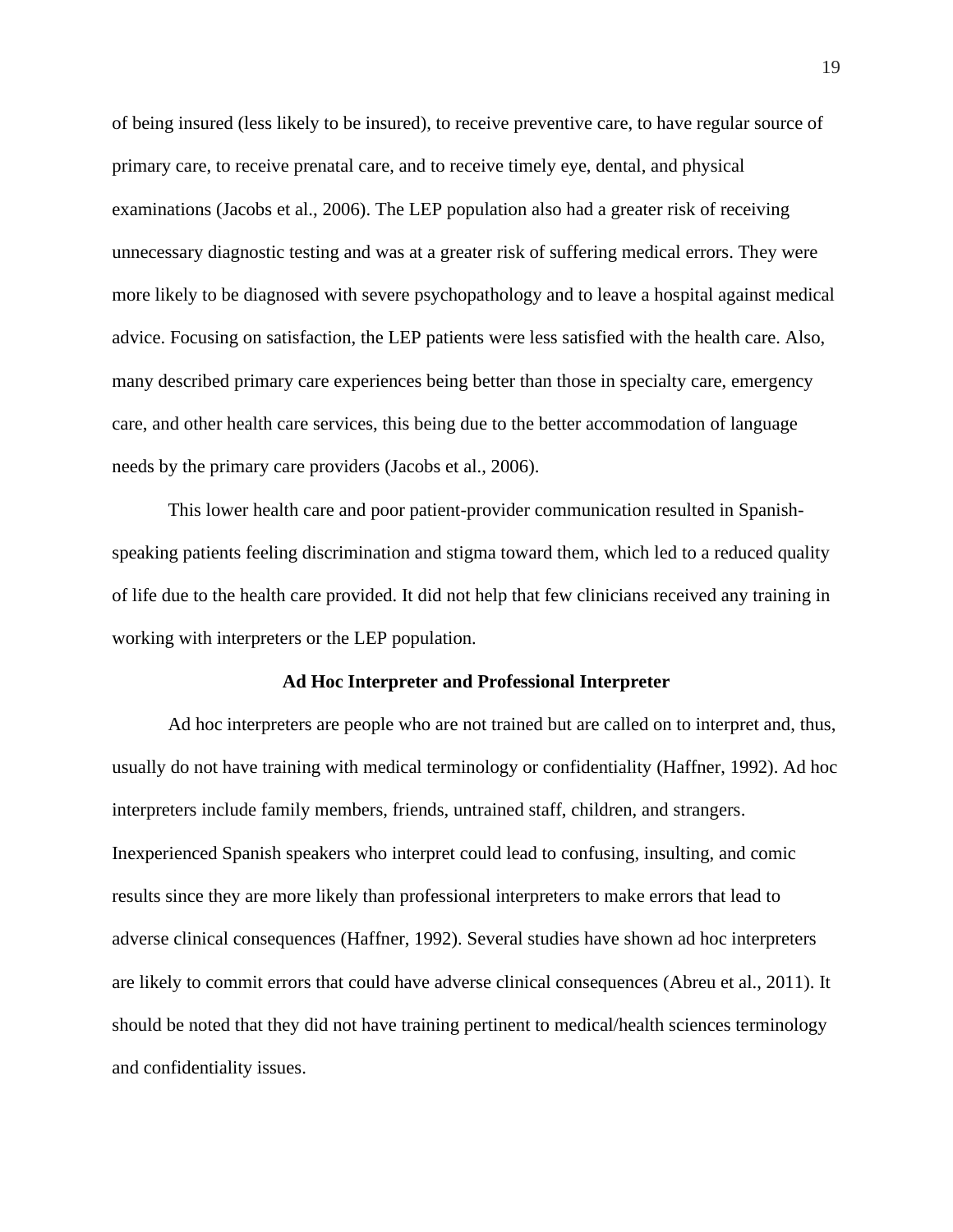of being insured (less likely to be insured), to receive preventive care, to have regular source of primary care, to receive prenatal care, and to receive timely eye, dental, and physical examinations (Jacobs et al., 2006). The LEP population also had a greater risk of receiving unnecessary diagnostic testing and was at a greater risk of suffering medical errors. They were more likely to be diagnosed with severe psychopathology and to leave a hospital against medical advice. Focusing on satisfaction, the LEP patients were less satisfied with the health care. Also, many described primary care experiences being better than those in specialty care, emergency care, and other health care services, this being due to the better accommodation of language needs by the primary care providers (Jacobs et al., 2006).

This lower health care and poor patient-provider communication resulted in Spanish-speaking patients feeling discrimination and stigma toward them, which led to a reduced quality of life due to the health care provided. It did not help that few clinicians received any training in working with interpreters or the LEP population.

## Ad Hoc Interpreter and Professional Interpreter

Ad hoc interpreters are people who are not trained but are called on to interpret and, thus, usually do not have training with medical terminology or confidentiality (Haffner, 1992). Ad hoc interpreters include family members, friends, untrained staff, children, and strangers. Inexperienced Spanish speakers who interpret could lead to confusing, insulting, and comic results since they are more likely than professional interpreters to make errors that lead to adverse clinical consequences (Haffner, 1992). Several studies have shown ad hoc interpreters are likely to commit errors that could have adverse clinical consequences (Abreu et al., 2011). It should be noted that they did not have training pertinent to medical/health sciences terminology and confidentiality issues.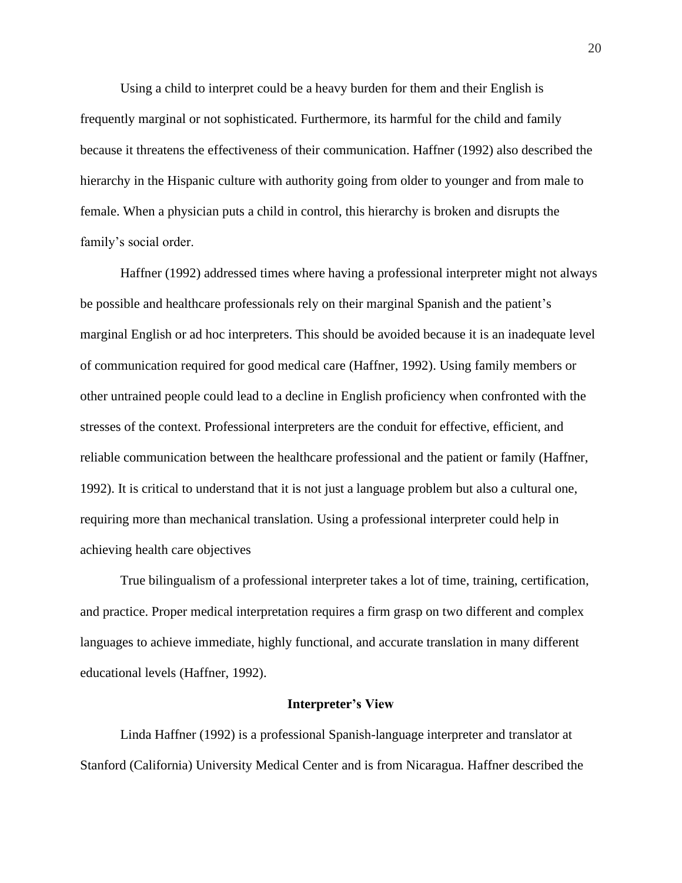Using a child to interpret could be a heavy burden for them and their English is frequently marginal or not sophisticated. Furthermore, its harmful for the child and family because it threatens the effectiveness of their communication. Haffner (1992) also described the hierarchy in the Hispanic culture with authority going from older to younger and from male to female. When a physician puts a child in control, this hierarchy is broken and disrupts the family's social order.

Haffner (1992) addressed times where having a professional interpreter might not always be possible and healthcare professionals rely on their marginal Spanish and the patient's marginal English or ad hoc interpreters. This should be avoided because it is an inadequate level of communication required for good medical care (Haffner, 1992). Using family members or other untrained people could lead to a decline in English proficiency when confronted with the stresses of the context. Professional interpreters are the conduit for effective, efficient, and reliable communication between the healthcare professional and the patient or family (Haffner, 1992). It is critical to understand that it is not just a language problem but also a cultural one, requiring more than mechanical translation. Using a professional interpreter could help in achieving health care objectives

True bilingualism of a professional interpreter takes a lot of time, training, certification, and practice. Proper medical interpretation requires a firm grasp on two different and complex languages to achieve immediate, highly functional, and accurate translation in many different educational levels (Haffner, 1992).

**Interpreter's View**

Linda Haffner (1992) is a professional Spanish-language interpreter and translator at Stanford (California) University Medical Center and is from Nicaragua. Haffner described the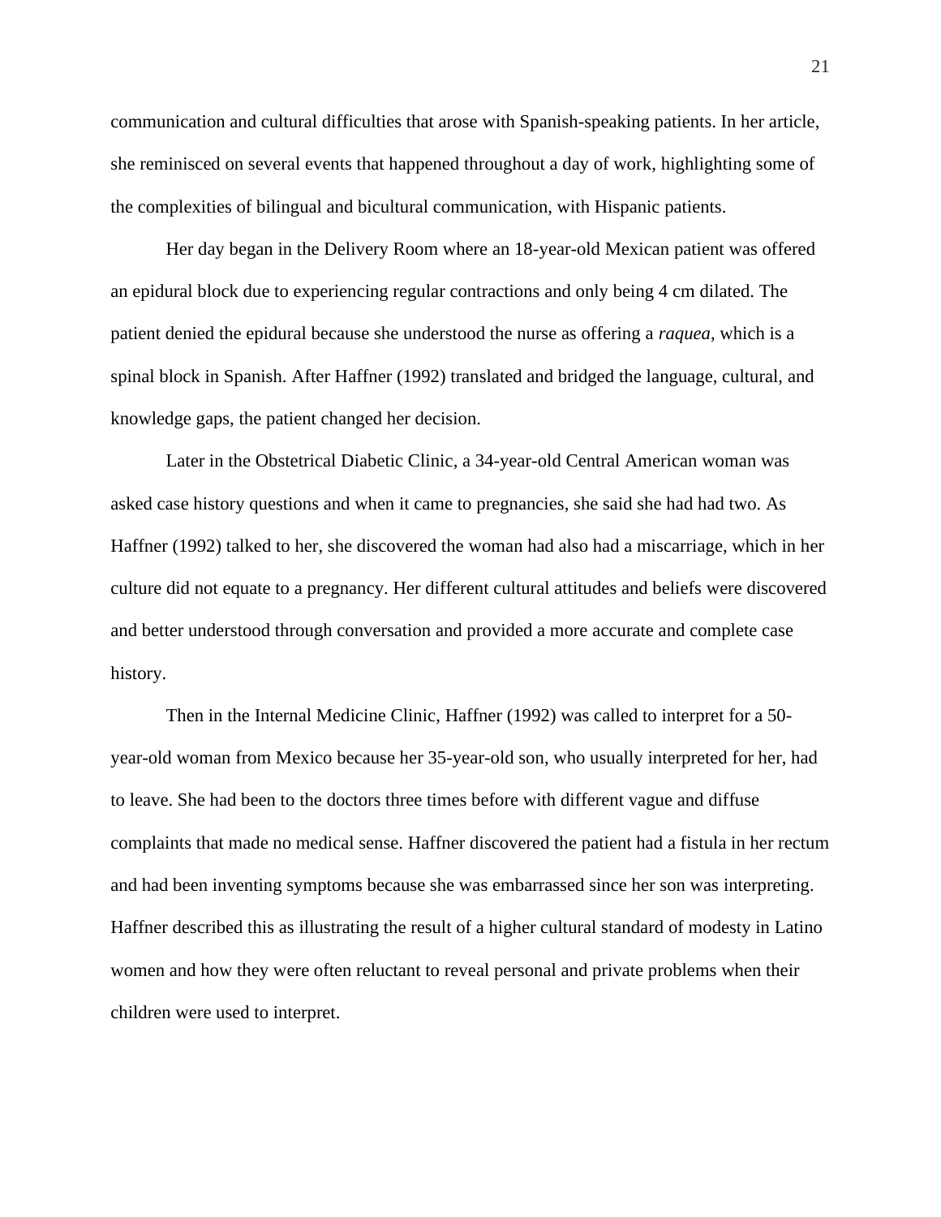communication and cultural difficulties that arose with Spanish-speaking patients. In her article, she reminisced on several events that happened throughout a day of work, highlighting some of the complexities of bilingual and bicultural communication, with Hispanic patients.

Her day began in the Delivery Room where an 18-year-old Mexican patient was offered an epidural block due to experiencing regular contractions and only being 4 cm dilated. The patient denied the epidural because she understood the nurse as offering a *raquea*, which is a spinal block in Spanish. After Haffner (1992) translated and bridged the language, cultural, and knowledge gaps, the patient changed her decision.

Later in the Obstetrical Diabetic Clinic, a 34-year-old Central American woman was asked case history questions and when it came to pregnancies, she said she had had two. As Haffner (1992) talked to her, she discovered the woman had also had a miscarriage, which in her culture did not equate to a pregnancy. Her different cultural attitudes and beliefs were discovered and better understood through conversation and provided a more accurate and complete case history.

Then in the Internal Medicine Clinic, Haffner (1992) was called to interpret for a 50-year-old woman from Mexico because her 35-year-old son, who usually interpreted for her, had to leave. She had been to the doctors three times before with different vague and diffuse complaints that made no medical sense. Haffner discovered the patient had a fistula in her rectum and had been inventing symptoms because she was embarrassed since her son was interpreting. Haffner described this as illustrating the result of a higher cultural standard of modesty in Latino women and how they were often reluctant to reveal personal and private problems when their children were used to interpret.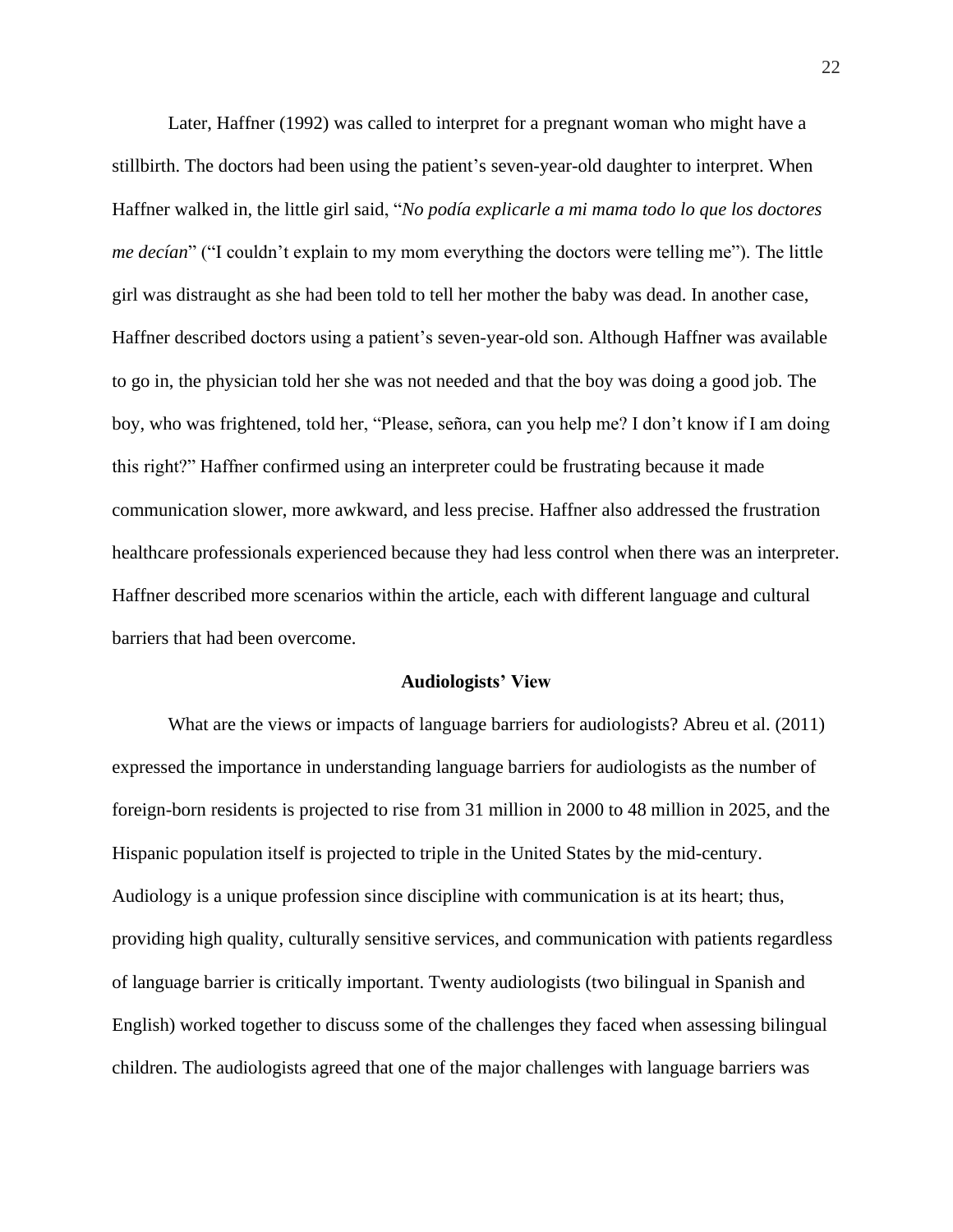Later, Haffner (1992) was called to interpret for a pregnant woman who might have a stillbirth. The doctors had been using the patient's seven-year-old daughter to interpret. When Haffner walked in, the little girl said, "*No podía explicarle a mi mama todo lo que los doctores me decían*" ("I couldn't explain to my mom everything the doctors were telling me"). The little girl was distraught as she had been told to tell her mother the baby was dead. In another case, Haffner described doctors using a patient's seven-year-old son. Although Haffner was available to go in, the physician told her she was not needed and that the boy was doing a good job. The boy, who was frightened, told her, "Please, señora, can you help me? I don't know if I am doing this right?" Haffner confirmed using an interpreter could be frustrating because it made communication slower, more awkward, and less precise. Haffner also addressed the frustration healthcare professionals experienced because they had less control when there was an interpreter. Haffner described more scenarios within the article, each with different language and cultural barriers that had been overcome.

## Audiologists' View

What are the views or impacts of language barriers for audiologists? Abreu et al. (2011) expressed the importance in understanding language barriers for audiologists as the number of foreign-born residents is projected to rise from 31 million in 2000 to 48 million in 2025, and the Hispanic population itself is projected to triple in the United States by the mid-century. Audiology is a unique profession since discipline with communication is at its heart; thus, providing high quality, culturally sensitive services, and communication with patients regardless of language barrier is critically important. Twenty audiologists (two bilingual in Spanish and English) worked together to discuss some of the challenges they faced when assessing bilingual children. The audiologists agreed that one of the major challenges with language barriers was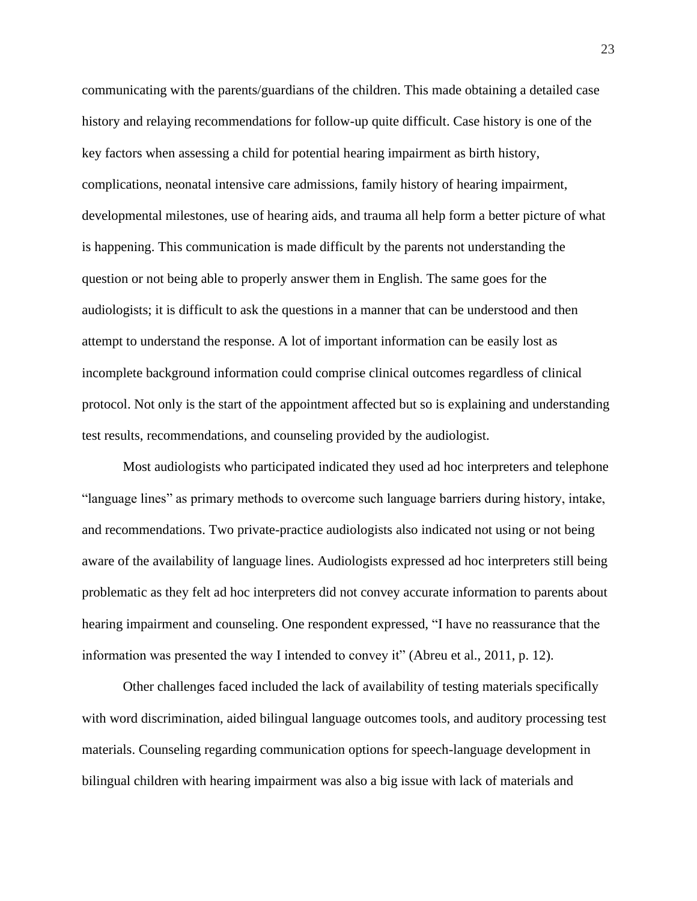communicating with the parents/guardians of the children. This made obtaining a detailed case history and relaying recommendations for follow-up quite difficult. Case history is one of the key factors when assessing a child for potential hearing impairment as birth history, complications, neonatal intensive care admissions, family history of hearing impairment, developmental milestones, use of hearing aids, and trauma all help form a better picture of what is happening. This communication is made difficult by the parents not understanding the question or not being able to properly answer them in English. The same goes for the audiologists; it is difficult to ask the questions in a manner that can be understood and then attempt to understand the response. A lot of important information can be easily lost as incomplete background information could comprise clinical outcomes regardless of clinical protocol. Not only is the start of the appointment affected but so is explaining and understanding test results, recommendations, and counseling provided by the audiologist.

Most audiologists who participated indicated they used ad hoc interpreters and telephone "language lines" as primary methods to overcome such language barriers during history, intake, and recommendations. Two private-practice audiologists also indicated not using or not being aware of the availability of language lines. Audiologists expressed ad hoc interpreters still being problematic as they felt ad hoc interpreters did not convey accurate information to parents about hearing impairment and counseling. One respondent expressed, "I have no reassurance that the information was presented the way I intended to convey it" (Abreu et al., 2011, p. 12).

Other challenges faced included the lack of availability of testing materials specifically with word discrimination, aided bilingual language outcomes tools, and auditory processing test materials. Counseling regarding communication options for speech-language development in bilingual children with hearing impairment was also a big issue with lack of materials and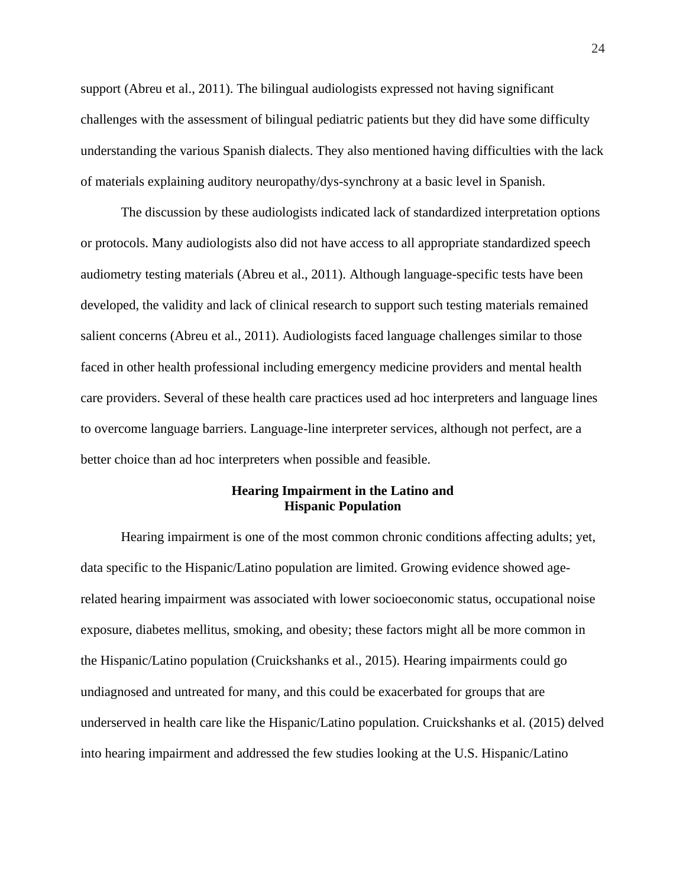support (Abreu et al., 2011). The bilingual audiologists expressed not having significant challenges with the assessment of bilingual pediatric patients but they did have some difficulty understanding the various Spanish dialects. They also mentioned having difficulties with the lack of materials explaining auditory neuropathy/dys-synchrony at a basic level in Spanish.

The discussion by these audiologists indicated lack of standardized interpretation options or protocols. Many audiologists also did not have access to all appropriate standardized speech audiometry testing materials (Abreu et al., 2011). Although language-specific tests have been developed, the validity and lack of clinical research to support such testing materials remained salient concerns (Abreu et al., 2011). Audiologists faced language challenges similar to those faced in other health professional including emergency medicine providers and mental health care providers. Several of these health care practices used ad hoc interpreters and language lines to overcome language barriers. Language-line interpreter services, although not perfect, are a better choice than ad hoc interpreters when possible and feasible.

## Hearing Impairment in the Latino and Hispanic Population

Hearing impairment is one of the most common chronic conditions affecting adults; yet, data specific to the Hispanic/Latino population are limited. Growing evidence showed age-related hearing impairment was associated with lower socioeconomic status, occupational noise exposure, diabetes mellitus, smoking, and obesity; these factors might all be more common in the Hispanic/Latino population (Cruickshanks et al., 2015). Hearing impairments could go undiagnosed and untreated for many, and this could be exacerbated for groups that are underserved in health care like the Hispanic/Latino population. Cruickshanks et al. (2015) delved into hearing impairment and addressed the few studies looking at the U.S. Hispanic/Latino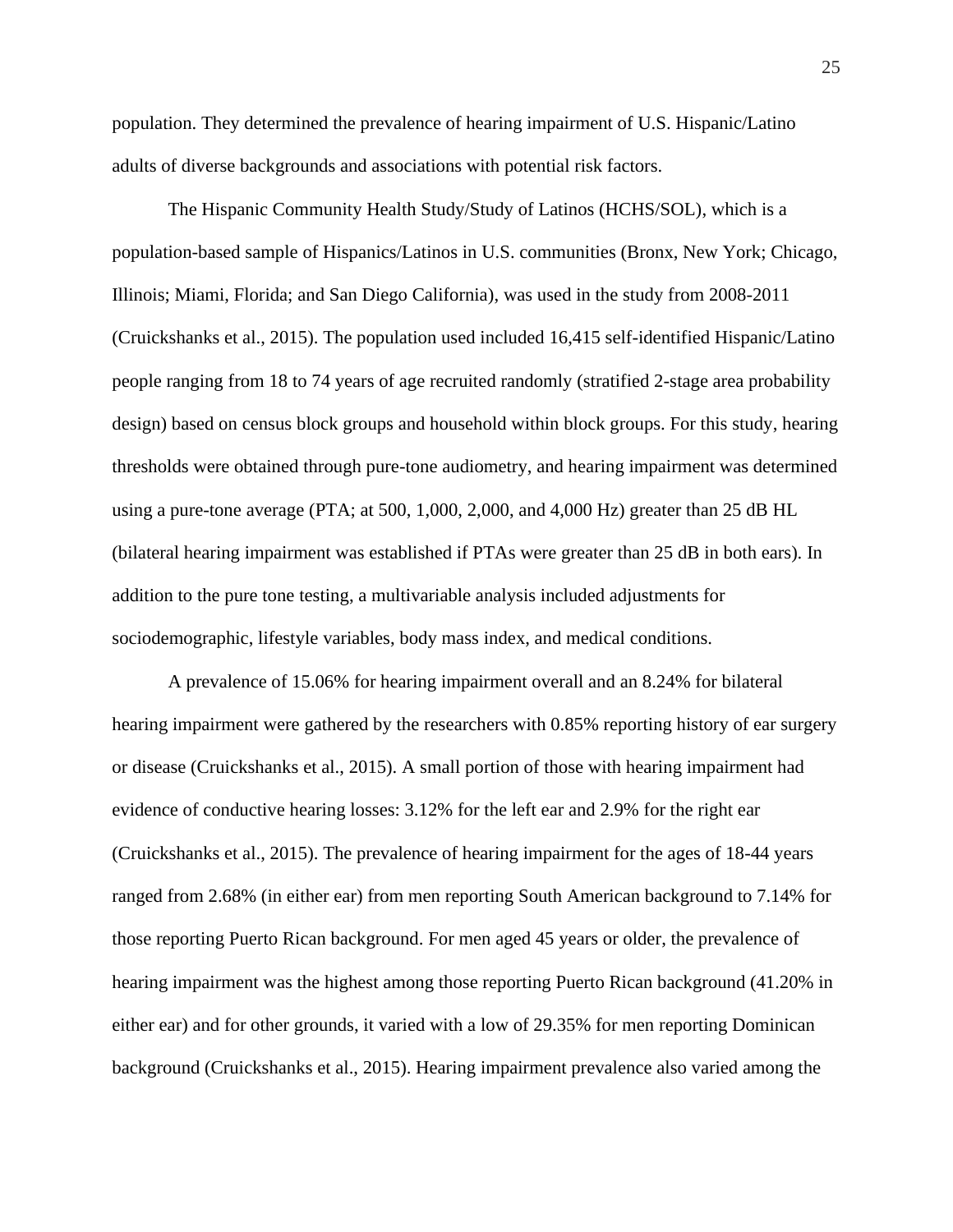population. They determined the prevalence of hearing impairment of U.S. Hispanic/Latino adults of diverse backgrounds and associations with potential risk factors.

The Hispanic Community Health Study/Study of Latinos (HCHS/SOL), which is a population-based sample of Hispanics/Latinos in U.S. communities (Bronx, New York; Chicago, Illinois; Miami, Florida; and San Diego California), was used in the study from 2008-2011 (Cruickshanks et al., 2015). The population used included 16,415 self-identified Hispanic/Latino people ranging from 18 to 74 years of age recruited randomly (stratified 2-stage area probability design) based on census block groups and household within block groups. For this study, hearing thresholds were obtained through pure-tone audiometry, and hearing impairment was determined using a pure-tone average (PTA; at 500, 1,000, 2,000, and 4,000 Hz) greater than 25 dB HL (bilateral hearing impairment was established if PTAs were greater than 25 dB in both ears). In addition to the pure tone testing, a multivariable analysis included adjustments for sociodemographic, lifestyle variables, body mass index, and medical conditions.

A prevalence of 15.06% for hearing impairment overall and an 8.24% for bilateral hearing impairment were gathered by the researchers with 0.85% reporting history of ear surgery or disease (Cruickshanks et al., 2015). A small portion of those with hearing impairment had evidence of conductive hearing losses: 3.12% for the left ear and 2.9% for the right ear (Cruickshanks et al., 2015). The prevalence of hearing impairment for the ages of 18-44 years ranged from 2.68% (in either ear) from men reporting South American background to 7.14% for those reporting Puerto Rican background. For men aged 45 years or older, the prevalence of hearing impairment was the highest among those reporting Puerto Rican background (41.20% in either ear) and for other grounds, it varied with a low of 29.35% for men reporting Dominican background (Cruickshanks et al., 2015). Hearing impairment prevalence also varied among the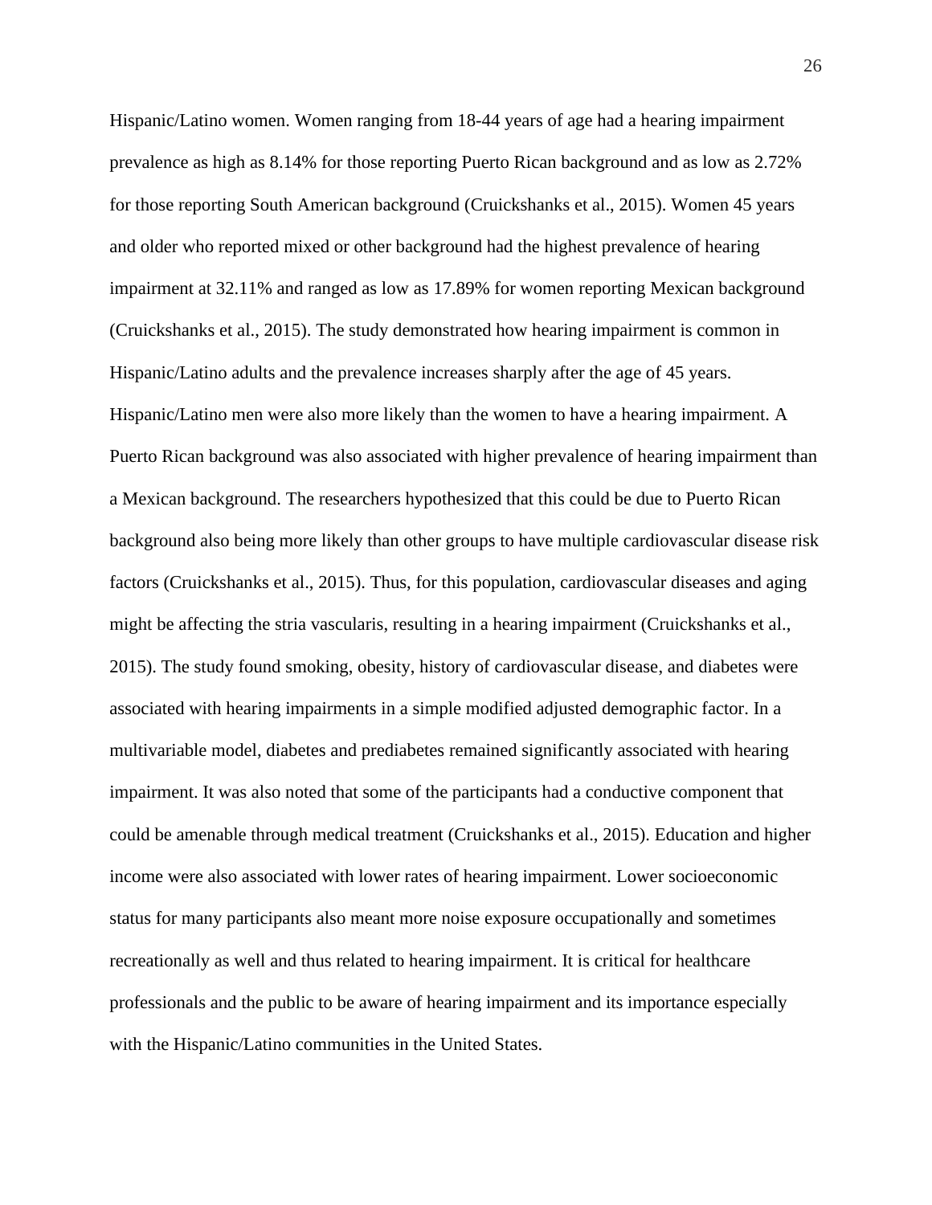Hispanic/Latino women. Women ranging from 18-44 years of age had a hearing impairment prevalence as high as 8.14% for those reporting Puerto Rican background and as low as 2.72% for those reporting South American background (Cruickshanks et al., 2015). Women 45 years and older who reported mixed or other background had the highest prevalence of hearing impairment at 32.11% and ranged as low as 17.89% for women reporting Mexican background (Cruickshanks et al., 2015). The study demonstrated how hearing impairment is common in Hispanic/Latino adults and the prevalence increases sharply after the age of 45 years. Hispanic/Latino men were also more likely than the women to have a hearing impairment. A Puerto Rican background was also associated with higher prevalence of hearing impairment than a Mexican background. The researchers hypothesized that this could be due to Puerto Rican background also being more likely than other groups to have multiple cardiovascular disease risk factors (Cruickshanks et al., 2015). Thus, for this population, cardiovascular diseases and aging might be affecting the stria vascularis, resulting in a hearing impairment (Cruickshanks et al., 2015). The study found smoking, obesity, history of cardiovascular disease, and diabetes were associated with hearing impairments in a simple modified adjusted demographic factor. In a multivariable model, diabetes and prediabetes remained significantly associated with hearing impairment. It was also noted that some of the participants had a conductive component that could be amenable through medical treatment (Cruickshanks et al., 2015). Education and higher income were also associated with lower rates of hearing impairment. Lower socioeconomic status for many participants also meant more noise exposure occupationally and sometimes recreationally as well and thus related to hearing impairment. It is critical for healthcare professionals and the public to be aware of hearing impairment and its importance especially with the Hispanic/Latino communities in the United States.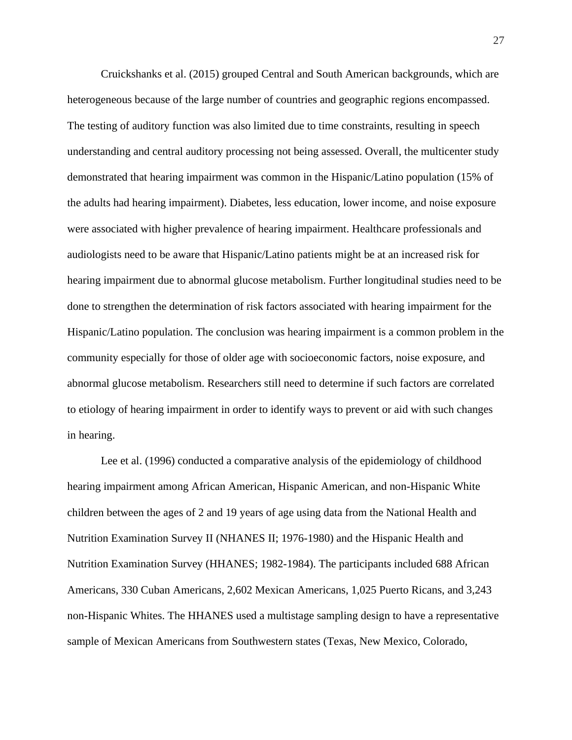Cruickshanks et al. (2015) grouped Central and South American backgrounds, which are heterogeneous because of the large number of countries and geographic regions encompassed. The testing of auditory function was also limited due to time constraints, resulting in speech understanding and central auditory processing not being assessed. Overall, the multicenter study demonstrated that hearing impairment was common in the Hispanic/Latino population (15% of the adults had hearing impairment). Diabetes, less education, lower income, and noise exposure were associated with higher prevalence of hearing impairment. Healthcare professionals and audiologists need to be aware that Hispanic/Latino patients might be at an increased risk for hearing impairment due to abnormal glucose metabolism. Further longitudinal studies need to be done to strengthen the determination of risk factors associated with hearing impairment for the Hispanic/Latino population. The conclusion was hearing impairment is a common problem in the community especially for those of older age with socioeconomic factors, noise exposure, and abnormal glucose metabolism. Researchers still need to determine if such factors are correlated to etiology of hearing impairment in order to identify ways to prevent or aid with such changes in hearing.

Lee et al. (1996) conducted a comparative analysis of the epidemiology of childhood hearing impairment among African American, Hispanic American, and non-Hispanic White children between the ages of 2 and 19 years of age using data from the National Health and Nutrition Examination Survey II (NHANES II; 1976-1980) and the Hispanic Health and Nutrition Examination Survey (HHANES; 1982-1984). The participants included 688 African Americans, 330 Cuban Americans, 2,602 Mexican Americans, 1,025 Puerto Ricans, and 3,243 non-Hispanic Whites. The HHANES used a multistage sampling design to have a representative sample of Mexican Americans from Southwestern states (Texas, New Mexico, Colorado,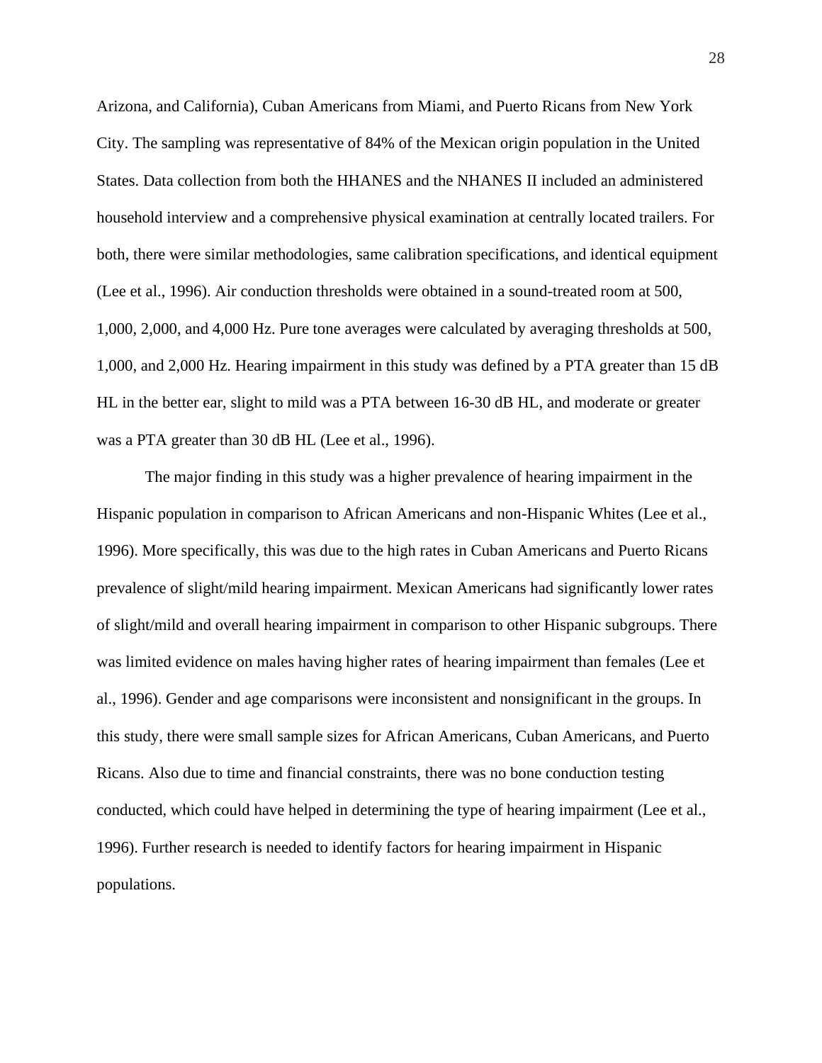Arizona, and California), Cuban Americans from Miami, and Puerto Ricans from New York City. The sampling was representative of 84% of the Mexican origin population in the United States. Data collection from both the HHANES and the NHANES II included an administered household interview and a comprehensive physical examination at centrally located trailers. For both, there were similar methodologies, same calibration specifications, and identical equipment (Lee et al., 1996). Air conduction thresholds were obtained in a sound-treated room at 500, 1,000, 2,000, and 4,000 Hz. Pure tone averages were calculated by averaging thresholds at 500, 1,000, and 2,000 Hz. Hearing impairment in this study was defined by a PTA greater than 15 dB HL in the better ear, slight to mild was a PTA between 16-30 dB HL, and moderate or greater was a PTA greater than 30 dB HL (Lee et al., 1996).

The major finding in this study was a higher prevalence of hearing impairment in the Hispanic population in comparison to African Americans and non-Hispanic Whites (Lee et al., 1996). More specifically, this was due to the high rates in Cuban Americans and Puerto Ricans prevalence of slight/mild hearing impairment. Mexican Americans had significantly lower rates of slight/mild and overall hearing impairment in comparison to other Hispanic subgroups. There was limited evidence on males having higher rates of hearing impairment than females (Lee et al., 1996). Gender and age comparisons were inconsistent and nonsignificant in the groups. In this study, there were small sample sizes for African Americans, Cuban Americans, and Puerto Ricans. Also due to time and financial constraints, there was no bone conduction testing conducted, which could have helped in determining the type of hearing impairment (Lee et al., 1996). Further research is needed to identify factors for hearing impairment in Hispanic populations.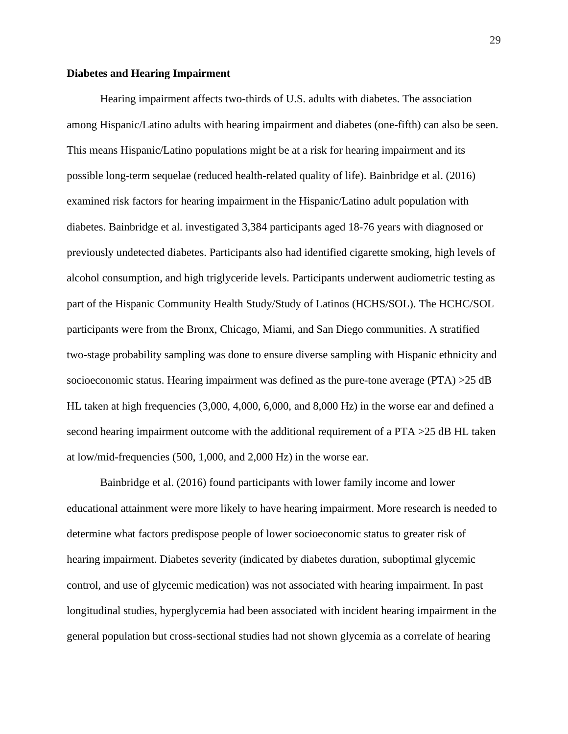**Diabetes and Hearing Impairment**

Hearing impairment affects two-thirds of U.S. adults with diabetes. The association among Hispanic/Latino adults with hearing impairment and diabetes (one-fifth) can also be seen. This means Hispanic/Latino populations might be at a risk for hearing impairment and its possible long-term sequelae (reduced health-related quality of life). Bainbridge et al. (2016) examined risk factors for hearing impairment in the Hispanic/Latino adult population with diabetes. Bainbridge et al. investigated 3,384 participants aged 18-76 years with diagnosed or previously undetected diabetes. Participants also had identified cigarette smoking, high levels of alcohol consumption, and high triglyceride levels. Participants underwent audiometric testing as part of the Hispanic Community Health Study/Study of Latinos (HCHS/SOL). The HCHC/SOL participants were from the Bronx, Chicago, Miami, and San Diego communities. A stratified two-stage probability sampling was done to ensure diverse sampling with Hispanic ethnicity and socioeconomic status. Hearing impairment was defined as the pure-tone average (PTA) >25 dB HL taken at high frequencies (3,000, 4,000, 6,000, and 8,000 Hz) in the worse ear and defined a second hearing impairment outcome with the additional requirement of a PTA >25 dB HL taken at low/mid-frequencies (500, 1,000, and 2,000 Hz) in the worse ear.

Bainbridge et al. (2016) found participants with lower family income and lower educational attainment were more likely to have hearing impairment. More research is needed to determine what factors predispose people of lower socioeconomic status to greater risk of hearing impairment. Diabetes severity (indicated by diabetes duration, suboptimal glycemic control, and use of glycemic medication) was not associated with hearing impairment. In past longitudinal studies, hyperglycemia had been associated with incident hearing impairment in the general population but cross-sectional studies had not shown glycemia as a correlate of hearing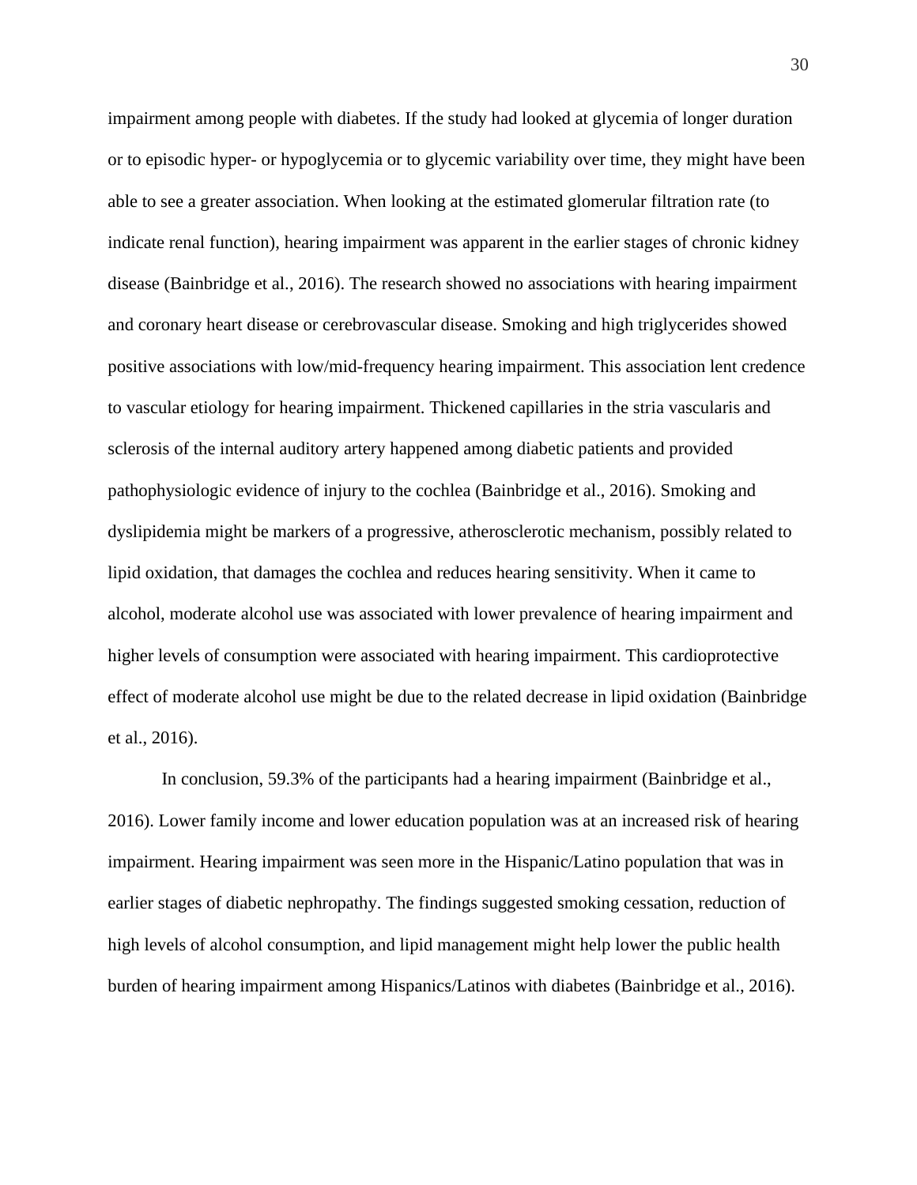impairment among people with diabetes. If the study had looked at glycemia of longer duration or to episodic hyper- or hypoglycemia or to glycemic variability over time, they might have been able to see a greater association. When looking at the estimated glomerular filtration rate (to indicate renal function), hearing impairment was apparent in the earlier stages of chronic kidney disease (Bainbridge et al., 2016). The research showed no associations with hearing impairment and coronary heart disease or cerebrovascular disease. Smoking and high triglycerides showed positive associations with low/mid-frequency hearing impairment. This association lent credence to vascular etiology for hearing impairment. Thickened capillaries in the stria vascularis and sclerosis of the internal auditory artery happened among diabetic patients and provided pathophysiologic evidence of injury to the cochlea (Bainbridge et al., 2016). Smoking and dyslipidemia might be markers of a progressive, atherosclerotic mechanism, possibly related to lipid oxidation, that damages the cochlea and reduces hearing sensitivity. When it came to alcohol, moderate alcohol use was associated with lower prevalence of hearing impairment and higher levels of consumption were associated with hearing impairment. This cardioprotective effect of moderate alcohol use might be due to the related decrease in lipid oxidation (Bainbridge et al., 2016).

In conclusion, 59.3% of the participants had a hearing impairment (Bainbridge et al., 2016). Lower family income and lower education population was at an increased risk of hearing impairment. Hearing impairment was seen more in the Hispanic/Latino population that was in earlier stages of diabetic nephropathy. The findings suggested smoking cessation, reduction of high levels of alcohol consumption, and lipid management might help lower the public health burden of hearing impairment among Hispanics/Latinos with diabetes (Bainbridge et al., 2016).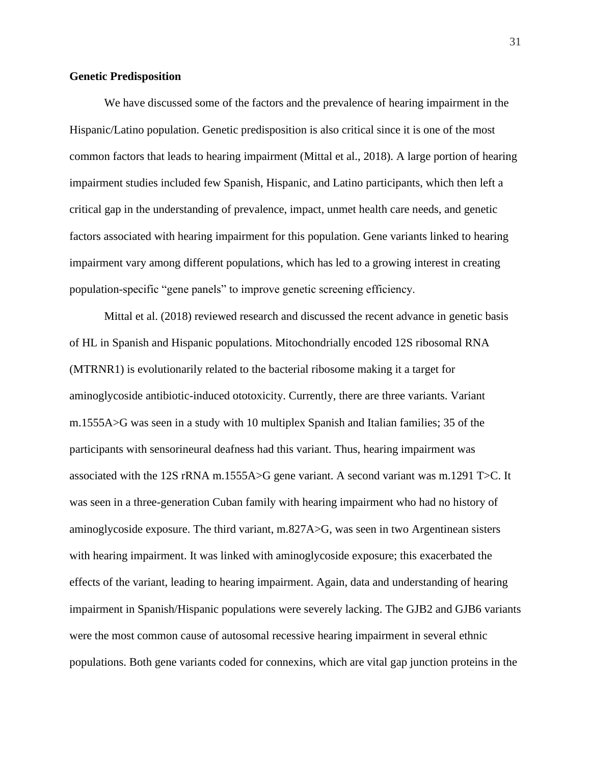**Genetic Predisposition**

We have discussed some of the factors and the prevalence of hearing impairment in the Hispanic/Latino population. Genetic predisposition is also critical since it is one of the most common factors that leads to hearing impairment (Mittal et al., 2018). A large portion of hearing impairment studies included few Spanish, Hispanic, and Latino participants, which then left a critical gap in the understanding of prevalence, impact, unmet health care needs, and genetic factors associated with hearing impairment for this population. Gene variants linked to hearing impairment vary among different populations, which has led to a growing interest in creating population-specific "gene panels" to improve genetic screening efficiency.

Mittal et al. (2018) reviewed research and discussed the recent advance in genetic basis of HL in Spanish and Hispanic populations. Mitochondrially encoded 12S ribosomal RNA (MTRNR1) is evolutionarily related to the bacterial ribosome making it a target for aminoglycoside antibiotic-induced ototoxicity. Currently, there are three variants. Variant m.1555A>G was seen in a study with 10 multiplex Spanish and Italian families; 35 of the participants with sensorineural deafness had this variant. Thus, hearing impairment was associated with the 12S rRNA m.1555A>G gene variant. A second variant was m.1291 T>C. It was seen in a three-generation Cuban family with hearing impairment who had no history of aminoglycoside exposure. The third variant, m.827A>G, was seen in two Argentinean sisters with hearing impairment. It was linked with aminoglycoside exposure; this exacerbated the effects of the variant, leading to hearing impairment. Again, data and understanding of hearing impairment in Spanish/Hispanic populations were severely lacking. The GJB2 and GJB6 variants were the most common cause of autosomal recessive hearing impairment in several ethnic populations. Both gene variants coded for connexins, which are vital gap junction proteins in the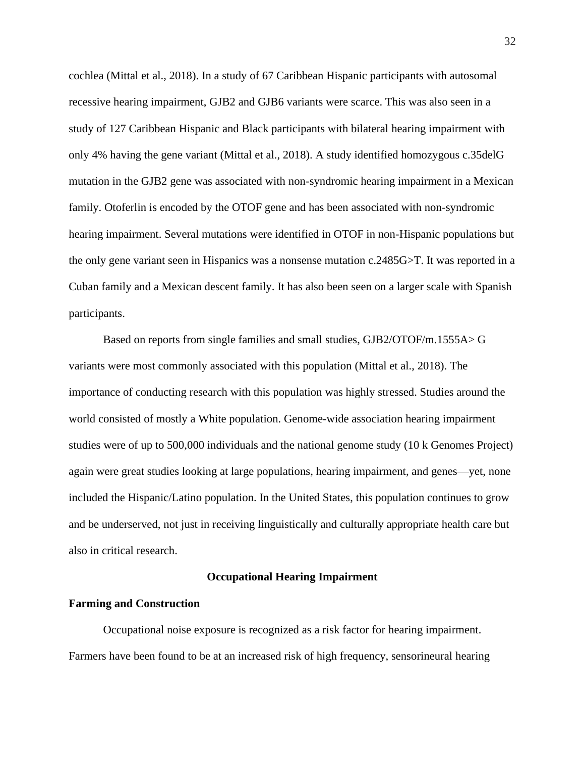cochlea (Mittal et al., 2018). In a study of 67 Caribbean Hispanic participants with autosomal recessive hearing impairment, GJB2 and GJB6 variants were scarce. This was also seen in a study of 127 Caribbean Hispanic and Black participants with bilateral hearing impairment with only 4% having the gene variant (Mittal et al., 2018). A study identified homozygous c.35delG mutation in the GJB2 gene was associated with non-syndromic hearing impairment in a Mexican family. Otoferlin is encoded by the OTOF gene and has been associated with non-syndromic hearing impairment. Several mutations were identified in OTOF in non-Hispanic populations but the only gene variant seen in Hispanics was a nonsense mutation c.2485G>T. It was reported in a Cuban family and a Mexican descent family. It has also been seen on a larger scale with Spanish participants.

Based on reports from single families and small studies, GJB2/OTOF/m.1555A> G variants were most commonly associated with this population (Mittal et al., 2018). The importance of conducting research with this population was highly stressed. Studies around the world consisted of mostly a White population. Genome-wide association hearing impairment studies were of up to 500,000 individuals and the national genome study (10 k Genomes Project) again were great studies looking at large populations, hearing impairment, and genes—yet, none included the Hispanic/Latino population. In the United States, this population continues to grow and be underserved, not just in receiving linguistically and culturally appropriate health care but also in critical research.

## Occupational Hearing Impairment

### Farming and Construction

Occupational noise exposure is recognized as a risk factor for hearing impairment. Farmers have been found to be at an increased risk of high frequency, sensorineural hearing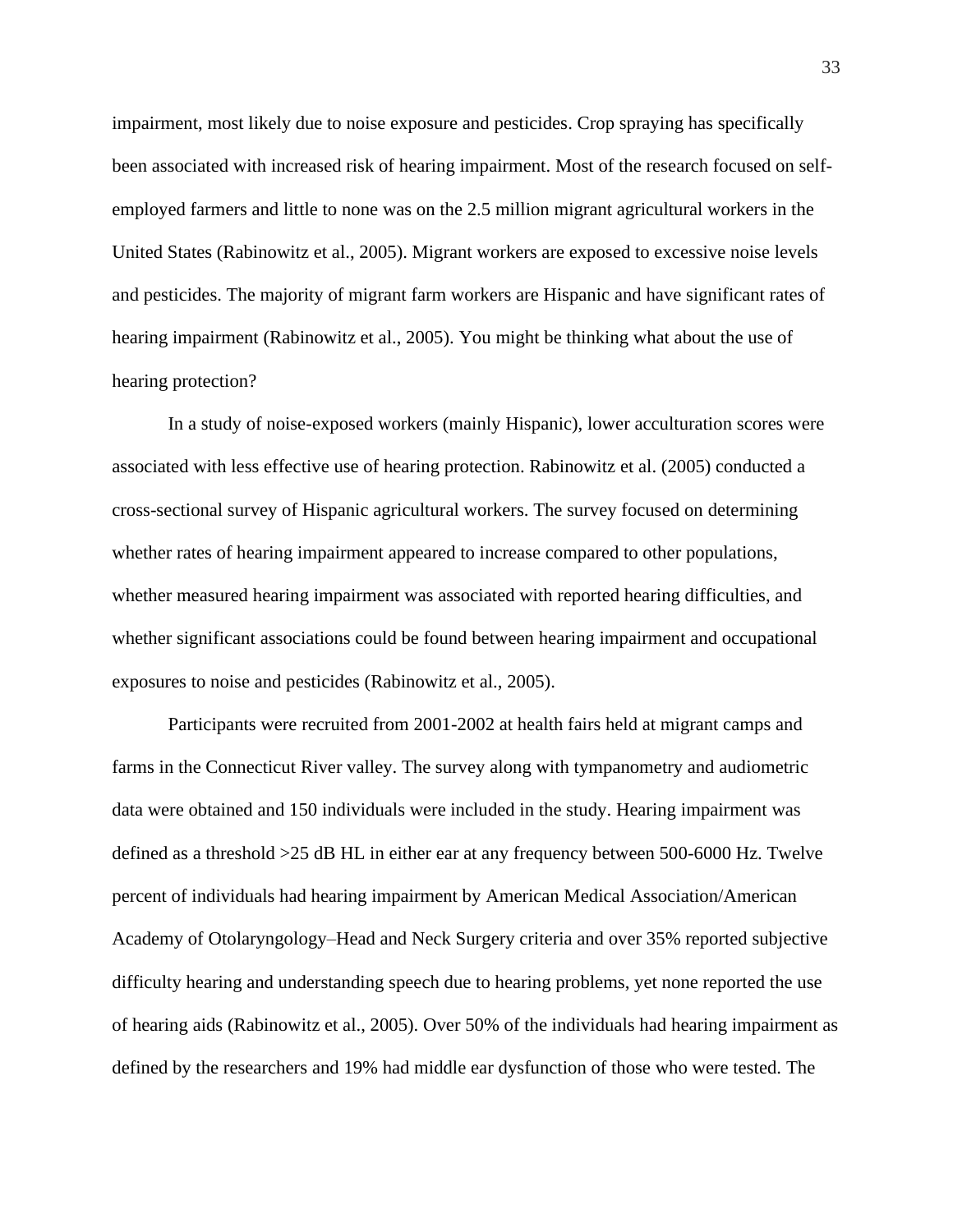impairment, most likely due to noise exposure and pesticides. Crop spraying has specifically been associated with increased risk of hearing impairment. Most of the research focused on self-employed farmers and little to none was on the 2.5 million migrant agricultural workers in the United States (Rabinowitz et al., 2005). Migrant workers are exposed to excessive noise levels and pesticides. The majority of migrant farm workers are Hispanic and have significant rates of hearing impairment (Rabinowitz et al., 2005). You might be thinking what about the use of hearing protection?

In a study of noise-exposed workers (mainly Hispanic), lower acculturation scores were associated with less effective use of hearing protection. Rabinowitz et al. (2005) conducted a cross-sectional survey of Hispanic agricultural workers. The survey focused on determining whether rates of hearing impairment appeared to increase compared to other populations, whether measured hearing impairment was associated with reported hearing difficulties, and whether significant associations could be found between hearing impairment and occupational exposures to noise and pesticides (Rabinowitz et al., 2005).

Participants were recruited from 2001-2002 at health fairs held at migrant camps and farms in the Connecticut River valley. The survey along with tympanometry and audiometric data were obtained and 150 individuals were included in the study. Hearing impairment was defined as a threshold >25 dB HL in either ear at any frequency between 500-6000 Hz. Twelve percent of individuals had hearing impairment by American Medical Association/American Academy of Otolaryngology–Head and Neck Surgery criteria and over 35% reported subjective difficulty hearing and understanding speech due to hearing problems, yet none reported the use of hearing aids (Rabinowitz et al., 2005). Over 50% of the individuals had hearing impairment as defined by the researchers and 19% had middle ear dysfunction of those who were tested. The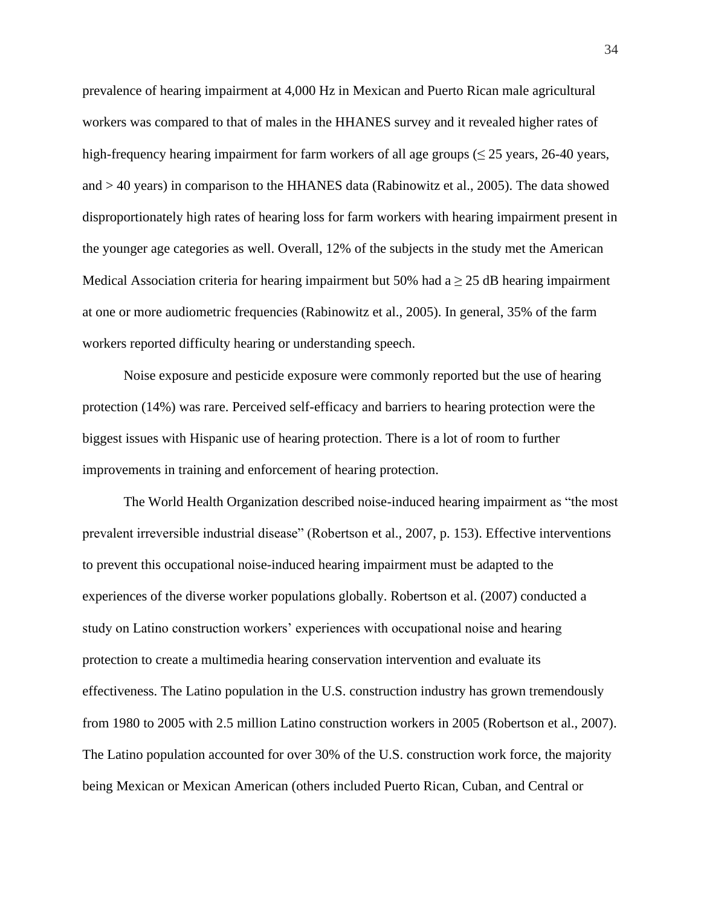prevalence of hearing impairment at 4,000 Hz in Mexican and Puerto Rican male agricultural workers was compared to that of males in the HHANES survey and it revealed higher rates of high-frequency hearing impairment for farm workers of all age groups (≤ 25 years, 26-40 years, and > 40 years) in comparison to the HHANES data (Rabinowitz et al., 2005). The data showed disproportionately high rates of hearing loss for farm workers with hearing impairment present in the younger age categories as well. Overall, 12% of the subjects in the study met the American Medical Association criteria for hearing impairment but 50% had a ≥ 25 dB hearing impairment at one or more audiometric frequencies (Rabinowitz et al., 2005). In general, 35% of the farm workers reported difficulty hearing or understanding speech.

Noise exposure and pesticide exposure were commonly reported but the use of hearing protection (14%) was rare. Perceived self-efficacy and barriers to hearing protection were the biggest issues with Hispanic use of hearing protection. There is a lot of room to further improvements in training and enforcement of hearing protection.

The World Health Organization described noise-induced hearing impairment as "the most prevalent irreversible industrial disease" (Robertson et al., 2007, p. 153). Effective interventions to prevent this occupational noise-induced hearing impairment must be adapted to the experiences of the diverse worker populations globally. Robertson et al. (2007) conducted a study on Latino construction workers' experiences with occupational noise and hearing protection to create a multimedia hearing conservation intervention and evaluate its effectiveness. The Latino population in the U.S. construction industry has grown tremendously from 1980 to 2005 with 2.5 million Latino construction workers in 2005 (Robertson et al., 2007). The Latino population accounted for over 30% of the U.S. construction work force, the majority being Mexican or Mexican American (others included Puerto Rican, Cuban, and Central or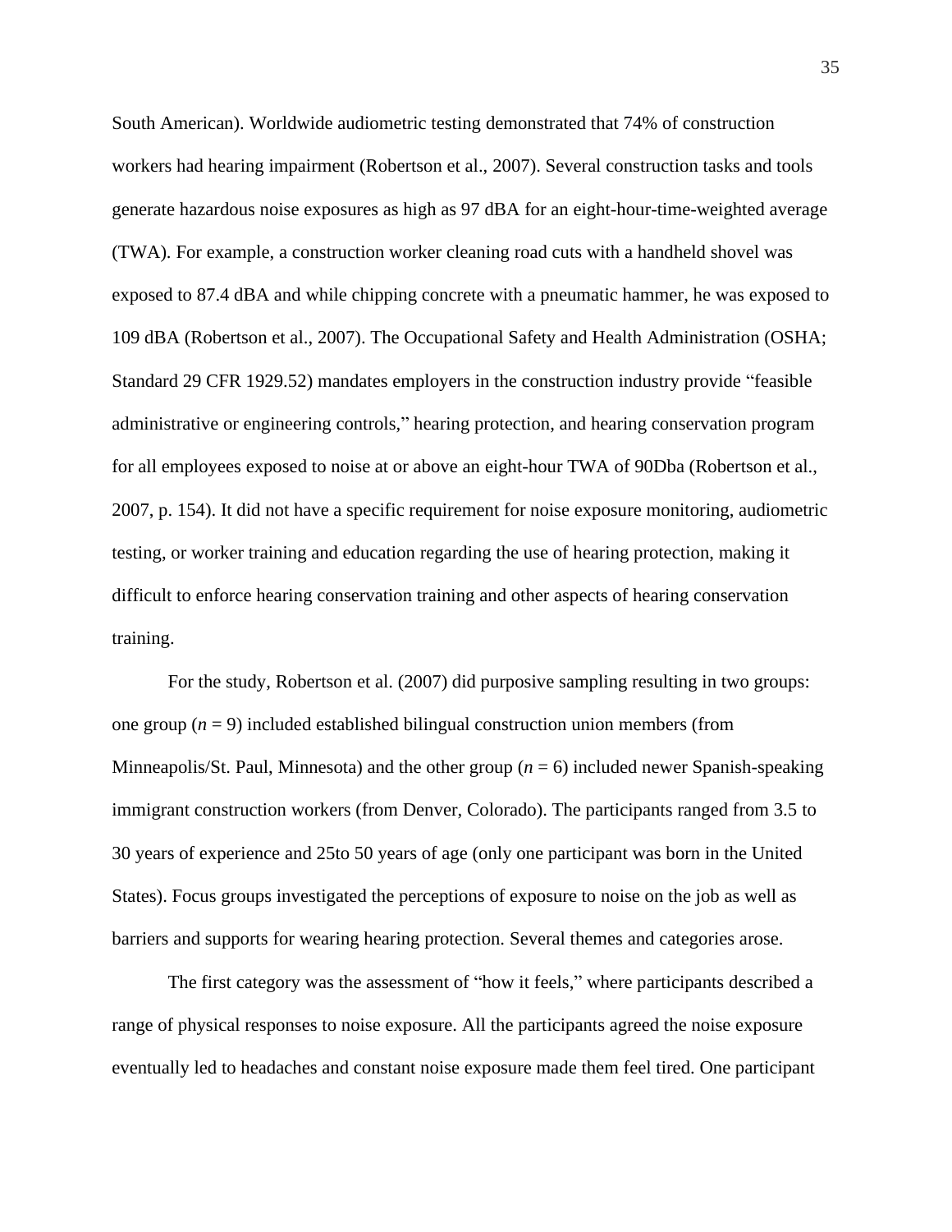South American). Worldwide audiometric testing demonstrated that 74% of construction workers had hearing impairment (Robertson et al., 2007). Several construction tasks and tools generate hazardous noise exposures as high as 97 dBA for an eight-hour-time-weighted average (TWA). For example, a construction worker cleaning road cuts with a handheld shovel was exposed to 87.4 dBA and while chipping concrete with a pneumatic hammer, he was exposed to 109 dBA (Robertson et al., 2007). The Occupational Safety and Health Administration (OSHA; Standard 29 CFR 1929.52) mandates employers in the construction industry provide "feasible administrative or engineering controls," hearing protection, and hearing conservation program for all employees exposed to noise at or above an eight-hour TWA of 90Dba (Robertson et al., 2007, p. 154). It did not have a specific requirement for noise exposure monitoring, audiometric testing, or worker training and education regarding the use of hearing protection, making it difficult to enforce hearing conservation training and other aspects of hearing conservation training.

For the study, Robertson et al. (2007) did purposive sampling resulting in two groups: one group (*n* = 9) included established bilingual construction union members (from Minneapolis/St. Paul, Minnesota) and the other group (*n* = 6) included newer Spanish-speaking immigrant construction workers (from Denver, Colorado). The participants ranged from 3.5 to 30 years of experience and 25to 50 years of age (only one participant was born in the United States). Focus groups investigated the perceptions of exposure to noise on the job as well as barriers and supports for wearing hearing protection. Several themes and categories arose.

The first category was the assessment of "how it feels," where participants described a range of physical responses to noise exposure. All the participants agreed the noise exposure eventually led to headaches and constant noise exposure made them feel tired. One participant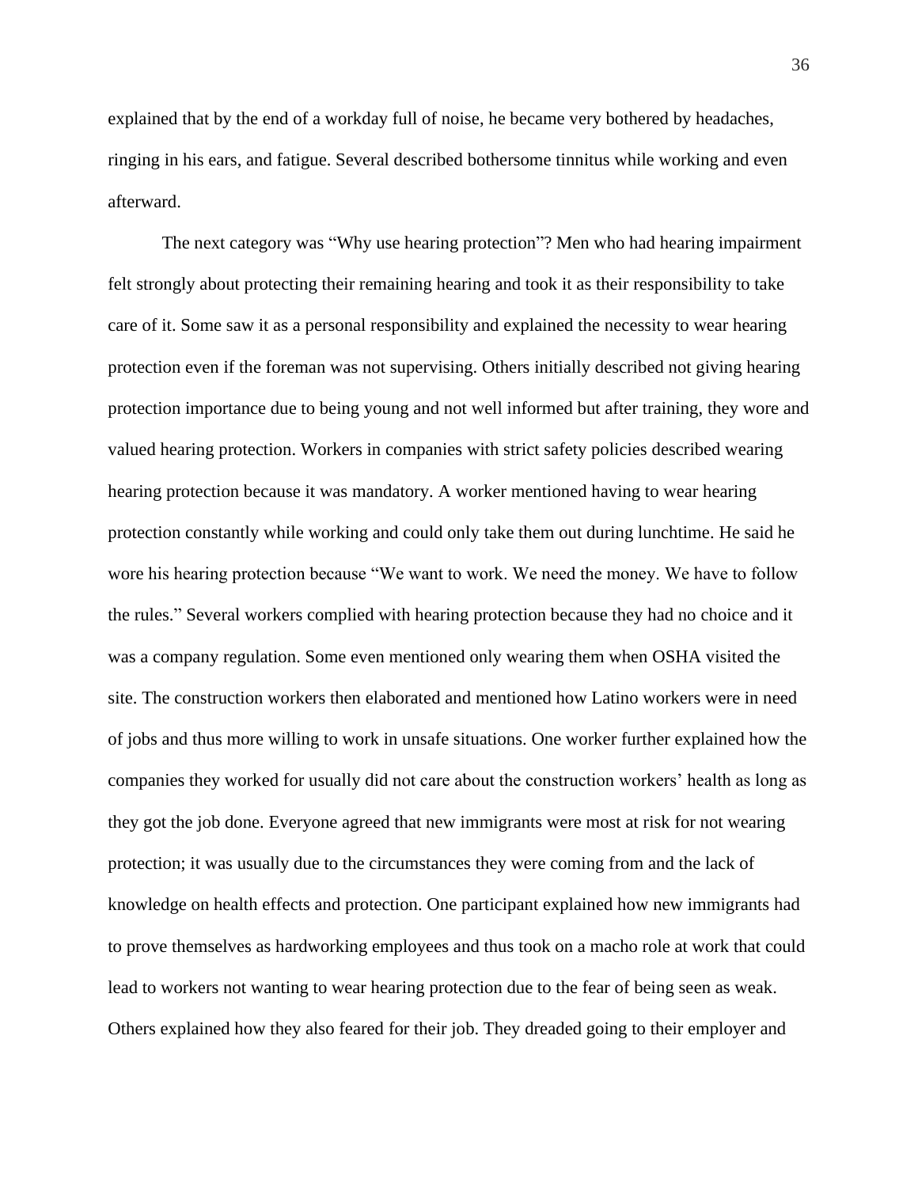explained that by the end of a workday full of noise, he became very bothered by headaches, ringing in his ears, and fatigue. Several described bothersome tinnitus while working and even afterward.

The next category was "Why use hearing protection"? Men who had hearing impairment felt strongly about protecting their remaining hearing and took it as their responsibility to take care of it. Some saw it as a personal responsibility and explained the necessity to wear hearing protection even if the foreman was not supervising. Others initially described not giving hearing protection importance due to being young and not well informed but after training, they wore and valued hearing protection. Workers in companies with strict safety policies described wearing hearing protection because it was mandatory. A worker mentioned having to wear hearing protection constantly while working and could only take them out during lunchtime. He said he wore his hearing protection because "We want to work. We need the money. We have to follow the rules." Several workers complied with hearing protection because they had no choice and it was a company regulation. Some even mentioned only wearing them when OSHA visited the site. The construction workers then elaborated and mentioned how Latino workers were in need of jobs and thus more willing to work in unsafe situations. One worker further explained how the companies they worked for usually did not care about the construction workers' health as long as they got the job done. Everyone agreed that new immigrants were most at risk for not wearing protection; it was usually due to the circumstances they were coming from and the lack of knowledge on health effects and protection. One participant explained how new immigrants had to prove themselves as hardworking employees and thus took on a macho role at work that could lead to workers not wanting to wear hearing protection due to the fear of being seen as weak. Others explained how they also feared for their job. They dreaded going to their employer and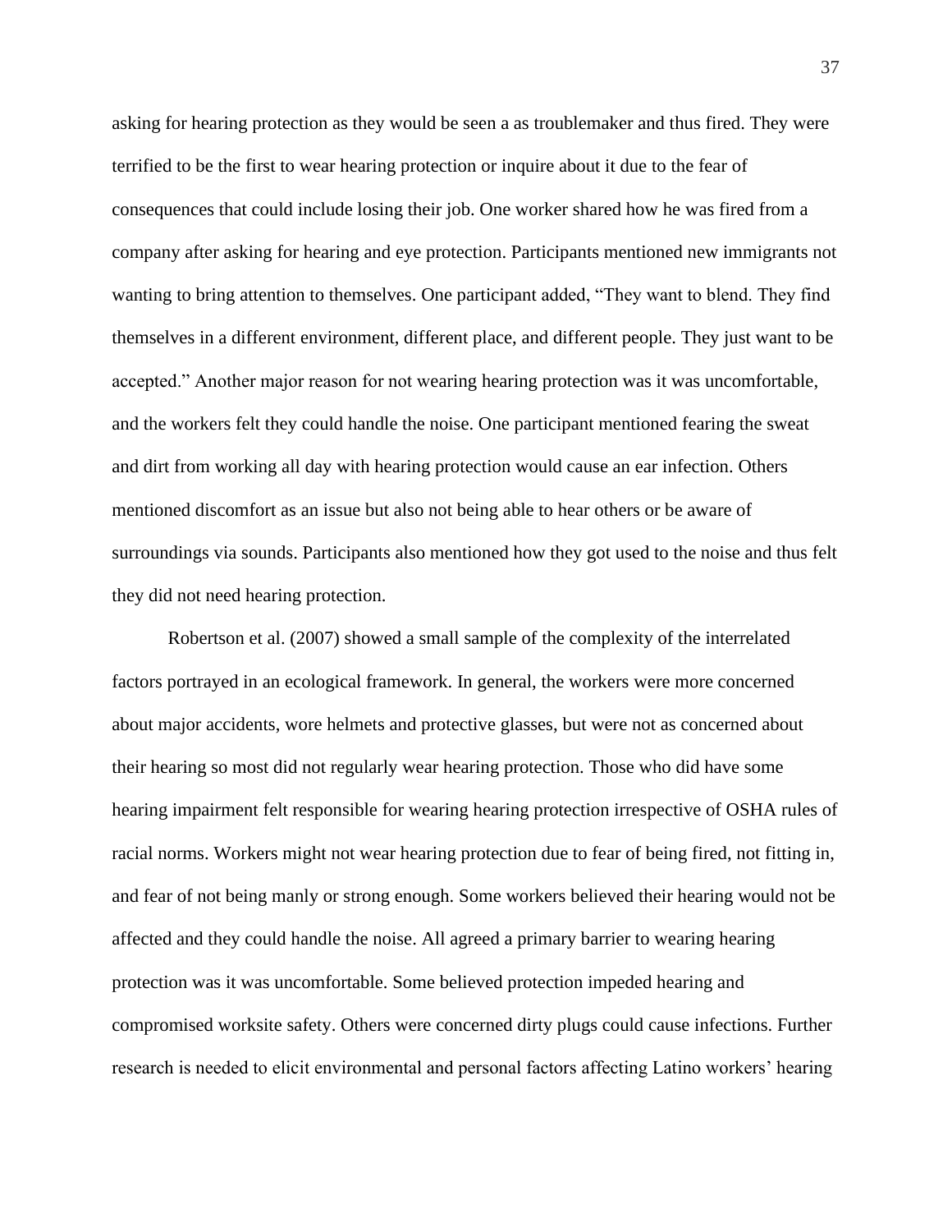asking for hearing protection as they would be seen a as troublemaker and thus fired. They were terrified to be the first to wear hearing protection or inquire about it due to the fear of consequences that could include losing their job. One worker shared how he was fired from a company after asking for hearing and eye protection. Participants mentioned new immigrants not wanting to bring attention to themselves. One participant added, "They want to blend. They find themselves in a different environment, different place, and different people. They just want to be accepted." Another major reason for not wearing hearing protection was it was uncomfortable, and the workers felt they could handle the noise. One participant mentioned fearing the sweat and dirt from working all day with hearing protection would cause an ear infection. Others mentioned discomfort as an issue but also not being able to hear others or be aware of surroundings via sounds. Participants also mentioned how they got used to the noise and thus felt they did not need hearing protection.

Robertson et al. (2007) showed a small sample of the complexity of the interrelated factors portrayed in an ecological framework. In general, the workers were more concerned about major accidents, wore helmets and protective glasses, but were not as concerned about their hearing so most did not regularly wear hearing protection. Those who did have some hearing impairment felt responsible for wearing hearing protection irrespective of OSHA rules of racial norms. Workers might not wear hearing protection due to fear of being fired, not fitting in, and fear of not being manly or strong enough. Some workers believed their hearing would not be affected and they could handle the noise. All agreed a primary barrier to wearing hearing protection was it was uncomfortable. Some believed protection impeded hearing and compromised worksite safety. Others were concerned dirty plugs could cause infections. Further research is needed to elicit environmental and personal factors affecting Latino workers' hearing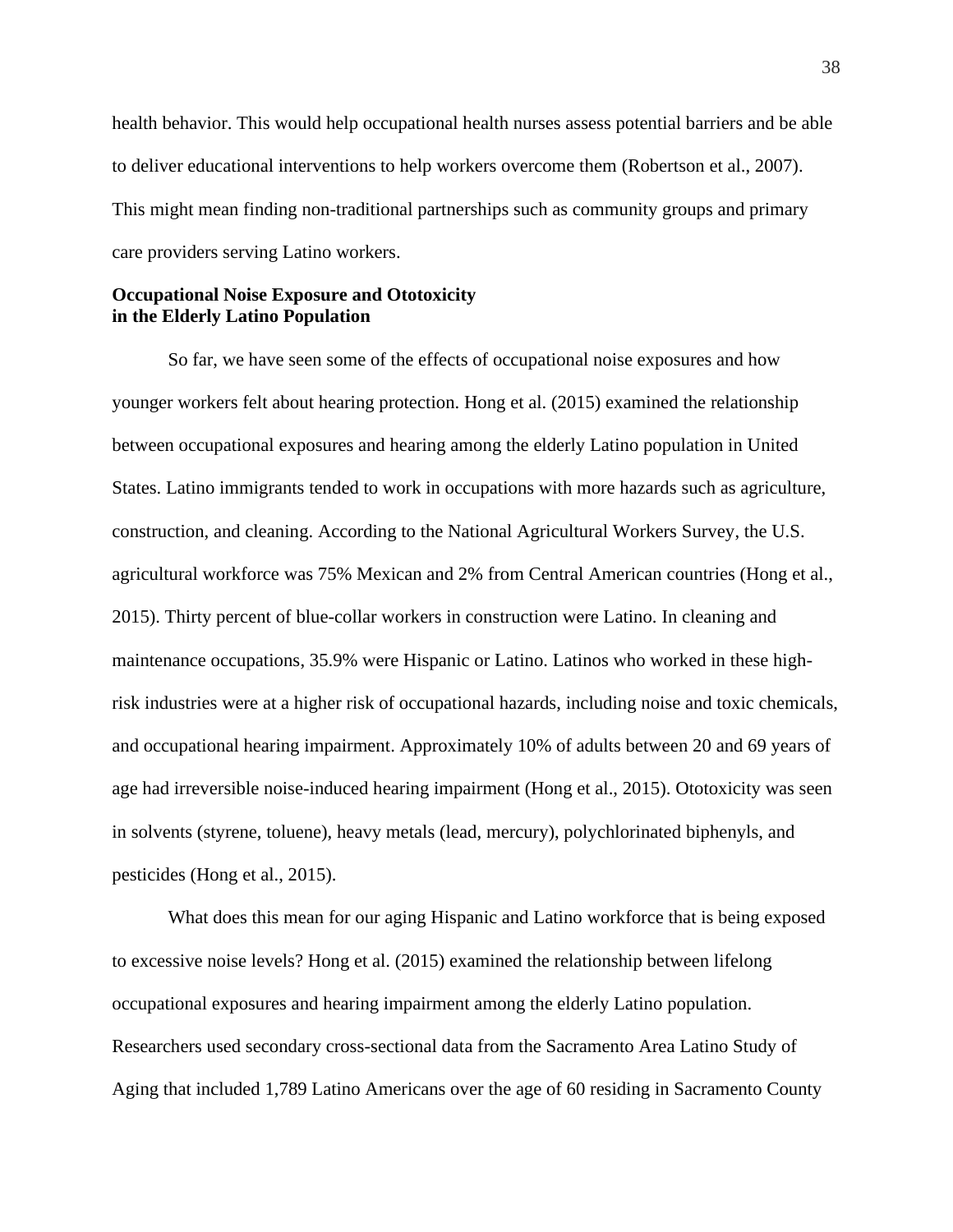health behavior. This would help occupational health nurses assess potential barriers and be able to deliver educational interventions to help workers overcome them (Robertson et al., 2007). This might mean finding non-traditional partnerships such as community groups and primary care providers serving Latino workers.

**Occupational Noise Exposure and Ototoxicity in the Elderly Latino Population**

So far, we have seen some of the effects of occupational noise exposures and how younger workers felt about hearing protection. Hong et al. (2015) examined the relationship between occupational exposures and hearing among the elderly Latino population in United States. Latino immigrants tended to work in occupations with more hazards such as agriculture, construction, and cleaning. According to the National Agricultural Workers Survey, the U.S. agricultural workforce was 75% Mexican and 2% from Central American countries (Hong et al., 2015). Thirty percent of blue-collar workers in construction were Latino. In cleaning and maintenance occupations, 35.9% were Hispanic or Latino. Latinos who worked in these high-risk industries were at a higher risk of occupational hazards, including noise and toxic chemicals, and occupational hearing impairment. Approximately 10% of adults between 20 and 69 years of age had irreversible noise-induced hearing impairment (Hong et al., 2015). Ototoxicity was seen in solvents (styrene, toluene), heavy metals (lead, mercury), polychlorinated biphenyls, and pesticides (Hong et al., 2015).

What does this mean for our aging Hispanic and Latino workforce that is being exposed to excessive noise levels? Hong et al. (2015) examined the relationship between lifelong occupational exposures and hearing impairment among the elderly Latino population. Researchers used secondary cross-sectional data from the Sacramento Area Latino Study of Aging that included 1,789 Latino Americans over the age of 60 residing in Sacramento County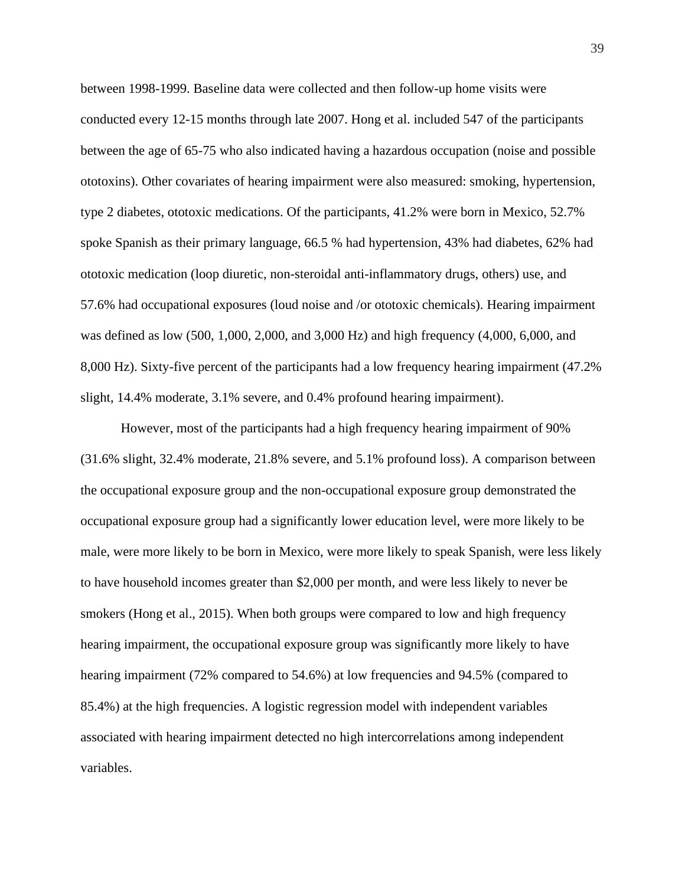between 1998-1999. Baseline data were collected and then follow-up home visits were conducted every 12-15 months through late 2007. Hong et al. included 547 of the participants between the age of 65-75 who also indicated having a hazardous occupation (noise and possible ototoxins). Other covariates of hearing impairment were also measured: smoking, hypertension, type 2 diabetes, ototoxic medications. Of the participants, 41.2% were born in Mexico, 52.7% spoke Spanish as their primary language, 66.5 % had hypertension, 43% had diabetes, 62% had ototoxic medication (loop diuretic, non-steroidal anti-inflammatory drugs, others) use, and 57.6% had occupational exposures (loud noise and /or ototoxic chemicals). Hearing impairment was defined as low (500, 1,000, 2,000, and 3,000 Hz) and high frequency (4,000, 6,000, and 8,000 Hz). Sixty-five percent of the participants had a low frequency hearing impairment (47.2% slight, 14.4% moderate, 3.1% severe, and 0.4% profound hearing impairment).

However, most of the participants had a high frequency hearing impairment of 90% (31.6% slight, 32.4% moderate, 21.8% severe, and 5.1% profound loss). A comparison between the occupational exposure group and the non-occupational exposure group demonstrated the occupational exposure group had a significantly lower education level, were more likely to be male, were more likely to be born in Mexico, were more likely to speak Spanish, were less likely to have household incomes greater than $2,000 per month, and were less likely to never be smokers (Hong et al., 2015). When both groups were compared to low and high frequency hearing impairment, the occupational exposure group was significantly more likely to have hearing impairment (72% compared to 54.6%) at low frequencies and 94.5% (compared to 85.4%) at the high frequencies. A logistic regression model with independent variables associated with hearing impairment detected no high intercorrelations among independent variables.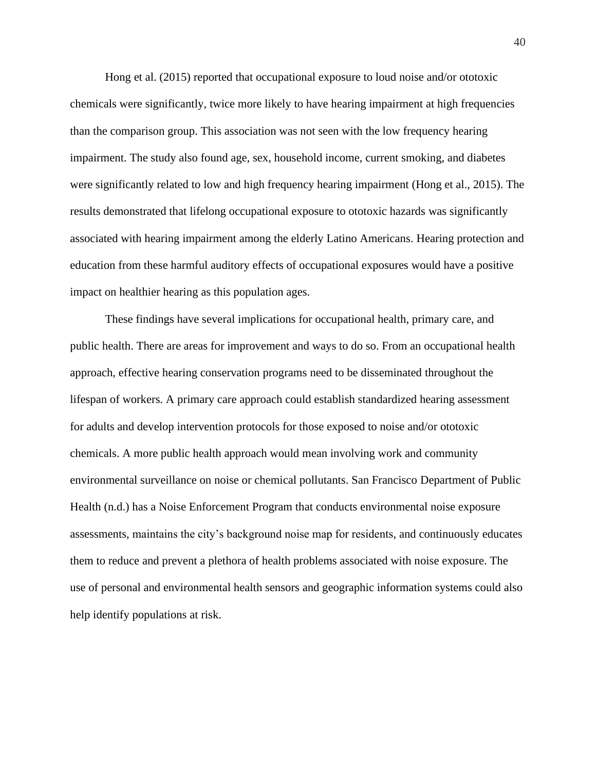Hong et al. (2015) reported that occupational exposure to loud noise and/or ototoxic chemicals were significantly, twice more likely to have hearing impairment at high frequencies than the comparison group. This association was not seen with the low frequency hearing impairment. The study also found age, sex, household income, current smoking, and diabetes were significantly related to low and high frequency hearing impairment (Hong et al., 2015). The results demonstrated that lifelong occupational exposure to ototoxic hazards was significantly associated with hearing impairment among the elderly Latino Americans. Hearing protection and education from these harmful auditory effects of occupational exposures would have a positive impact on healthier hearing as this population ages.

These findings have several implications for occupational health, primary care, and public health. There are areas for improvement and ways to do so. From an occupational health approach, effective hearing conservation programs need to be disseminated throughout the lifespan of workers. A primary care approach could establish standardized hearing assessment for adults and develop intervention protocols for those exposed to noise and/or ototoxic chemicals. A more public health approach would mean involving work and community environmental surveillance on noise or chemical pollutants. San Francisco Department of Public Health (n.d.) has a Noise Enforcement Program that conducts environmental noise exposure assessments, maintains the city's background noise map for residents, and continuously educates them to reduce and prevent a plethora of health problems associated with noise exposure. The use of personal and environmental health sensors and geographic information systems could also help identify populations at risk.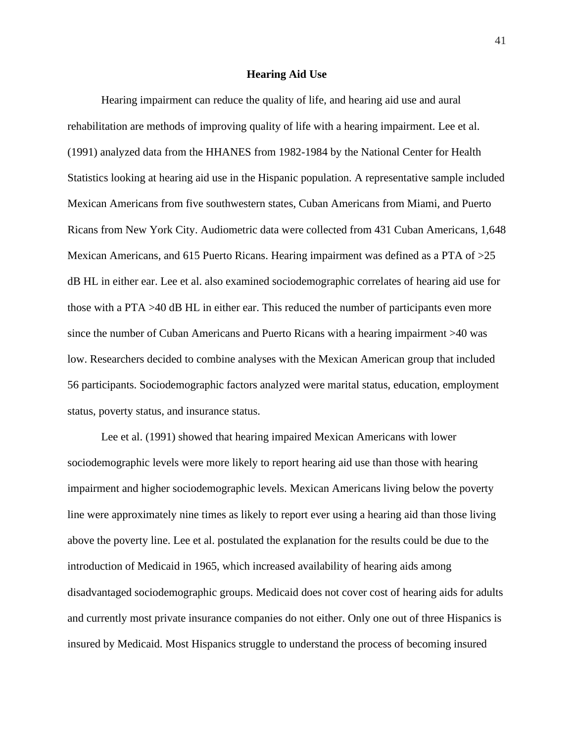## Hearing Aid Use

Hearing impairment can reduce the quality of life, and hearing aid use and aural rehabilitation are methods of improving quality of life with a hearing impairment. Lee et al. (1991) analyzed data from the HHANES from 1982-1984 by the National Center for Health Statistics looking at hearing aid use in the Hispanic population. A representative sample included Mexican Americans from five southwestern states, Cuban Americans from Miami, and Puerto Ricans from New York City. Audiometric data were collected from 431 Cuban Americans, 1,648 Mexican Americans, and 615 Puerto Ricans. Hearing impairment was defined as a PTA of >25 dB HL in either ear. Lee et al. also examined sociodemographic correlates of hearing aid use for those with a PTA >40 dB HL in either ear. This reduced the number of participants even more since the number of Cuban Americans and Puerto Ricans with a hearing impairment >40 was low. Researchers decided to combine analyses with the Mexican American group that included 56 participants. Sociodemographic factors analyzed were marital status, education, employment status, poverty status, and insurance status.

Lee et al. (1991) showed that hearing impaired Mexican Americans with lower sociodemographic levels were more likely to report hearing aid use than those with hearing impairment and higher sociodemographic levels. Mexican Americans living below the poverty line were approximately nine times as likely to report ever using a hearing aid than those living above the poverty line. Lee et al. postulated the explanation for the results could be due to the introduction of Medicaid in 1965, which increased availability of hearing aids among disadvantaged sociodemographic groups. Medicaid does not cover cost of hearing aids for adults and currently most private insurance companies do not either. Only one out of three Hispanics is insured by Medicaid. Most Hispanics struggle to understand the process of becoming insured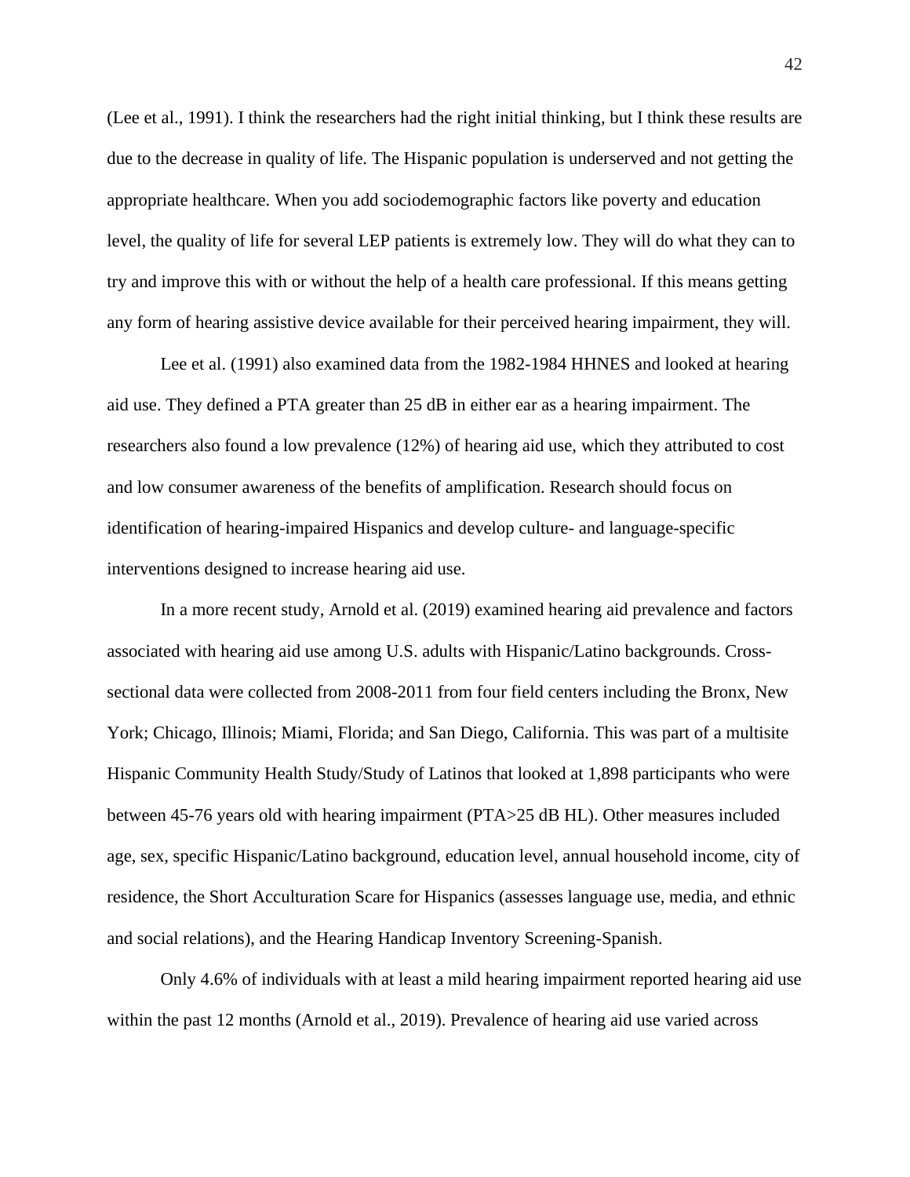(Lee et al., 1991). I think the researchers had the right initial thinking, but I think these results are due to the decrease in quality of life. The Hispanic population is underserved and not getting the appropriate healthcare. When you add sociodemographic factors like poverty and education level, the quality of life for several LEP patients is extremely low. They will do what they can to try and improve this with or without the help of a health care professional. If this means getting any form of hearing assistive device available for their perceived hearing impairment, they will.

Lee et al. (1991) also examined data from the 1982-1984 HHNES and looked at hearing aid use. They defined a PTA greater than 25 dB in either ear as a hearing impairment. The researchers also found a low prevalence (12%) of hearing aid use, which they attributed to cost and low consumer awareness of the benefits of amplification. Research should focus on identification of hearing-impaired Hispanics and develop culture- and language-specific interventions designed to increase hearing aid use.

In a more recent study, Arnold et al. (2019) examined hearing aid prevalence and factors associated with hearing aid use among U.S. adults with Hispanic/Latino backgrounds. Cross-sectional data were collected from 2008-2011 from four field centers including the Bronx, New York; Chicago, Illinois; Miami, Florida; and San Diego, California. This was part of a multisite Hispanic Community Health Study/Study of Latinos that looked at 1,898 participants who were between 45-76 years old with hearing impairment (PTA>25 dB HL). Other measures included age, sex, specific Hispanic/Latino background, education level, annual household income, city of residence, the Short Acculturation Scare for Hispanics (assesses language use, media, and ethnic and social relations), and the Hearing Handicap Inventory Screening-Spanish.

Only 4.6% of individuals with at least a mild hearing impairment reported hearing aid use within the past 12 months (Arnold et al., 2019). Prevalence of hearing aid use varied across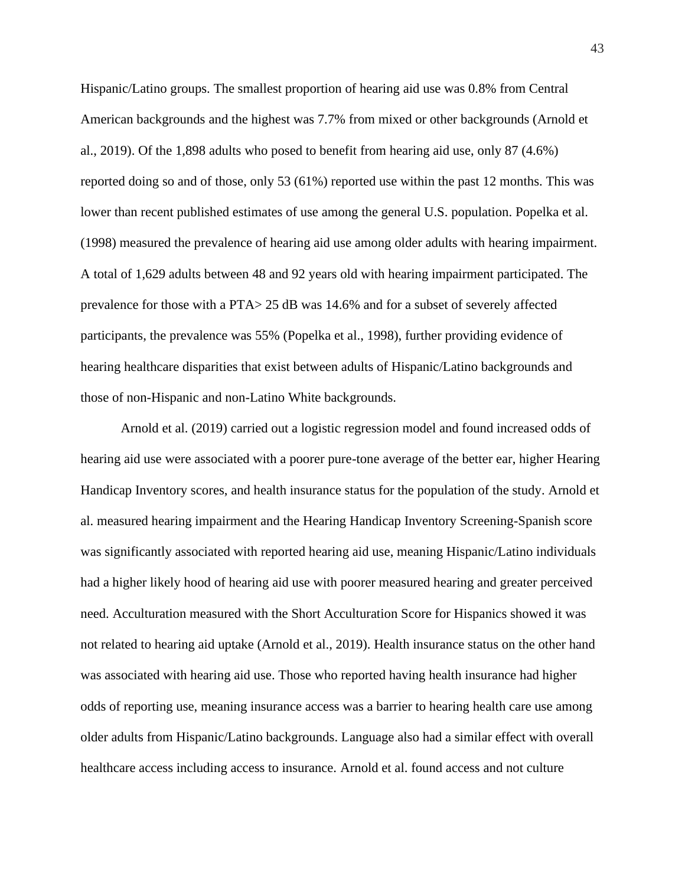Hispanic/Latino groups. The smallest proportion of hearing aid use was 0.8% from Central American backgrounds and the highest was 7.7% from mixed or other backgrounds (Arnold et al., 2019). Of the 1,898 adults who posed to benefit from hearing aid use, only 87 (4.6%) reported doing so and of those, only 53 (61%) reported use within the past 12 months. This was lower than recent published estimates of use among the general U.S. population. Popelka et al. (1998) measured the prevalence of hearing aid use among older adults with hearing impairment. A total of 1,629 adults between 48 and 92 years old with hearing impairment participated. The prevalence for those with a PTA> 25 dB was 14.6% and for a subset of severely affected participants, the prevalence was 55% (Popelka et al., 1998), further providing evidence of hearing healthcare disparities that exist between adults of Hispanic/Latino backgrounds and those of non-Hispanic and non-Latino White backgrounds.

Arnold et al. (2019) carried out a logistic regression model and found increased odds of hearing aid use were associated with a poorer pure-tone average of the better ear, higher Hearing Handicap Inventory scores, and health insurance status for the population of the study. Arnold et al. measured hearing impairment and the Hearing Handicap Inventory Screening-Spanish score was significantly associated with reported hearing aid use, meaning Hispanic/Latino individuals had a higher likely hood of hearing aid use with poorer measured hearing and greater perceived need. Acculturation measured with the Short Acculturation Score for Hispanics showed it was not related to hearing aid uptake (Arnold et al., 2019). Health insurance status on the other hand was associated with hearing aid use. Those who reported having health insurance had higher odds of reporting use, meaning insurance access was a barrier to hearing health care use among older adults from Hispanic/Latino backgrounds. Language also had a similar effect with overall healthcare access including access to insurance. Arnold et al. found access and not culture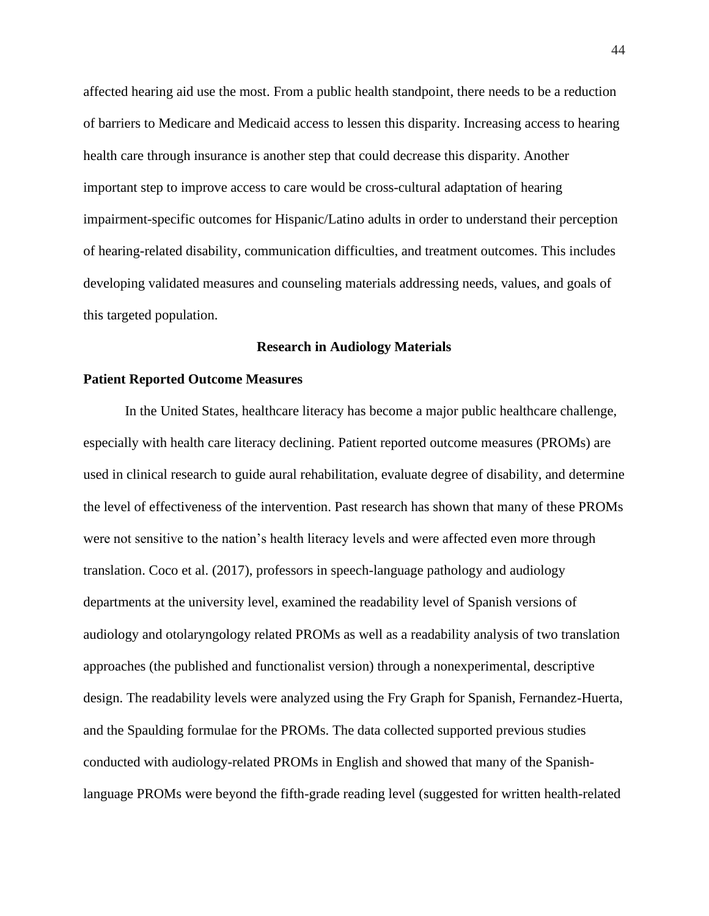affected hearing aid use the most. From a public health standpoint, there needs to be a reduction of barriers to Medicare and Medicaid access to lessen this disparity. Increasing access to hearing health care through insurance is another step that could decrease this disparity. Another important step to improve access to care would be cross-cultural adaptation of hearing impairment-specific outcomes for Hispanic/Latino adults in order to understand their perception of hearing-related disability, communication difficulties, and treatment outcomes. This includes developing validated measures and counseling materials addressing needs, values, and goals of this targeted population.

## Research in Audiology Materials

### Patient Reported Outcome Measures

In the United States, healthcare literacy has become a major public healthcare challenge, especially with health care literacy declining. Patient reported outcome measures (PROMs) are used in clinical research to guide aural rehabilitation, evaluate degree of disability, and determine the level of effectiveness of the intervention. Past research has shown that many of these PROMs were not sensitive to the nation's health literacy levels and were affected even more through translation. Coco et al. (2017), professors in speech-language pathology and audiology departments at the university level, examined the readability level of Spanish versions of audiology and otolaryngology related PROMs as well as a readability analysis of two translation approaches (the published and functionalist version) through a nonexperimental, descriptive design. The readability levels were analyzed using the Fry Graph for Spanish, Fernandez-Huerta, and the Spaulding formulae for the PROMs. The data collected supported previous studies conducted with audiology-related PROMs in English and showed that many of the Spanish-language PROMs were beyond the fifth-grade reading level (suggested for written health-related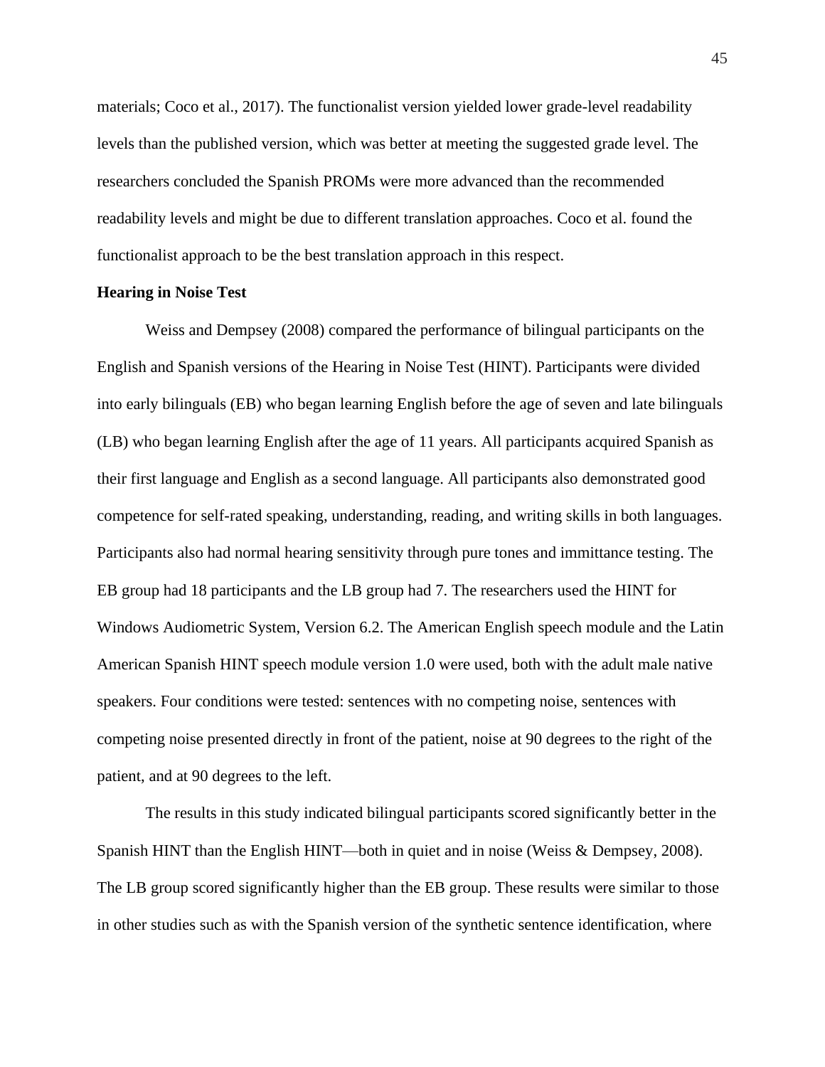materials; Coco et al., 2017). The functionalist version yielded lower grade-level readability levels than the published version, which was better at meeting the suggested grade level. The researchers concluded the Spanish PROMs were more advanced than the recommended readability levels and might be due to different translation approaches. Coco et al. found the functionalist approach to be the best translation approach in this respect.

**Hearing in Noise Test**

Weiss and Dempsey (2008) compared the performance of bilingual participants on the English and Spanish versions of the Hearing in Noise Test (HINT). Participants were divided into early bilinguals (EB) who began learning English before the age of seven and late bilinguals (LB) who began learning English after the age of 11 years. All participants acquired Spanish as their first language and English as a second language. All participants also demonstrated good competence for self-rated speaking, understanding, reading, and writing skills in both languages. Participants also had normal hearing sensitivity through pure tones and immittance testing. The EB group had 18 participants and the LB group had 7. The researchers used the HINT for Windows Audiometric System, Version 6.2. The American English speech module and the Latin American Spanish HINT speech module version 1.0 were used, both with the adult male native speakers. Four conditions were tested: sentences with no competing noise, sentences with competing noise presented directly in front of the patient, noise at 90 degrees to the right of the patient, and at 90 degrees to the left.

The results in this study indicated bilingual participants scored significantly better in the Spanish HINT than the English HINT—both in quiet and in noise (Weiss & Dempsey, 2008). The LB group scored significantly higher than the EB group. These results were similar to those in other studies such as with the Spanish version of the synthetic sentence identification, where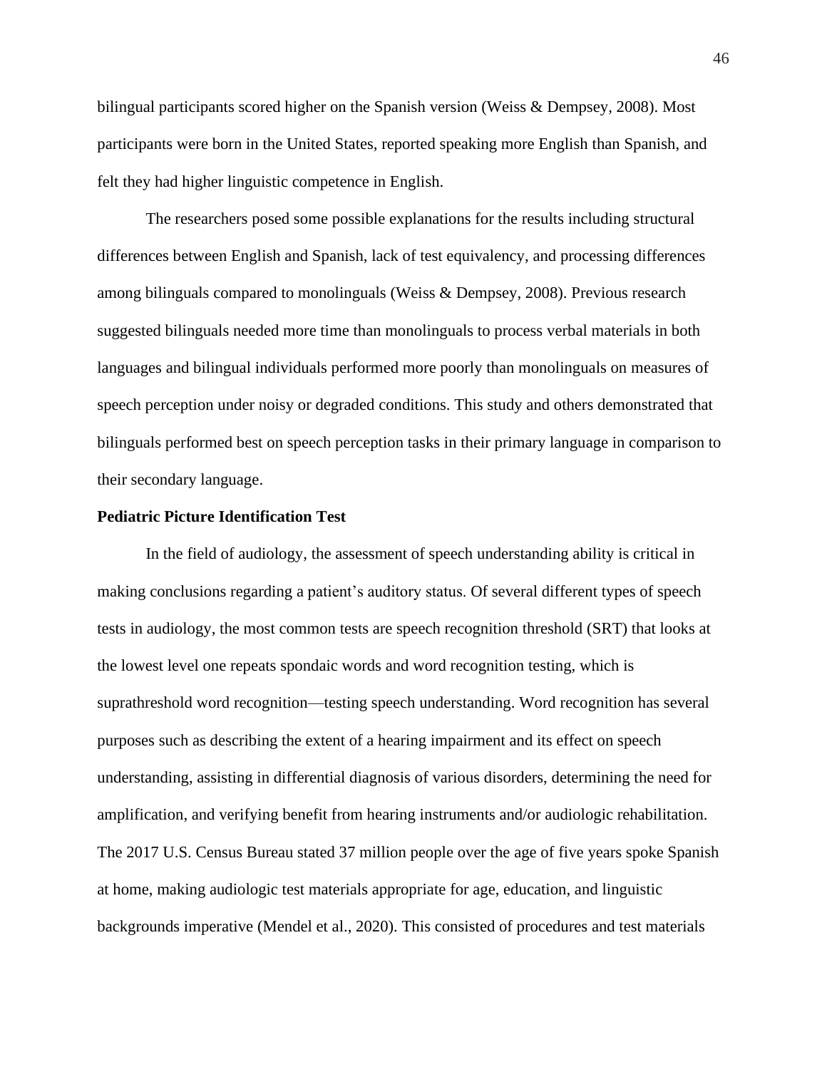bilingual participants scored higher on the Spanish version (Weiss & Dempsey, 2008). Most participants were born in the United States, reported speaking more English than Spanish, and felt they had higher linguistic competence in English.

The researchers posed some possible explanations for the results including structural differences between English and Spanish, lack of test equivalency, and processing differences among bilinguals compared to monolinguals (Weiss & Dempsey, 2008). Previous research suggested bilinguals needed more time than monolinguals to process verbal materials in both languages and bilingual individuals performed more poorly than monolinguals on measures of speech perception under noisy or degraded conditions. This study and others demonstrated that bilinguals performed best on speech perception tasks in their primary language in comparison to their secondary language.

**Pediatric Picture Identification Test**

In the field of audiology, the assessment of speech understanding ability is critical in making conclusions regarding a patient's auditory status. Of several different types of speech tests in audiology, the most common tests are speech recognition threshold (SRT) that looks at the lowest level one repeats spondaic words and word recognition testing, which is suprathreshold word recognition—testing speech understanding. Word recognition has several purposes such as describing the extent of a hearing impairment and its effect on speech understanding, assisting in differential diagnosis of various disorders, determining the need for amplification, and verifying benefit from hearing instruments and/or audiologic rehabilitation. The 2017 U.S. Census Bureau stated 37 million people over the age of five years spoke Spanish at home, making audiologic test materials appropriate for age, education, and linguistic backgrounds imperative (Mendel et al., 2020). This consisted of procedures and test materials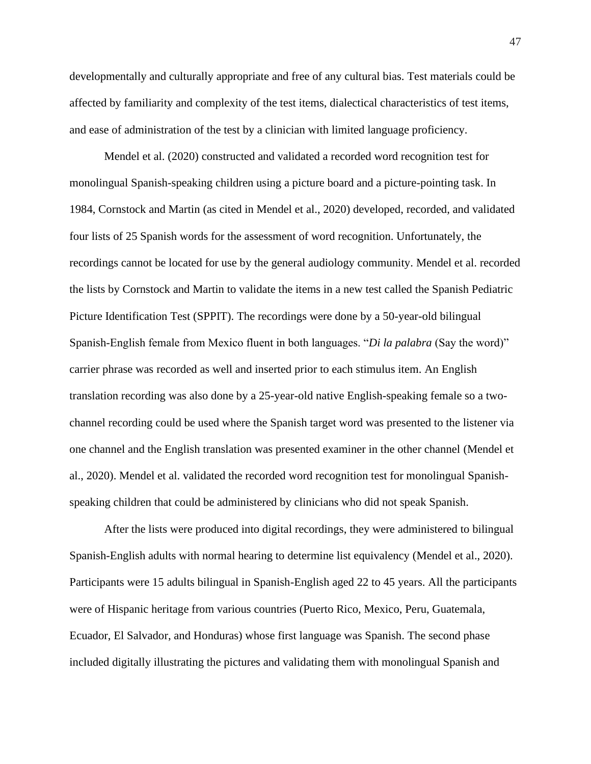developmentally and culturally appropriate and free of any cultural bias. Test materials could be affected by familiarity and complexity of the test items, dialectical characteristics of test items, and ease of administration of the test by a clinician with limited language proficiency.

Mendel et al. (2020) constructed and validated a recorded word recognition test for monolingual Spanish-speaking children using a picture board and a picture-pointing task. In 1984, Cornstock and Martin (as cited in Mendel et al., 2020) developed, recorded, and validated four lists of 25 Spanish words for the assessment of word recognition. Unfortunately, the recordings cannot be located for use by the general audiology community. Mendel et al. recorded the lists by Cornstock and Martin to validate the items in a new test called the Spanish Pediatric Picture Identification Test (SPPIT). The recordings were done by a 50-year-old bilingual Spanish-English female from Mexico fluent in both languages. "*Di la palabra* (Say the word)" carrier phrase was recorded as well and inserted prior to each stimulus item. An English translation recording was also done by a 25-year-old native English-speaking female so a two-channel recording could be used where the Spanish target word was presented to the listener via one channel and the English translation was presented examiner in the other channel (Mendel et al., 2020). Mendel et al. validated the recorded word recognition test for monolingual Spanish-speaking children that could be administered by clinicians who did not speak Spanish.

After the lists were produced into digital recordings, they were administered to bilingual Spanish-English adults with normal hearing to determine list equivalency (Mendel et al., 2020). Participants were 15 adults bilingual in Spanish-English aged 22 to 45 years. All the participants were of Hispanic heritage from various countries (Puerto Rico, Mexico, Peru, Guatemala, Ecuador, El Salvador, and Honduras) whose first language was Spanish. The second phase included digitally illustrating the pictures and validating them with monolingual Spanish and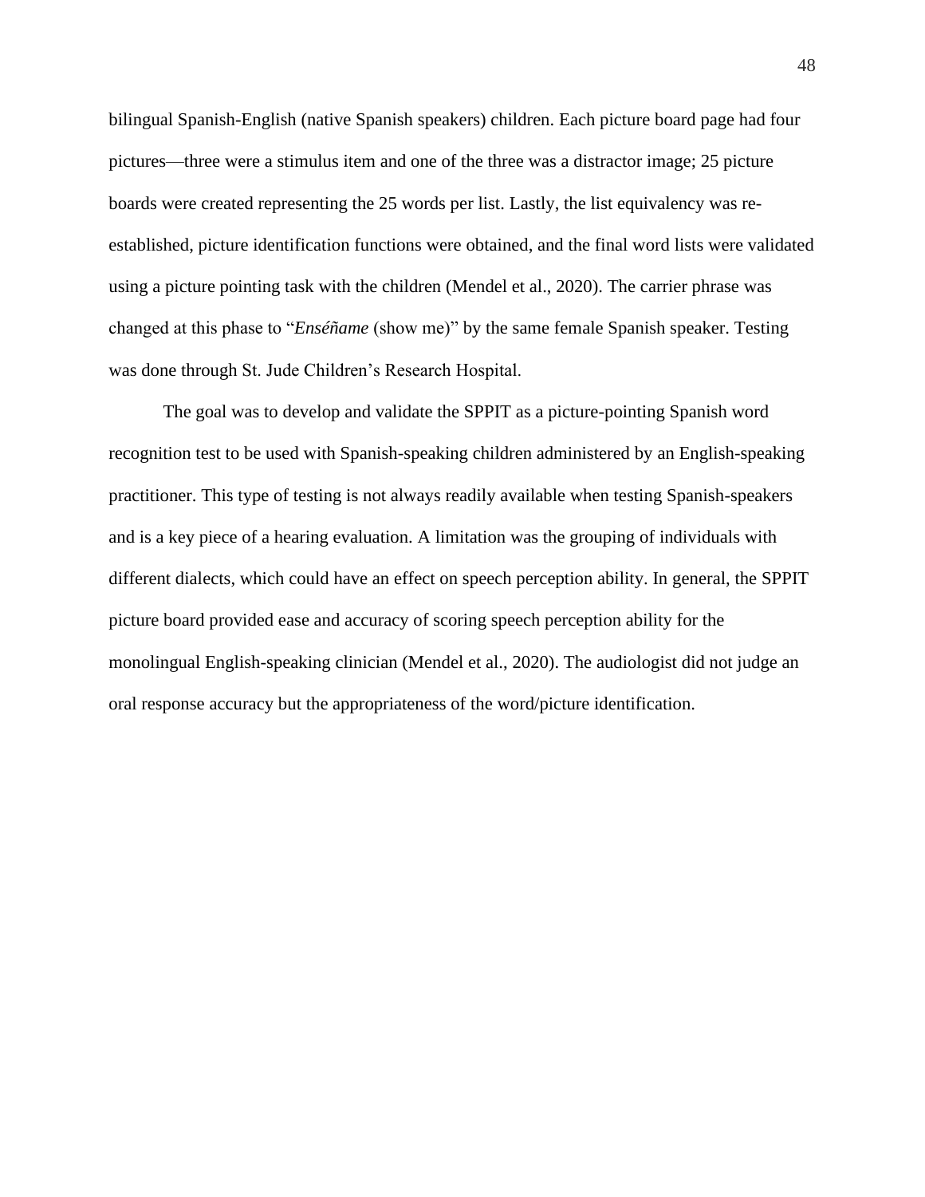bilingual Spanish-English (native Spanish speakers) children. Each picture board page had four pictures—three were a stimulus item and one of the three was a distractor image; 25 picture boards were created representing the 25 words per list. Lastly, the list equivalency was re-established, picture identification functions were obtained, and the final word lists were validated using a picture pointing task with the children (Mendel et al., 2020). The carrier phrase was changed at this phase to "*Enséñame* (show me)" by the same female Spanish speaker. Testing was done through St. Jude Children's Research Hospital.

The goal was to develop and validate the SPPIT as a picture-pointing Spanish word recognition test to be used with Spanish-speaking children administered by an English-speaking practitioner. This type of testing is not always readily available when testing Spanish-speakers and is a key piece of a hearing evaluation. A limitation was the grouping of individuals with different dialects, which could have an effect on speech perception ability. In general, the SPPIT picture board provided ease and accuracy of scoring speech perception ability for the monolingual English-speaking clinician (Mendel et al., 2020). The audiologist did not judge an oral response accuracy but the appropriateness of the word/picture identification.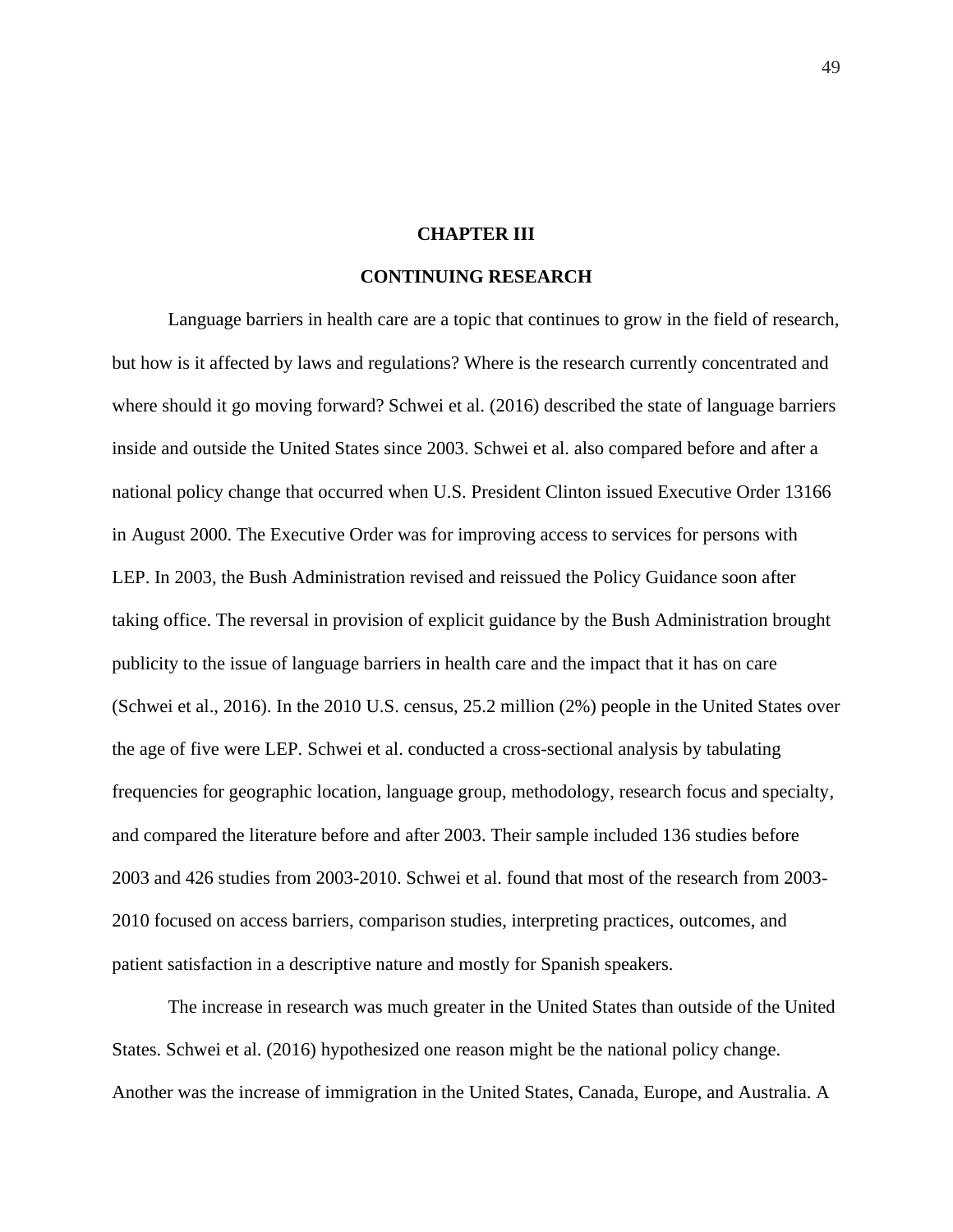# CHAPTER III

# CONTINUING RESEARCH

Language barriers in health care are a topic that continues to grow in the field of research, but how is it affected by laws and regulations? Where is the research currently concentrated and where should it go moving forward? Schwei et al. (2016) described the state of language barriers inside and outside the United States since 2003. Schwei et al. also compared before and after a national policy change that occurred when U.S. President Clinton issued Executive Order 13166 in August 2000. The Executive Order was for improving access to services for persons with LEP. In 2003, the Bush Administration revised and reissued the Policy Guidance soon after taking office. The reversal in provision of explicit guidance by the Bush Administration brought publicity to the issue of language barriers in health care and the impact that it has on care (Schwei et al., 2016). In the 2010 U.S. census, 25.2 million (2%) people in the United States over the age of five were LEP. Schwei et al. conducted a cross-sectional analysis by tabulating frequencies for geographic location, language group, methodology, research focus and specialty, and compared the literature before and after 2003. Their sample included 136 studies before 2003 and 426 studies from 2003-2010. Schwei et al. found that most of the research from 2003-2010 focused on access barriers, comparison studies, interpreting practices, outcomes, and patient satisfaction in a descriptive nature and mostly for Spanish speakers.

The increase in research was much greater in the United States than outside of the United States. Schwei et al. (2016) hypothesized one reason might be the national policy change. Another was the increase of immigration in the United States, Canada, Europe, and Australia. A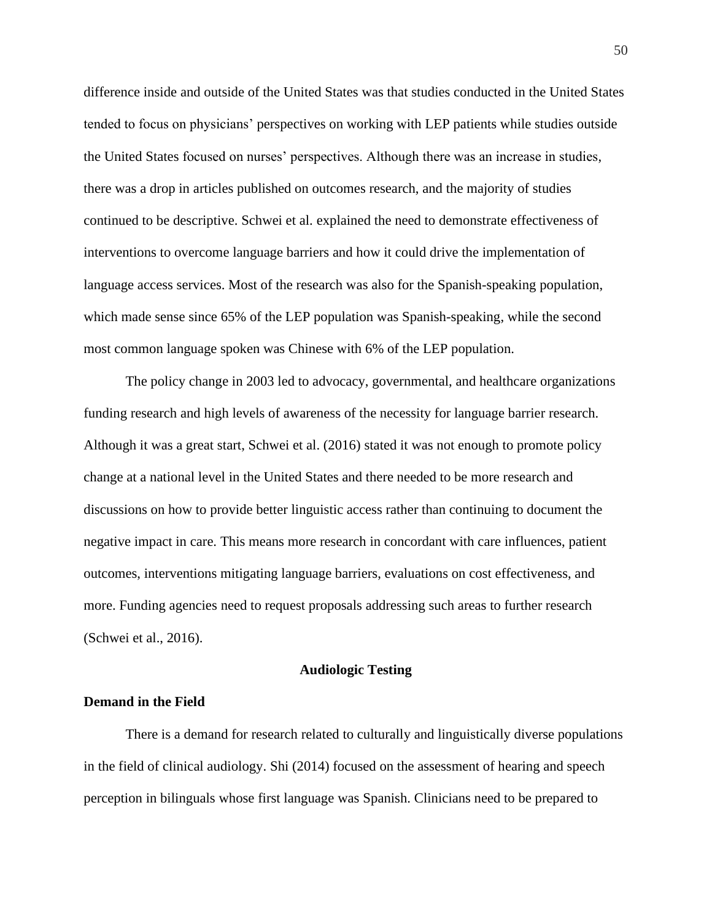difference inside and outside of the United States was that studies conducted in the United States tended to focus on physicians' perspectives on working with LEP patients while studies outside the United States focused on nurses' perspectives. Although there was an increase in studies, there was a drop in articles published on outcomes research, and the majority of studies continued to be descriptive. Schwei et al. explained the need to demonstrate effectiveness of interventions to overcome language barriers and how it could drive the implementation of language access services. Most of the research was also for the Spanish-speaking population, which made sense since 65% of the LEP population was Spanish-speaking, while the second most common language spoken was Chinese with 6% of the LEP population.

The policy change in 2003 led to advocacy, governmental, and healthcare organizations funding research and high levels of awareness of the necessity for language barrier research. Although it was a great start, Schwei et al. (2016) stated it was not enough to promote policy change at a national level in the United States and there needed to be more research and discussions on how to provide better linguistic access rather than continuing to document the negative impact in care. This means more research in concordant with care influences, patient outcomes, interventions mitigating language barriers, evaluations on cost effectiveness, and more. Funding agencies need to request proposals addressing such areas to further research (Schwei et al., 2016).

## Audiologic Testing

### Demand in the Field

There is a demand for research related to culturally and linguistically diverse populations in the field of clinical audiology. Shi (2014) focused on the assessment of hearing and speech perception in bilinguals whose first language was Spanish. Clinicians need to be prepared to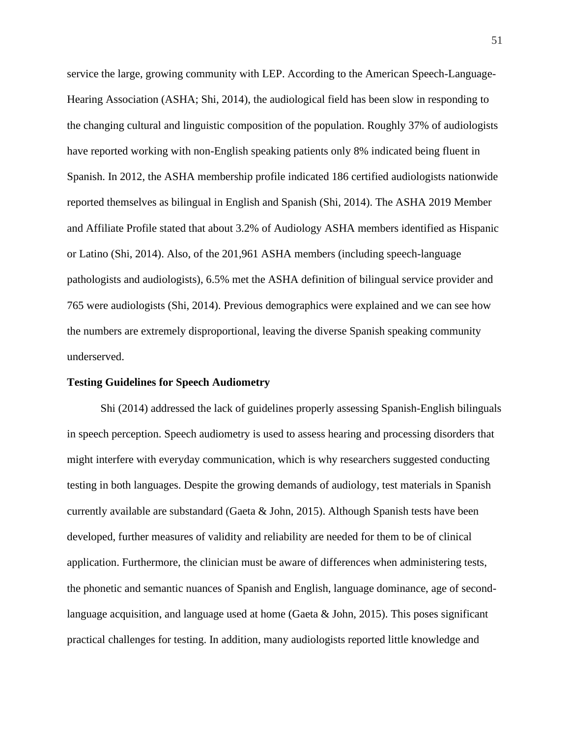service the large, growing community with LEP. According to the American Speech-Language-Hearing Association (ASHA; Shi, 2014), the audiological field has been slow in responding to the changing cultural and linguistic composition of the population. Roughly 37% of audiologists have reported working with non-English speaking patients only 8% indicated being fluent in Spanish. In 2012, the ASHA membership profile indicated 186 certified audiologists nationwide reported themselves as bilingual in English and Spanish (Shi, 2014). The ASHA 2019 Member and Affiliate Profile stated that about 3.2% of Audiology ASHA members identified as Hispanic or Latino (Shi, 2014). Also, of the 201,961 ASHA members (including speech-language pathologists and audiologists), 6.5% met the ASHA definition of bilingual service provider and 765 were audiologists (Shi, 2014). Previous demographics were explained and we can see how the numbers are extremely disproportional, leaving the diverse Spanish speaking community underserved.

**Testing Guidelines for Speech Audiometry**

Shi (2014) addressed the lack of guidelines properly assessing Spanish-English bilinguals in speech perception. Speech audiometry is used to assess hearing and processing disorders that might interfere with everyday communication, which is why researchers suggested conducting testing in both languages. Despite the growing demands of audiology, test materials in Spanish currently available are substandard (Gaeta & John, 2015). Although Spanish tests have been developed, further measures of validity and reliability are needed for them to be of clinical application. Furthermore, the clinician must be aware of differences when administering tests, the phonetic and semantic nuances of Spanish and English, language dominance, age of second-language acquisition, and language used at home (Gaeta & John, 2015). This poses significant practical challenges for testing. In addition, many audiologists reported little knowledge and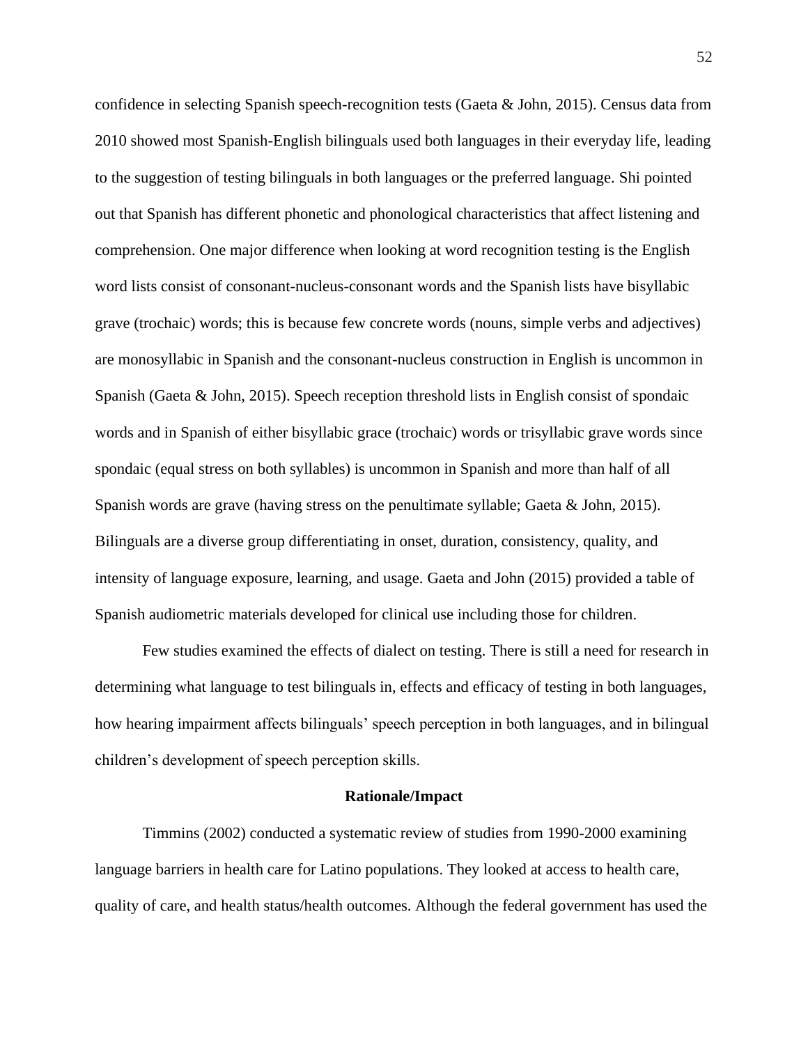confidence in selecting Spanish speech-recognition tests (Gaeta & John, 2015). Census data from 2010 showed most Spanish-English bilinguals used both languages in their everyday life, leading to the suggestion of testing bilinguals in both languages or the preferred language. Shi pointed out that Spanish has different phonetic and phonological characteristics that affect listening and comprehension. One major difference when looking at word recognition testing is the English word lists consist of consonant-nucleus-consonant words and the Spanish lists have bisyllabic grave (trochaic) words; this is because few concrete words (nouns, simple verbs and adjectives) are monosyllabic in Spanish and the consonant-nucleus construction in English is uncommon in Spanish (Gaeta & John, 2015). Speech reception threshold lists in English consist of spondaic words and in Spanish of either bisyllabic grace (trochaic) words or trisyllabic grave words since spondaic (equal stress on both syllables) is uncommon in Spanish and more than half of all Spanish words are grave (having stress on the penultimate syllable; Gaeta & John, 2015). Bilinguals are a diverse group differentiating in onset, duration, consistency, quality, and intensity of language exposure, learning, and usage. Gaeta and John (2015) provided a table of Spanish audiometric materials developed for clinical use including those for children.

Few studies examined the effects of dialect on testing. There is still a need for research in determining what language to test bilinguals in, effects and efficacy of testing in both languages, how hearing impairment affects bilinguals' speech perception in both languages, and in bilingual children's development of speech perception skills.

## Rationale/Impact

Timmins (2002) conducted a systematic review of studies from 1990-2000 examining language barriers in health care for Latino populations. They looked at access to health care, quality of care, and health status/health outcomes. Although the federal government has used the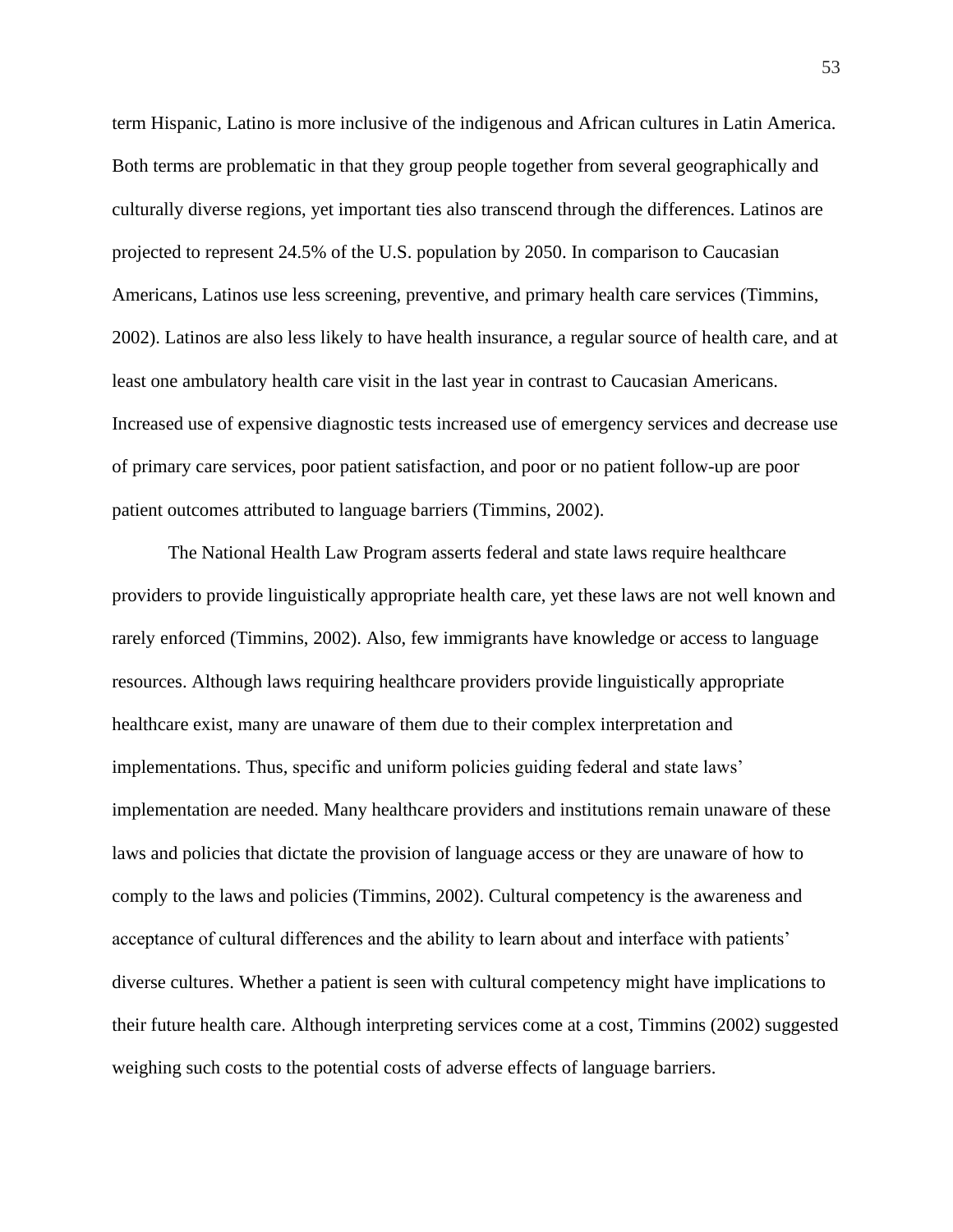term Hispanic, Latino is more inclusive of the indigenous and African cultures in Latin America. Both terms are problematic in that they group people together from several geographically and culturally diverse regions, yet important ties also transcend through the differences. Latinos are projected to represent 24.5% of the U.S. population by 2050. In comparison to Caucasian Americans, Latinos use less screening, preventive, and primary health care services (Timmins, 2002). Latinos are also less likely to have health insurance, a regular source of health care, and at least one ambulatory health care visit in the last year in contrast to Caucasian Americans. Increased use of expensive diagnostic tests increased use of emergency services and decrease use of primary care services, poor patient satisfaction, and poor or no patient follow-up are poor patient outcomes attributed to language barriers (Timmins, 2002).

The National Health Law Program asserts federal and state laws require healthcare providers to provide linguistically appropriate health care, yet these laws are not well known and rarely enforced (Timmins, 2002). Also, few immigrants have knowledge or access to language resources. Although laws requiring healthcare providers provide linguistically appropriate healthcare exist, many are unaware of them due to their complex interpretation and implementations. Thus, specific and uniform policies guiding federal and state laws' implementation are needed. Many healthcare providers and institutions remain unaware of these laws and policies that dictate the provision of language access or they are unaware of how to comply to the laws and policies (Timmins, 2002). Cultural competency is the awareness and acceptance of cultural differences and the ability to learn about and interface with patients' diverse cultures. Whether a patient is seen with cultural competency might have implications to their future health care. Although interpreting services come at a cost, Timmins (2002) suggested weighing such costs to the potential costs of adverse effects of language barriers.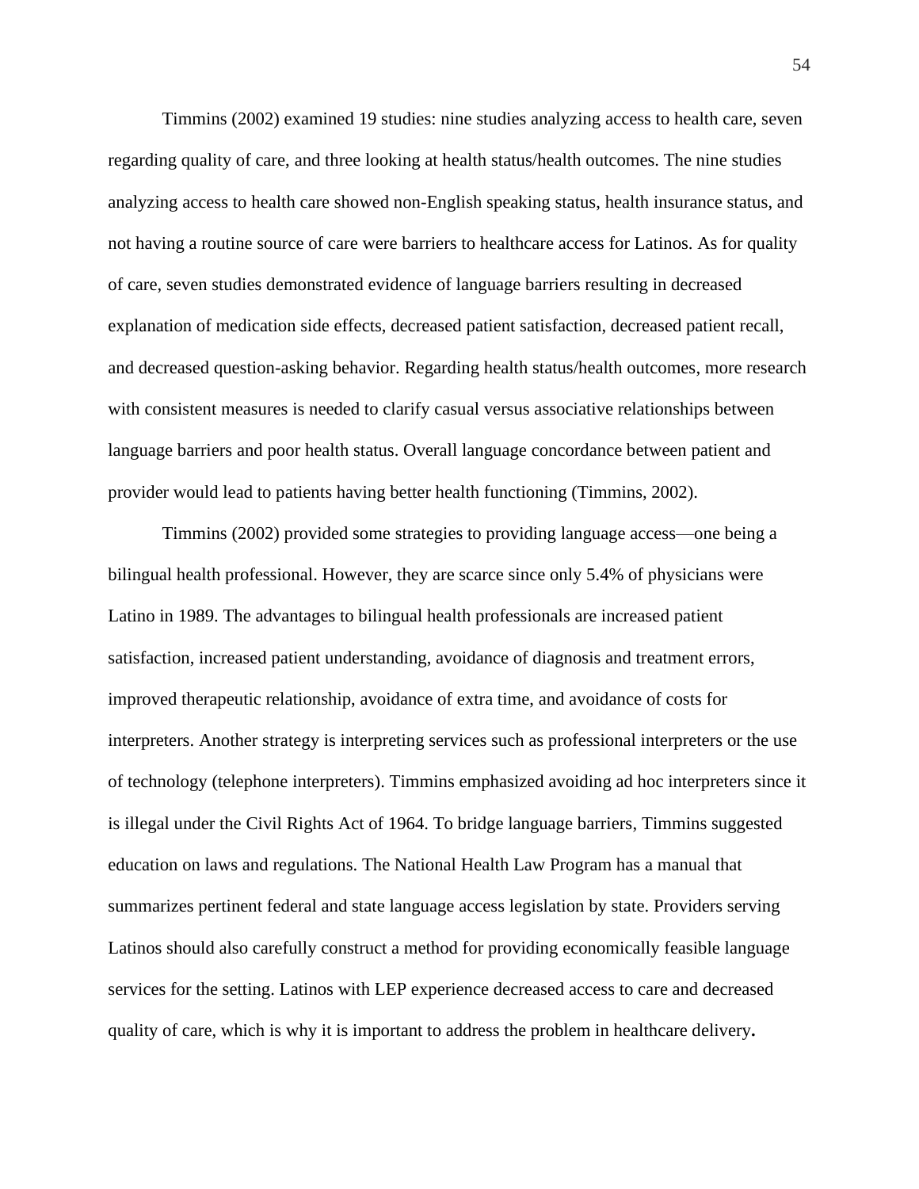Timmins (2002) examined 19 studies: nine studies analyzing access to health care, seven regarding quality of care, and three looking at health status/health outcomes. The nine studies analyzing access to health care showed non-English speaking status, health insurance status, and not having a routine source of care were barriers to healthcare access for Latinos. As for quality of care, seven studies demonstrated evidence of language barriers resulting in decreased explanation of medication side effects, decreased patient satisfaction, decreased patient recall, and decreased question-asking behavior. Regarding health status/health outcomes, more research with consistent measures is needed to clarify casual versus associative relationships between language barriers and poor health status. Overall language concordance between patient and provider would lead to patients having better health functioning (Timmins, 2002).

Timmins (2002) provided some strategies to providing language access—one being a bilingual health professional. However, they are scarce since only 5.4% of physicians were Latino in 1989. The advantages to bilingual health professionals are increased patient satisfaction, increased patient understanding, avoidance of diagnosis and treatment errors, improved therapeutic relationship, avoidance of extra time, and avoidance of costs for interpreters. Another strategy is interpreting services such as professional interpreters or the use of technology (telephone interpreters). Timmins emphasized avoiding ad hoc interpreters since it is illegal under the Civil Rights Act of 1964. To bridge language barriers, Timmins suggested education on laws and regulations. The National Health Law Program has a manual that summarizes pertinent federal and state language access legislation by state. Providers serving Latinos should also carefully construct a method for providing economically feasible language services for the setting. Latinos with LEP experience decreased access to care and decreased quality of care, which is why it is important to address the problem in healthcare delivery.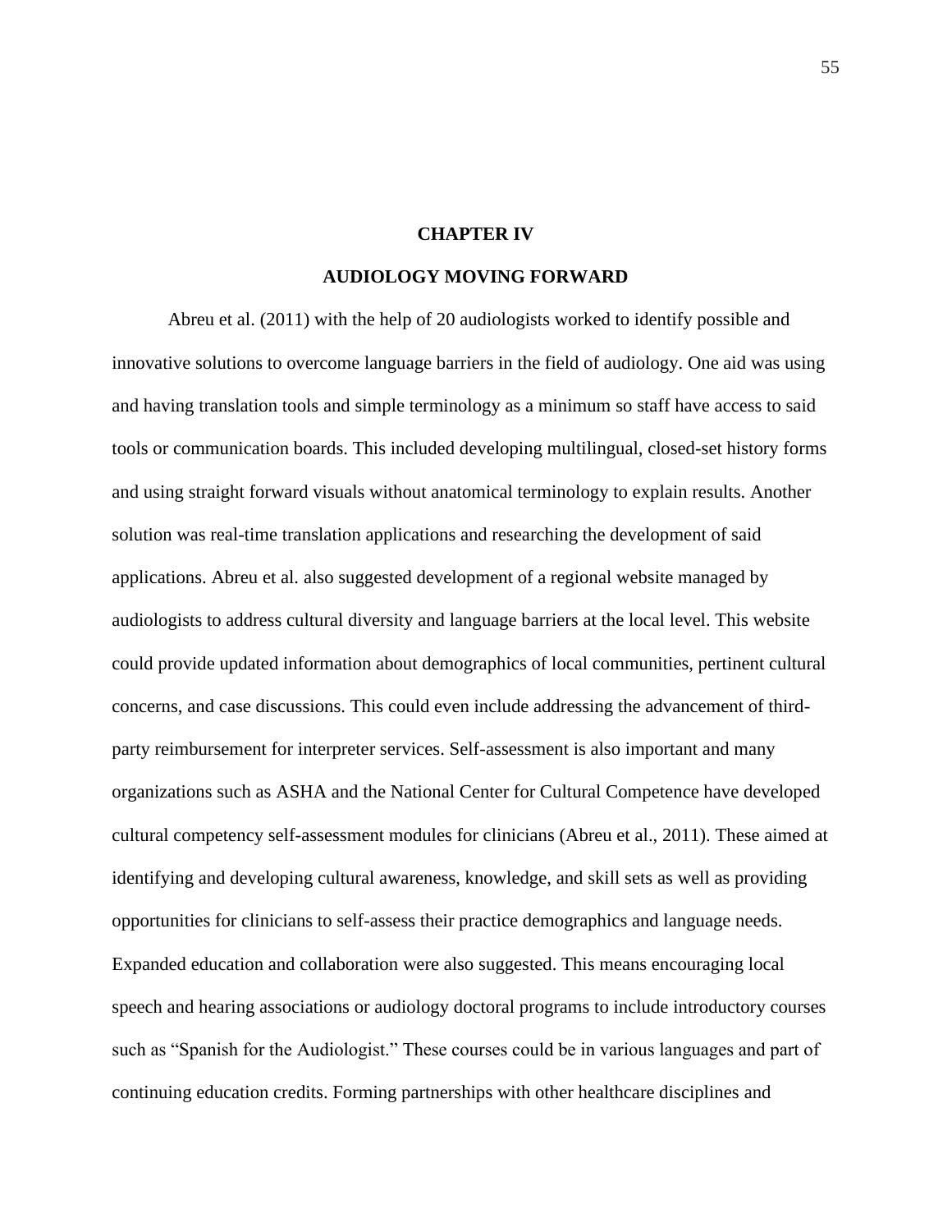# CHAPTER IV

## AUDIOLOGY MOVING FORWARD

Abreu et al. (2011) with the help of 20 audiologists worked to identify possible and innovative solutions to overcome language barriers in the field of audiology. One aid was using and having translation tools and simple terminology as a minimum so staff have access to said tools or communication boards. This included developing multilingual, closed-set history forms and using straight forward visuals without anatomical terminology to explain results. Another solution was real-time translation applications and researching the development of said applications. Abreu et al. also suggested development of a regional website managed by audiologists to address cultural diversity and language barriers at the local level. This website could provide updated information about demographics of local communities, pertinent cultural concerns, and case discussions. This could even include addressing the advancement of third-party reimbursement for interpreter services. Self-assessment is also important and many organizations such as ASHA and the National Center for Cultural Competence have developed cultural competency self-assessment modules for clinicians (Abreu et al., 2011). These aimed at identifying and developing cultural awareness, knowledge, and skill sets as well as providing opportunities for clinicians to self-assess their practice demographics and language needs. Expanded education and collaboration were also suggested. This means encouraging local speech and hearing associations or audiology doctoral programs to include introductory courses such as "Spanish for the Audiologist." These courses could be in various languages and part of continuing education credits. Forming partnerships with other healthcare disciplines and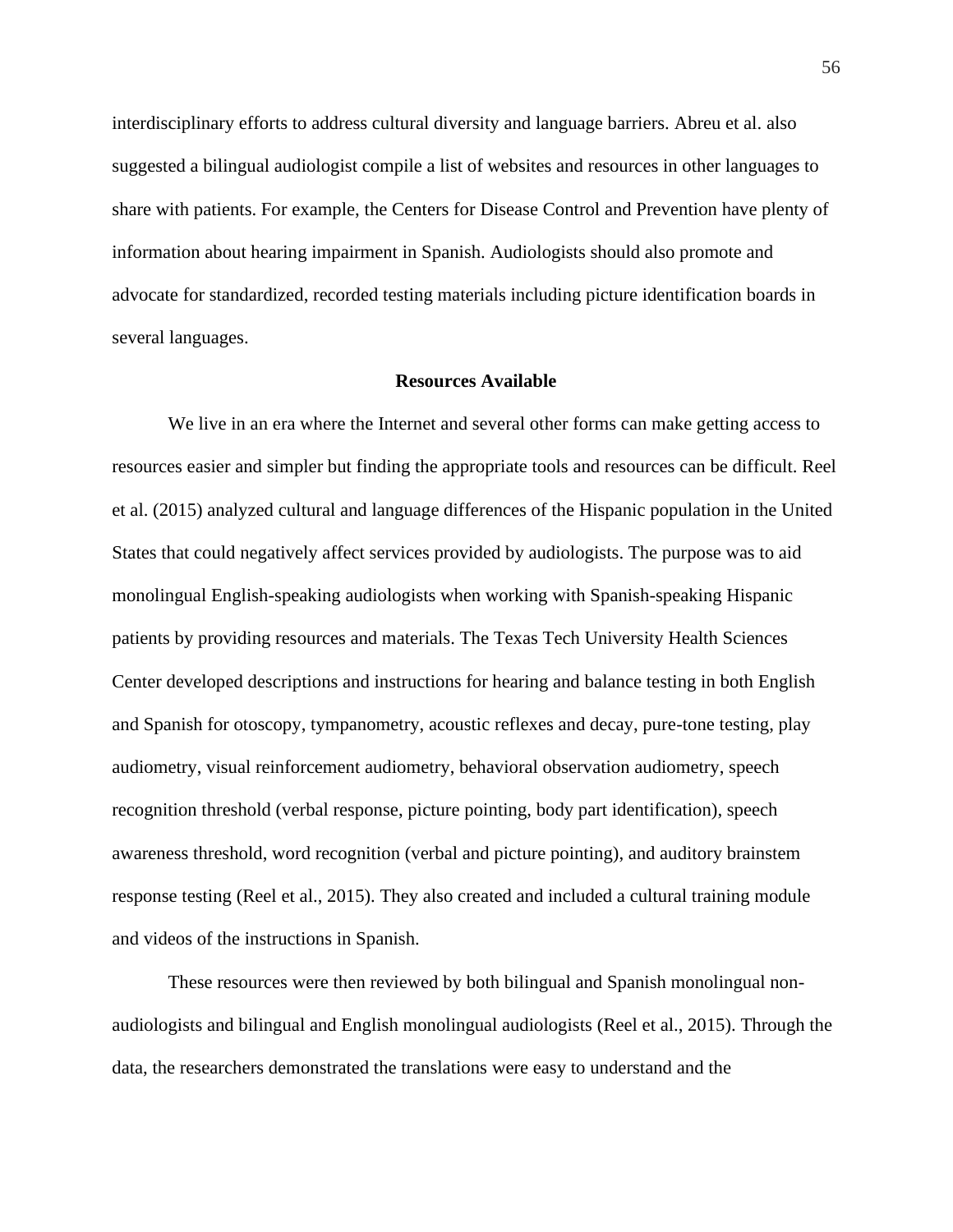interdisciplinary efforts to address cultural diversity and language barriers. Abreu et al. also suggested a bilingual audiologist compile a list of websites and resources in other languages to share with patients. For example, the Centers for Disease Control and Prevention have plenty of information about hearing impairment in Spanish. Audiologists should also promote and advocate for standardized, recorded testing materials including picture identification boards in several languages.

## Resources Available

We live in an era where the Internet and several other forms can make getting access to resources easier and simpler but finding the appropriate tools and resources can be difficult. Reel et al. (2015) analyzed cultural and language differences of the Hispanic population in the United States that could negatively affect services provided by audiologists. The purpose was to aid monolingual English-speaking audiologists when working with Spanish-speaking Hispanic patients by providing resources and materials. The Texas Tech University Health Sciences Center developed descriptions and instructions for hearing and balance testing in both English and Spanish for otoscopy, tympanometry, acoustic reflexes and decay, pure-tone testing, play audiometry, visual reinforcement audiometry, behavioral observation audiometry, speech recognition threshold (verbal response, picture pointing, body part identification), speech awareness threshold, word recognition (verbal and picture pointing), and auditory brainstem response testing (Reel et al., 2015). They also created and included a cultural training module and videos of the instructions in Spanish.

These resources were then reviewed by both bilingual and Spanish monolingual non-audiologists and bilingual and English monolingual audiologists (Reel et al., 2015). Through the data, the researchers demonstrated the translations were easy to understand and the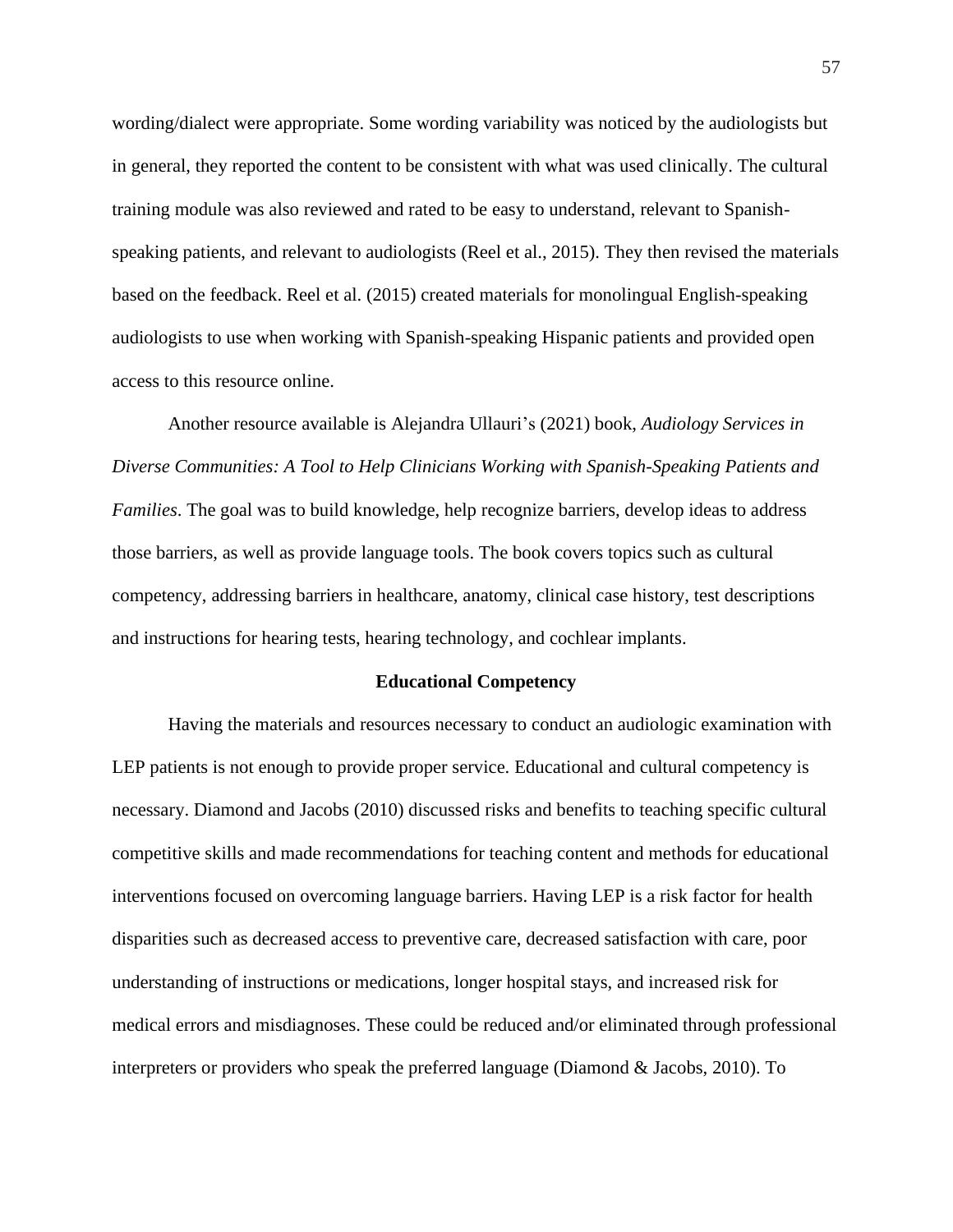wording/dialect were appropriate. Some wording variability was noticed by the audiologists but in general, they reported the content to be consistent with what was used clinically. The cultural training module was also reviewed and rated to be easy to understand, relevant to Spanish-speaking patients, and relevant to audiologists (Reel et al., 2015). They then revised the materials based on the feedback. Reel et al. (2015) created materials for monolingual English-speaking audiologists to use when working with Spanish-speaking Hispanic patients and provided open access to this resource online.

Another resource available is Alejandra Ullauri's (2021) book, *Audiology Services in Diverse Communities: A Tool to Help Clinicians Working with Spanish-Speaking Patients and Families*. The goal was to build knowledge, help recognize barriers, develop ideas to address those barriers, as well as provide language tools. The book covers topics such as cultural competency, addressing barriers in healthcare, anatomy, clinical case history, test descriptions and instructions for hearing tests, hearing technology, and cochlear implants.

## Educational Competency

Having the materials and resources necessary to conduct an audiologic examination with LEP patients is not enough to provide proper service. Educational and cultural competency is necessary. Diamond and Jacobs (2010) discussed risks and benefits to teaching specific cultural competitive skills and made recommendations for teaching content and methods for educational interventions focused on overcoming language barriers. Having LEP is a risk factor for health disparities such as decreased access to preventive care, decreased satisfaction with care, poor understanding of instructions or medications, longer hospital stays, and increased risk for medical errors and misdiagnoses. These could be reduced and/or eliminated through professional interpreters or providers who speak the preferred language (Diamond & Jacobs, 2010). To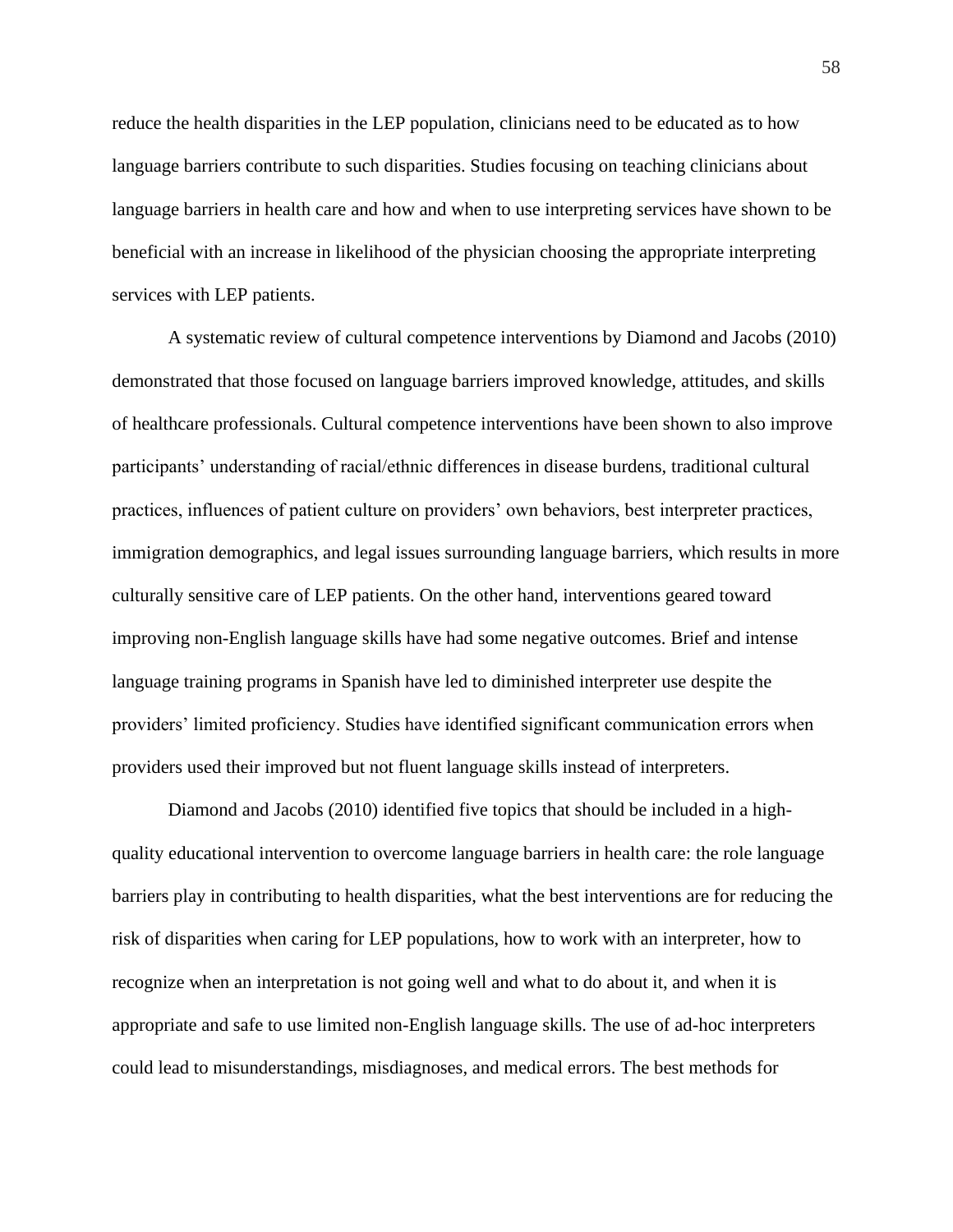reduce the health disparities in the LEP population, clinicians need to be educated as to how language barriers contribute to such disparities. Studies focusing on teaching clinicians about language barriers in health care and how and when to use interpreting services have shown to be beneficial with an increase in likelihood of the physician choosing the appropriate interpreting services with LEP patients.

A systematic review of cultural competence interventions by Diamond and Jacobs (2010) demonstrated that those focused on language barriers improved knowledge, attitudes, and skills of healthcare professionals. Cultural competence interventions have been shown to also improve participants' understanding of racial/ethnic differences in disease burdens, traditional cultural practices, influences of patient culture on providers' own behaviors, best interpreter practices, immigration demographics, and legal issues surrounding language barriers, which results in more culturally sensitive care of LEP patients. On the other hand, interventions geared toward improving non-English language skills have had some negative outcomes. Brief and intense language training programs in Spanish have led to diminished interpreter use despite the providers' limited proficiency. Studies have identified significant communication errors when providers used their improved but not fluent language skills instead of interpreters.

Diamond and Jacobs (2010) identified five topics that should be included in a high-quality educational intervention to overcome language barriers in health care: the role language barriers play in contributing to health disparities, what the best interventions are for reducing the risk of disparities when caring for LEP populations, how to work with an interpreter, how to recognize when an interpretation is not going well and what to do about it, and when it is appropriate and safe to use limited non-English language skills. The use of ad-hoc interpreters could lead to misunderstandings, misdiagnoses, and medical errors. The best methods for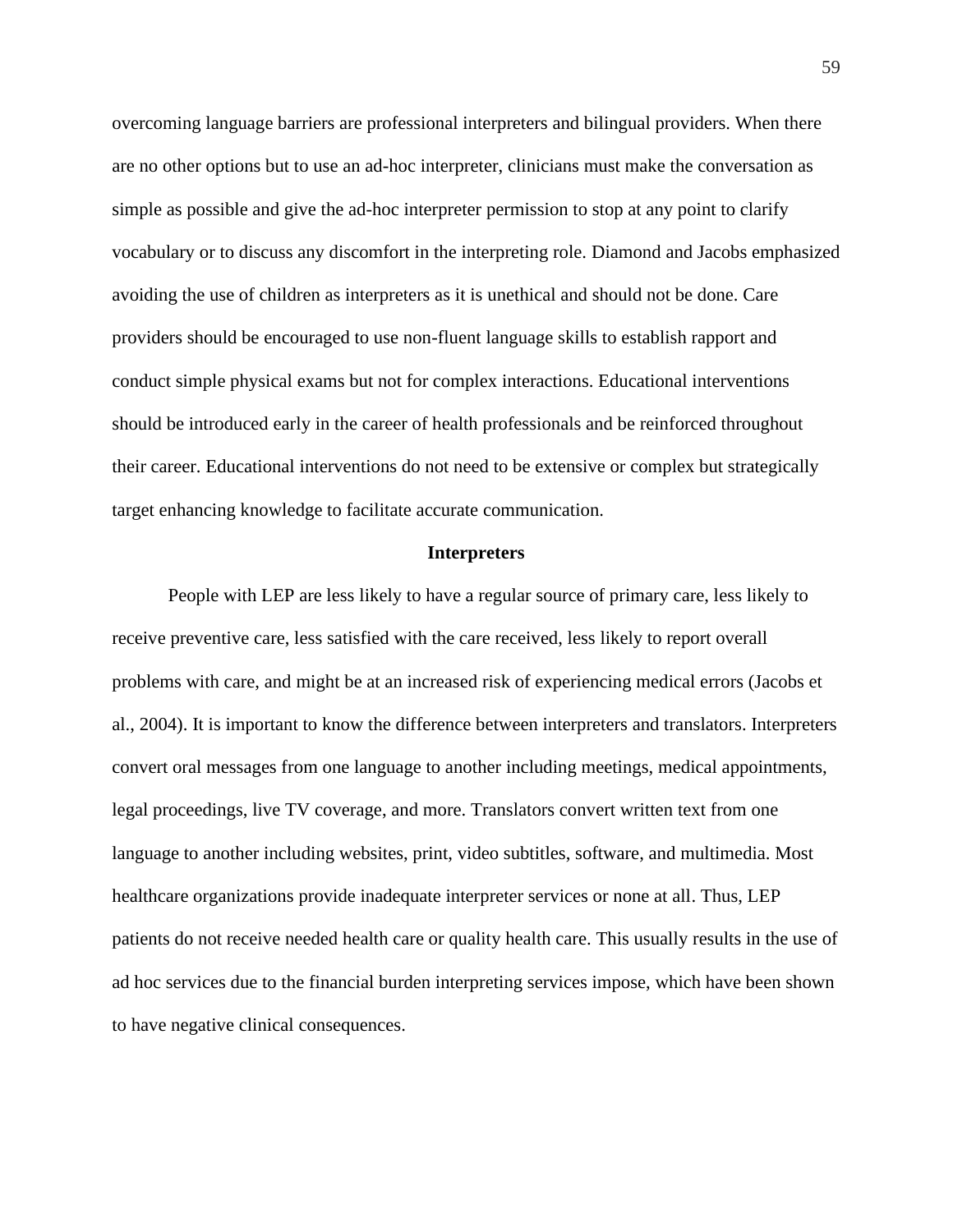overcoming language barriers are professional interpreters and bilingual providers. When there are no other options but to use an ad-hoc interpreter, clinicians must make the conversation as simple as possible and give the ad-hoc interpreter permission to stop at any point to clarify vocabulary or to discuss any discomfort in the interpreting role. Diamond and Jacobs emphasized avoiding the use of children as interpreters as it is unethical and should not be done. Care providers should be encouraged to use non-fluent language skills to establish rapport and conduct simple physical exams but not for complex interactions. Educational interventions should be introduced early in the career of health professionals and be reinforced throughout their career. Educational interventions do not need to be extensive or complex but strategically target enhancing knowledge to facilitate accurate communication.

## Interpreters

People with LEP are less likely to have a regular source of primary care, less likely to receive preventive care, less satisfied with the care received, less likely to report overall problems with care, and might be at an increased risk of experiencing medical errors (Jacobs et al., 2004). It is important to know the difference between interpreters and translators. Interpreters convert oral messages from one language to another including meetings, medical appointments, legal proceedings, live TV coverage, and more. Translators convert written text from one language to another including websites, print, video subtitles, software, and multimedia. Most healthcare organizations provide inadequate interpreter services or none at all. Thus, LEP patients do not receive needed health care or quality health care. This usually results in the use of ad hoc services due to the financial burden interpreting services impose, which have been shown to have negative clinical consequences.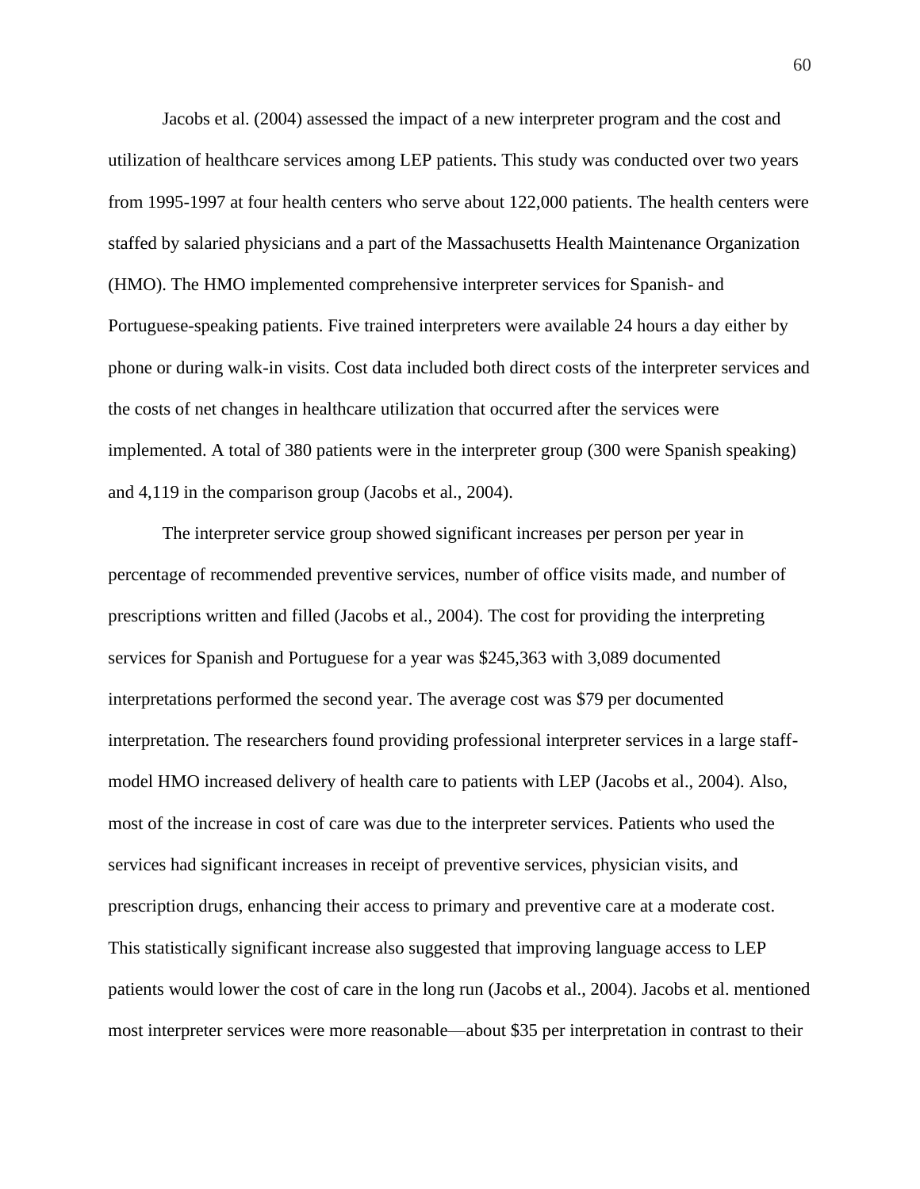Jacobs et al. (2004) assessed the impact of a new interpreter program and the cost and utilization of healthcare services among LEP patients. This study was conducted over two years from 1995-1997 at four health centers who serve about 122,000 patients. The health centers were staffed by salaried physicians and a part of the Massachusetts Health Maintenance Organization (HMO). The HMO implemented comprehensive interpreter services for Spanish- and Portuguese-speaking patients. Five trained interpreters were available 24 hours a day either by phone or during walk-in visits. Cost data included both direct costs of the interpreter services and the costs of net changes in healthcare utilization that occurred after the services were implemented. A total of 380 patients were in the interpreter group (300 were Spanish speaking) and 4,119 in the comparison group (Jacobs et al., 2004).

The interpreter service group showed significant increases per person per year in percentage of recommended preventive services, number of office visits made, and number of prescriptions written and filled (Jacobs et al., 2004). The cost for providing the interpreting services for Spanish and Portuguese for a year was $245,363 with 3,089 documented interpretations performed the second year. The average cost was $79 per documented interpretation. The researchers found providing professional interpreter services in a large staff-model HMO increased delivery of health care to patients with LEP (Jacobs et al., 2004). Also, most of the increase in cost of care was due to the interpreter services. Patients who used the services had significant increases in receipt of preventive services, physician visits, and prescription drugs, enhancing their access to primary and preventive care at a moderate cost. This statistically significant increase also suggested that improving language access to LEP patients would lower the cost of care in the long run (Jacobs et al., 2004). Jacobs et al. mentioned most interpreter services were more reasonable—about $35 per interpretation in contrast to their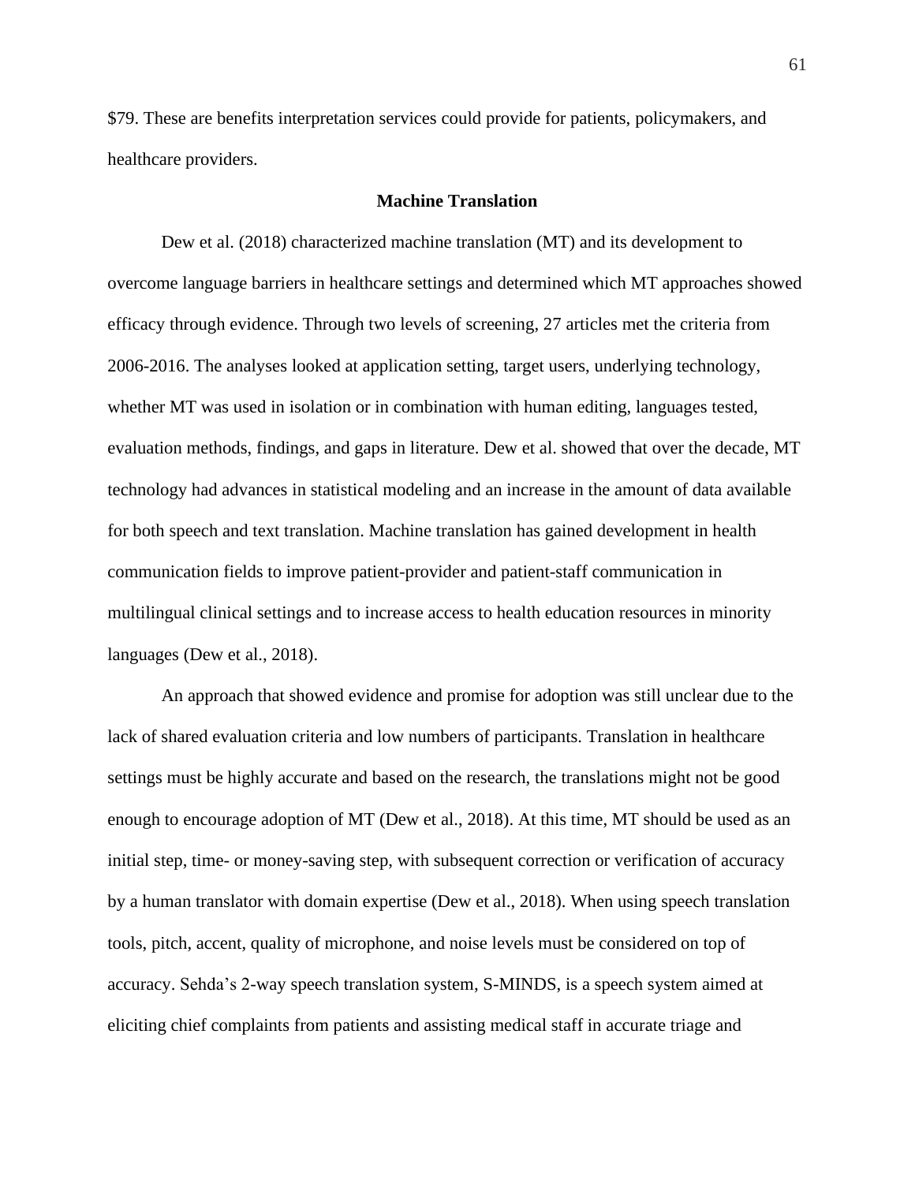$79. These are benefits interpretation services could provide for patients, policymakers, and healthcare providers.

## Machine Translation

Dew et al. (2018) characterized machine translation (MT) and its development to overcome language barriers in healthcare settings and determined which MT approaches showed efficacy through evidence. Through two levels of screening, 27 articles met the criteria from 2006-2016. The analyses looked at application setting, target users, underlying technology, whether MT was used in isolation or in combination with human editing, languages tested, evaluation methods, findings, and gaps in literature. Dew et al. showed that over the decade, MT technology had advances in statistical modeling and an increase in the amount of data available for both speech and text translation. Machine translation has gained development in health communication fields to improve patient-provider and patient-staff communication in multilingual clinical settings and to increase access to health education resources in minority languages (Dew et al., 2018).

An approach that showed evidence and promise for adoption was still unclear due to the lack of shared evaluation criteria and low numbers of participants. Translation in healthcare settings must be highly accurate and based on the research, the translations might not be good enough to encourage adoption of MT (Dew et al., 2018). At this time, MT should be used as an initial step, time- or money-saving step, with subsequent correction or verification of accuracy by a human translator with domain expertise (Dew et al., 2018). When using speech translation tools, pitch, accent, quality of microphone, and noise levels must be considered on top of accuracy. Sehda's 2-way speech translation system, S-MINDS, is a speech system aimed at eliciting chief complaints from patients and assisting medical staff in accurate triage and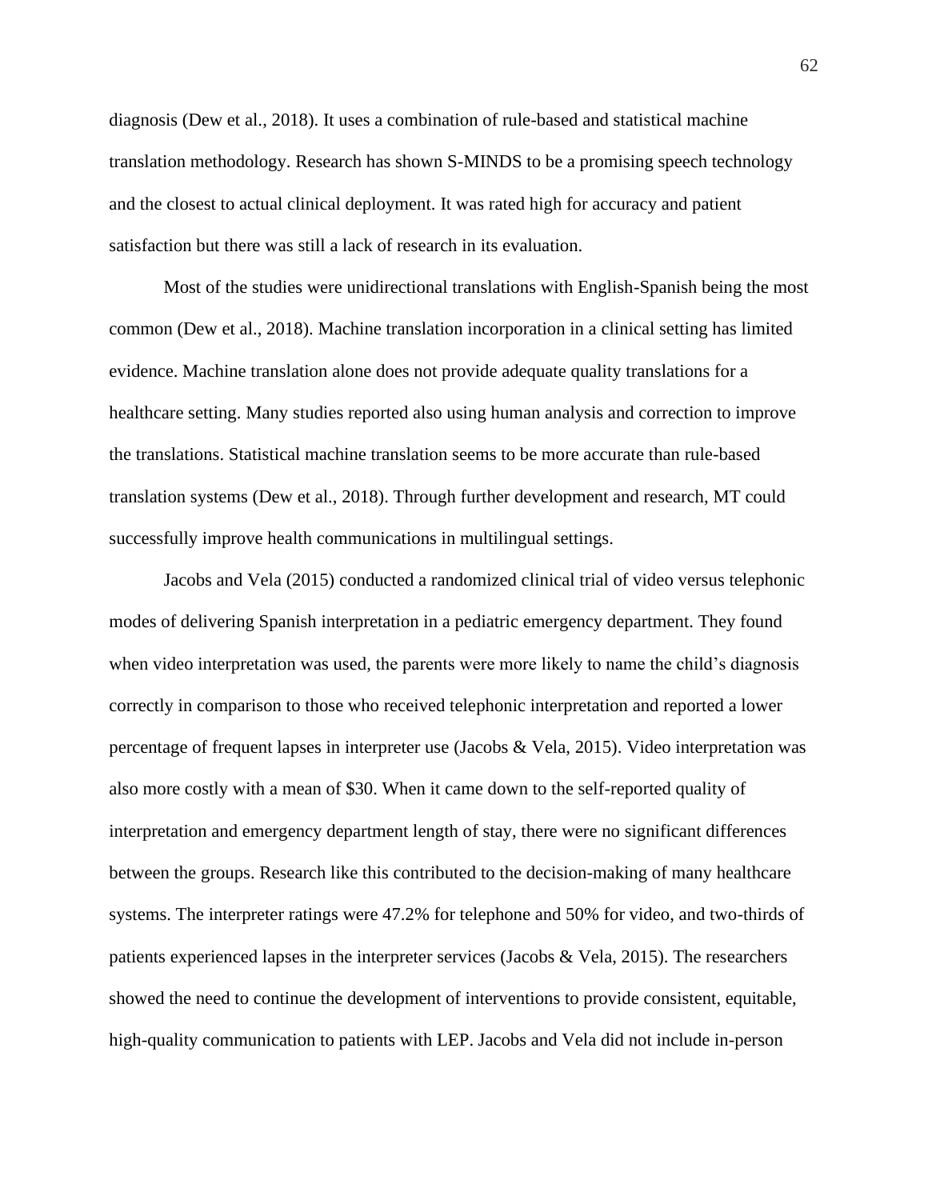diagnosis (Dew et al., 2018). It uses a combination of rule-based and statistical machine translation methodology. Research has shown S-MINDS to be a promising speech technology and the closest to actual clinical deployment. It was rated high for accuracy and patient satisfaction but there was still a lack of research in its evaluation.

Most of the studies were unidirectional translations with English-Spanish being the most common (Dew et al., 2018). Machine translation incorporation in a clinical setting has limited evidence. Machine translation alone does not provide adequate quality translations for a healthcare setting. Many studies reported also using human analysis and correction to improve the translations. Statistical machine translation seems to be more accurate than rule-based translation systems (Dew et al., 2018). Through further development and research, MT could successfully improve health communications in multilingual settings.

Jacobs and Vela (2015) conducted a randomized clinical trial of video versus telephonic modes of delivering Spanish interpretation in a pediatric emergency department. They found when video interpretation was used, the parents were more likely to name the child's diagnosis correctly in comparison to those who received telephonic interpretation and reported a lower percentage of frequent lapses in interpreter use (Jacobs & Vela, 2015). Video interpretation was also more costly with a mean of $30. When it came down to the self-reported quality of interpretation and emergency department length of stay, there were no significant differences between the groups. Research like this contributed to the decision-making of many healthcare systems. The interpreter ratings were 47.2% for telephone and 50% for video, and two-thirds of patients experienced lapses in the interpreter services (Jacobs & Vela, 2015). The researchers showed the need to continue the development of interventions to provide consistent, equitable, high-quality communication to patients with LEP. Jacobs and Vela did not include in-person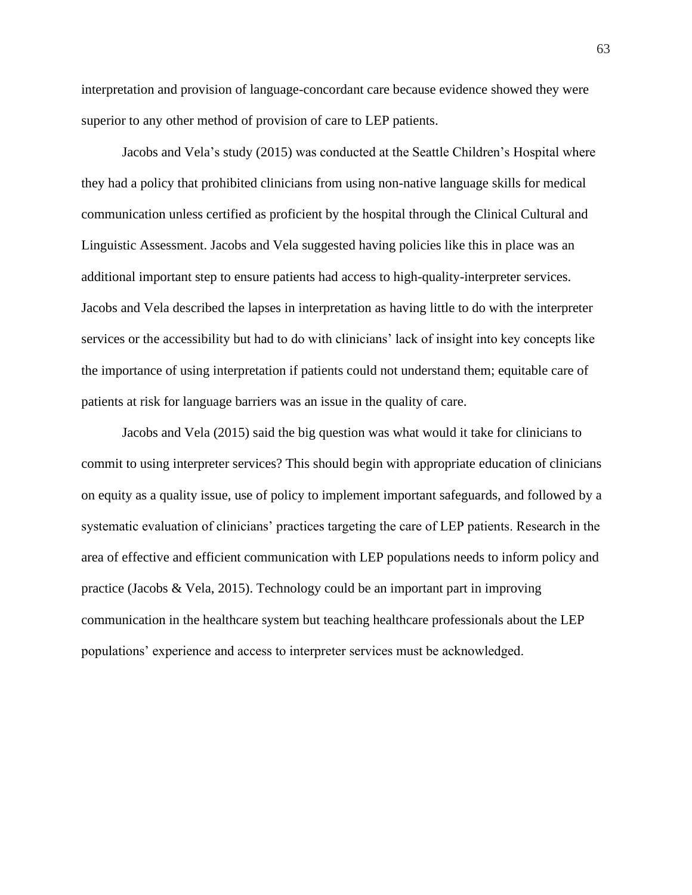interpretation and provision of language-concordant care because evidence showed they were superior to any other method of provision of care to LEP patients.

Jacobs and Vela's study (2015) was conducted at the Seattle Children's Hospital where they had a policy that prohibited clinicians from using non-native language skills for medical communication unless certified as proficient by the hospital through the Clinical Cultural and Linguistic Assessment. Jacobs and Vela suggested having policies like this in place was an additional important step to ensure patients had access to high-quality-interpreter services. Jacobs and Vela described the lapses in interpretation as having little to do with the interpreter services or the accessibility but had to do with clinicians' lack of insight into key concepts like the importance of using interpretation if patients could not understand them; equitable care of patients at risk for language barriers was an issue in the quality of care.

Jacobs and Vela (2015) said the big question was what would it take for clinicians to commit to using interpreter services? This should begin with appropriate education of clinicians on equity as a quality issue, use of policy to implement important safeguards, and followed by a systematic evaluation of clinicians' practices targeting the care of LEP patients. Research in the area of effective and efficient communication with LEP populations needs to inform policy and practice (Jacobs & Vela, 2015). Technology could be an important part in improving communication in the healthcare system but teaching healthcare professionals about the LEP populations' experience and access to interpreter services must be acknowledged.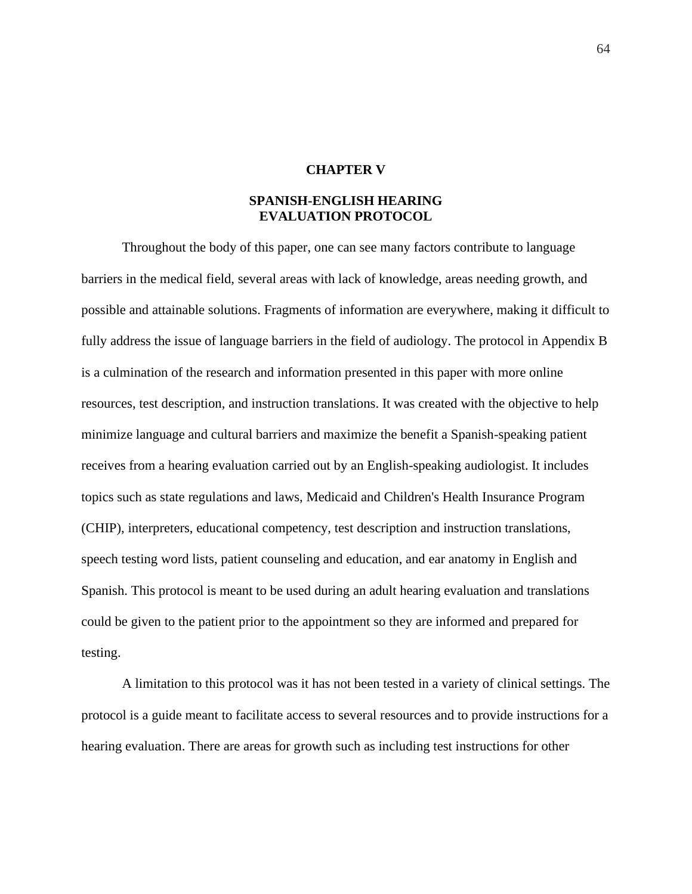# CHAPTER V

## SPANISH-ENGLISH HEARING EVALUATION PROTOCOL

Throughout the body of this paper, one can see many factors contribute to language barriers in the medical field, several areas with lack of knowledge, areas needing growth, and possible and attainable solutions. Fragments of information are everywhere, making it difficult to fully address the issue of language barriers in the field of audiology. The protocol in Appendix B is a culmination of the research and information presented in this paper with more online resources, test description, and instruction translations. It was created with the objective to help minimize language and cultural barriers and maximize the benefit a Spanish-speaking patient receives from a hearing evaluation carried out by an English-speaking audiologist. It includes topics such as state regulations and laws, Medicaid and Children's Health Insurance Program (CHIP), interpreters, educational competency, test description and instruction translations, speech testing word lists, patient counseling and education, and ear anatomy in English and Spanish. This protocol is meant to be used during an adult hearing evaluation and translations could be given to the patient prior to the appointment so they are informed and prepared for testing.

A limitation to this protocol was it has not been tested in a variety of clinical settings. The protocol is a guide meant to facilitate access to several resources and to provide instructions for a hearing evaluation. There are areas for growth such as including test instructions for other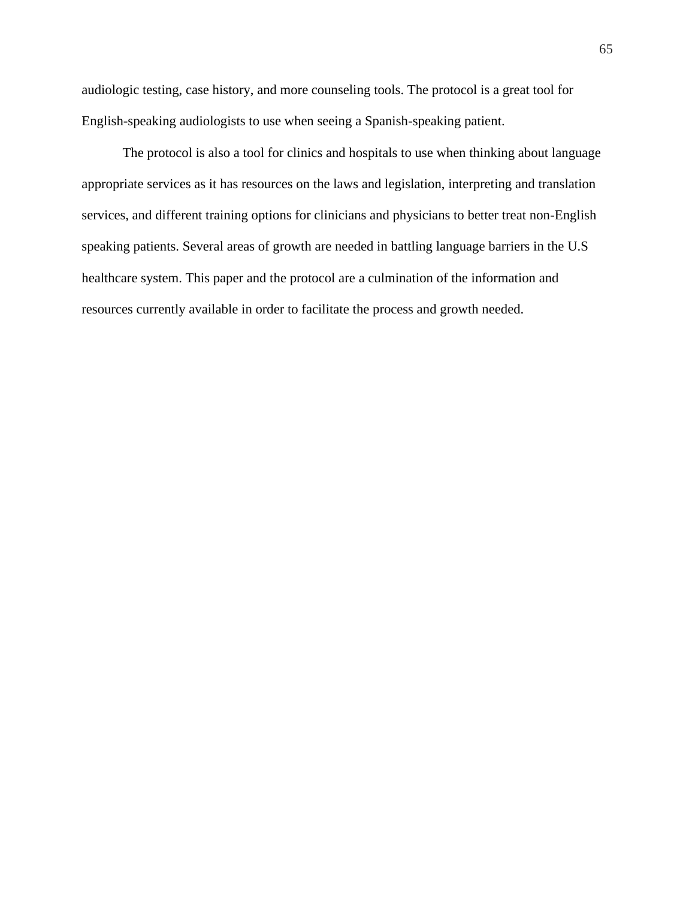audiologic testing, case history, and more counseling tools. The protocol is a great tool for English-speaking audiologists to use when seeing a Spanish-speaking patient.

The protocol is also a tool for clinics and hospitals to use when thinking about language appropriate services as it has resources on the laws and legislation, interpreting and translation services, and different training options for clinicians and physicians to better treat non-English speaking patients. Several areas of growth are needed in battling language barriers in the U.S healthcare system. This paper and the protocol are a culmination of the information and resources currently available in order to facilitate the process and growth needed.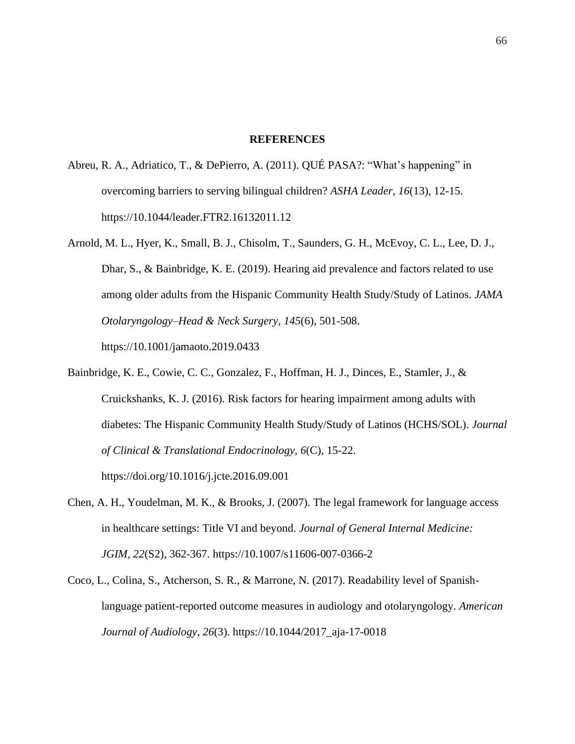# REFERENCES

Abreu, R. A., Adriatico, T., & DePierro, A. (2011). QUÉ PASA?: "What's happening" in overcoming barriers to serving bilingual children? *ASHA Leader, 16*(13), 12-15. https://10.1044/leader.FTR2.16132011.12

Arnold, M. L., Hyer, K., Small, B. J., Chisolm, T., Saunders, G. H., McEvoy, C. L., Lee, D. J., Dhar, S., & Bainbridge, K. E. (2019). Hearing aid prevalence and factors related to use among older adults from the Hispanic Community Health Study/Study of Latinos. *JAMA Otolaryngology–Head & Neck Surgery, 145*(6), 501-508. https://10.1001/jamaoto.2019.0433

Bainbridge, K. E., Cowie, C. C., Gonzalez, F., Hoffman, H. J., Dinces, E., Stamler, J., & Cruickshanks, K. J. (2016). Risk factors for hearing impairment among adults with diabetes: The Hispanic Community Health Study/Study of Latinos (HCHS/SOL). *Journal of Clinical & Translational Endocrinology, 6*(C), 15-22. https://doi.org/10.1016/j.jcte.2016.09.001

Chen, A. H., Youdelman, M. K., & Brooks, J. (2007). The legal framework for language access in healthcare settings: Title VI and beyond. *Journal of General Internal Medicine: JGIM, 22*(S2), 362-367. https://10.1007/s11606-007-0366-2

Coco, L., Colina, S., Atcherson, S. R., & Marrone, N. (2017). Readability level of Spanish-language patient-reported outcome measures in audiology and otolaryngology. *American Journal of Audiology, 26*(3). https://10.1044/2017_aja-17-0018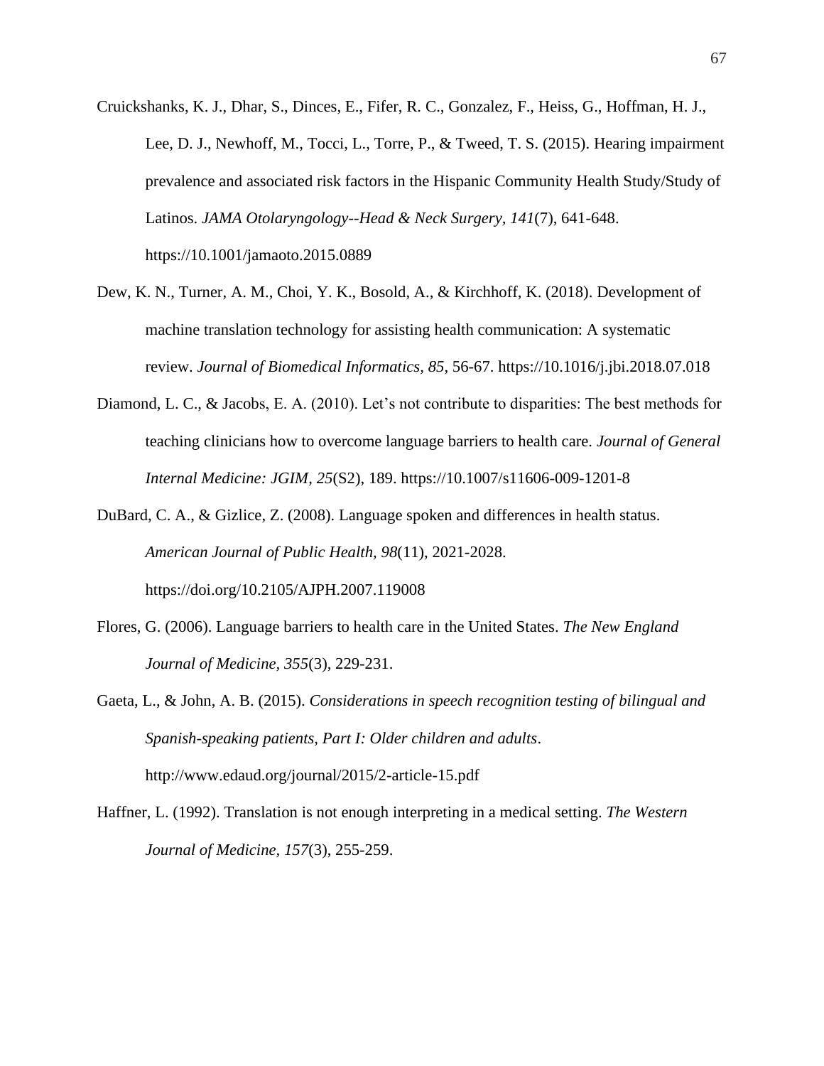Cruickshanks, K. J., Dhar, S., Dinces, E., Fifer, R. C., Gonzalez, F., Heiss, G., Hoffman, H. J., Lee, D. J., Newhoff, M., Tocci, L., Torre, P., & Tweed, T. S. (2015). Hearing impairment prevalence and associated risk factors in the Hispanic Community Health Study/Study of Latinos. *JAMA Otolaryngology--Head & Neck Surgery, 141*(7), 641-648. https://10.1001/jamaoto.2015.0889

Dew, K. N., Turner, A. M., Choi, Y. K., Bosold, A., & Kirchhoff, K. (2018). Development of machine translation technology for assisting health communication: A systematic review. *Journal of Biomedical Informatics, 85*, 56-67. https://10.1016/j.jbi.2018.07.018

Diamond, L. C., & Jacobs, E. A. (2010). Let's not contribute to disparities: The best methods for teaching clinicians how to overcome language barriers to health care. *Journal of General Internal Medicine: JGIM, 25*(S2), 189. https://10.1007/s11606-009-1201-8

DuBard, C. A., & Gizlice, Z. (2008). Language spoken and differences in health status. *American Journal of Public Health, 98*(11), 2021-2028. https://doi.org/10.2105/AJPH.2007.119008

Flores, G. (2006). Language barriers to health care in the United States. *The New England Journal of Medicine, 355*(3), 229-231.

Gaeta, L., & John, A. B. (2015). *Considerations in speech recognition testing of bilingual and Spanish-speaking patients, Part I: Older children and adults*. http://www.edaud.org/journal/2015/2-article-15.pdf

Haffner, L. (1992). Translation is not enough interpreting in a medical setting. *The Western Journal of Medicine, 157*(3), 255-259.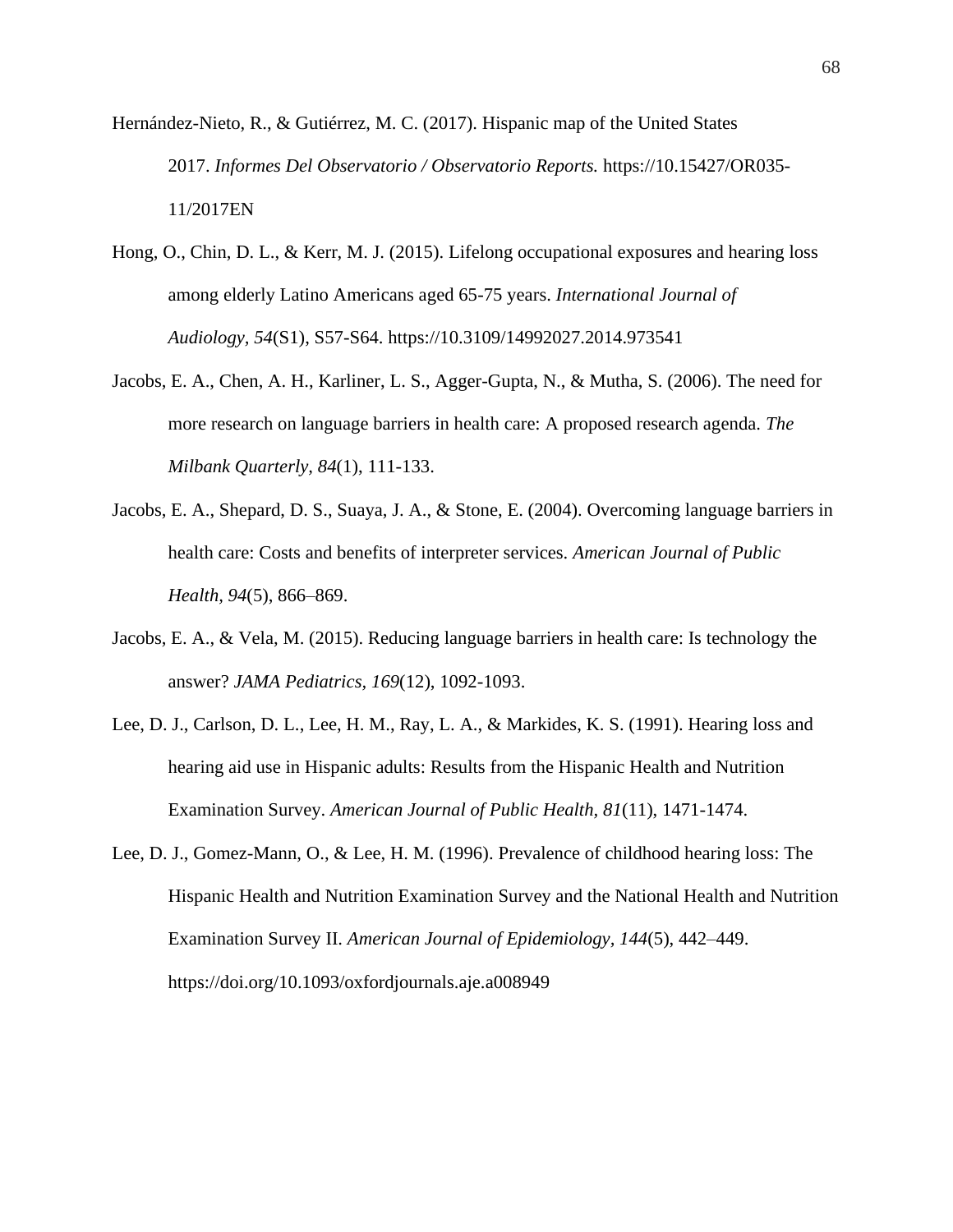Hernández-Nieto, R., & Gutiérrez, M. C. (2017). Hispanic map of the United States 2017. *Informes Del Observatorio / Observatorio Reports.* https://10.15427/OR035-11/2017EN

Hong, O., Chin, D. L., & Kerr, M. J. (2015). Lifelong occupational exposures and hearing loss among elderly Latino Americans aged 65-75 years. *International Journal of Audiology*, *54*(S1), S57-S64. https://10.3109/14992027.2014.973541

Jacobs, E. A., Chen, A. H., Karliner, L. S., Agger-Gupta, N., & Mutha, S. (2006). The need for more research on language barriers in health care: A proposed research agenda. *The Milbank Quarterly, 84*(1), 111-133.

Jacobs, E. A., Shepard, D. S., Suaya, J. A., & Stone, E. (2004). Overcoming language barriers in health care: Costs and benefits of interpreter services. *American Journal of Public Health, 94*(5), 866–869.

Jacobs, E. A., & Vela, M. (2015). Reducing language barriers in health care: Is technology the answer? *JAMA Pediatrics, 169*(12), 1092-1093.

Lee, D. J., Carlson, D. L., Lee, H. M., Ray, L. A., & Markides, K. S. (1991). Hearing loss and hearing aid use in Hispanic adults: Results from the Hispanic Health and Nutrition Examination Survey. *American Journal of Public Health, 81*(11), 1471-1474.

Lee, D. J., Gomez-Mann, O., & Lee, H. M. (1996). Prevalence of childhood hearing loss: The Hispanic Health and Nutrition Examination Survey and the National Health and Nutrition Examination Survey II. *American Journal of Epidemiology, 144*(5), 442–449. https://doi.org/10.1093/oxfordjournals.aje.a008949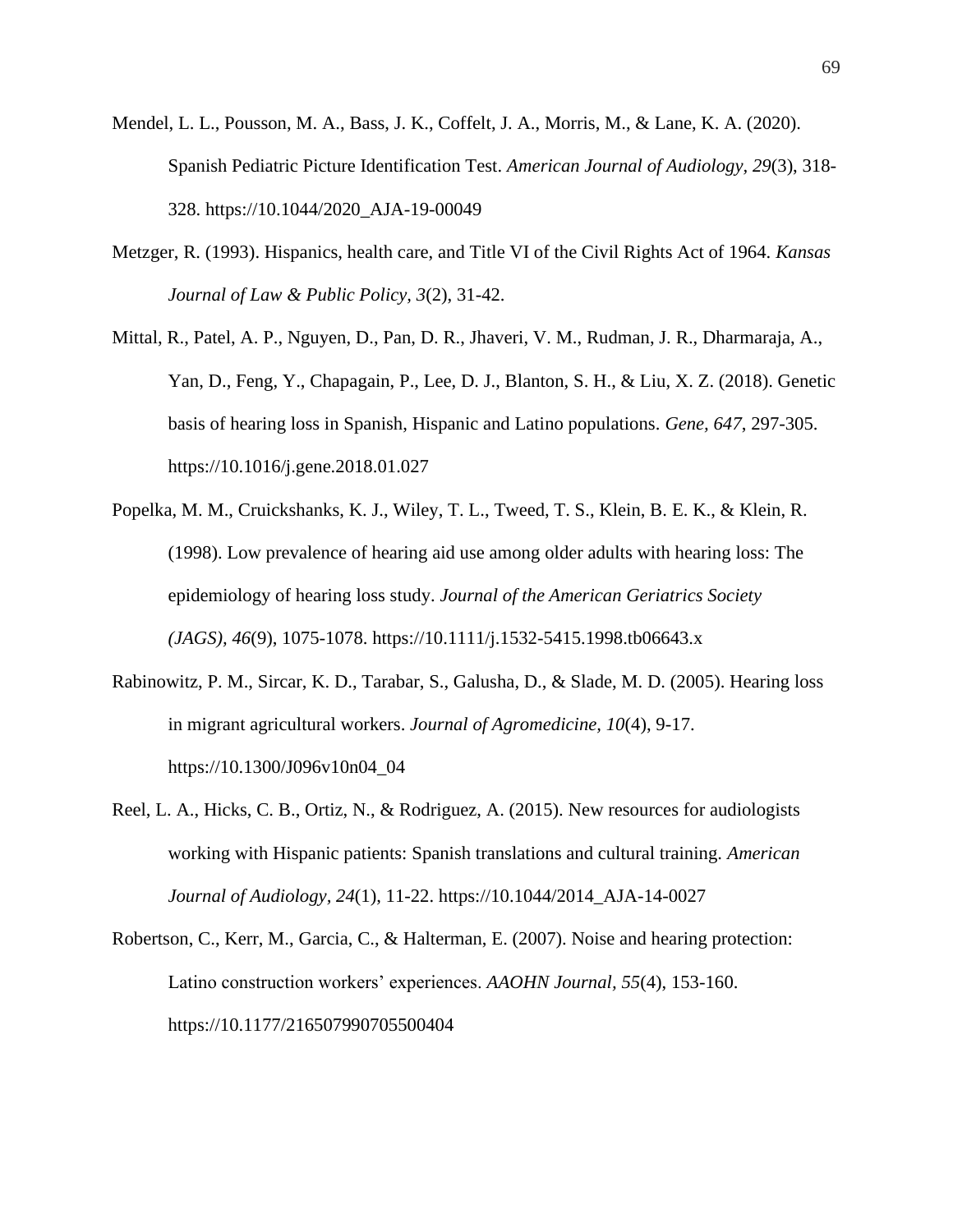Mendel, L. L., Pousson, M. A., Bass, J. K., Coffelt, J. A., Morris, M., & Lane, K. A. (2020). Spanish Pediatric Picture Identification Test. *American Journal of Audiology, 29*(3), 318-328. https://10.1044/2020_AJA-19-00049

Metzger, R. (1993). Hispanics, health care, and Title VI of the Civil Rights Act of 1964. *Kansas Journal of Law & Public Policy, 3*(2), 31-42.

Mittal, R., Patel, A. P., Nguyen, D., Pan, D. R., Jhaveri, V. M., Rudman, J. R., Dharmaraja, A., Yan, D., Feng, Y., Chapagain, P., Lee, D. J., Blanton, S. H., & Liu, X. Z. (2018). Genetic basis of hearing loss in Spanish, Hispanic and Latino populations. *Gene, 647*, 297-305. https://10.1016/j.gene.2018.01.027

Popelka, M. M., Cruickshanks, K. J., Wiley, T. L., Tweed, T. S., Klein, B. E. K., & Klein, R. (1998). Low prevalence of hearing aid use among older adults with hearing loss: The epidemiology of hearing loss study. *Journal of the American Geriatrics Society (JAGS), 46*(9), 1075-1078. https://10.1111/j.1532-5415.1998.tb06643.x

Rabinowitz, P. M., Sircar, K. D., Tarabar, S., Galusha, D., & Slade, M. D. (2005). Hearing loss in migrant agricultural workers. *Journal of Agromedicine, 10*(4), 9-17. https://10.1300/J096v10n04_04

Reel, L. A., Hicks, C. B., Ortiz, N., & Rodriguez, A. (2015). New resources for audiologists working with Hispanic patients: Spanish translations and cultural training. *American Journal of Audiology, 24*(1), 11-22. https://10.1044/2014_AJA-14-0027

Robertson, C., Kerr, M., Garcia, C., & Halterman, E. (2007). Noise and hearing protection: Latino construction workers' experiences. *AAOHN Journal, 55*(4), 153-160. https://10.1177/216507990705500404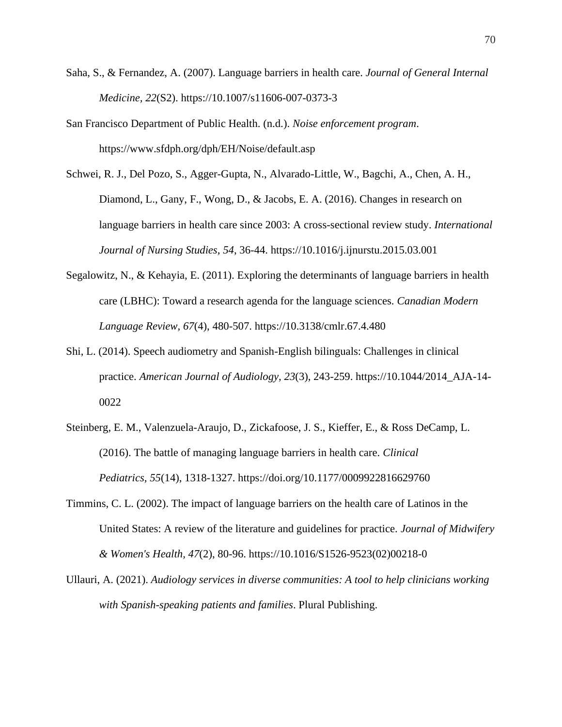Saha, S., & Fernandez, A. (2007). Language barriers in health care. *Journal of General Internal Medicine, 22*(S2). https://10.1007/s11606-007-0373-3

San Francisco Department of Public Health. (n.d.). *Noise enforcement program*. https://www.sfdph.org/dph/EH/Noise/default.asp

Schwei, R. J., Del Pozo, S., Agger-Gupta, N., Alvarado-Little, W., Bagchi, A., Chen, A. H., Diamond, L., Gany, F., Wong, D., & Jacobs, E. A. (2016). Changes in research on language barriers in health care since 2003: A cross-sectional review study. *International Journal of Nursing Studies, 54*, 36-44. https://10.1016/j.ijnurstu.2015.03.001

Segalowitz, N., & Kehayia, E. (2011). Exploring the determinants of language barriers in health care (LBHC): Toward a research agenda for the language sciences. *Canadian Modern Language Review, 67*(4), 480-507. https://10.3138/cmlr.67.4.480

Shi, L. (2014). Speech audiometry and Spanish-English bilinguals: Challenges in clinical practice. *American Journal of Audiology, 23*(3), 243-259. https://10.1044/2014_AJA-14-0022

Steinberg, E. M., Valenzuela-Araujo, D., Zickafoose, J. S., Kieffer, E., & Ross DeCamp, L. (2016). The battle of managing language barriers in health care. *Clinical Pediatrics, 55*(14), 1318-1327. https://doi.org/10.1177/0009922816629760

Timmins, C. L. (2002). The impact of language barriers on the health care of Latinos in the United States: A review of the literature and guidelines for practice. *Journal of Midwifery & Women's Health, 47*(2), 80-96. https://10.1016/S1526-9523(02)00218-0

Ullauri, A. (2021). *Audiology services in diverse communities: A tool to help clinicians working with Spanish-speaking patients and families*. Plural Publishing.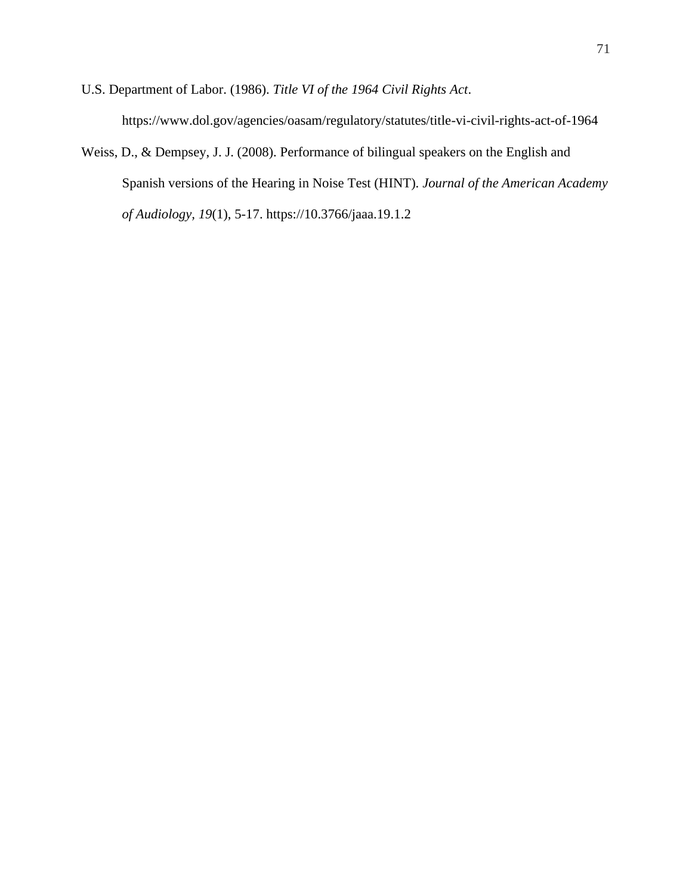U.S. Department of Labor. (1986). *Title VI of the 1964 Civil Rights Act*. https://www.dol.gov/agencies/oasam/regulatory/statutes/title-vi-civil-rights-act-of-1964

Weiss, D., & Dempsey, J. J. (2008). Performance of bilingual speakers on the English and Spanish versions of the Hearing in Noise Test (HINT). *Journal of the American Academy of Audiology, 19*(1), 5-17. https://10.3766/jaaa.19.1.2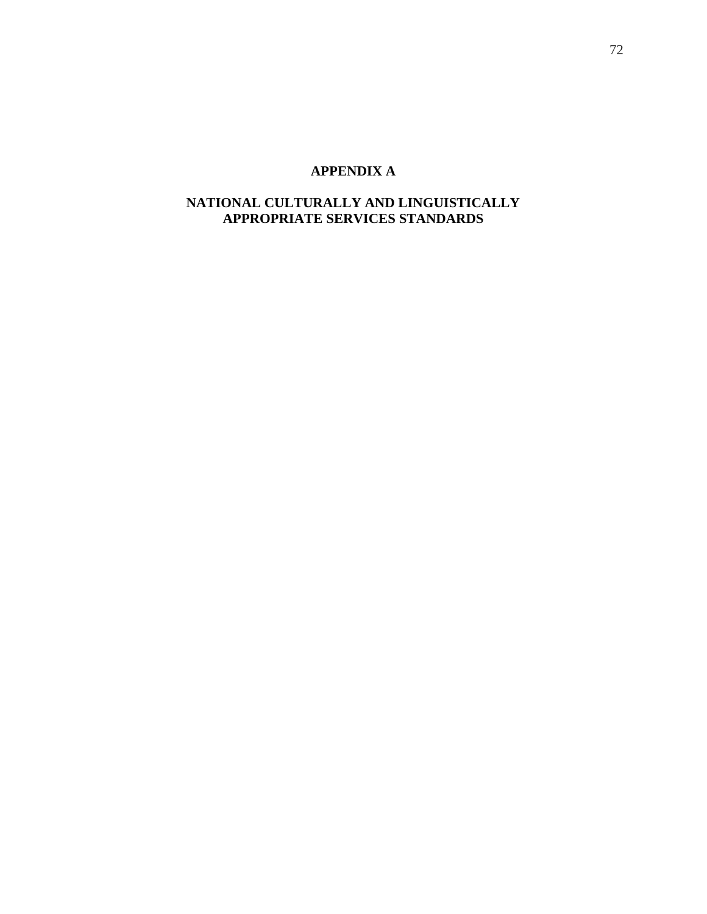# APPENDIX A

## NATIONAL CULTURALLY AND LINGUISTICALLY APPROPRIATE SERVICES STANDARDS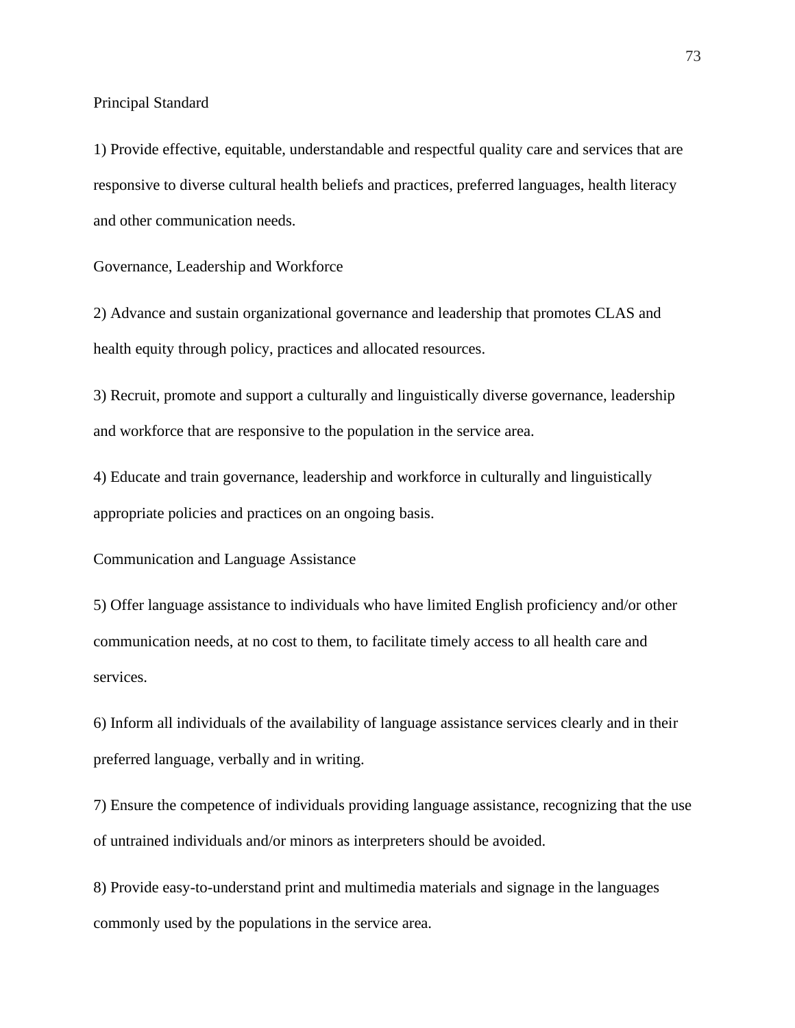Principal Standard

1) Provide effective, equitable, understandable and respectful quality care and services that are responsive to diverse cultural health beliefs and practices, preferred languages, health literacy and other communication needs.

Governance, Leadership and Workforce

2) Advance and sustain organizational governance and leadership that promotes CLAS and health equity through policy, practices and allocated resources.

3) Recruit, promote and support a culturally and linguistically diverse governance, leadership and workforce that are responsive to the population in the service area.

4) Educate and train governance, leadership and workforce in culturally and linguistically appropriate policies and practices on an ongoing basis.

Communication and Language Assistance

5) Offer language assistance to individuals who have limited English proficiency and/or other communication needs, at no cost to them, to facilitate timely access to all health care and services.

6) Inform all individuals of the availability of language assistance services clearly and in their preferred language, verbally and in writing.

7) Ensure the competence of individuals providing language assistance, recognizing that the use of untrained individuals and/or minors as interpreters should be avoided.

8) Provide easy-to-understand print and multimedia materials and signage in the languages commonly used by the populations in the service area.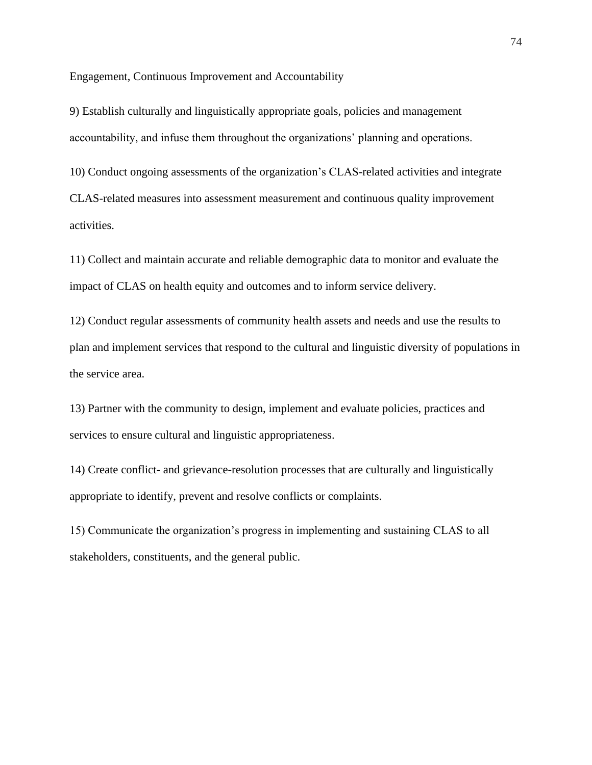Engagement, Continuous Improvement and Accountability

9) Establish culturally and linguistically appropriate goals, policies and management accountability, and infuse them throughout the organizations' planning and operations.

10) Conduct ongoing assessments of the organization's CLAS-related activities and integrate CLAS-related measures into assessment measurement and continuous quality improvement activities.

11) Collect and maintain accurate and reliable demographic data to monitor and evaluate the impact of CLAS on health equity and outcomes and to inform service delivery.

12) Conduct regular assessments of community health assets and needs and use the results to plan and implement services that respond to the cultural and linguistic diversity of populations in the service area.

13) Partner with the community to design, implement and evaluate policies, practices and services to ensure cultural and linguistic appropriateness.

14) Create conflict- and grievance-resolution processes that are culturally and linguistically appropriate to identify, prevent and resolve conflicts or complaints.

15) Communicate the organization's progress in implementing and sustaining CLAS to all stakeholders, constituents, and the general public.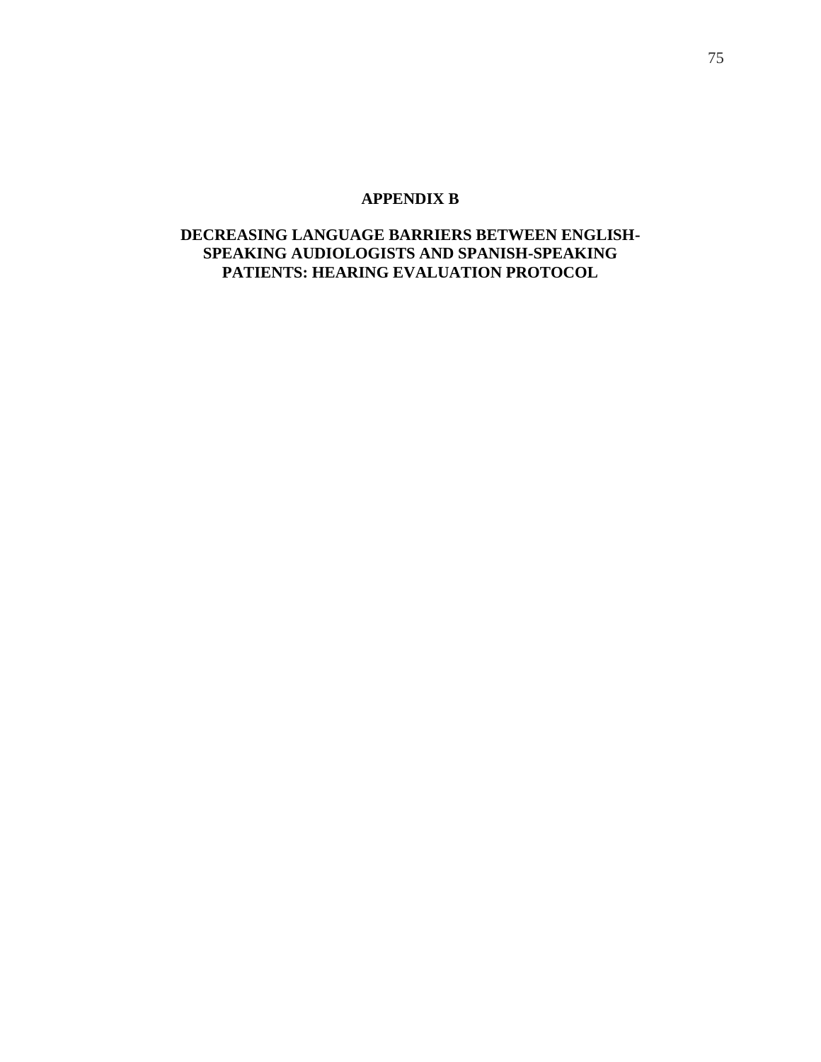# APPENDIX B

## DECREASING LANGUAGE BARRIERS BETWEEN ENGLISH-SPEAKING AUDIOLOGISTS AND SPANISH-SPEAKING PATIENTS: HEARING EVALUATION PROTOCOL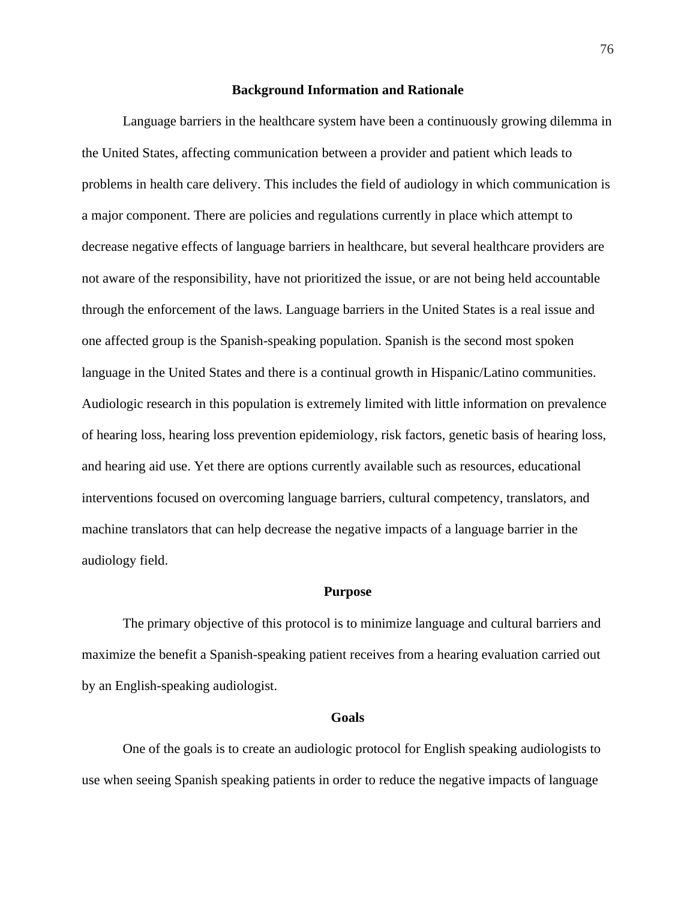## Background Information and Rationale

Language barriers in the healthcare system have been a continuously growing dilemma in the United States, affecting communication between a provider and patient which leads to problems in health care delivery. This includes the field of audiology in which communication is a major component. There are policies and regulations currently in place which attempt to decrease negative effects of language barriers in healthcare, but several healthcare providers are not aware of the responsibility, have not prioritized the issue, or are not being held accountable through the enforcement of the laws. Language barriers in the United States is a real issue and one affected group is the Spanish-speaking population. Spanish is the second most spoken language in the United States and there is a continual growth in Hispanic/Latino communities. Audiologic research in this population is extremely limited with little information on prevalence of hearing loss, hearing loss prevention epidemiology, risk factors, genetic basis of hearing loss, and hearing aid use. Yet there are options currently available such as resources, educational interventions focused on overcoming language barriers, cultural competency, translators, and machine translators that can help decrease the negative impacts of a language barrier in the audiology field.

## Purpose

The primary objective of this protocol is to minimize language and cultural barriers and maximize the benefit a Spanish-speaking patient receives from a hearing evaluation carried out by an English-speaking audiologist.

## Goals

One of the goals is to create an audiologic protocol for English speaking audiologists to use when seeing Spanish speaking patients in order to reduce the negative impacts of language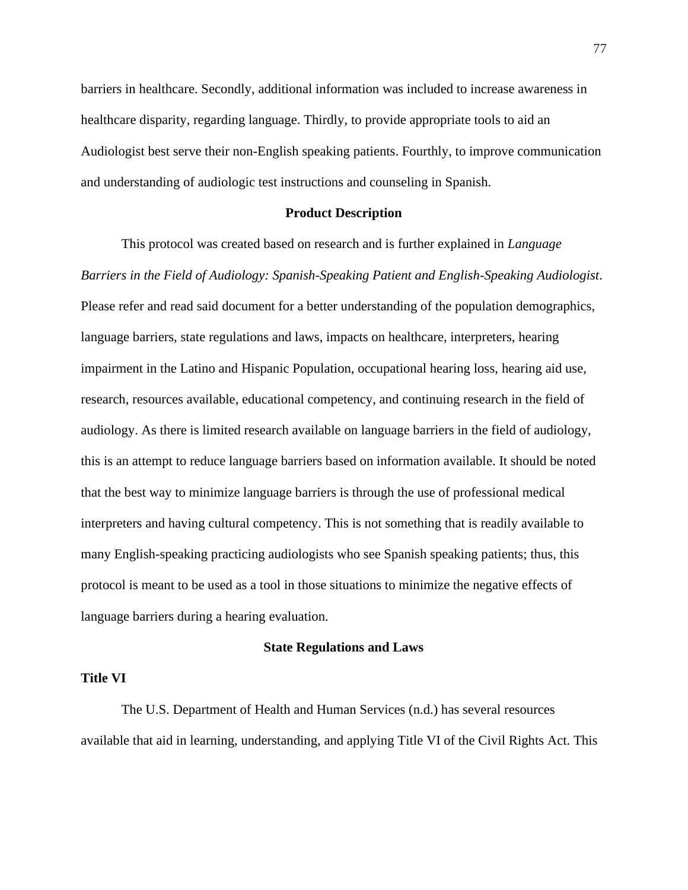barriers in healthcare. Secondly, additional information was included to increase awareness in healthcare disparity, regarding language. Thirdly, to provide appropriate tools to aid an Audiologist best serve their non-English speaking patients. Fourthly, to improve communication and understanding of audiologic test instructions and counseling in Spanish.

## Product Description

This protocol was created based on research and is further explained in *Language Barriers in the Field of Audiology: Spanish-Speaking Patient and English-Speaking Audiologist*. Please refer and read said document for a better understanding of the population demographics, language barriers, state regulations and laws, impacts on healthcare, interpreters, hearing impairment in the Latino and Hispanic Population, occupational hearing loss, hearing aid use, research, resources available, educational competency, and continuing research in the field of audiology. As there is limited research available on language barriers in the field of audiology, this is an attempt to reduce language barriers based on information available. It should be noted that the best way to minimize language barriers is through the use of professional medical interpreters and having cultural competency. This is not something that is readily available to many English-speaking practicing audiologists who see Spanish speaking patients; thus, this protocol is meant to be used as a tool in those situations to minimize the negative effects of language barriers during a hearing evaluation.

## State Regulations and Laws

### Title VI

The U.S. Department of Health and Human Services (n.d.) has several resources available that aid in learning, understanding, and applying Title VI of the Civil Rights Act. This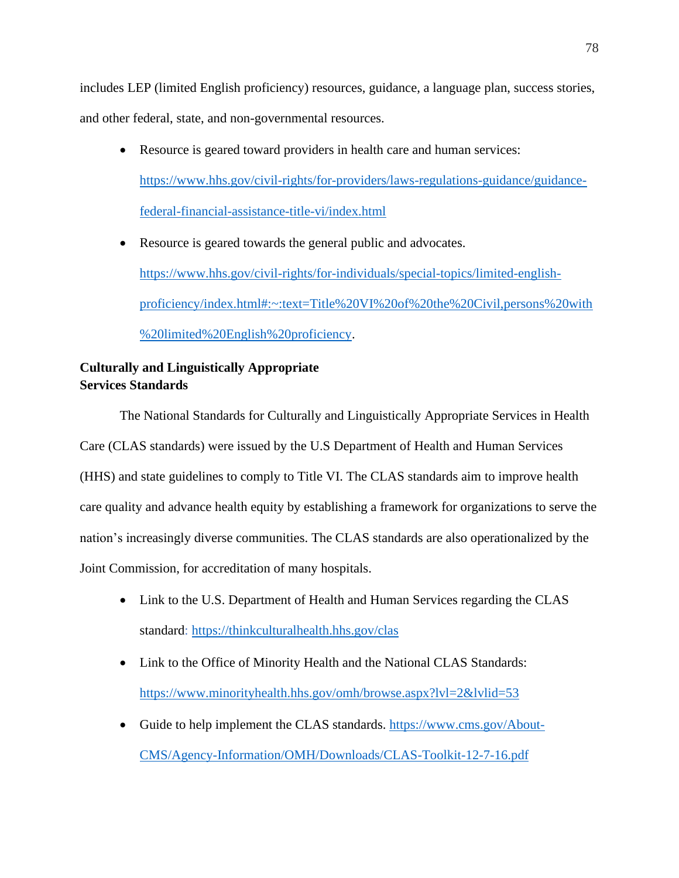includes LEP (limited English proficiency) resources, guidance, a language plan, success stories, and other federal, state, and non-governmental resources.

- Resource is geared toward providers in health care and human services: https://www.hhs.gov/civil-rights/for-providers/laws-regulations-guidance/guidance-federal-financial-assistance-title-vi/index.html
- Resource is geared towards the general public and advocates. https://www.hhs.gov/civil-rights/for-individuals/special-topics/limited-english-proficiency/index.html#:~:text=Title%20VI%20of%20the%20Civil,persons%20with%20limited%20English%20proficiency.

**Culturally and Linguistically Appropriate Services Standards**

The National Standards for Culturally and Linguistically Appropriate Services in Health Care (CLAS standards) were issued by the U.S Department of Health and Human Services (HHS) and state guidelines to comply to Title VI. The CLAS standards aim to improve health care quality and advance health equity by establishing a framework for organizations to serve the nation's increasingly diverse communities. The CLAS standards are also operationalized by the Joint Commission, for accreditation of many hospitals.

- Link to the U.S. Department of Health and Human Services regarding the CLAS standard: https://thinkculturalhealth.hhs.gov/clas
- Link to the Office of Minority Health and the National CLAS Standards: https://www.minorityhealth.hhs.gov/omh/browse.aspx?lvl=2&lvlid=53
- Guide to help implement the CLAS standards. https://www.cms.gov/About-CMS/Agency-Information/OMH/Downloads/CLAS-Toolkit-12-7-16.pdf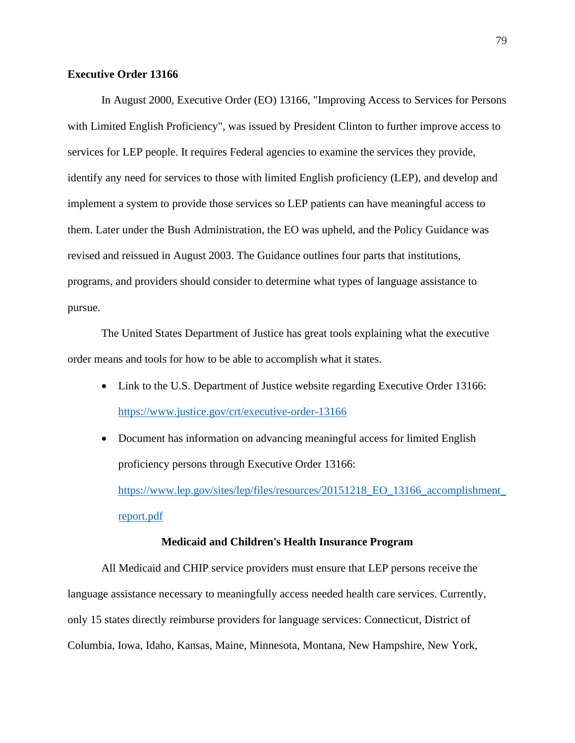**Executive Order 13166**

In August 2000, Executive Order (EO) 13166, "Improving Access to Services for Persons with Limited English Proficiency", was issued by President Clinton to further improve access to services for LEP people. It requires Federal agencies to examine the services they provide, identify any need for services to those with limited English proficiency (LEP), and develop and implement a system to provide those services so LEP patients can have meaningful access to them. Later under the Bush Administration, the EO was upheld, and the Policy Guidance was revised and reissued in August 2003. The Guidance outlines four parts that institutions, programs, and providers should consider to determine what types of language assistance to pursue.

The United States Department of Justice has great tools explaining what the executive order means and tools for how to be able to accomplish what it states.

- Link to the U.S. Department of Justice website regarding Executive Order 13166: https://www.justice.gov/crt/executive-order-13166
- Document has information on advancing meaningful access for limited English proficiency persons through Executive Order 13166: https://www.lep.gov/sites/lep/files/resources/20151218_EO_13166_accomplishment_report.pdf

**Medicaid and Children's Health Insurance Program**

All Medicaid and CHIP service providers must ensure that LEP persons receive the language assistance necessary to meaningfully access needed health care services. Currently, only 15 states directly reimburse providers for language services: Connecticut, District of Columbia, Iowa, Idaho, Kansas, Maine, Minnesota, Montana, New Hampshire, New York,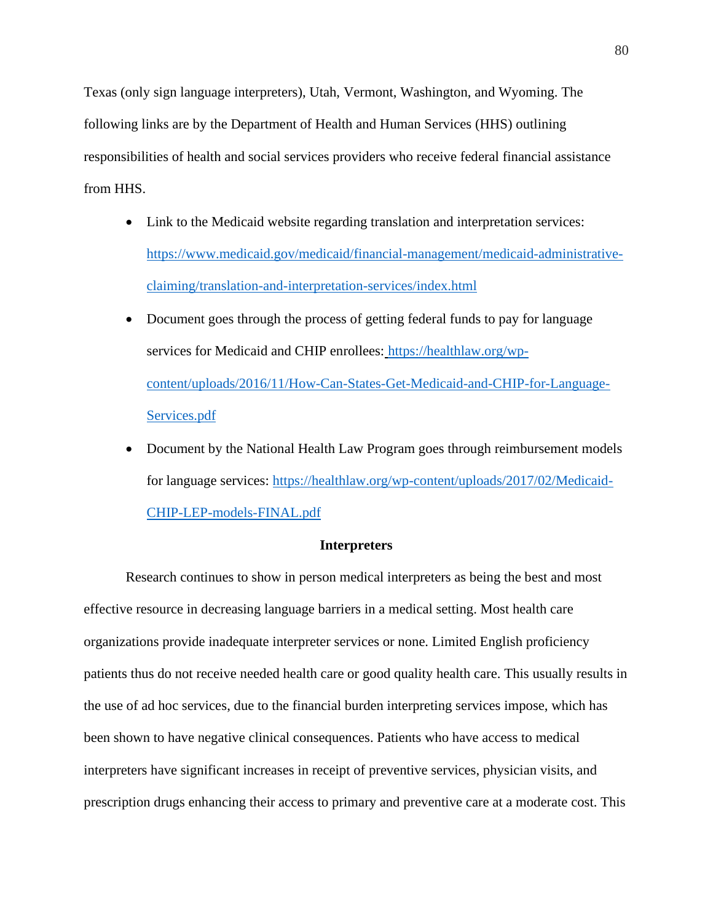Texas (only sign language interpreters), Utah, Vermont, Washington, and Wyoming. The following links are by the Department of Health and Human Services (HHS) outlining responsibilities of health and social services providers who receive federal financial assistance from HHS.

- Link to the Medicaid website regarding translation and interpretation services: https://www.medicaid.gov/medicaid/financial-management/medicaid-administrative-claiming/translation-and-interpretation-services/index.html
- Document goes through the process of getting federal funds to pay for language services for Medicaid and CHIP enrollees: https://healthlaw.org/wp-content/uploads/2016/11/How-Can-States-Get-Medicaid-and-CHIP-for-Language-Services.pdf
- Document by the National Health Law Program goes through reimbursement models for language services: https://healthlaw.org/wp-content/uploads/2017/02/Medicaid-CHIP-LEP-models-FINAL.pdf

**Interpreters**

Research continues to show in person medical interpreters as being the best and most effective resource in decreasing language barriers in a medical setting. Most health care organizations provide inadequate interpreter services or none. Limited English proficiency patients thus do not receive needed health care or good quality health care. This usually results in the use of ad hoc services, due to the financial burden interpreting services impose, which has been shown to have negative clinical consequences. Patients who have access to medical interpreters have significant increases in receipt of preventive services, physician visits, and prescription drugs enhancing their access to primary and preventive care at a moderate cost. This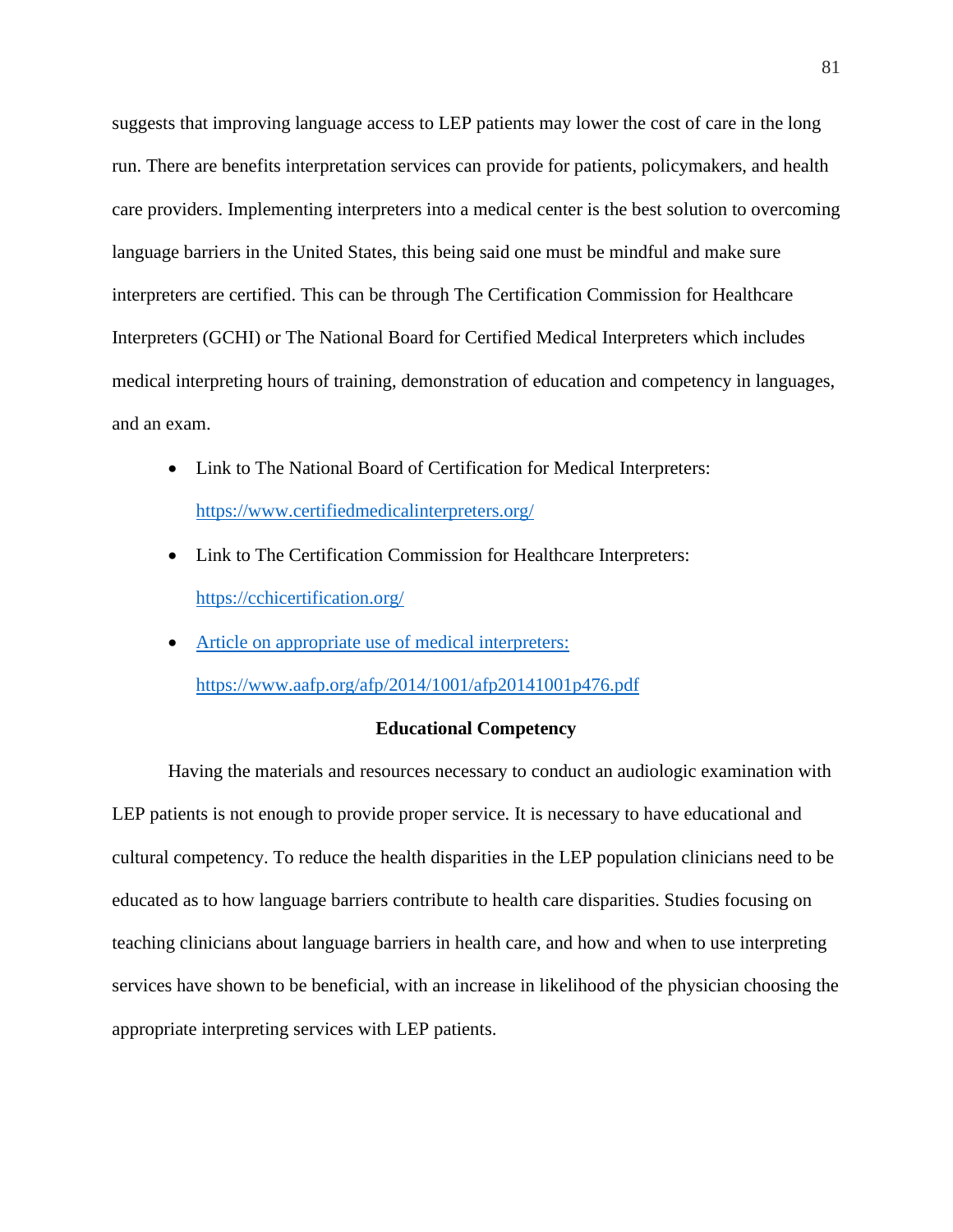suggests that improving language access to LEP patients may lower the cost of care in the long run. There are benefits interpretation services can provide for patients, policymakers, and health care providers. Implementing interpreters into a medical center is the best solution to overcoming language barriers in the United States, this being said one must be mindful and make sure interpreters are certified. This can be through The Certification Commission for Healthcare Interpreters (GCHI) or The National Board for Certified Medical Interpreters which includes medical interpreting hours of training, demonstration of education and competency in languages, and an exam.

- Link to The National Board of Certification for Medical Interpreters: https://www.certifiedmedicalinterpreters.org/
- Link to The Certification Commission for Healthcare Interpreters: https://cchicertification.org/
- Article on appropriate use of medical interpreters: https://www.aafp.org/afp/2014/1001/afp20141001p476.pdf

**Educational Competency**

Having the materials and resources necessary to conduct an audiologic examination with LEP patients is not enough to provide proper service. It is necessary to have educational and cultural competency. To reduce the health disparities in the LEP population clinicians need to be educated as to how language barriers contribute to health care disparities. Studies focusing on teaching clinicians about language barriers in health care, and how and when to use interpreting services have shown to be beneficial, with an increase in likelihood of the physician choosing the appropriate interpreting services with LEP patients.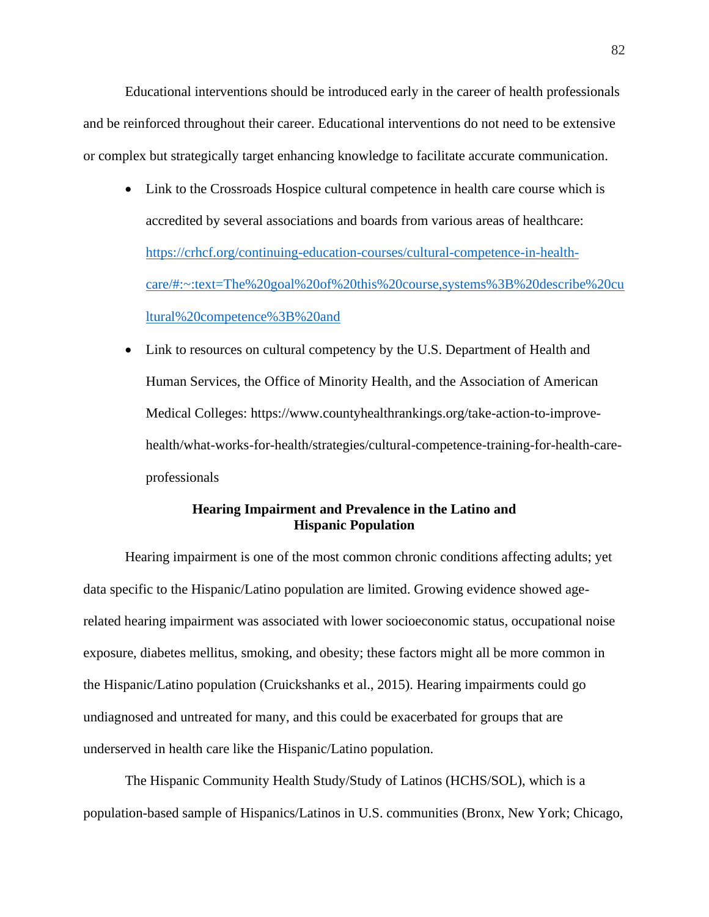Educational interventions should be introduced early in the career of health professionals and be reinforced throughout their career. Educational interventions do not need to be extensive or complex but strategically target enhancing knowledge to facilitate accurate communication.

- Link to the Crossroads Hospice cultural competence in health care course which is accredited by several associations and boards from various areas of healthcare: [https://crhcf.org/continuing-education-courses/cultural-competence-in-health-care/#:~:text=The%20goal%20of%20this%20course,systems%3B%20describe%20cultural%20competence%3B%20and](https://crhcf.org/continuing-education-courses/cultural-competence-in-health-care/#:~:text=The%20goal%20of%20this%20course,systems%3B%20describe%20cultural%20competence%3B%20and)
- Link to resources on cultural competency by the U.S. Department of Health and Human Services, the Office of Minority Health, and the Association of American Medical Colleges: https://www.countyhealthrankings.org/take-action-to-improve-health/what-works-for-health/strategies/cultural-competence-training-for-health-care-professionals

## Hearing Impairment and Prevalence in the Latino and Hispanic Population

Hearing impairment is one of the most common chronic conditions affecting adults; yet data specific to the Hispanic/Latino population are limited. Growing evidence showed age-related hearing impairment was associated with lower socioeconomic status, occupational noise exposure, diabetes mellitus, smoking, and obesity; these factors might all be more common in the Hispanic/Latino population (Cruickshanks et al., 2015). Hearing impairments could go undiagnosed and untreated for many, and this could be exacerbated for groups that are underserved in health care like the Hispanic/Latino population.

The Hispanic Community Health Study/Study of Latinos (HCHS/SOL), which is a population-based sample of Hispanics/Latinos in U.S. communities (Bronx, New York; Chicago,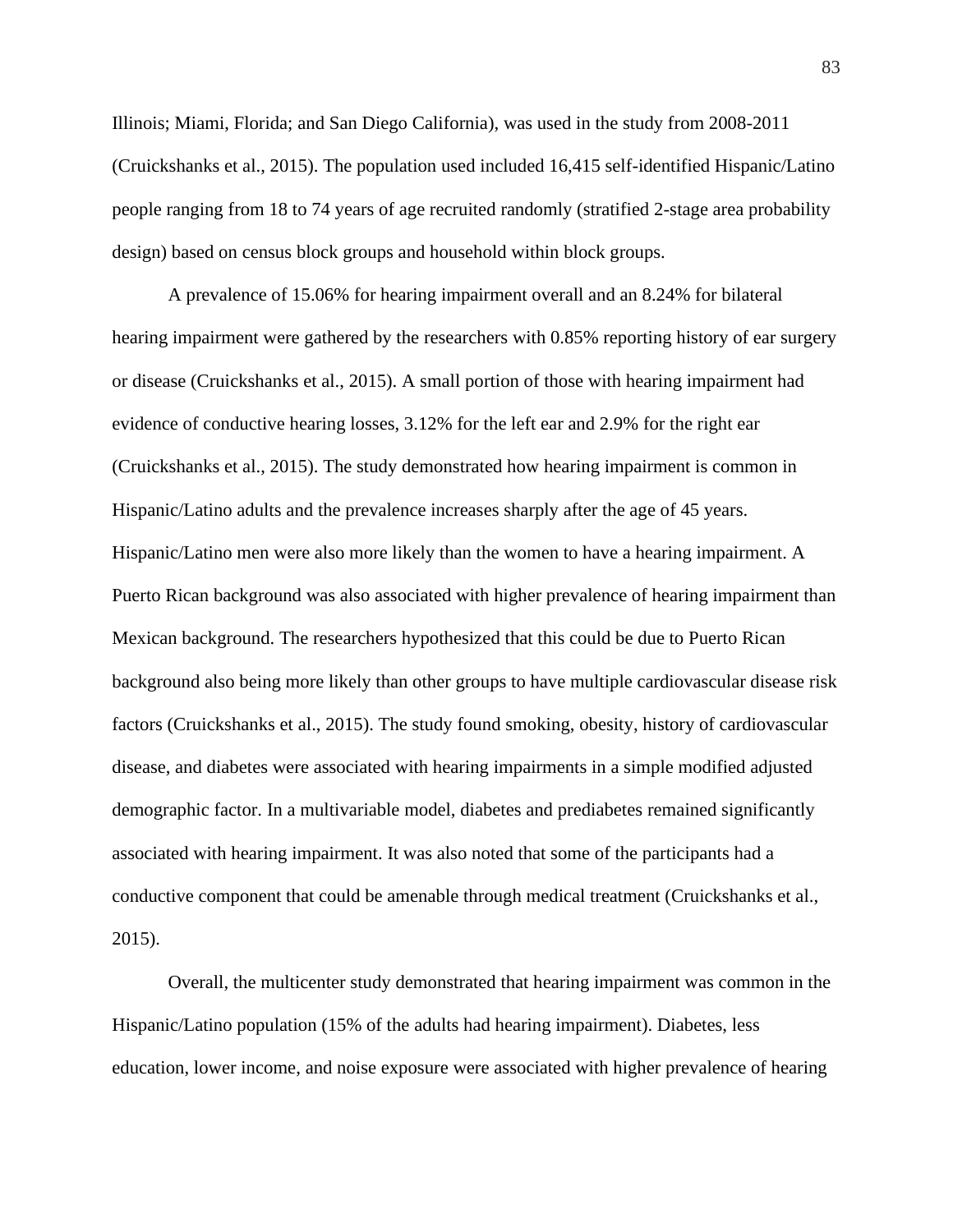Illinois; Miami, Florida; and San Diego California), was used in the study from 2008-2011 (Cruickshanks et al., 2015). The population used included 16,415 self-identified Hispanic/Latino people ranging from 18 to 74 years of age recruited randomly (stratified 2-stage area probability design) based on census block groups and household within block groups.

A prevalence of 15.06% for hearing impairment overall and an 8.24% for bilateral hearing impairment were gathered by the researchers with 0.85% reporting history of ear surgery or disease (Cruickshanks et al., 2015). A small portion of those with hearing impairment had evidence of conductive hearing losses, 3.12% for the left ear and 2.9% for the right ear (Cruickshanks et al., 2015). The study demonstrated how hearing impairment is common in Hispanic/Latino adults and the prevalence increases sharply after the age of 45 years. Hispanic/Latino men were also more likely than the women to have a hearing impairment. A Puerto Rican background was also associated with higher prevalence of hearing impairment than Mexican background. The researchers hypothesized that this could be due to Puerto Rican background also being more likely than other groups to have multiple cardiovascular disease risk factors (Cruickshanks et al., 2015). The study found smoking, obesity, history of cardiovascular disease, and diabetes were associated with hearing impairments in a simple modified adjusted demographic factor. In a multivariable model, diabetes and prediabetes remained significantly associated with hearing impairment. It was also noted that some of the participants had a conductive component that could be amenable through medical treatment (Cruickshanks et al., 2015).

Overall, the multicenter study demonstrated that hearing impairment was common in the Hispanic/Latino population (15% of the adults had hearing impairment). Diabetes, less education, lower income, and noise exposure were associated with higher prevalence of hearing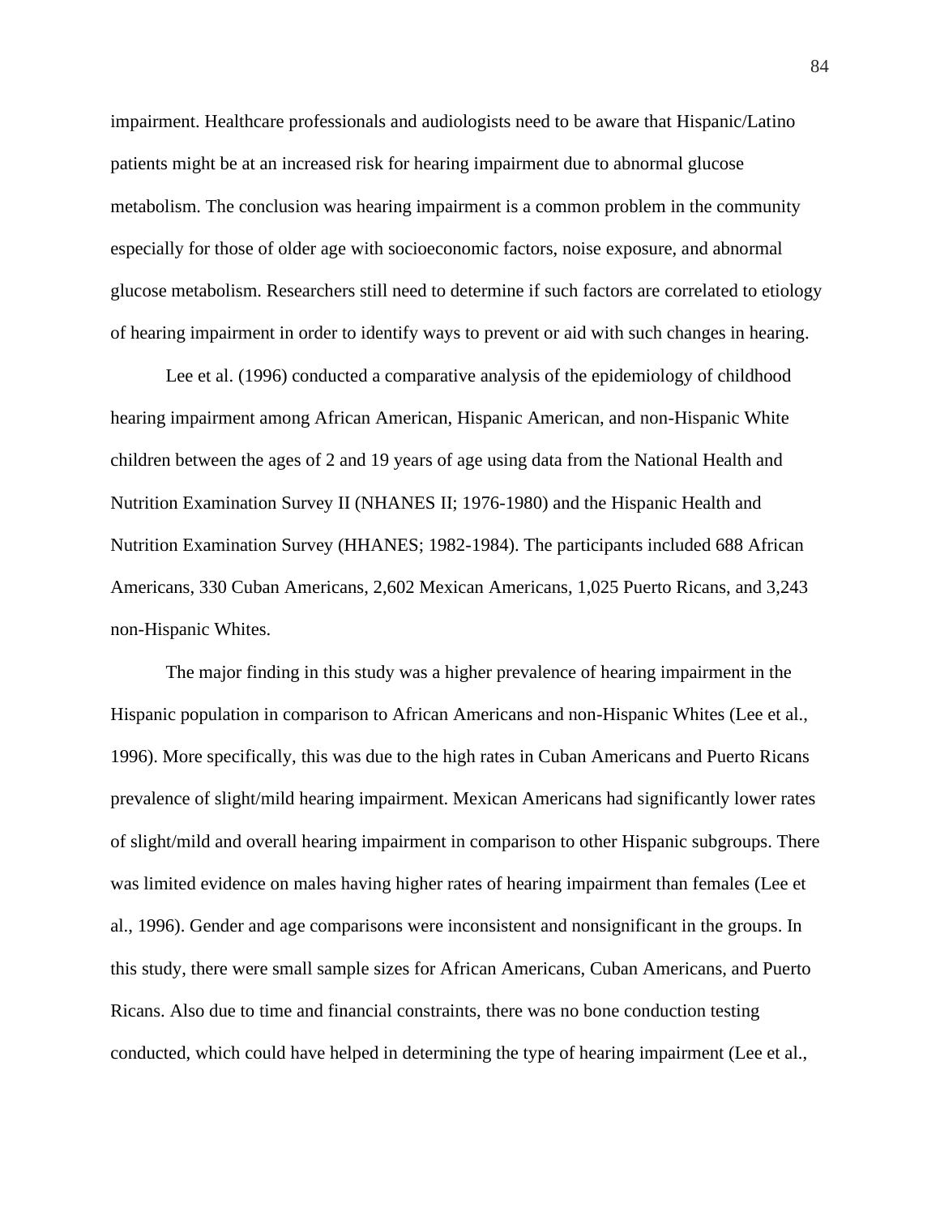impairment. Healthcare professionals and audiologists need to be aware that Hispanic/Latino patients might be at an increased risk for hearing impairment due to abnormal glucose metabolism. The conclusion was hearing impairment is a common problem in the community especially for those of older age with socioeconomic factors, noise exposure, and abnormal glucose metabolism. Researchers still need to determine if such factors are correlated to etiology of hearing impairment in order to identify ways to prevent or aid with such changes in hearing.

Lee et al. (1996) conducted a comparative analysis of the epidemiology of childhood hearing impairment among African American, Hispanic American, and non-Hispanic White children between the ages of 2 and 19 years of age using data from the National Health and Nutrition Examination Survey II (NHANES II; 1976-1980) and the Hispanic Health and Nutrition Examination Survey (HHANES; 1982-1984). The participants included 688 African Americans, 330 Cuban Americans, 2,602 Mexican Americans, 1,025 Puerto Ricans, and 3,243 non-Hispanic Whites.

The major finding in this study was a higher prevalence of hearing impairment in the Hispanic population in comparison to African Americans and non-Hispanic Whites (Lee et al., 1996). More specifically, this was due to the high rates in Cuban Americans and Puerto Ricans prevalence of slight/mild hearing impairment. Mexican Americans had significantly lower rates of slight/mild and overall hearing impairment in comparison to other Hispanic subgroups. There was limited evidence on males having higher rates of hearing impairment than females (Lee et al., 1996). Gender and age comparisons were inconsistent and nonsignificant in the groups. In this study, there were small sample sizes for African Americans, Cuban Americans, and Puerto Ricans. Also due to time and financial constraints, there was no bone conduction testing conducted, which could have helped in determining the type of hearing impairment (Lee et al.,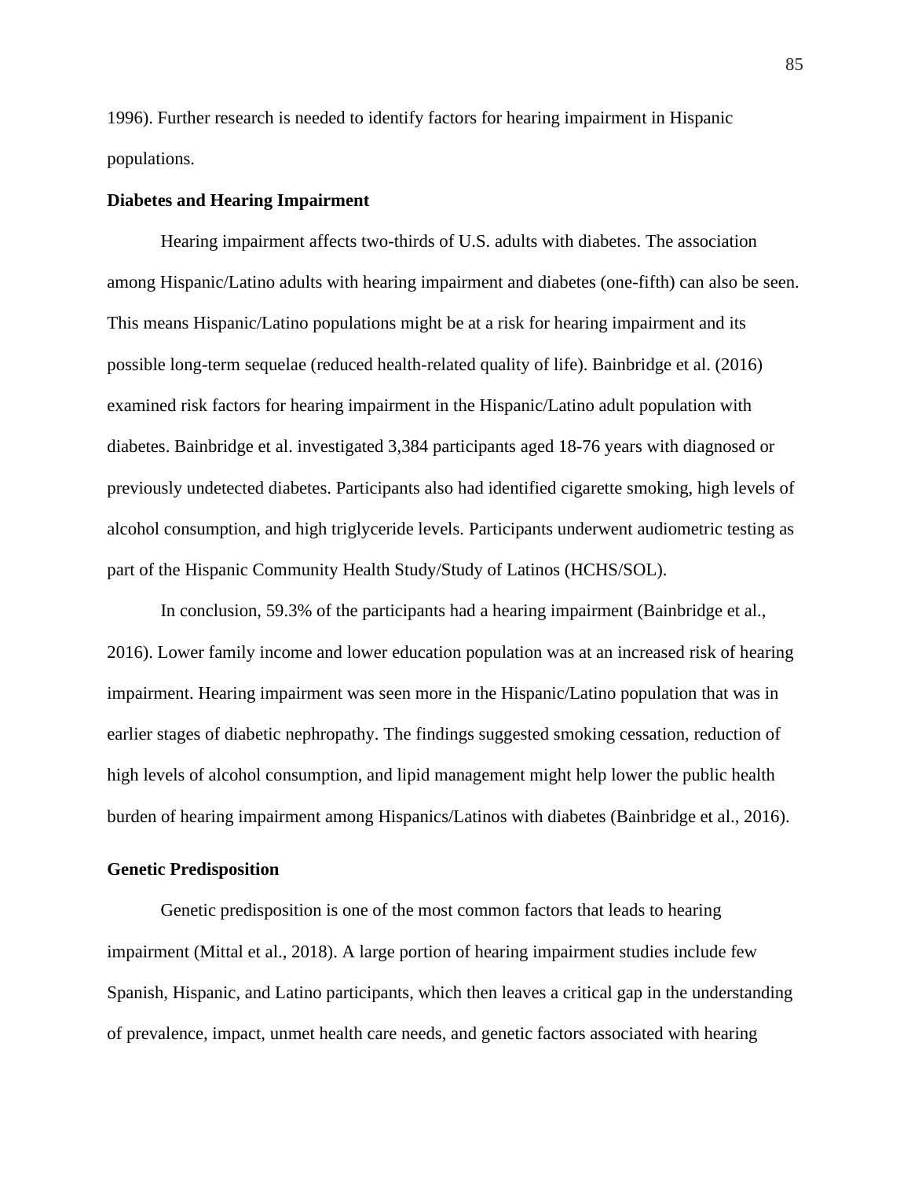1996). Further research is needed to identify factors for hearing impairment in Hispanic populations.

**Diabetes and Hearing Impairment**

Hearing impairment affects two-thirds of U.S. adults with diabetes. The association among Hispanic/Latino adults with hearing impairment and diabetes (one-fifth) can also be seen. This means Hispanic/Latino populations might be at a risk for hearing impairment and its possible long-term sequelae (reduced health-related quality of life). Bainbridge et al. (2016) examined risk factors for hearing impairment in the Hispanic/Latino adult population with diabetes. Bainbridge et al. investigated 3,384 participants aged 18-76 years with diagnosed or previously undetected diabetes. Participants also had identified cigarette smoking, high levels of alcohol consumption, and high triglyceride levels. Participants underwent audiometric testing as part of the Hispanic Community Health Study/Study of Latinos (HCHS/SOL).

In conclusion, 59.3% of the participants had a hearing impairment (Bainbridge et al., 2016). Lower family income and lower education population was at an increased risk of hearing impairment. Hearing impairment was seen more in the Hispanic/Latino population that was in earlier stages of diabetic nephropathy. The findings suggested smoking cessation, reduction of high levels of alcohol consumption, and lipid management might help lower the public health burden of hearing impairment among Hispanics/Latinos with diabetes (Bainbridge et al., 2016).

**Genetic Predisposition**

Genetic predisposition is one of the most common factors that leads to hearing impairment (Mittal et al., 2018). A large portion of hearing impairment studies include few Spanish, Hispanic, and Latino participants, which then leaves a critical gap in the understanding of prevalence, impact, unmet health care needs, and genetic factors associated with hearing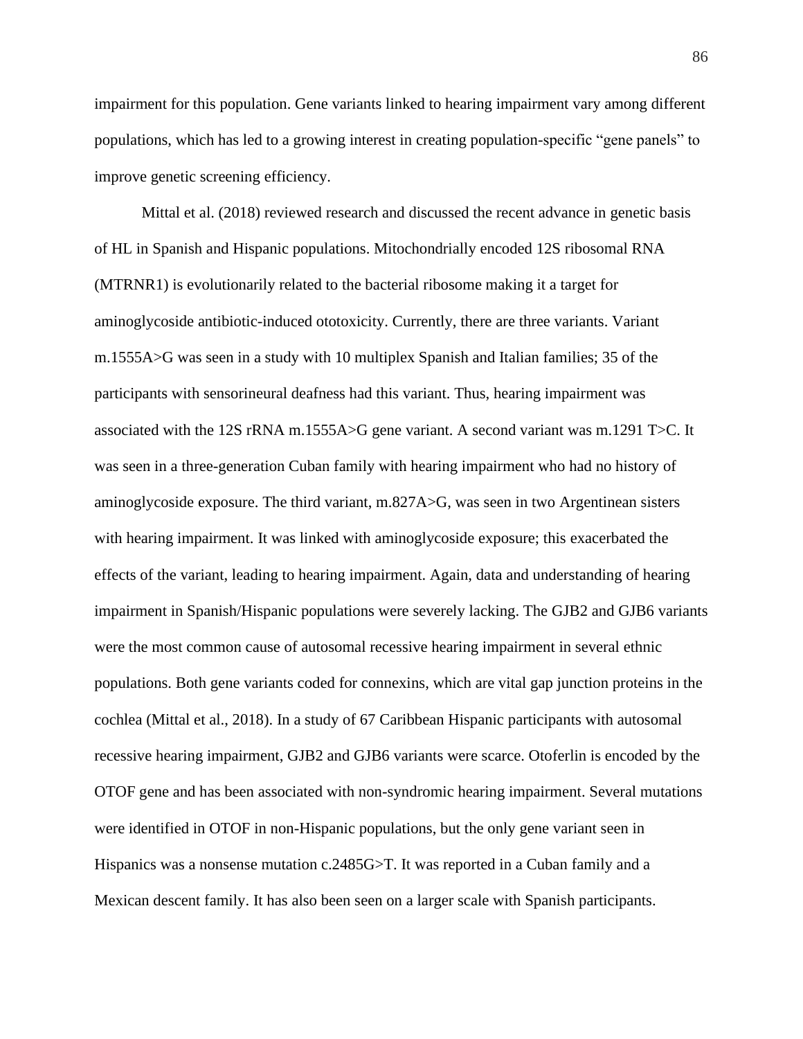impairment for this population. Gene variants linked to hearing impairment vary among different populations, which has led to a growing interest in creating population-specific "gene panels" to improve genetic screening efficiency.

Mittal et al. (2018) reviewed research and discussed the recent advance in genetic basis of HL in Spanish and Hispanic populations. Mitochondrially encoded 12S ribosomal RNA (MTRNR1) is evolutionarily related to the bacterial ribosome making it a target for aminoglycoside antibiotic-induced ototoxicity. Currently, there are three variants. Variant m.1555A>G was seen in a study with 10 multiplex Spanish and Italian families; 35 of the participants with sensorineural deafness had this variant. Thus, hearing impairment was associated with the 12S rRNA m.1555A>G gene variant. A second variant was m.1291 T>C. It was seen in a three-generation Cuban family with hearing impairment who had no history of aminoglycoside exposure. The third variant, m.827A>G, was seen in two Argentinean sisters with hearing impairment. It was linked with aminoglycoside exposure; this exacerbated the effects of the variant, leading to hearing impairment. Again, data and understanding of hearing impairment in Spanish/Hispanic populations were severely lacking. The GJB2 and GJB6 variants were the most common cause of autosomal recessive hearing impairment in several ethnic populations. Both gene variants coded for connexins, which are vital gap junction proteins in the cochlea (Mittal et al., 2018). In a study of 67 Caribbean Hispanic participants with autosomal recessive hearing impairment, GJB2 and GJB6 variants were scarce. Otoferlin is encoded by the OTOF gene and has been associated with non-syndromic hearing impairment. Several mutations were identified in OTOF in non-Hispanic populations, but the only gene variant seen in Hispanics was a nonsense mutation c.2485G>T. It was reported in a Cuban family and a Mexican descent family. It has also been seen on a larger scale with Spanish participants.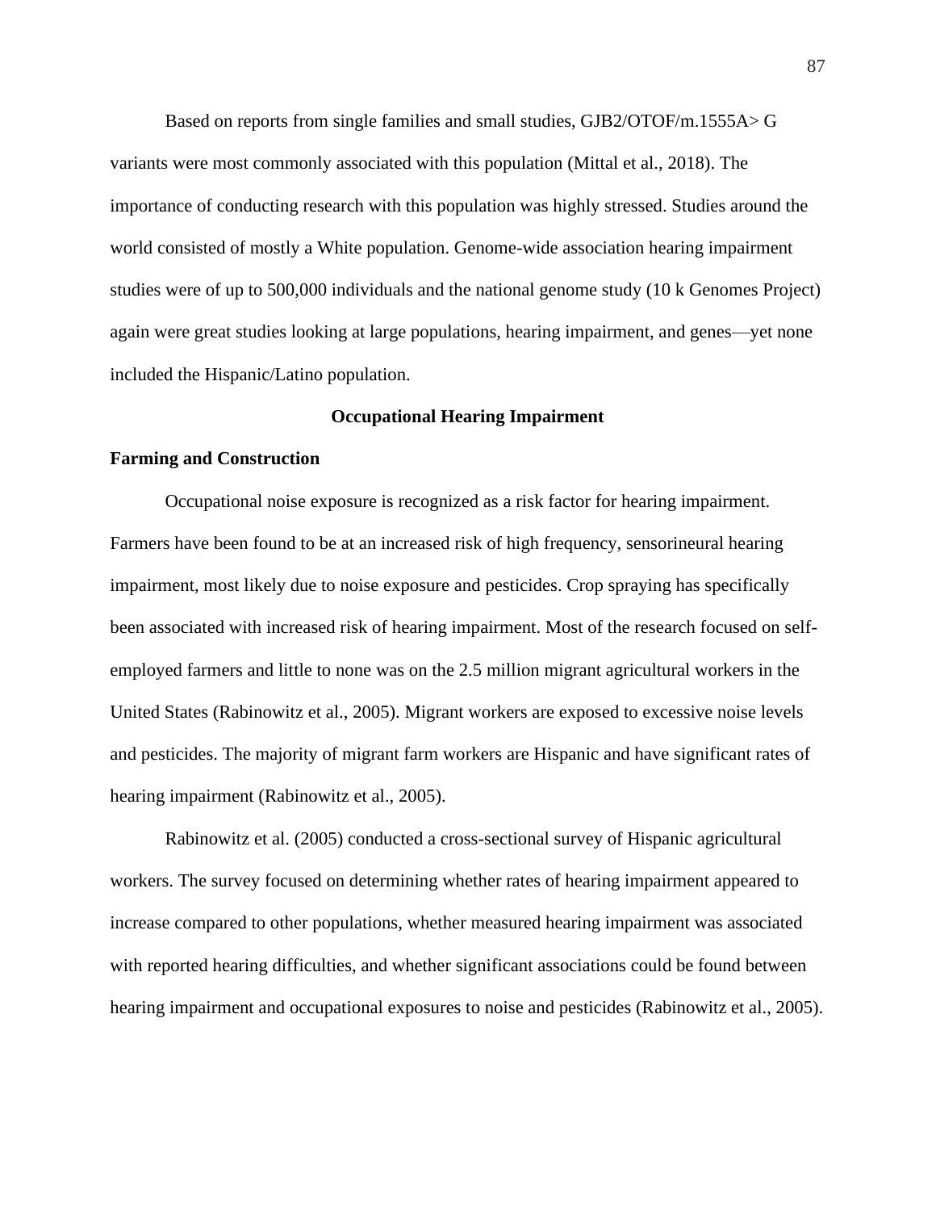Based on reports from single families and small studies, GJB2/OTOF/m.1555A> G variants were most commonly associated with this population (Mittal et al., 2018). The importance of conducting research with this population was highly stressed. Studies around the world consisted of mostly a White population. Genome-wide association hearing impairment studies were of up to 500,000 individuals and the national genome study (10 k Genomes Project) again were great studies looking at large populations, hearing impairment, and genes—yet none included the Hispanic/Latino population.

## Occupational Hearing Impairment

### Farming and Construction

Occupational noise exposure is recognized as a risk factor for hearing impairment. Farmers have been found to be at an increased risk of high frequency, sensorineural hearing impairment, most likely due to noise exposure and pesticides. Crop spraying has specifically been associated with increased risk of hearing impairment. Most of the research focused on self-employed farmers and little to none was on the 2.5 million migrant agricultural workers in the United States (Rabinowitz et al., 2005). Migrant workers are exposed to excessive noise levels and pesticides. The majority of migrant farm workers are Hispanic and have significant rates of hearing impairment (Rabinowitz et al., 2005).

Rabinowitz et al. (2005) conducted a cross-sectional survey of Hispanic agricultural workers. The survey focused on determining whether rates of hearing impairment appeared to increase compared to other populations, whether measured hearing impairment was associated with reported hearing difficulties, and whether significant associations could be found between hearing impairment and occupational exposures to noise and pesticides (Rabinowitz et al., 2005).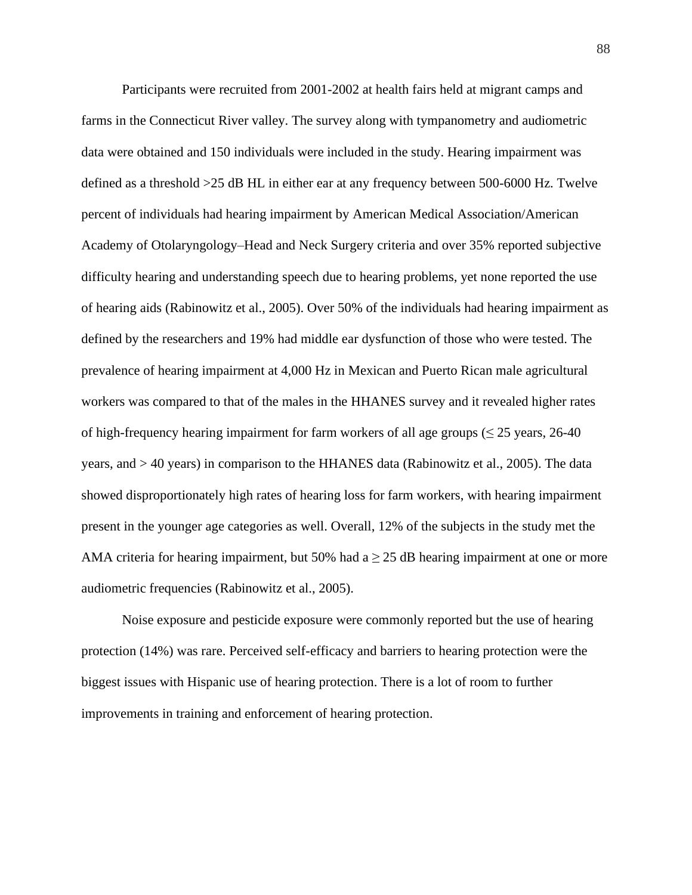Participants were recruited from 2001-2002 at health fairs held at migrant camps and farms in the Connecticut River valley. The survey along with tympanometry and audiometric data were obtained and 150 individuals were included in the study. Hearing impairment was defined as a threshold >25 dB HL in either ear at any frequency between 500-6000 Hz. Twelve percent of individuals had hearing impairment by American Medical Association/American Academy of Otolaryngology–Head and Neck Surgery criteria and over 35% reported subjective difficulty hearing and understanding speech due to hearing problems, yet none reported the use of hearing aids (Rabinowitz et al., 2005). Over 50% of the individuals had hearing impairment as defined by the researchers and 19% had middle ear dysfunction of those who were tested. The prevalence of hearing impairment at 4,000 Hz in Mexican and Puerto Rican male agricultural workers was compared to that of the males in the HHANES survey and it revealed higher rates of high-frequency hearing impairment for farm workers of all age groups (≤ 25 years, 26-40 years, and > 40 years) in comparison to the HHANES data (Rabinowitz et al., 2005). The data showed disproportionately high rates of hearing loss for farm workers, with hearing impairment present in the younger age categories as well. Overall, 12% of the subjects in the study met the AMA criteria for hearing impairment, but 50% had a ≥ 25 dB hearing impairment at one or more audiometric frequencies (Rabinowitz et al., 2005).

Noise exposure and pesticide exposure were commonly reported but the use of hearing protection (14%) was rare. Perceived self-efficacy and barriers to hearing protection were the biggest issues with Hispanic use of hearing protection. There is a lot of room to further improvements in training and enforcement of hearing protection.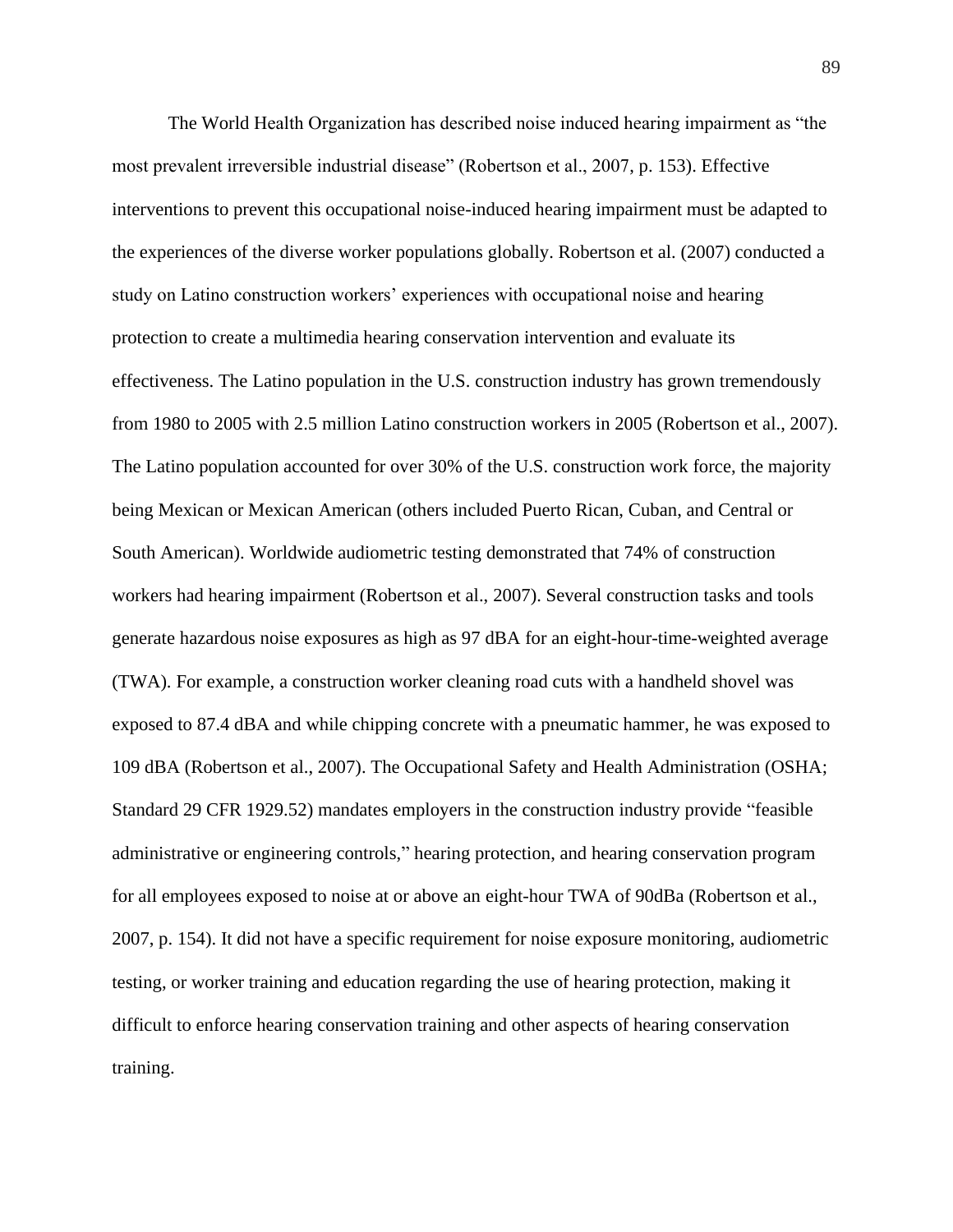The World Health Organization has described noise induced hearing impairment as "the most prevalent irreversible industrial disease" (Robertson et al., 2007, p. 153). Effective interventions to prevent this occupational noise-induced hearing impairment must be adapted to the experiences of the diverse worker populations globally. Robertson et al. (2007) conducted a study on Latino construction workers' experiences with occupational noise and hearing protection to create a multimedia hearing conservation intervention and evaluate its effectiveness. The Latino population in the U.S. construction industry has grown tremendously from 1980 to 2005 with 2.5 million Latino construction workers in 2005 (Robertson et al., 2007). The Latino population accounted for over 30% of the U.S. construction work force, the majority being Mexican or Mexican American (others included Puerto Rican, Cuban, and Central or South American). Worldwide audiometric testing demonstrated that 74% of construction workers had hearing impairment (Robertson et al., 2007). Several construction tasks and tools generate hazardous noise exposures as high as 97 dBA for an eight-hour-time-weighted average (TWA). For example, a construction worker cleaning road cuts with a handheld shovel was exposed to 87.4 dBA and while chipping concrete with a pneumatic hammer, he was exposed to 109 dBA (Robertson et al., 2007). The Occupational Safety and Health Administration (OSHA; Standard 29 CFR 1929.52) mandates employers in the construction industry provide "feasible administrative or engineering controls," hearing protection, and hearing conservation program for all employees exposed to noise at or above an eight-hour TWA of 90dBa (Robertson et al., 2007, p. 154). It did not have a specific requirement for noise exposure monitoring, audiometric testing, or worker training and education regarding the use of hearing protection, making it difficult to enforce hearing conservation training and other aspects of hearing conservation training.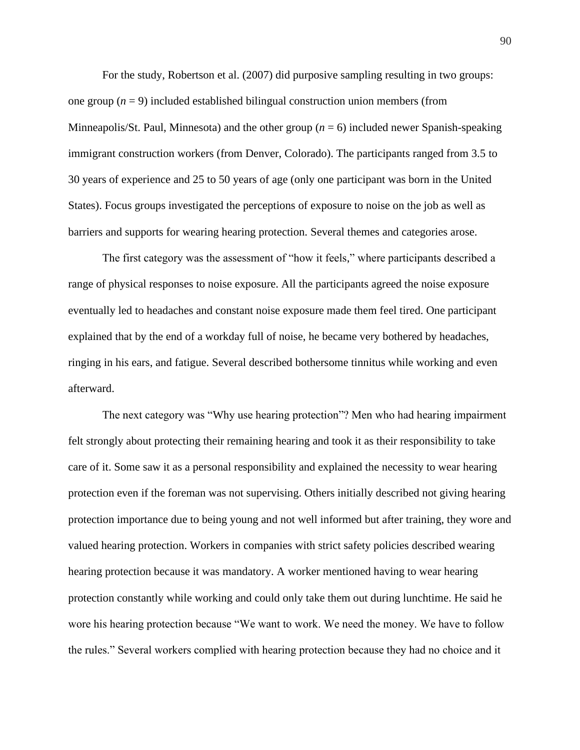For the study, Robertson et al. (2007) did purposive sampling resulting in two groups: one group (*n* = 9) included established bilingual construction union members (from Minneapolis/St. Paul, Minnesota) and the other group (*n* = 6) included newer Spanish-speaking immigrant construction workers (from Denver, Colorado). The participants ranged from 3.5 to 30 years of experience and 25 to 50 years of age (only one participant was born in the United States). Focus groups investigated the perceptions of exposure to noise on the job as well as barriers and supports for wearing hearing protection. Several themes and categories arose.

The first category was the assessment of "how it feels," where participants described a range of physical responses to noise exposure. All the participants agreed the noise exposure eventually led to headaches and constant noise exposure made them feel tired. One participant explained that by the end of a workday full of noise, he became very bothered by headaches, ringing in his ears, and fatigue. Several described bothersome tinnitus while working and even afterward.

The next category was "Why use hearing protection"? Men who had hearing impairment felt strongly about protecting their remaining hearing and took it as their responsibility to take care of it. Some saw it as a personal responsibility and explained the necessity to wear hearing protection even if the foreman was not supervising. Others initially described not giving hearing protection importance due to being young and not well informed but after training, they wore and valued hearing protection. Workers in companies with strict safety policies described wearing hearing protection because it was mandatory. A worker mentioned having to wear hearing protection constantly while working and could only take them out during lunchtime. He said he wore his hearing protection because "We want to work. We need the money. We have to follow the rules." Several workers complied with hearing protection because they had no choice and it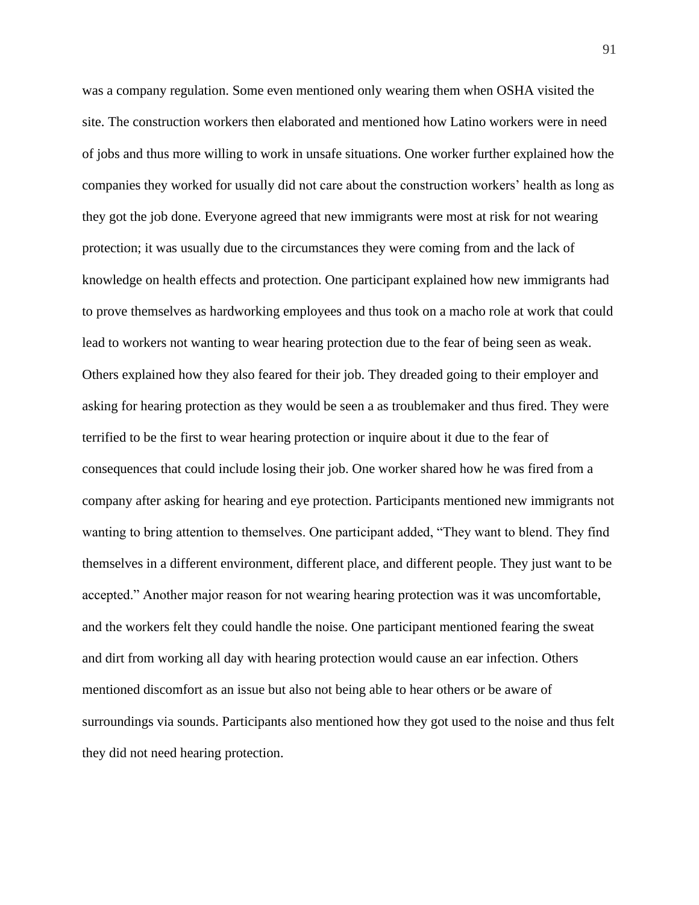was a company regulation. Some even mentioned only wearing them when OSHA visited the site. The construction workers then elaborated and mentioned how Latino workers were in need of jobs and thus more willing to work in unsafe situations. One worker further explained how the companies they worked for usually did not care about the construction workers' health as long as they got the job done. Everyone agreed that new immigrants were most at risk for not wearing protection; it was usually due to the circumstances they were coming from and the lack of knowledge on health effects and protection. One participant explained how new immigrants had to prove themselves as hardworking employees and thus took on a macho role at work that could lead to workers not wanting to wear hearing protection due to the fear of being seen as weak. Others explained how they also feared for their job. They dreaded going to their employer and asking for hearing protection as they would be seen a as troublemaker and thus fired. They were terrified to be the first to wear hearing protection or inquire about it due to the fear of consequences that could include losing their job. One worker shared how he was fired from a company after asking for hearing and eye protection. Participants mentioned new immigrants not wanting to bring attention to themselves. One participant added, "They want to blend. They find themselves in a different environment, different place, and different people. They just want to be accepted." Another major reason for not wearing hearing protection was it was uncomfortable, and the workers felt they could handle the noise. One participant mentioned fearing the sweat and dirt from working all day with hearing protection would cause an ear infection. Others mentioned discomfort as an issue but also not being able to hear others or be aware of surroundings via sounds. Participants also mentioned how they got used to the noise and thus felt they did not need hearing protection.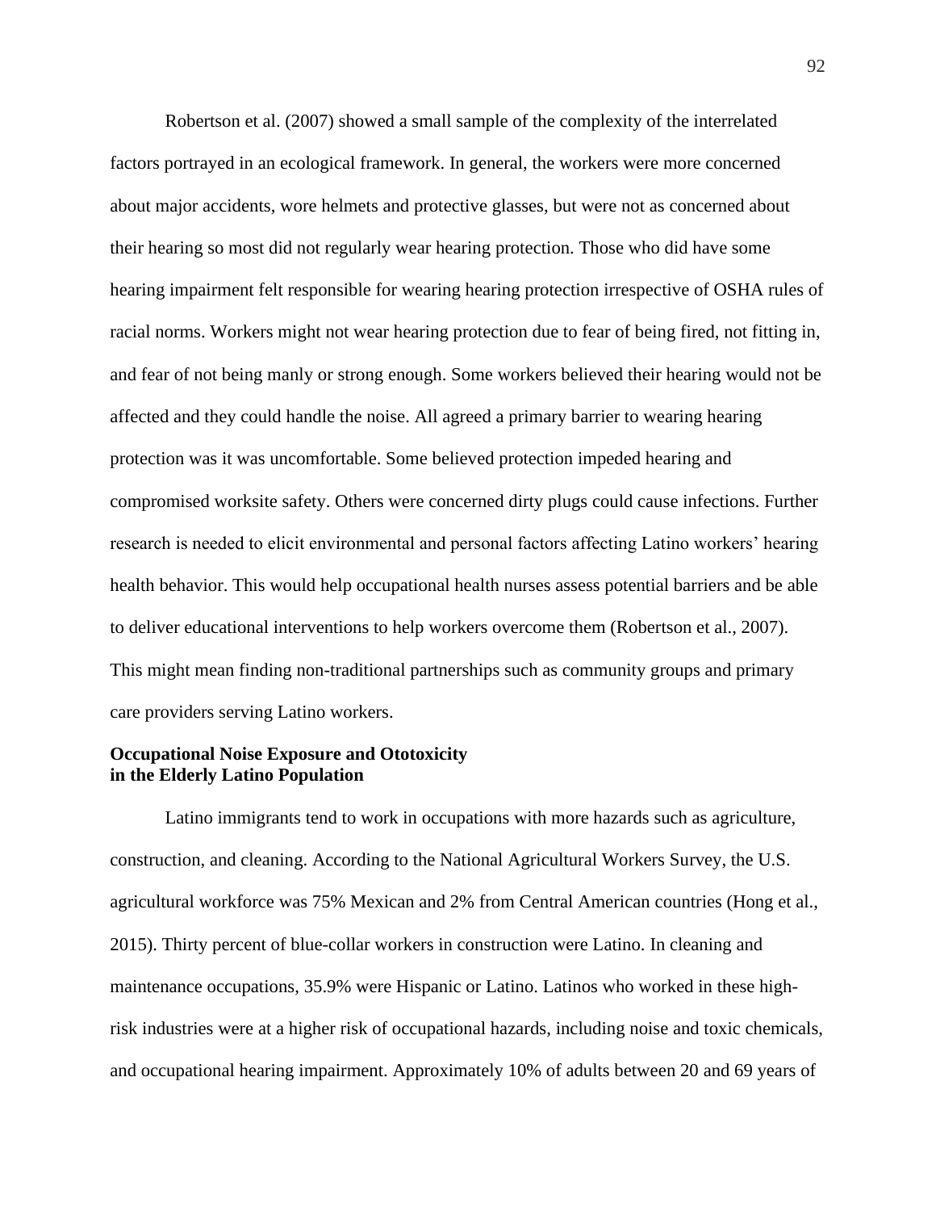Robertson et al. (2007) showed a small sample of the complexity of the interrelated factors portrayed in an ecological framework. In general, the workers were more concerned about major accidents, wore helmets and protective glasses, but were not as concerned about their hearing so most did not regularly wear hearing protection. Those who did have some hearing impairment felt responsible for wearing hearing protection irrespective of OSHA rules of racial norms. Workers might not wear hearing protection due to fear of being fired, not fitting in, and fear of not being manly or strong enough. Some workers believed their hearing would not be affected and they could handle the noise. All agreed a primary barrier to wearing hearing protection was it was uncomfortable. Some believed protection impeded hearing and compromised worksite safety. Others were concerned dirty plugs could cause infections. Further research is needed to elicit environmental and personal factors affecting Latino workers' hearing health behavior. This would help occupational health nurses assess potential barriers and be able to deliver educational interventions to help workers overcome them (Robertson et al., 2007). This might mean finding non-traditional partnerships such as community groups and primary care providers serving Latino workers.

### Occupational Noise Exposure and Ototoxicity in the Elderly Latino Population

Latino immigrants tend to work in occupations with more hazards such as agriculture, construction, and cleaning. According to the National Agricultural Workers Survey, the U.S. agricultural workforce was 75% Mexican and 2% from Central American countries (Hong et al., 2015). Thirty percent of blue-collar workers in construction were Latino. In cleaning and maintenance occupations, 35.9% were Hispanic or Latino. Latinos who worked in these high-risk industries were at a higher risk of occupational hazards, including noise and toxic chemicals, and occupational hearing impairment. Approximately 10% of adults between 20 and 69 years of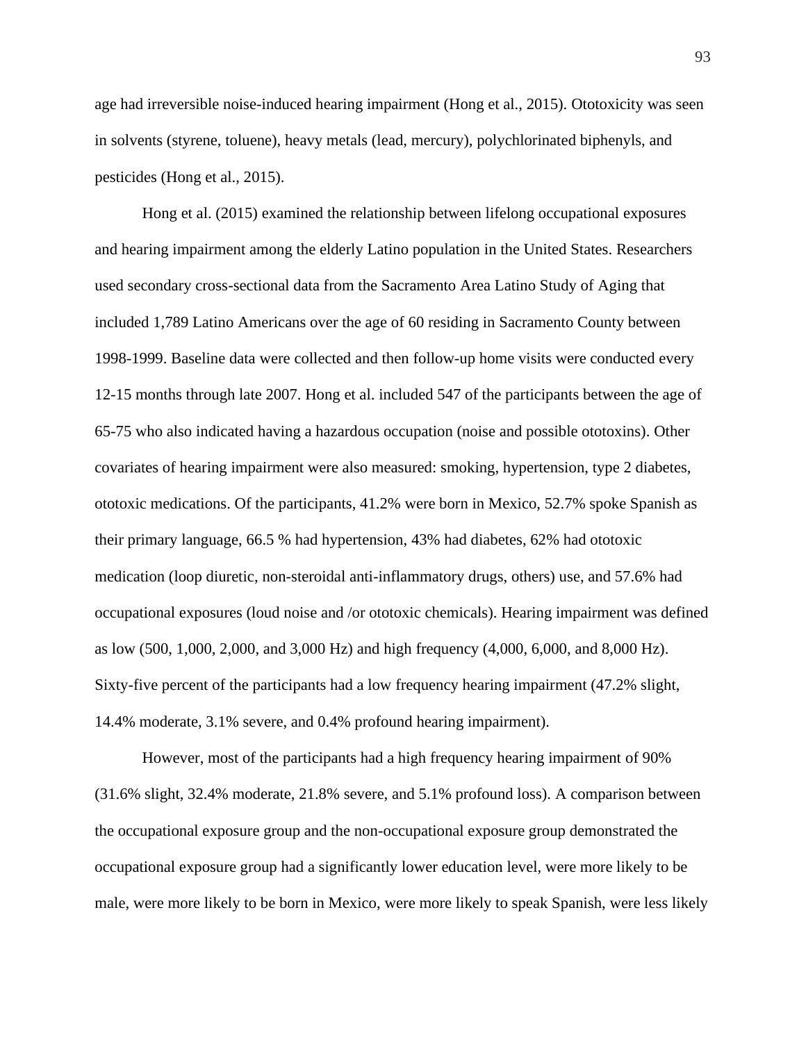age had irreversible noise-induced hearing impairment (Hong et al., 2015). Ototoxicity was seen in solvents (styrene, toluene), heavy metals (lead, mercury), polychlorinated biphenyls, and pesticides (Hong et al., 2015).

Hong et al. (2015) examined the relationship between lifelong occupational exposures and hearing impairment among the elderly Latino population in the United States. Researchers used secondary cross-sectional data from the Sacramento Area Latino Study of Aging that included 1,789 Latino Americans over the age of 60 residing in Sacramento County between 1998-1999. Baseline data were collected and then follow-up home visits were conducted every 12-15 months through late 2007. Hong et al. included 547 of the participants between the age of 65-75 who also indicated having a hazardous occupation (noise and possible ototoxins). Other covariates of hearing impairment were also measured: smoking, hypertension, type 2 diabetes, ototoxic medications. Of the participants, 41.2% were born in Mexico, 52.7% spoke Spanish as their primary language, 66.5 % had hypertension, 43% had diabetes, 62% had ototoxic medication (loop diuretic, non-steroidal anti-inflammatory drugs, others) use, and 57.6% had occupational exposures (loud noise and /or ototoxic chemicals). Hearing impairment was defined as low (500, 1,000, 2,000, and 3,000 Hz) and high frequency (4,000, 6,000, and 8,000 Hz). Sixty-five percent of the participants had a low frequency hearing impairment (47.2% slight, 14.4% moderate, 3.1% severe, and 0.4% profound hearing impairment).

However, most of the participants had a high frequency hearing impairment of 90% (31.6% slight, 32.4% moderate, 21.8% severe, and 5.1% profound loss). A comparison between the occupational exposure group and the non-occupational exposure group demonstrated the occupational exposure group had a significantly lower education level, were more likely to be male, were more likely to be born in Mexico, were more likely to speak Spanish, were less likely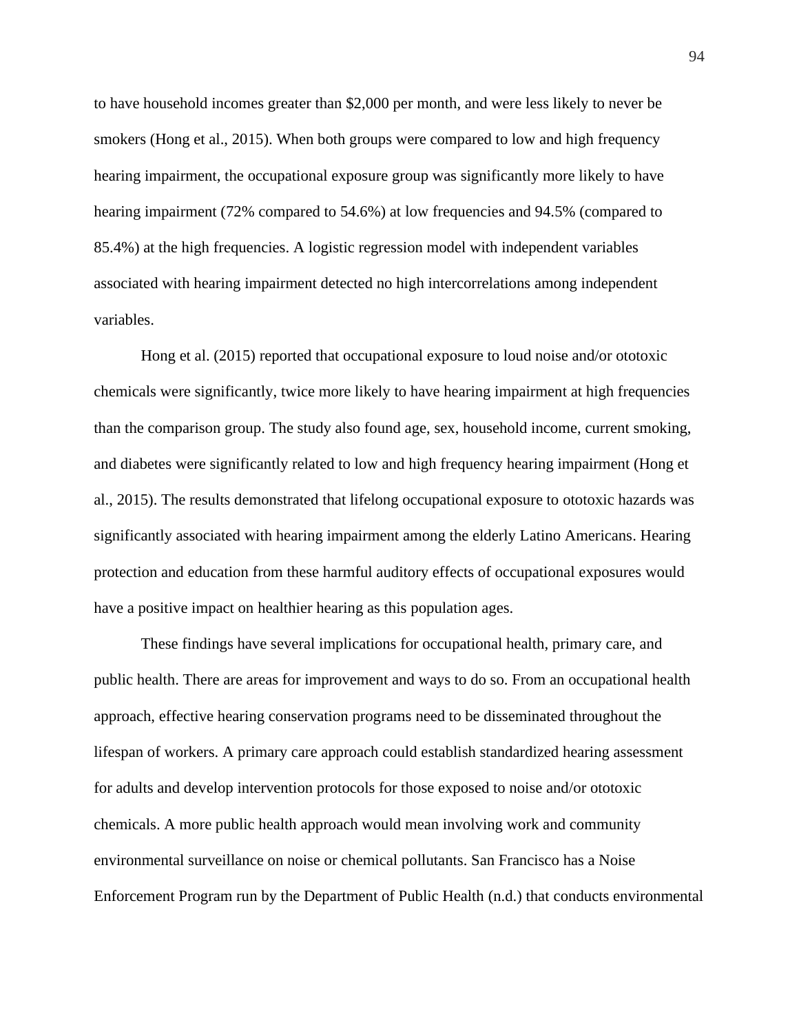to have household incomes greater than $2,000 per month, and were less likely to never be smokers (Hong et al., 2015). When both groups were compared to low and high frequency hearing impairment, the occupational exposure group was significantly more likely to have hearing impairment (72% compared to 54.6%) at low frequencies and 94.5% (compared to 85.4%) at the high frequencies. A logistic regression model with independent variables associated with hearing impairment detected no high intercorrelations among independent variables.

Hong et al. (2015) reported that occupational exposure to loud noise and/or ototoxic chemicals were significantly, twice more likely to have hearing impairment at high frequencies than the comparison group. The study also found age, sex, household income, current smoking, and diabetes were significantly related to low and high frequency hearing impairment (Hong et al., 2015). The results demonstrated that lifelong occupational exposure to ototoxic hazards was significantly associated with hearing impairment among the elderly Latino Americans. Hearing protection and education from these harmful auditory effects of occupational exposures would have a positive impact on healthier hearing as this population ages.

These findings have several implications for occupational health, primary care, and public health. There are areas for improvement and ways to do so. From an occupational health approach, effective hearing conservation programs need to be disseminated throughout the lifespan of workers. A primary care approach could establish standardized hearing assessment for adults and develop intervention protocols for those exposed to noise and/or ototoxic chemicals. A more public health approach would mean involving work and community environmental surveillance on noise or chemical pollutants. San Francisco has a Noise Enforcement Program run by the Department of Public Health (n.d.) that conducts environmental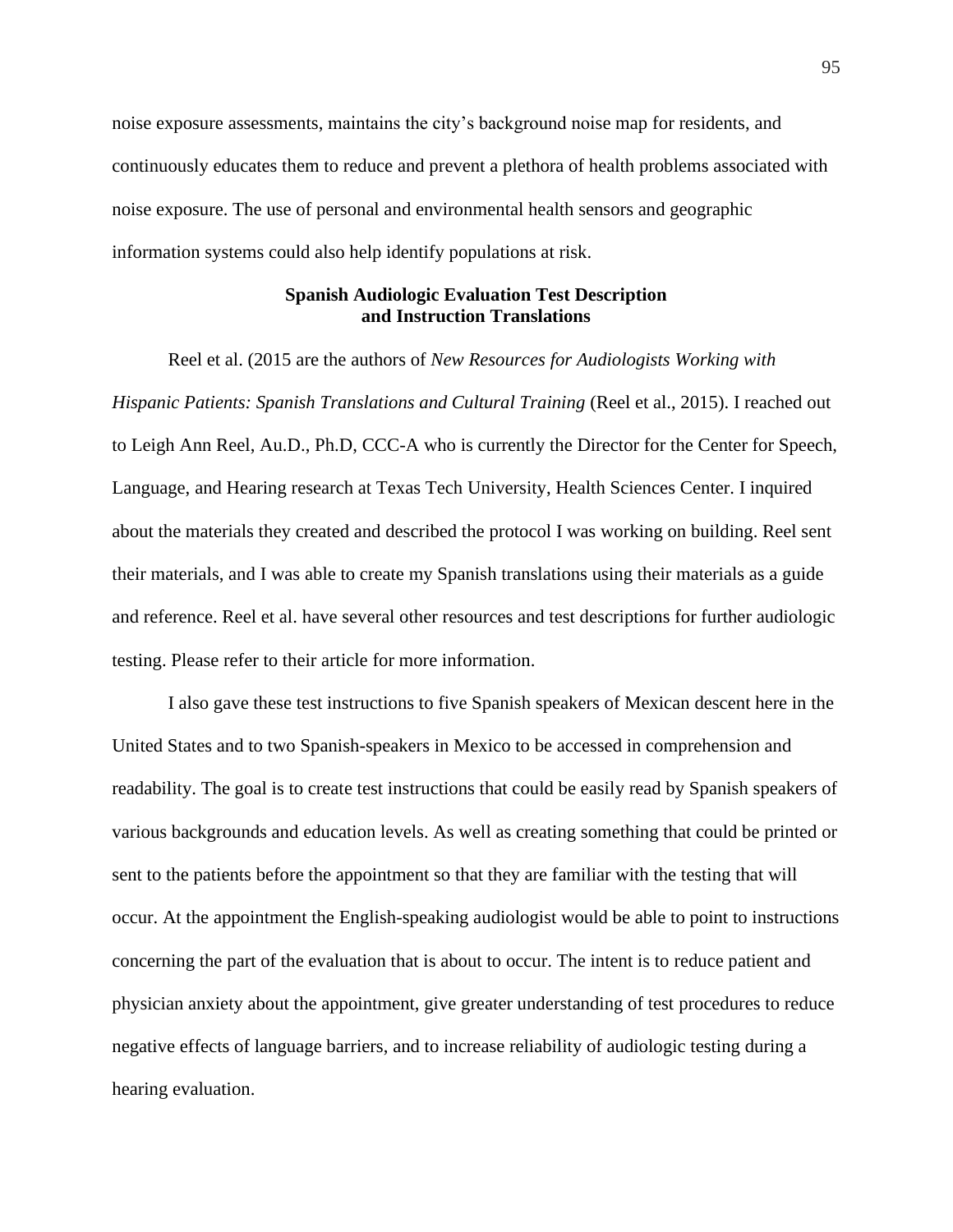noise exposure assessments, maintains the city's background noise map for residents, and continuously educates them to reduce and prevent a plethora of health problems associated with noise exposure. The use of personal and environmental health sensors and geographic information systems could also help identify populations at risk.

## Spanish Audiologic Evaluation Test Description and Instruction Translations

Reel et al. (2015 are the authors of *New Resources for Audiologists Working with Hispanic Patients: Spanish Translations and Cultural Training* (Reel et al., 2015). I reached out to Leigh Ann Reel, Au.D., Ph.D, CCC-A who is currently the Director for the Center for Speech, Language, and Hearing research at Texas Tech University, Health Sciences Center. I inquired about the materials they created and described the protocol I was working on building. Reel sent their materials, and I was able to create my Spanish translations using their materials as a guide and reference. Reel et al. have several other resources and test descriptions for further audiologic testing. Please refer to their article for more information.

I also gave these test instructions to five Spanish speakers of Mexican descent here in the United States and to two Spanish-speakers in Mexico to be accessed in comprehension and readability. The goal is to create test instructions that could be easily read by Spanish speakers of various backgrounds and education levels. As well as creating something that could be printed or sent to the patients before the appointment so that they are familiar with the testing that will occur. At the appointment the English-speaking audiologist would be able to point to instructions concerning the part of the evaluation that is about to occur. The intent is to reduce patient and physician anxiety about the appointment, give greater understanding of test procedures to reduce negative effects of language barriers, and to increase reliability of audiologic testing during a hearing evaluation.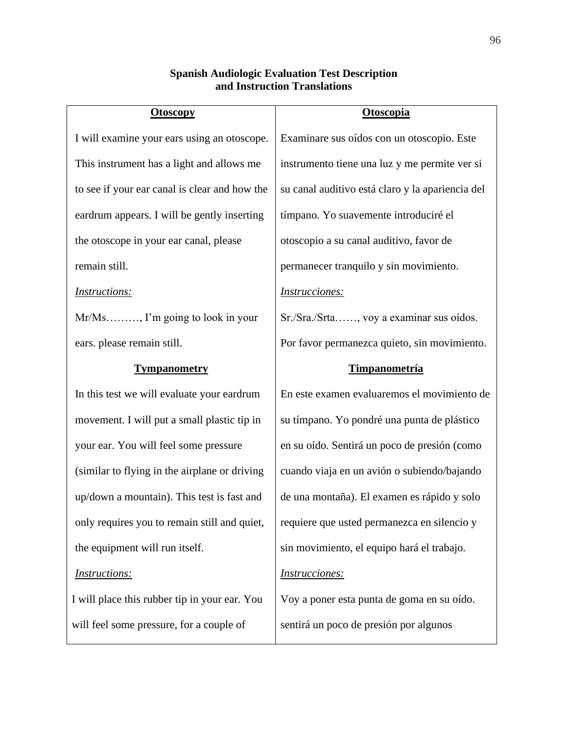**Spanish Audiologic Evaluation Test Description and Instruction Translations**

| **Otoscopy** | **Otoscopia** |
|---|---|
| I will examine your ears using an otoscope. This instrument has a light and allows me to see if your ear canal is clear and how the eardrum appears. I will be gently inserting the otoscope in your ear canal, please remain still. | Examinare sus oídos con un otoscopio. Este instrumento tiene una luz y me permite ver si su canal auditivo está claro y la apariencia del tímpano. Yo suavemente introduciré el otoscopio a su canal auditivo, favor de permanecer tranquilo y sin movimiento. |
| *Instructions:* | *Instrucciones:* |
| Mr/Ms………, I'm going to look in your ears. please remain still. | Sr./Sra./Srta……, voy a examinar sus oídos. Por favor permanezca quieto, sin movimiento. |
| **Tympanometry** | **Timpanometría** |
| In this test we will evaluate your eardrum movement. I will put a small plastic tip in your ear. You will feel some pressure (similar to flying in the airplane or driving up/down a mountain). This test is fast and only requires you to remain still and quiet, the equipment will run itself. | En este examen evaluaremos el movimiento de su tímpano. Yo pondré una punta de plástico en su oído. Sentirá un poco de presión (como cuando viaja en un avión o subiendo/bajando de una montaña). El examen es rápido y solo requiere que usted permanezca en silencio y sin movimiento, el equipo hará el trabajo. |
| *Instructions:* | *Instrucciones:* |
| I will place this rubber tip in your ear. You will feel some pressure, for a couple of | Voy a poner esta punta de goma en su oído. sentirá un poco de presión por algunos |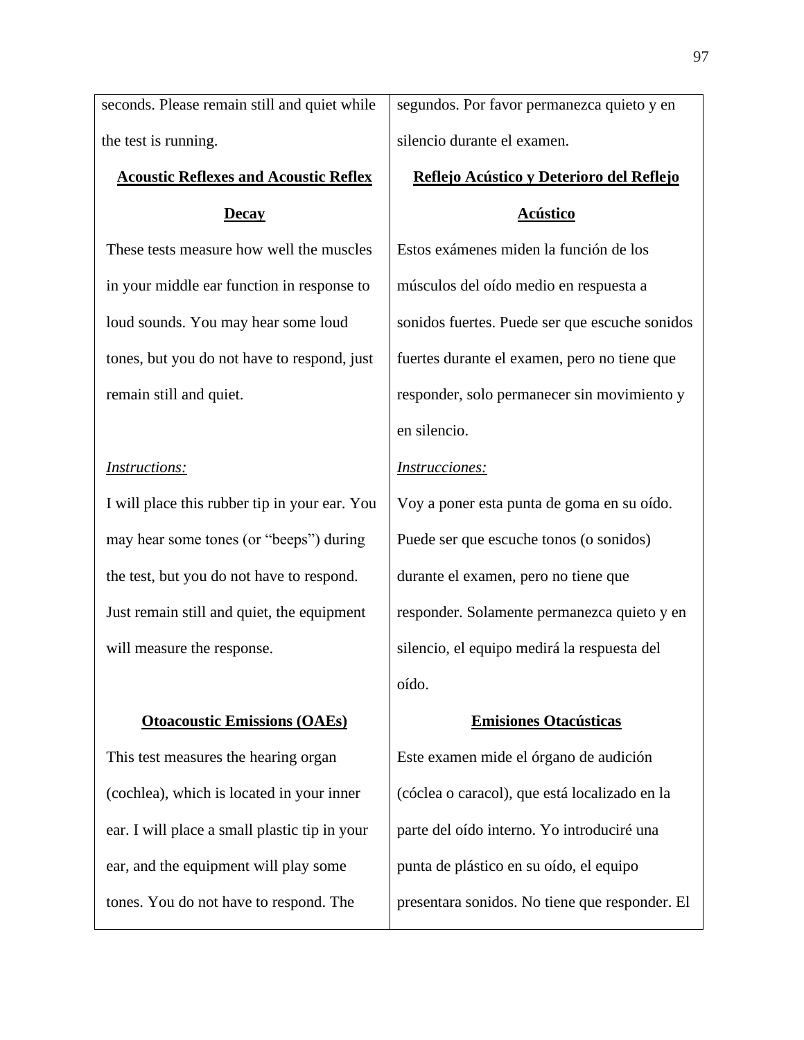| | |
|---|---|
| seconds. Please remain still and quiet while the test is running. | segundos. Por favor permanezca quieto y en silencio durante el examen. |
| **Acoustic Reflexes and Acoustic Reflex Decay** | **Reflejo Acústico y Deterioro del Reflejo Acústico** |
| These tests measure how well the muscles in your middle ear function in response to loud sounds. You may hear some loud tones, but you do not have to respond, just remain still and quiet. | Estos exámenes miden la función de los músculos del oído medio en respuesta a sonidos fuertes. Puede ser que escuche sonidos fuertes durante el examen, pero no tiene que responder, solo permanecer sin movimiento y en silencio. |
| *Instructions:* | *Instrucciones:* |
| I will place this rubber tip in your ear. You may hear some tones (or "beeps") during the test, but you do not have to respond. Just remain still and quiet, the equipment will measure the response. | Voy a poner esta punta de goma en su oído. Puede ser que escuche tonos (o sonidos) durante el examen, pero no tiene que responder. Solamente permanezca quieto y en silencio, el equipo medirá la respuesta del oído. |
| **Otoacoustic Emissions (OAEs)** | **Emisiones Otacústicas** |
| This test measures the hearing organ (cochlea), which is located in your inner ear. I will place a small plastic tip in your ear, and the equipment will play some tones. You do not have to respond. The | Este examen mide el órgano de audición (cóclea o caracol), que está localizado en la parte del oído interno. Yo introduciré una punta de plástico en su oído, el equipo presentara sonidos. No tiene que responder. El |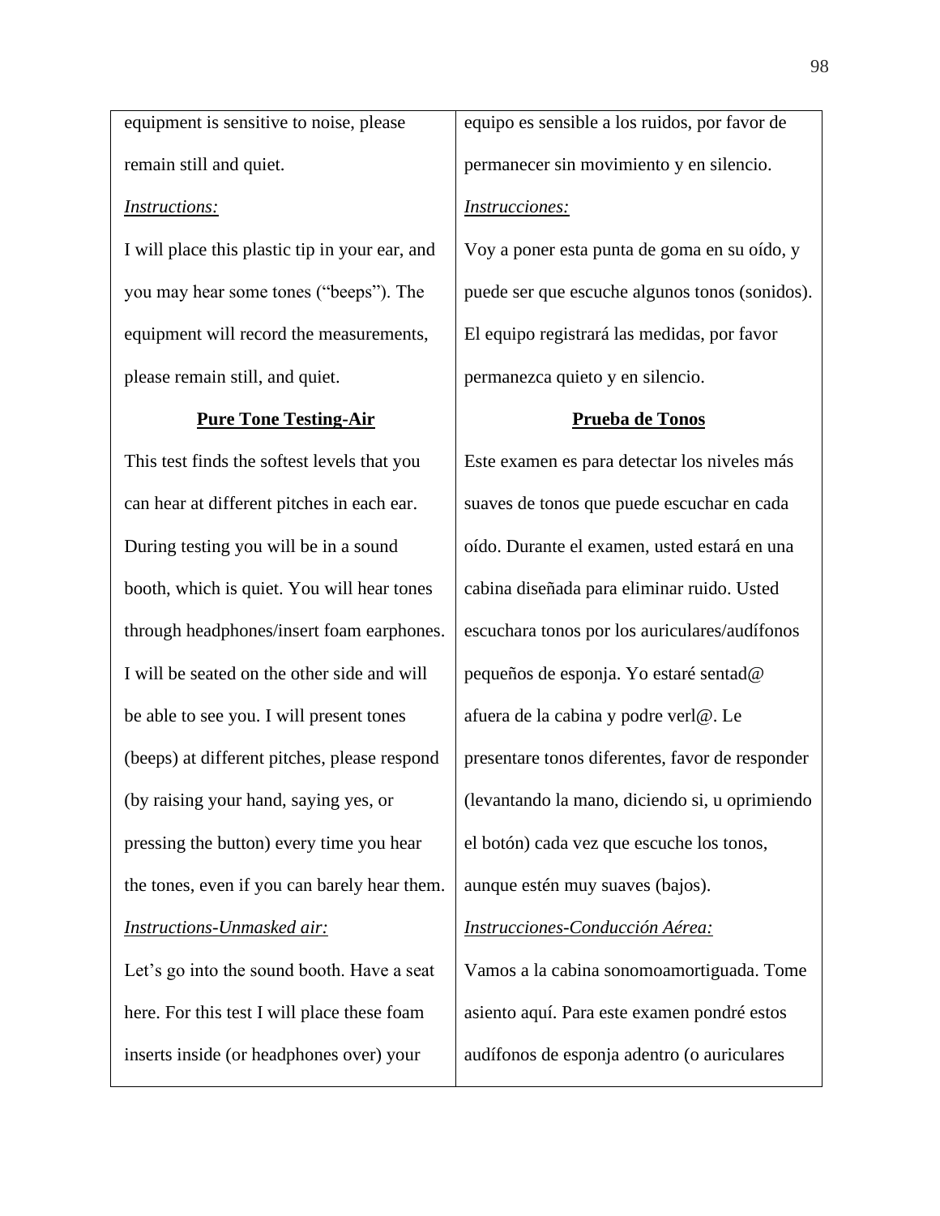| | |
|---|---|
| equipment is sensitive to noise, please remain still and quiet. | equipo es sensible a los ruidos, por favor de permanecer sin movimiento y en silencio. |
| *Instructions:* | *Instrucciones:* |
| I will place this plastic tip in your ear, and you may hear some tones ("beeps"). The equipment will record the measurements, please remain still, and quiet. | Voy a poner esta punta de goma en su oído, y puede ser que escuche algunos tonos (sonidos). El equipo registrará las medidas, por favor permanezca quieto y en silencio. |
| **Pure Tone Testing-Air** | **Prueba de Tonos** |
| This test finds the softest levels that you can hear at different pitches in each ear. During testing you will be in a sound booth, which is quiet. You will hear tones through headphones/insert foam earphones. I will be seated on the other side and will be able to see you. I will present tones (beeps) at different pitches, please respond (by raising your hand, saying yes, or pressing the button) every time you hear the tones, even if you can barely hear them. | Este examen es para detectar los niveles más suaves de tonos que puede escuchar en cada oído. Durante el examen, usted estará en una cabina diseñada para eliminar ruido. Usted escuchara tonos por los auriculares/audífonos pequeños de esponja. Yo estaré sentad@ afuera de la cabina y podre verl@. Le presentare tonos diferentes, favor de responder (levantando la mano, diciendo si, u oprimiendo el botón) cada vez que escuche los tonos, aunque estén muy suaves (bajos). |
| *Instructions-Unmasked air:* | *Instrucciones-Conducción Aérea:* |
| Let's go into the sound booth. Have a seat here. For this test I will place these foam inserts inside (or headphones over) your | Vamos a la cabina sonomoamortiguada. Tome asiento aquí. Para este examen pondré estos audífonos de esponja adentro (o auriculares |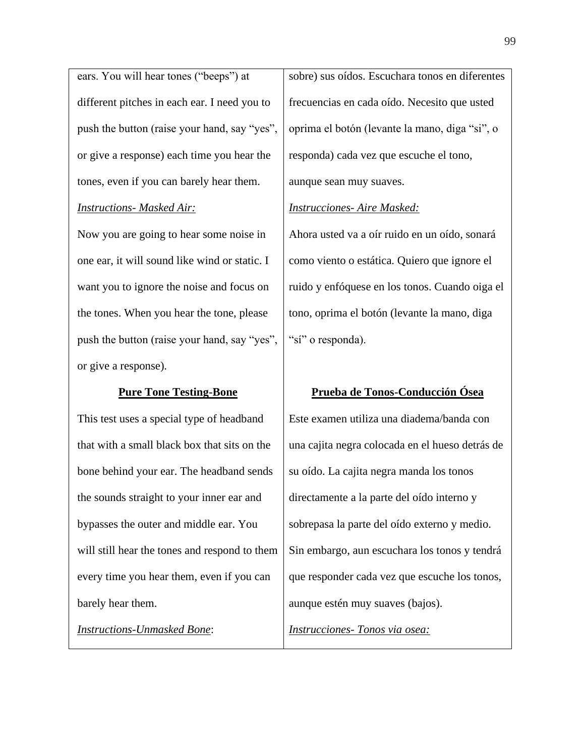| ears. You will hear tones ("beeps") at different pitches in each ear. I need you to push the button (raise your hand, say "yes", or give a response) each time you hear the tones, even if you can barely hear them. | sobre) sus oídos. Escuchara tonos en diferentes frecuencias en cada oído. Necesito que usted oprima el botón (levante la mano, diga "si", o responda) cada vez que escuche el tono, aunque sean muy suaves. |
|---|---|
| *<u>Instructions- Masked Air:</u>* | *<u>Instrucciones- Aire Masked:</u>* |
| Now you are going to hear some noise in one ear, it will sound like wind or static. I want you to ignore the noise and focus on the tones. When you hear the tone, please push the button (raise your hand, say "yes", or give a response). | Ahora usted va a oír ruido en un oído, sonará como viento o estática. Quiero que ignore el ruido y enfóquese en los tonos. Cuando oiga el tono, oprima el botón (levante la mano, diga "sí" o responda). |
| **<u>Pure Tone Testing-Bone</u>** | **<u>Prueba de Tonos-Conducción Ósea</u>** |
| This test uses a special type of headband that with a small black box that sits on the bone behind your ear. The headband sends the sounds straight to your inner ear and bypasses the outer and middle ear. You will still hear the tones and respond to them every time you hear them, even if you can barely hear them. | Este examen utiliza una diadema/banda con una cajita negra colocada en el hueso detrás de su oído. La cajita negra manda los tonos directamente a la parte del oído interno y sobrepasa la parte del oído externo y medio. Sin embargo, aun escuchara los tonos y tendrá que responder cada vez que escuche los tonos, aunque estén muy suaves (bajos). |
| *<u>Instructions-Unmasked Bone</u>*: | *<u>Instrucciones- Tonos via osea:</u>* |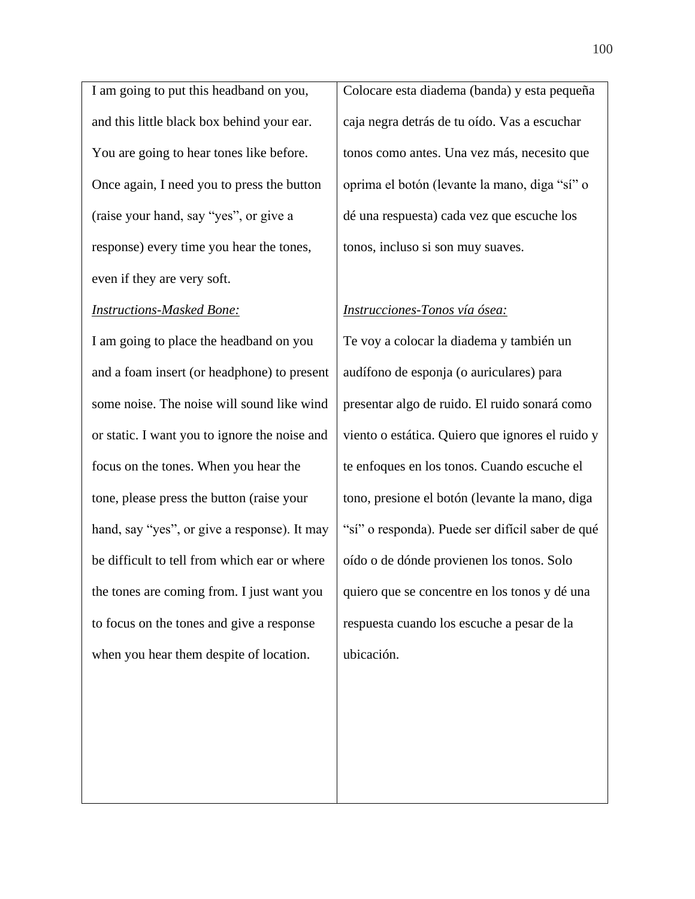| | |
|---|---|
| I am going to put this headband on you, and this little black box behind your ear. You are going to hear tones like before. Once again, I need you to press the button (raise your hand, say "yes", or give a response) every time you hear the tones, even if they are very soft. | Colocare esta diadema (banda) y esta pequeña caja negra detrás de tu oído. Vas a escuchar tonos como antes. Una vez más, necesito que oprima el botón (levante la mano, diga "sí" o dé una respuesta) cada vez que escuche los tonos, incluso si son muy suaves. |
| *Instructions-Masked Bone:*<br>I am going to place the headband on you and a foam insert (or headphone) to present some noise. The noise will sound like wind or static. I want you to ignore the noise and focus on the tones. When you hear the tone, please press the button (raise your hand, say "yes", or give a response). It may be difficult to tell from which ear or where the tones are coming from. I just want you to focus on the tones and give a response when you hear them despite of location. | *Instrucciones-Tonos vía ósea:*<br>Te voy a colocar la diadema y también un audífono de esponja (o auriculares) para presentar algo de ruido. El ruido sonará como viento o estática. Quiero que ignores el ruido y te enfoques en los tonos. Cuando escuche el tono, presione el botón (levante la mano, diga "sí" o responda). Puede ser difícil saber de qué oído o de dónde provienen los tonos. Solo quiero que se concentre en los tonos y dé una respuesta cuando los escuche a pesar de la ubicación. |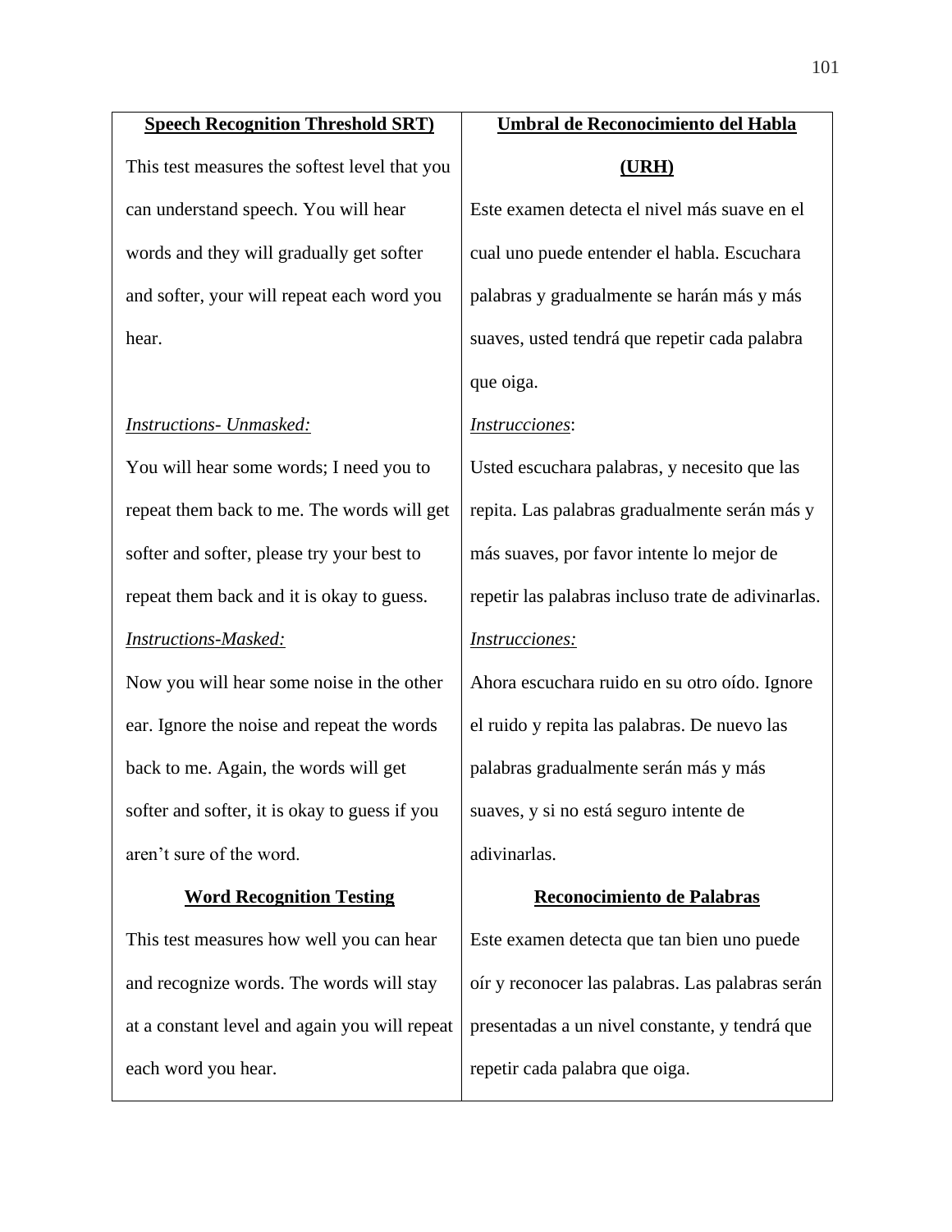| **Speech Recognition Threshold SRT)** | **Umbral de Reconocimiento del Habla (URH)** |
|---|---|
| This test measures the softest level that you can understand speech. You will hear words and they will gradually get softer and softer, your will repeat each word you hear. | Este examen detecta el nivel más suave en el cual uno puede entender el habla. Escuchara palabras y gradualmente se harán más y más suaves, usted tendrá que repetir cada palabra que oiga. |
| *Instructions- Unmasked:* | *Instrucciones*: |
| You will hear some words; I need you to repeat them back to me. The words will get softer and softer, please try your best to repeat them back and it is okay to guess. | Usted escuchara palabras, y necesito que las repita. Las palabras gradualmente serán más y más suaves, por favor intente lo mejor de repetir las palabras incluso trate de adivinarlas. |
| *Instructions-Masked:* | *Instrucciones:* |
| Now you will hear some noise in the other ear. Ignore the noise and repeat the words back to me. Again, the words will get softer and softer, it is okay to guess if you aren't sure of the word. | Ahora escuchara ruido en su otro oído. Ignore el ruido y repita las palabras. De nuevo las palabras gradualmente serán más y más suaves, y si no está seguro intente de adivinarlas. |
| **Word Recognition Testing** | **Reconocimiento de Palabras** |
| This test measures how well you can hear and recognize words. The words will stay at a constant level and again you will repeat each word you hear. | Este examen detecta que tan bien uno puede oír y reconocer las palabras. Las palabras serán presentadas a un nivel constante, y tendrá que repetir cada palabra que oiga. |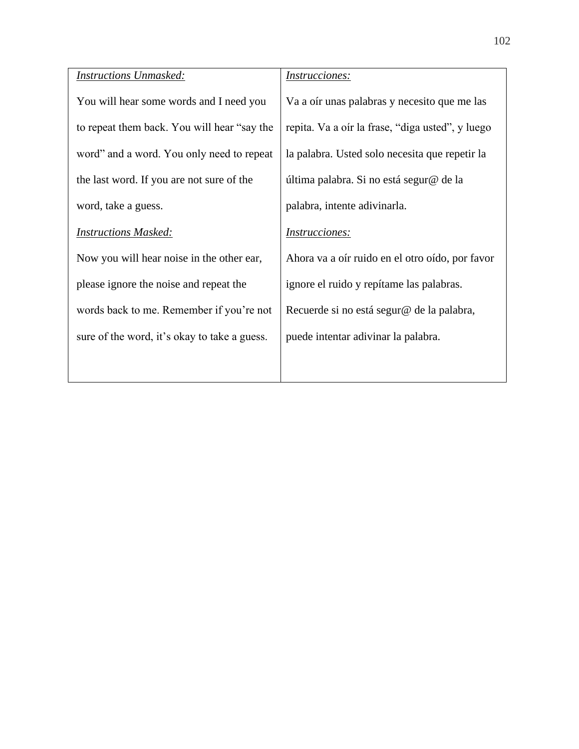| *Instructions Unmasked:*<br><br>You will hear some words and I need you to repeat them back. You will hear "say the word" and a word. You only need to repeat the last word. If you are not sure of the word, take a guess.<br><br>*Instructions Masked:*<br><br>Now you will hear noise in the other ear, please ignore the noise and repeat the words back to me. Remember if you're not sure of the word, it's okay to take a guess. | *Instrucciones:*<br><br>Va a oír unas palabras y necesito que me las repita. Va a oír la frase, "diga usted", y luego la palabra. Usted solo necesita que repetir la última palabra. Si no está segur@ de la palabra, intente adivinarla.<br><br>*Instrucciones:*<br><br>Ahora va a oír ruido en el otro oído, por favor ignore el ruido y repítame las palabras. Recuerde si no está segur@ de la palabra, puede intentar adivinar la palabra. |
|---|---|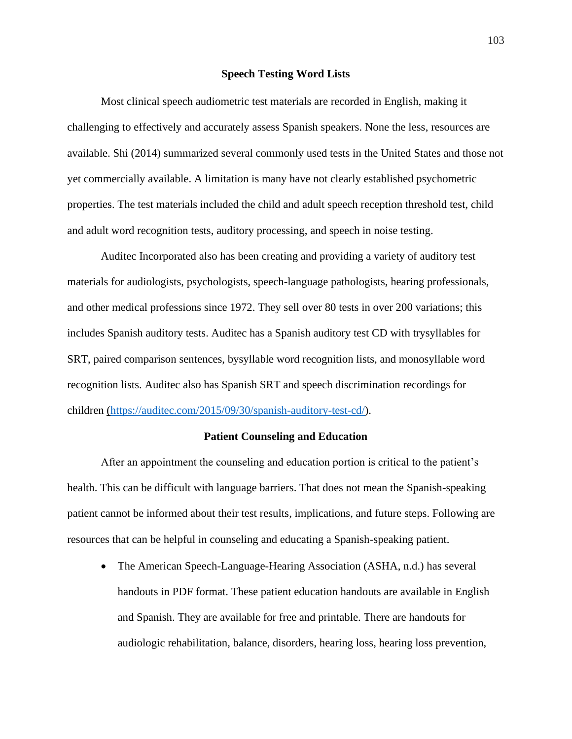## Speech Testing Word Lists

Most clinical speech audiometric test materials are recorded in English, making it challenging to effectively and accurately assess Spanish speakers. None the less, resources are available. Shi (2014) summarized several commonly used tests in the United States and those not yet commercially available. A limitation is many have not clearly established psychometric properties. The test materials included the child and adult speech reception threshold test, child and adult word recognition tests, auditory processing, and speech in noise testing.

Auditec Incorporated also has been creating and providing a variety of auditory test materials for audiologists, psychologists, speech-language pathologists, hearing professionals, and other medical professions since 1972. They sell over 80 tests in over 200 variations; this includes Spanish auditory tests. Auditec has a Spanish auditory test CD with trysyllables for SRT, paired comparison sentences, bysyllable word recognition lists, and monosyllable word recognition lists. Auditec also has Spanish SRT and speech discrimination recordings for children (https://auditec.com/2015/09/30/spanish-auditory-test-cd/).

## Patient Counseling and Education

After an appointment the counseling and education portion is critical to the patient's health. This can be difficult with language barriers. That does not mean the Spanish-speaking patient cannot be informed about their test results, implications, and future steps. Following are resources that can be helpful in counseling and educating a Spanish-speaking patient.

- The American Speech-Language-Hearing Association (ASHA, n.d.) has several handouts in PDF format. These patient education handouts are available in English and Spanish. They are available for free and printable. There are handouts for audiologic rehabilitation, balance, disorders, hearing loss, hearing loss prevention,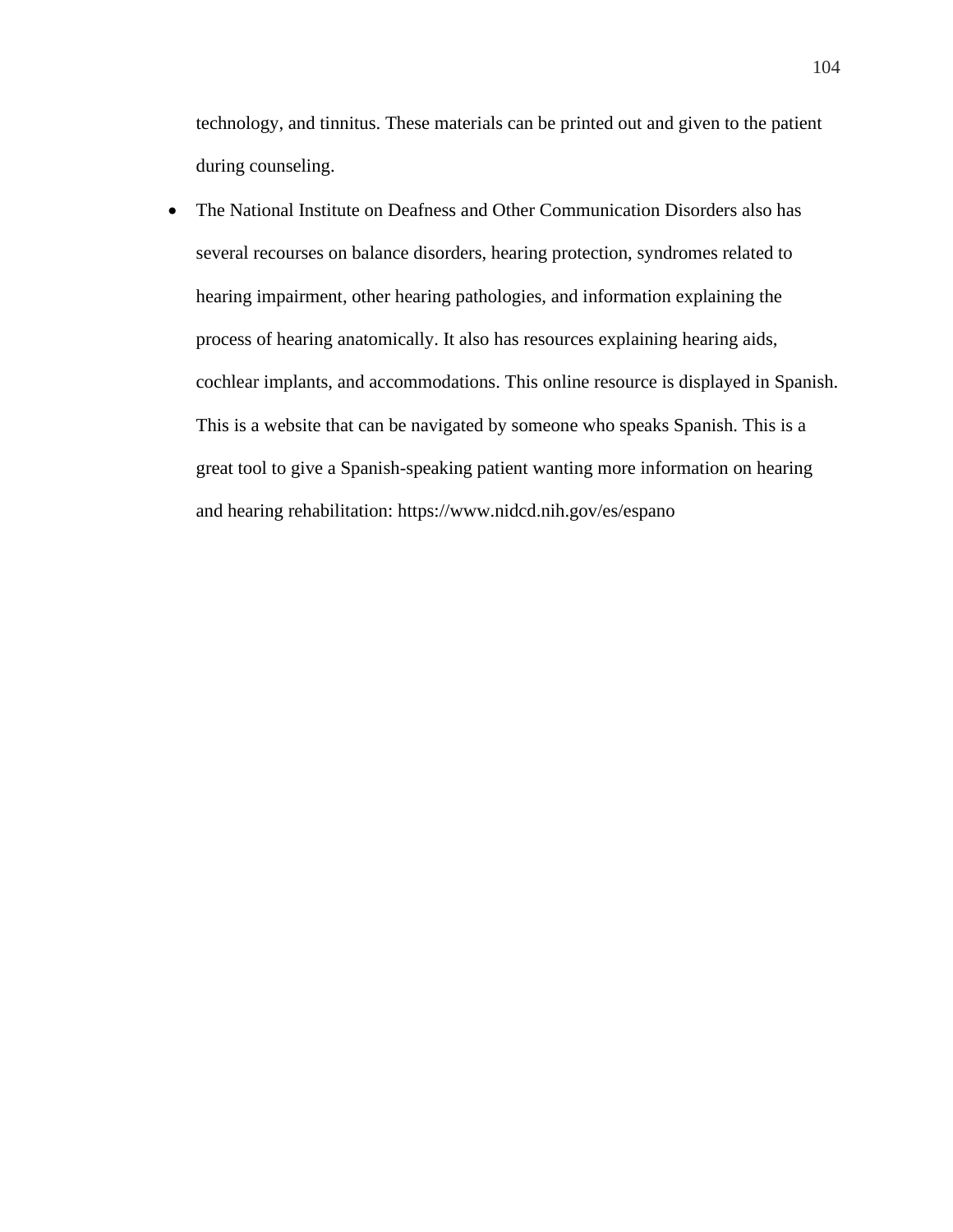technology, and tinnitus. These materials can be printed out and given to the patient during counseling.

- The National Institute on Deafness and Other Communication Disorders also has several recourses on balance disorders, hearing protection, syndromes related to hearing impairment, other hearing pathologies, and information explaining the process of hearing anatomically. It also has resources explaining hearing aids, cochlear implants, and accommodations. This online resource is displayed in Spanish. This is a website that can be navigated by someone who speaks Spanish. This is a great tool to give a Spanish-speaking patient wanting more information on hearing and hearing rehabilitation: https://www.nidcd.nih.gov/es/espano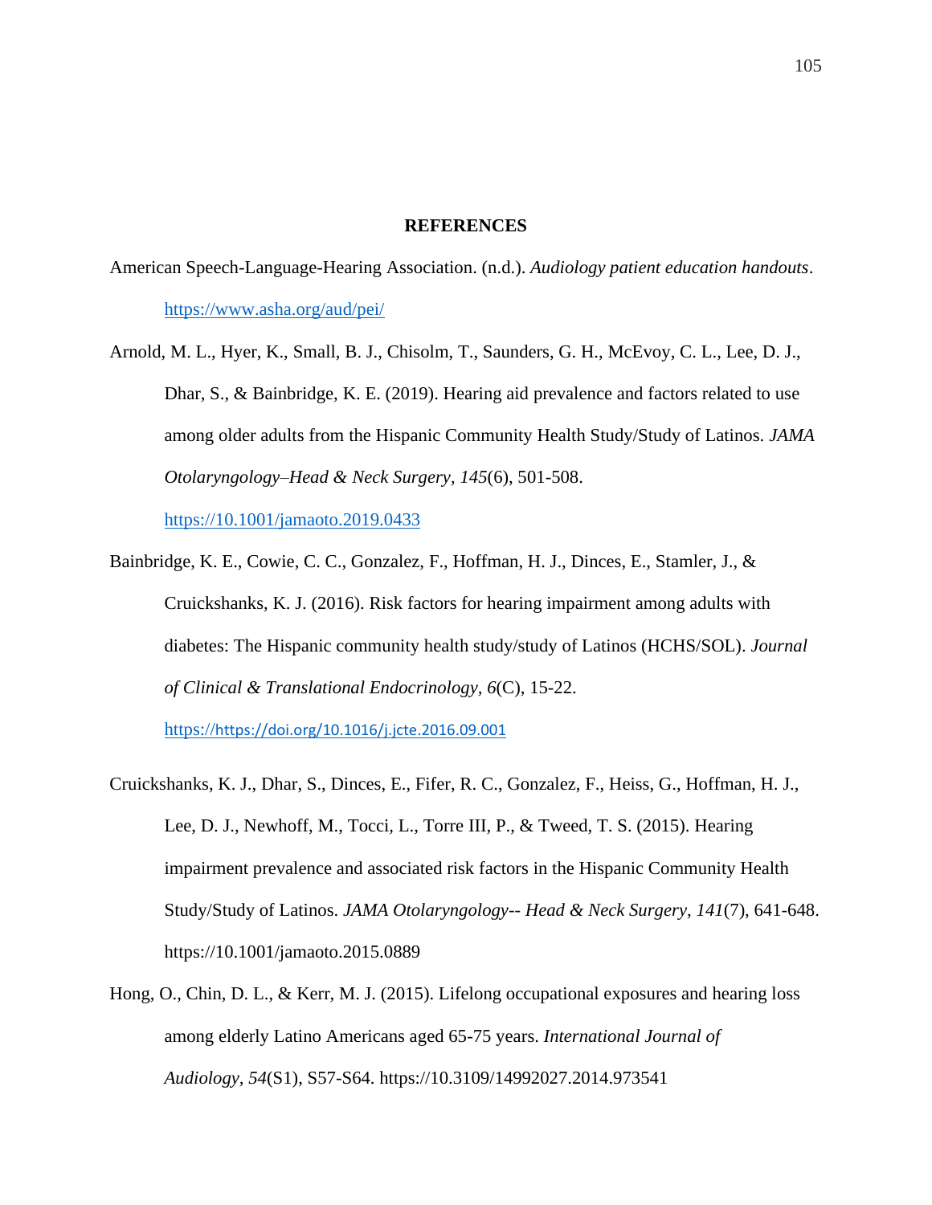# REFERENCES

American Speech-Language-Hearing Association. (n.d.). *Audiology patient education handouts*. https://www.asha.org/aud/pei/

Arnold, M. L., Hyer, K., Small, B. J., Chisolm, T., Saunders, G. H., McEvoy, C. L., Lee, D. J., Dhar, S., & Bainbridge, K. E. (2019). Hearing aid prevalence and factors related to use among older adults from the Hispanic Community Health Study/Study of Latinos. *JAMA Otolaryngology–Head & Neck Surgery*, *145*(6), 501-508. https://10.1001/jamaoto.2019.0433

Bainbridge, K. E., Cowie, C. C., Gonzalez, F., Hoffman, H. J., Dinces, E., Stamler, J., & Cruickshanks, K. J. (2016). Risk factors for hearing impairment among adults with diabetes: The Hispanic community health study/study of Latinos (HCHS/SOL). *Journal of Clinical & Translational Endocrinology*, *6*(C), 15-22. https://https://doi.org/10.1016/j.jcte.2016.09.001

Cruickshanks, K. J., Dhar, S., Dinces, E., Fifer, R. C., Gonzalez, F., Heiss, G., Hoffman, H. J., Lee, D. J., Newhoff, M., Tocci, L., Torre III, P., & Tweed, T. S. (2015). Hearing impairment prevalence and associated risk factors in the Hispanic Community Health Study/Study of Latinos. *JAMA Otolaryngology-- Head & Neck Surgery*, *141*(7), 641-648. https://10.1001/jamaoto.2015.0889

Hong, O., Chin, D. L., & Kerr, M. J. (2015). Lifelong occupational exposures and hearing loss among elderly Latino Americans aged 65-75 years. *International Journal of Audiology, 54*(S1), S57-S64. https://10.3109/14992027.2014.973541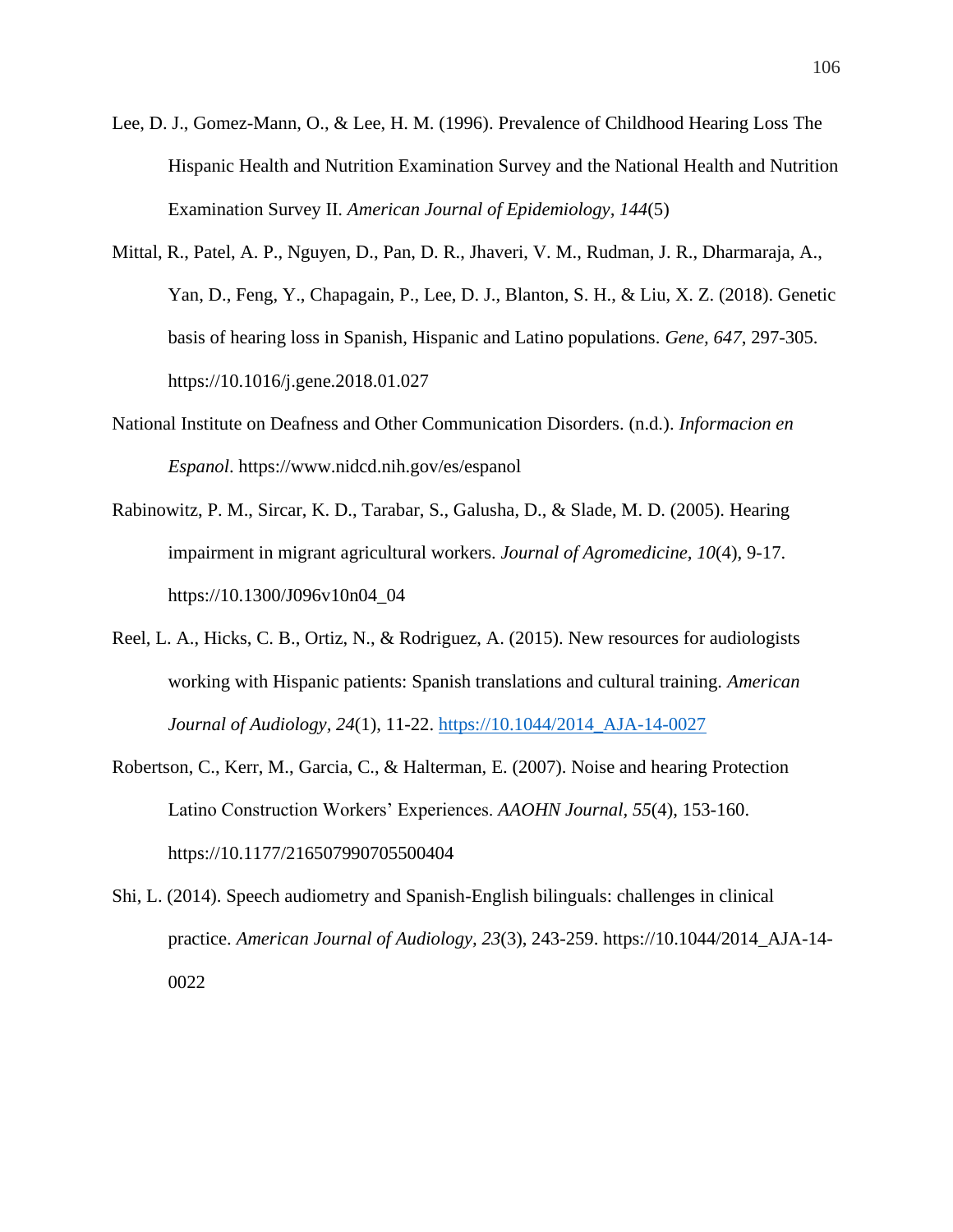Lee, D. J., Gomez-Mann, O., & Lee, H. M. (1996). Prevalence of Childhood Hearing Loss The Hispanic Health and Nutrition Examination Survey and the National Health and Nutrition Examination Survey II. *American Journal of Epidemiology, 144*(5)

Mittal, R., Patel, A. P., Nguyen, D., Pan, D. R., Jhaveri, V. M., Rudman, J. R., Dharmaraja, A., Yan, D., Feng, Y., Chapagain, P., Lee, D. J., Blanton, S. H., & Liu, X. Z. (2018). Genetic basis of hearing loss in Spanish, Hispanic and Latino populations. *Gene, 647*, 297-305. https://10.1016/j.gene.2018.01.027

National Institute on Deafness and Other Communication Disorders. (n.d.). *Informacion en Espanol*. https://www.nidcd.nih.gov/es/espanol

Rabinowitz, P. M., Sircar, K. D., Tarabar, S., Galusha, D., & Slade, M. D. (2005). Hearing impairment in migrant agricultural workers. *Journal of Agromedicine, 10*(4), 9-17. https://10.1300/J096v10n04_04

Reel, L. A., Hicks, C. B., Ortiz, N., & Rodriguez, A. (2015). New resources for audiologists working with Hispanic patients: Spanish translations and cultural training. *American Journal of Audiology, 24*(1), 11-22. https://10.1044/2014_AJA-14-0027

Robertson, C., Kerr, M., Garcia, C., & Halterman, E. (2007). Noise and hearing Protection Latino Construction Workers' Experiences. *AAOHN Journal, 55*(4), 153-160. https://10.1177/216507990705500404

Shi, L. (2014). Speech audiometry and Spanish-English bilinguals: challenges in clinical practice. *American Journal of Audiology, 23*(3), 243-259. https://10.1044/2014_AJA-14-0022